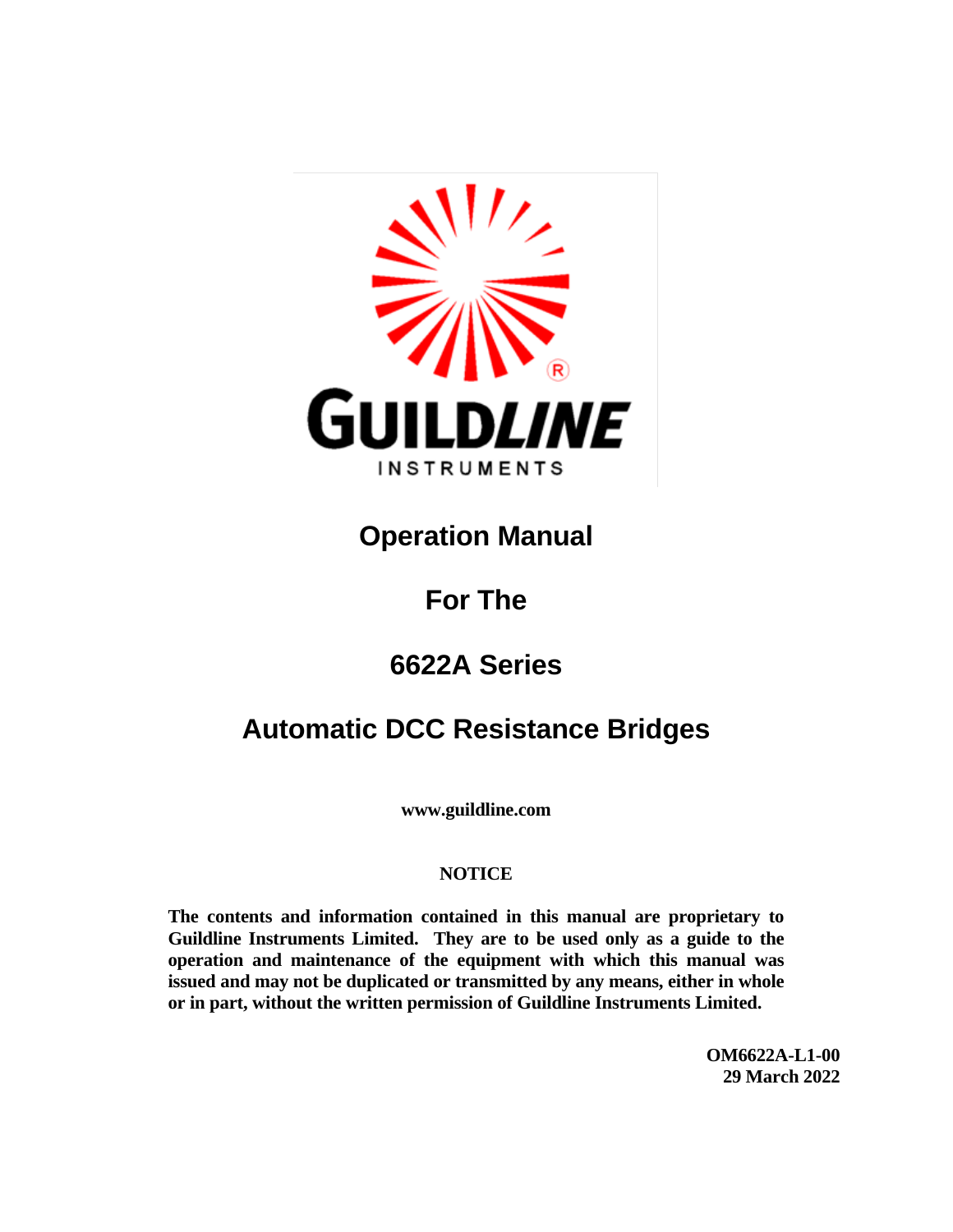GUILDLINE INSTRUMENTS

# Operation Manual

# For The

# 6622A Series

# Automatic DCC Resistance Bridges

**www.guildline.com**

**NOTICE**

**The contents and information contained in this manual are proprietary to Guildline Instruments Limited. They are to be used only as a guide to the operation and maintenance of the equipment with which this manual was issued and may not be duplicated or transmitted by any means, either in whole or in part, without the written permission of Guildline Instruments Limited.**

**OM6622A-L1-00**
**29 March 2022**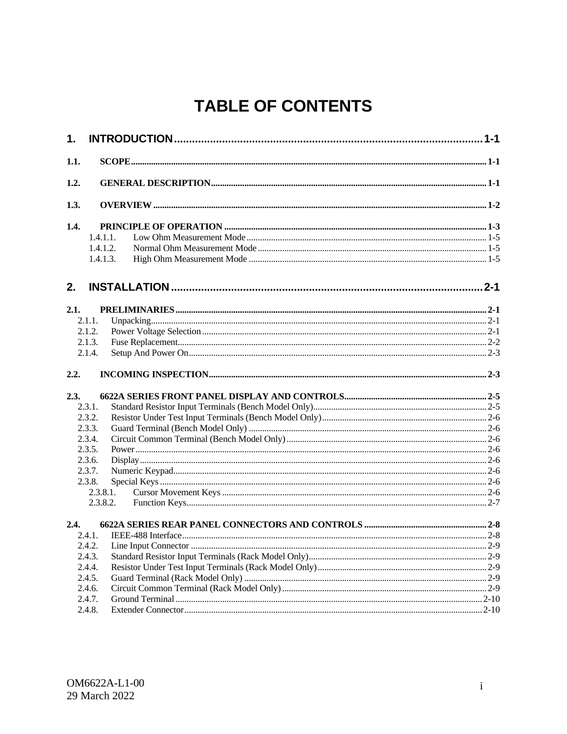# TABLE OF CONTENTS

**1. INTRODUCTION ........................................................................................ 1-1**

**1.1. SCOPE .................................................................................................. 1-1**

**1.2. GENERAL DESCRIPTION ................................................................. 1-1**

**1.3. OVERVIEW ......................................................................................... 1-2**

**1.4. PRINCIPLE OF OPERATION ............................................................ 1-3**

- 1.4.1.1. Low Ohm Measurement Mode ........................................................ 1-5
- 1.4.1.2. Normal Ohm Measurement Mode .................................................... 1-5
- 1.4.1.3. High Ohm Measurement Mode ........................................................ 1-5

**2. INSTALLATION ........................................................................................ 2-1**

**2.1. PRELIMINARIES .................................................................................. 2-1**

- 2.1.1. Unpacking ......................................................................................... 2-1
- 2.1.2. Power Voltage Selection ................................................................... 2-1
- 2.1.3. Fuse Replacement ............................................................................. 2-2
- 2.1.4. Setup And Power On ......................................................................... 2-3

**2.2. INCOMING INSPECTION .................................................................... 2-3**

**2.3. 6622A SERIES FRONT PANEL DISPLAY AND CONTROLS ................ 2-5**

- 2.3.1. Standard Resistor Input Terminals (Bench Model Only) .................... 2-5
- 2.3.2. Resistor Under Test Input Terminals (Bench Model Only) ................. 2-6
- 2.3.3. Guard Terminal (Bench Model Only) ................................................. 2-6
- 2.3.4. Circuit Common Terminal (Bench Model Only) ................................. 2-6
- 2.3.5. Power ................................................................................................. 2-6
- 2.3.6. Display ............................................................................................... 2-6
- 2.3.7. Numeric Keypad ................................................................................. 2-6
- 2.3.8. Special Keys ....................................................................................... 2-6
  - 2.3.8.1. Cursor Movement Keys ................................................................ 2-6
  - 2.3.8.2. Function Keys ............................................................................... 2-7

**2.4. 6622A SERIES REAR PANEL CONNECTORS AND CONTROLS ......... 2-8**

- 2.4.1. IEEE-488 Interface ............................................................................ 2-8
- 2.4.2. Line Input Connector ......................................................................... 2-9
- 2.4.3. Standard Resistor Input Terminals (Rack Model Only) ..................... 2-9
- 2.4.4. Resistor Under Test Input Terminals (Rack Model Only) .................. 2-9
- 2.4.5. Guard Terminal (Rack Model Only) .................................................. 2-9
- 2.4.6. Circuit Common Terminal (Rack Model Only) .................................. 2-9
- 2.4.7. Ground Terminal .............................................................................. 2-10
- 2.4.8. Extender Connector ......................................................................... 2-10

OM6622A-L1-00
29 March 2022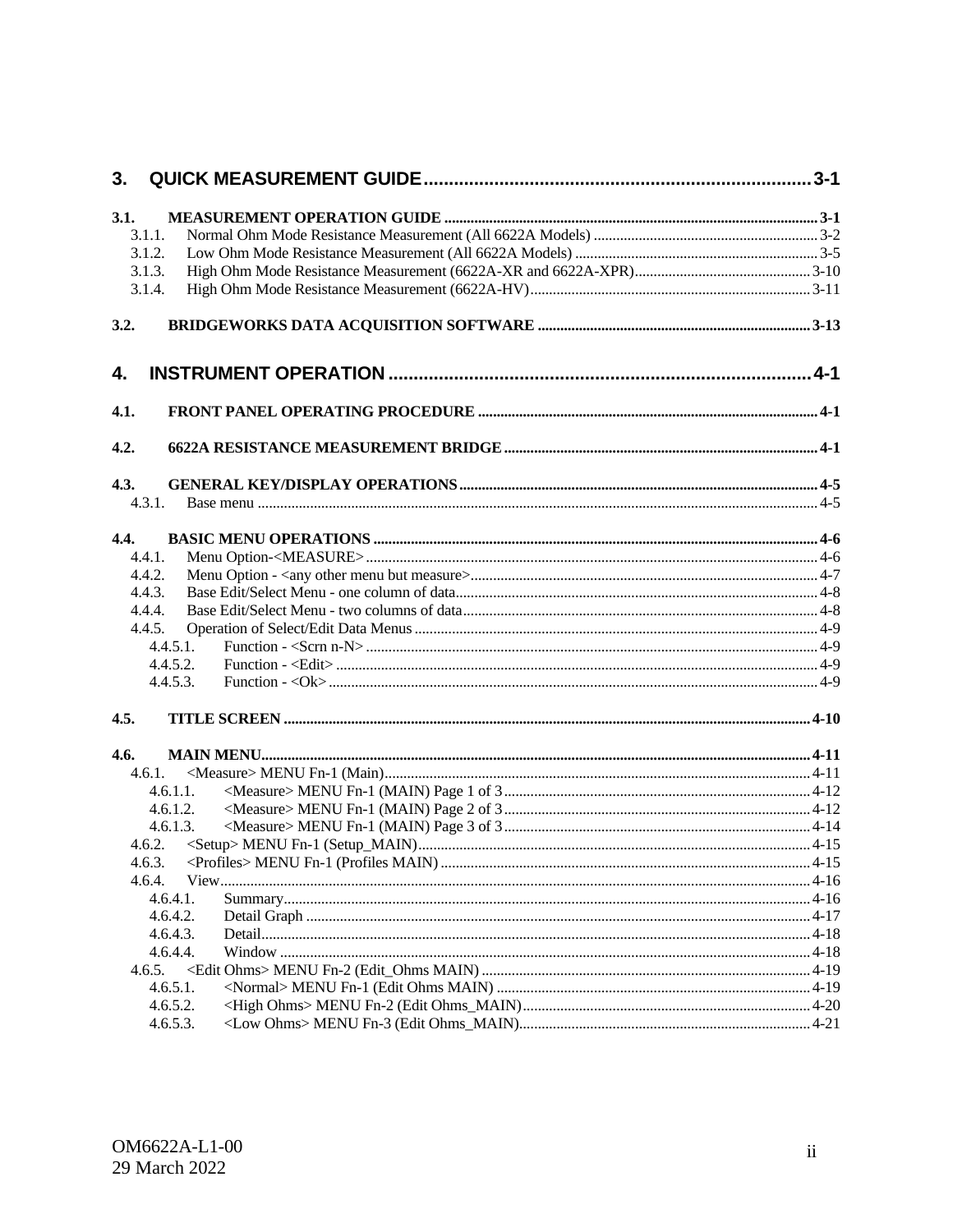**3. QUICK MEASUREMENT GUIDE ... 3-1**

**3.1. MEASUREMENT OPERATION GUIDE ... 3-1**
- 3.1.1. Normal Ohm Mode Resistance Measurement (All 6622A Models) ... 3-2
- 3.1.2. Low Ohm Mode Resistance Measurement (All 6622A Models) ... 3-5
- 3.1.3. High Ohm Mode Resistance Measurement (6622A-XR and 6622A-XPR) ... 3-10
- 3.1.4. High Ohm Mode Resistance Measurement (6622A-HV) ... 3-11

**3.2. BRIDGEWORKS DATA ACQUISITION SOFTWARE ... 3-13**

**4. INSTRUMENT OPERATION ... 4-1**

**4.1. FRONT PANEL OPERATING PROCEDURE ... 4-1**

**4.2. 6622A RESISTANCE MEASUREMENT BRIDGE ... 4-1**

**4.3. GENERAL KEY/DISPLAY OPERATIONS ... 4-5**
- 4.3.1. Base menu ... 4-5

**4.4. BASIC MENU OPERATIONS ... 4-6**
- 4.4.1. Menu Option-<MEASURE> ... 4-6
- 4.4.2. Menu Option - <any other menu but measure> ... 4-7
- 4.4.3. Base Edit/Select Menu - one column of data ... 4-8
- 4.4.4. Base Edit/Select Menu - two columns of data ... 4-8
- 4.4.5. Operation of Select/Edit Data Menus ... 4-9
  - 4.4.5.1. Function - <Scrn n-N> ... 4-9
  - 4.4.5.2. Function - <Edit> ... 4-9
  - 4.4.5.3. Function - <Ok> ... 4-9

**4.5. TITLE SCREEN ... 4-10**

**4.6. MAIN MENU ... 4-11**
- 4.6.1. <Measure> MENU Fn-1 (Main) ... 4-11
  - 4.6.1.1. <Measure> MENU Fn-1 (MAIN) Page 1 of 3 ... 4-12
  - 4.6.1.2. <Measure> MENU Fn-1 (MAIN) Page 2 of 3 ... 4-12
  - 4.6.1.3. <Measure> MENU Fn-1 (MAIN) Page 3 of 3 ... 4-14
- 4.6.2. <Setup> MENU Fn-1 (Setup_MAIN) ... 4-15
- 4.6.3. <Profiles> MENU Fn-1 (Profiles MAIN) ... 4-15
- 4.6.4. View ... 4-16
  - 4.6.4.1. Summary ... 4-16
  - 4.6.4.2. Detail Graph ... 4-17
  - 4.6.4.3. Detail ... 4-18
  - 4.6.4.4. Window ... 4-18
- 4.6.5. <Edit Ohms> MENU Fn-2 (Edit_Ohms MAIN) ... 4-19
  - 4.6.5.1. <Normal> MENU Fn-1 (Edit Ohms MAIN) ... 4-19
  - 4.6.5.2. <High Ohms> MENU Fn-2 (Edit Ohms_MAIN) ... 4-20
  - 4.6.5.3. <Low Ohms> MENU Fn-3 (Edit Ohms_MAIN) ... 4-21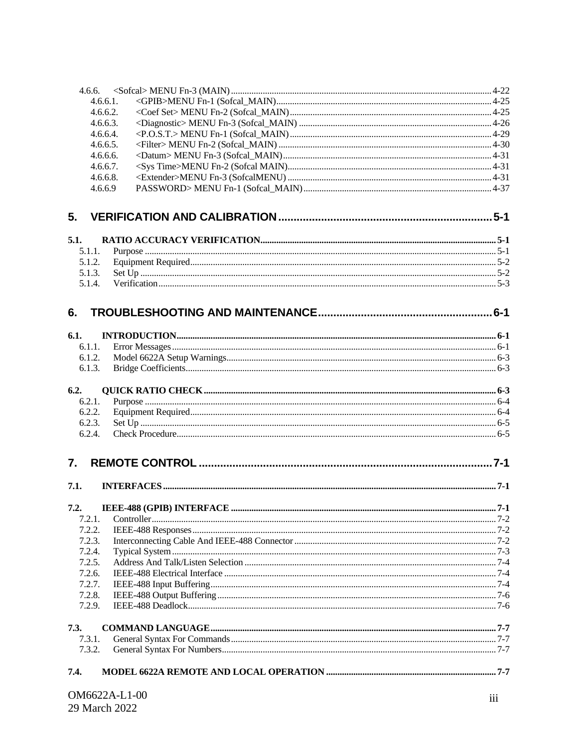4.6.6. <Sofcal> MENU Fn-3 (MAIN) .......... 4-22
  4.6.6.1. <GPIB>MENU Fn-1 (Sofcal_MAIN) .......... 4-25
  4.6.6.2. <Coef Set> MENU Fn-2 (Sofcal_MAIN) .......... 4-25
  4.6.6.3. <Diagnostic> MENU Fn-3 (Sofcal_MAIN) .......... 4-26
  4.6.6.4. <P.O.S.T.> MENU Fn-1 (Sofcal_MAIN) .......... 4-29
  4.6.6.5. <Filter> MENU Fn-2 (Sofcal_MAIN) .......... 4-30
  4.6.6.6. <Datum> MENU Fn-3 (Sofcal_MAIN) .......... 4-31
  4.6.6.7. <Sys Time>MENU Fn-2 (Sofcal MAIN) .......... 4-31
  4.6.6.8. <Extender>MENU Fn-3 (SofcalMENU) .......... 4-31
  4.6.6.9 PASSWORD> MENU Fn-1 (Sofcal_MAIN) .......... 4-37

# 5. VERIFICATION AND CALIBRATION .......... 5-1

**5.1. RATIO ACCURACY VERIFICATION .......... 5-1**
  5.1.1. Purpose .......... 5-1
  5.1.2. Equipment Required .......... 5-2
  5.1.3. Set Up .......... 5-2
  5.1.4. Verification .......... 5-3

# 6. TROUBLESHOOTING AND MAINTENANCE .......... 6-1

**6.1. INTRODUCTION .......... 6-1**
  6.1.1. Error Messages .......... 6-1
  6.1.2. Model 6622A Setup Warnings .......... 6-3
  6.1.3. Bridge Coefficients .......... 6-3

**6.2. QUICK RATIO CHECK .......... 6-3**
  6.2.1. Purpose .......... 6-4
  6.2.2. Equipment Required .......... 6-4
  6.2.3. Set Up .......... 6-5
  6.2.4. Check Procedure .......... 6-5

# 7. REMOTE CONTROL .......... 7-1

**7.1. INTERFACES .......... 7-1**

**7.2. IEEE-488 (GPIB) INTERFACE .......... 7-1**
  7.2.1. Controller .......... 7-2
  7.2.2. IEEE-488 Responses .......... 7-2
  7.2.3. Interconnecting Cable And IEEE-488 Connector .......... 7-2
  7.2.4. Typical System .......... 7-3
  7.2.5. Address And Talk/Listen Selection .......... 7-4
  7.2.6. IEEE-488 Electrical Interface .......... 7-4
  7.2.7. IEEE-488 Input Buffering .......... 7-4
  7.2.8. IEEE-488 Output Buffering .......... 7-6
  7.2.9. IEEE-488 Deadlock .......... 7-6

**7.3. COMMAND LANGUAGE .......... 7-7**
  7.3.1. General Syntax For Commands .......... 7-7
  7.3.2. General Syntax For Numbers .......... 7-7

**7.4. MODEL 6622A REMOTE AND LOCAL OPERATION .......... 7-7**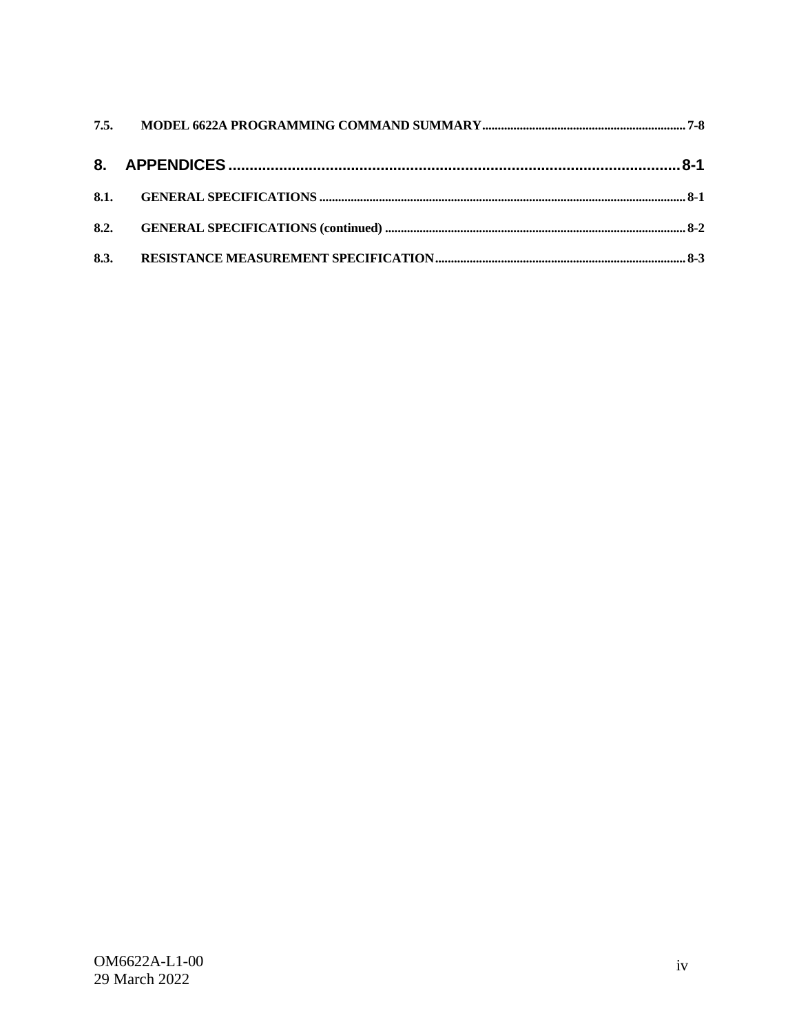**7.5. MODEL 6622A PROGRAMMING COMMAND SUMMARY ........................................................................ 7-8**

**8. APPENDICES ........................................................................................................ 8-1**

**8.1. GENERAL SPECIFICATIONS .................................................................................................................. 8-1**

**8.2. GENERAL SPECIFICATIONS (continued) ................................................................................................ 8-2**

**8.3. RESISTANCE MEASUREMENT SPECIFICATION ...................................................................................... 8-3**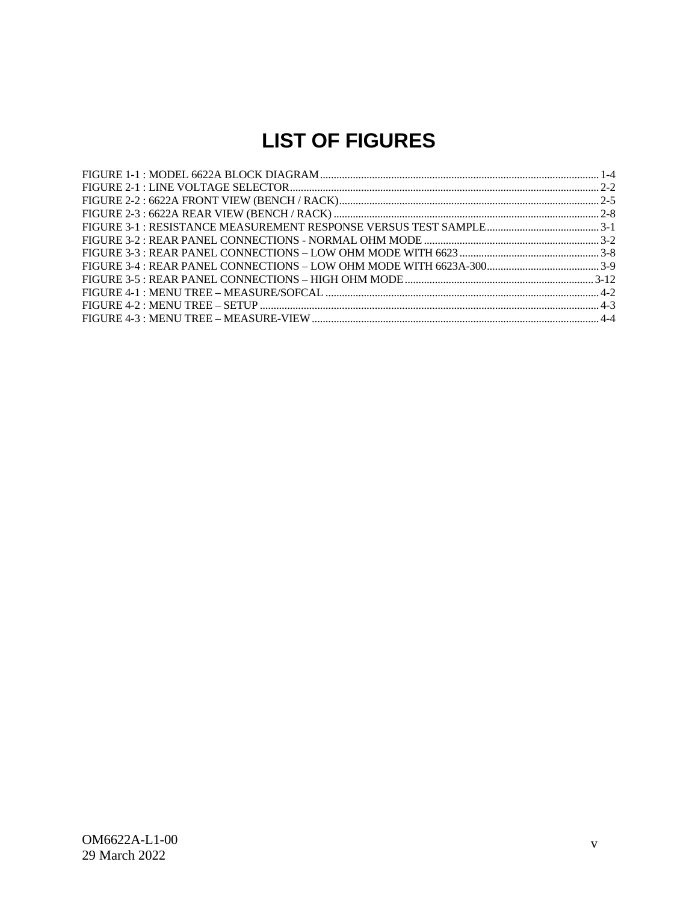# LIST OF FIGURES

FIGURE 1-1 : MODEL 6622A BLOCK DIAGRAM ........ 1-4
FIGURE 2-1 : LINE VOLTAGE SELECTOR ........ 2-2
FIGURE 2-2 : 6622A FRONT VIEW (BENCH / RACK) ........ 2-5
FIGURE 2-3 : 6622A REAR VIEW (BENCH / RACK) ........ 2-8
FIGURE 3-1 : RESISTANCE MEASUREMENT RESPONSE VERSUS TEST SAMPLE ........ 3-1
FIGURE 3-2 : REAR PANEL CONNECTIONS - NORMAL OHM MODE ........ 3-2
FIGURE 3-3 : REAR PANEL CONNECTIONS – LOW OHM MODE WITH 6623 ........ 3-8
FIGURE 3-4 : REAR PANEL CONNECTIONS – LOW OHM MODE WITH 6623A-300 ........ 3-9
FIGURE 3-5 : REAR PANEL CONNECTIONS – HIGH OHM MODE ........ 3-12
FIGURE 4-1 : MENU TREE – MEASURE/SOFCAL ........ 4-2
FIGURE 4-2 : MENU TREE – SETUP ........ 4-3
FIGURE 4-3 : MENU TREE – MEASURE-VIEW ........ 4-4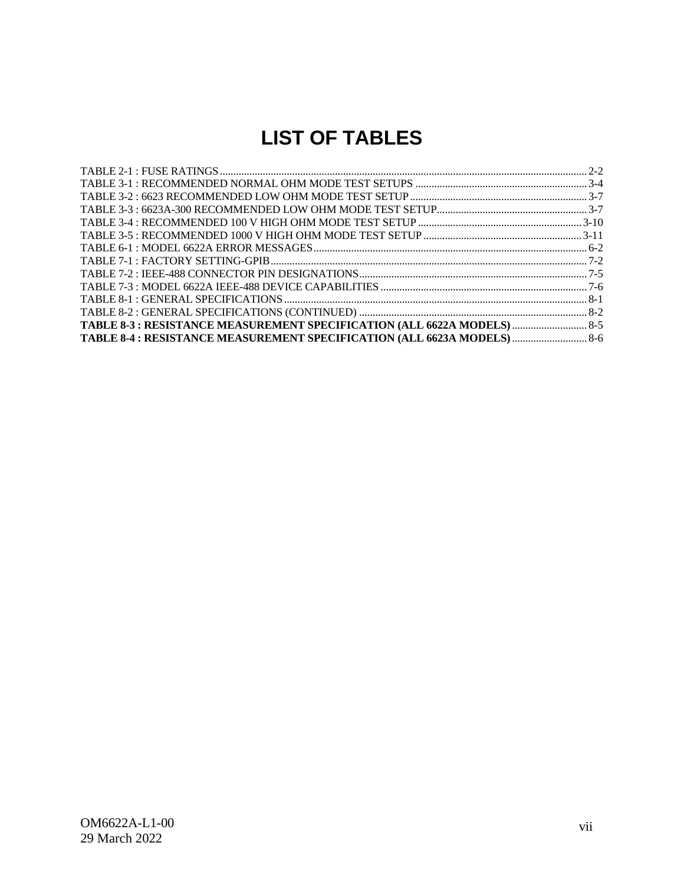# LIST OF TABLES

TABLE 2-1 : FUSE RATINGS ........ 2-2
TABLE 3-1 : RECOMMENDED NORMAL OHM MODE TEST SETUPS ........ 3-4
TABLE 3-2 : 6623 RECOMMENDED LOW OHM MODE TEST SETUP ........ 3-7
TABLE 3-3 : 6623A-300 RECOMMENDED LOW OHM MODE TEST SETUP ........ 3-7
TABLE 3-4 : RECOMMENDED 100 V HIGH OHM MODE TEST SETUP ........ 3-10
TABLE 3-5 : RECOMMENDED 1000 V HIGH OHM MODE TEST SETUP ........ 3-11
TABLE 6-1 : MODEL 6622A ERROR MESSAGES ........ 6-2
TABLE 7-1 : FACTORY SETTING-GPIB ........ 7-2
TABLE 7-2 : IEEE-488 CONNECTOR PIN DESIGNATIONS ........ 7-5
TABLE 7-3 : MODEL 6622A IEEE-488 DEVICE CAPABILITIES ........ 7-6
TABLE 8-1 : GENERAL SPECIFICATIONS ........ 8-1
TABLE 8-2 : GENERAL SPECIFICATIONS (CONTINUED) ........ 8-2
**TABLE 8-3 : RESISTANCE MEASUREMENT SPECIFICATION (ALL 6622A MODELS)** ........ 8-5
**TABLE 8-4 : RESISTANCE MEASUREMENT SPECIFICATION (ALL 6623A MODELS)** ........ 8-6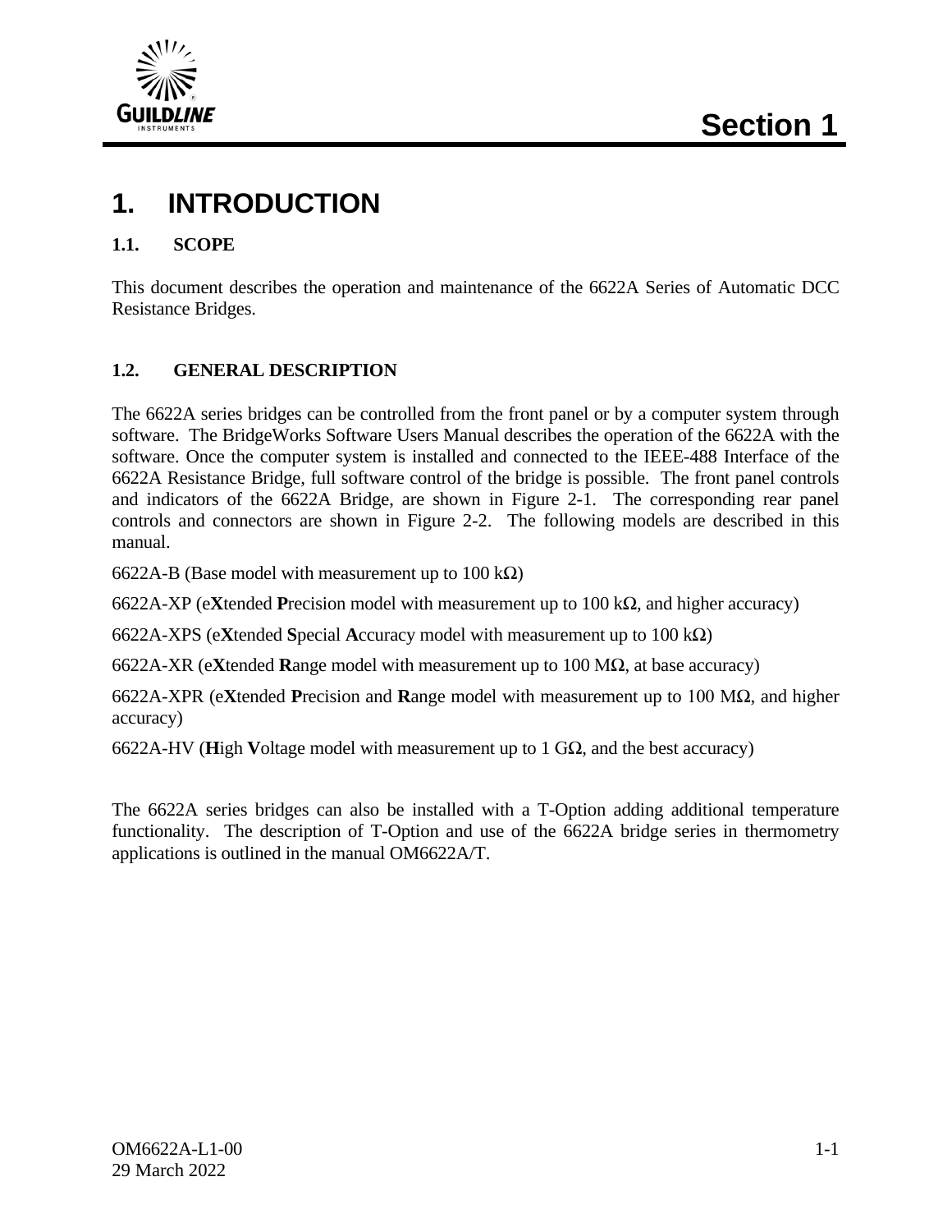# 1. INTRODUCTION

## 1.1. SCOPE

This document describes the operation and maintenance of the 6622A Series of Automatic DCC Resistance Bridges.

## 1.2. GENERAL DESCRIPTION

The 6622A series bridges can be controlled from the front panel or by a computer system through software. The BridgeWorks Software Users Manual describes the operation of the 6622A with the software. Once the computer system is installed and connected to the IEEE-488 Interface of the 6622A Resistance Bridge, full software control of the bridge is possible. The front panel controls and indicators of the 6622A Bridge, are shown in Figure 2-1. The corresponding rear panel controls and connectors are shown in Figure 2-2. The following models are described in this manual.

6622A-B (Base model with measurement up to 100 kΩ)

6622A-XP (e**X**tended **P**recision model with measurement up to 100 kΩ, and higher accuracy)

6622A-XPS (e**X**tended **S**pecial **A**ccuracy model with measurement up to 100 kΩ)

6622A-XR (e**X**tended **R**ange model with measurement up to 100 MΩ, at base accuracy)

6622A-XPR (e**X**tended **P**recision and **R**ange model with measurement up to 100 MΩ, and higher accuracy)

6622A-HV (**H**igh **V**oltage model with measurement up to 1 GΩ, and the best accuracy)

The 6622A series bridges can also be installed with a T-Option adding additional temperature functionality. The description of T-Option and use of the 6622A bridge series in thermometry applications is outlined in the manual OM6622A/T.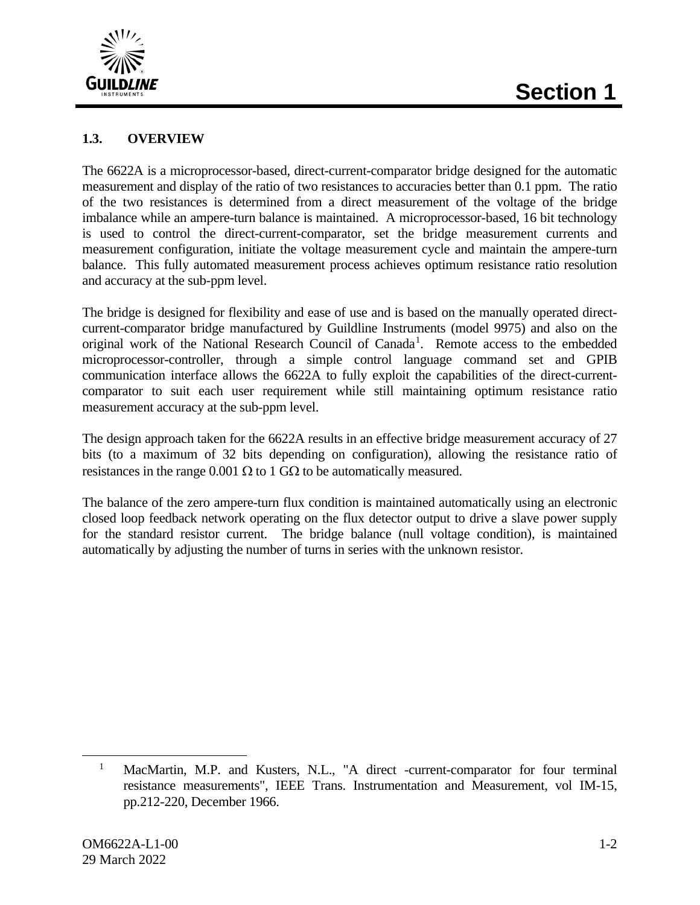## 1.3. OVERVIEW

The 6622A is a microprocessor-based, direct-current-comparator bridge designed for the automatic measurement and display of the ratio of two resistances to accuracies better than 0.1 ppm. The ratio of the two resistances is determined from a direct measurement of the voltage of the bridge imbalance while an ampere-turn balance is maintained. A microprocessor-based, 16 bit technology is used to control the direct-current-comparator, set the bridge measurement currents and measurement configuration, initiate the voltage measurement cycle and maintain the ampere-turn balance. This fully automated measurement process achieves optimum resistance ratio resolution and accuracy at the sub-ppm level.

The bridge is designed for flexibility and ease of use and is based on the manually operated direct-current-comparator bridge manufactured by Guildline Instruments (model 9975) and also on the original work of the National Research Council of Canada[1]. Remote access to the embedded microprocessor-controller, through a simple control language command set and GPIB communication interface allows the 6622A to fully exploit the capabilities of the direct-current-comparator to suit each user requirement while still maintaining optimum resistance ratio measurement accuracy at the sub-ppm level.

The design approach taken for the 6622A results in an effective bridge measurement accuracy of 27 bits (to a maximum of 32 bits depending on configuration), allowing the resistance ratio of resistances in the range 0.001 Ω to 1 GΩ to be automatically measured.

The balance of the zero ampere-turn flux condition is maintained automatically using an electronic closed loop feedback network operating on the flux detector output to drive a slave power supply for the standard resistor current. The bridge balance (null voltage condition), is maintained automatically by adjusting the number of turns in series with the unknown resistor.

---

[1] MacMartin, M.P. and Kusters, N.L., "A direct -current-comparator for four terminal resistance measurements", IEEE Trans. Instrumentation and Measurement, vol IM-15, pp.212-220, December 1966.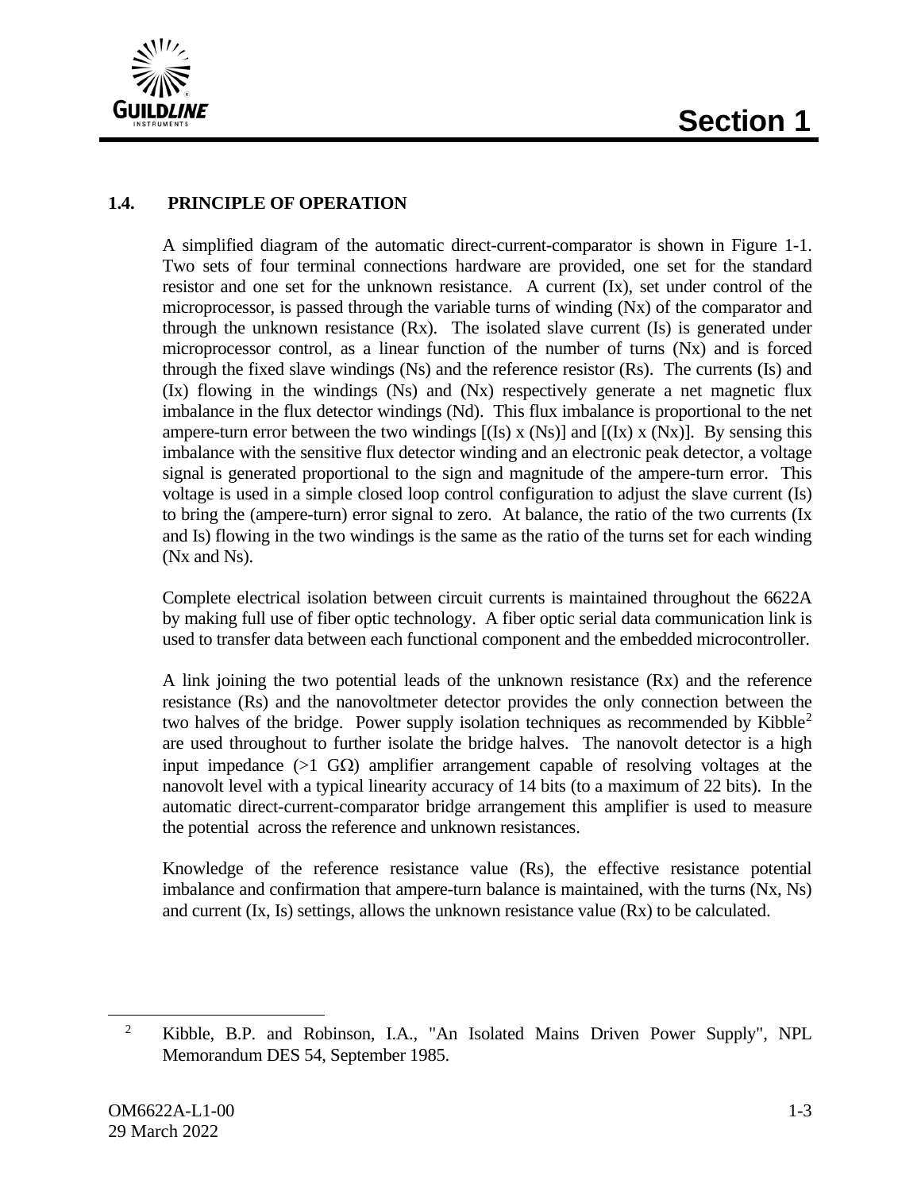## 1.4. PRINCIPLE OF OPERATION

A simplified diagram of the automatic direct-current-comparator is shown in Figure 1-1. Two sets of four terminal connections hardware are provided, one set for the standard resistor and one set for the unknown resistance. A current (Ix), set under control of the microprocessor, is passed through the variable turns of winding (Nx) of the comparator and through the unknown resistance (Rx). The isolated slave current (Is) is generated under microprocessor control, as a linear function of the number of turns (Nx) and is forced through the fixed slave windings (Ns) and the reference resistor (Rs). The currents (Is) and (Ix) flowing in the windings (Ns) and (Nx) respectively generate a net magnetic flux imbalance in the flux detector windings (Nd). This flux imbalance is proportional to the net ampere-turn error between the two windings [(Is) x (Ns)] and [(Ix) x (Nx)]. By sensing this imbalance with the sensitive flux detector winding and an electronic peak detector, a voltage signal is generated proportional to the sign and magnitude of the ampere-turn error. This voltage is used in a simple closed loop control configuration to adjust the slave current (Is) to bring the (ampere-turn) error signal to zero. At balance, the ratio of the two currents (Ix and Is) flowing in the two windings is the same as the ratio of the turns set for each winding (Nx and Ns).

Complete electrical isolation between circuit currents is maintained throughout the 6622A by making full use of fiber optic technology. A fiber optic serial data communication link is used to transfer data between each functional component and the embedded microcontroller.

A link joining the two potential leads of the unknown resistance (Rx) and the reference resistance (Rs) and the nanovoltmeter detector provides the only connection between the two halves of the bridge. Power supply isolation techniques as recommended by Kibble[2] are used throughout to further isolate the bridge halves. The nanovolt detector is a high input impedance (>1 GΩ) amplifier arrangement capable of resolving voltages at the nanovolt level with a typical linearity accuracy of 14 bits (to a maximum of 22 bits). In the automatic direct-current-comparator bridge arrangement this amplifier is used to measure the potential across the reference and unknown resistances.

Knowledge of the reference resistance value (Rs), the effective resistance potential imbalance and confirmation that ampere-turn balance is maintained, with the turns (Nx, Ns) and current (Ix, Is) settings, allows the unknown resistance value (Rx) to be calculated.

---

[2] Kibble, B.P. and Robinson, I.A., "An Isolated Mains Driven Power Supply", NPL Memorandum DES 54, September 1985.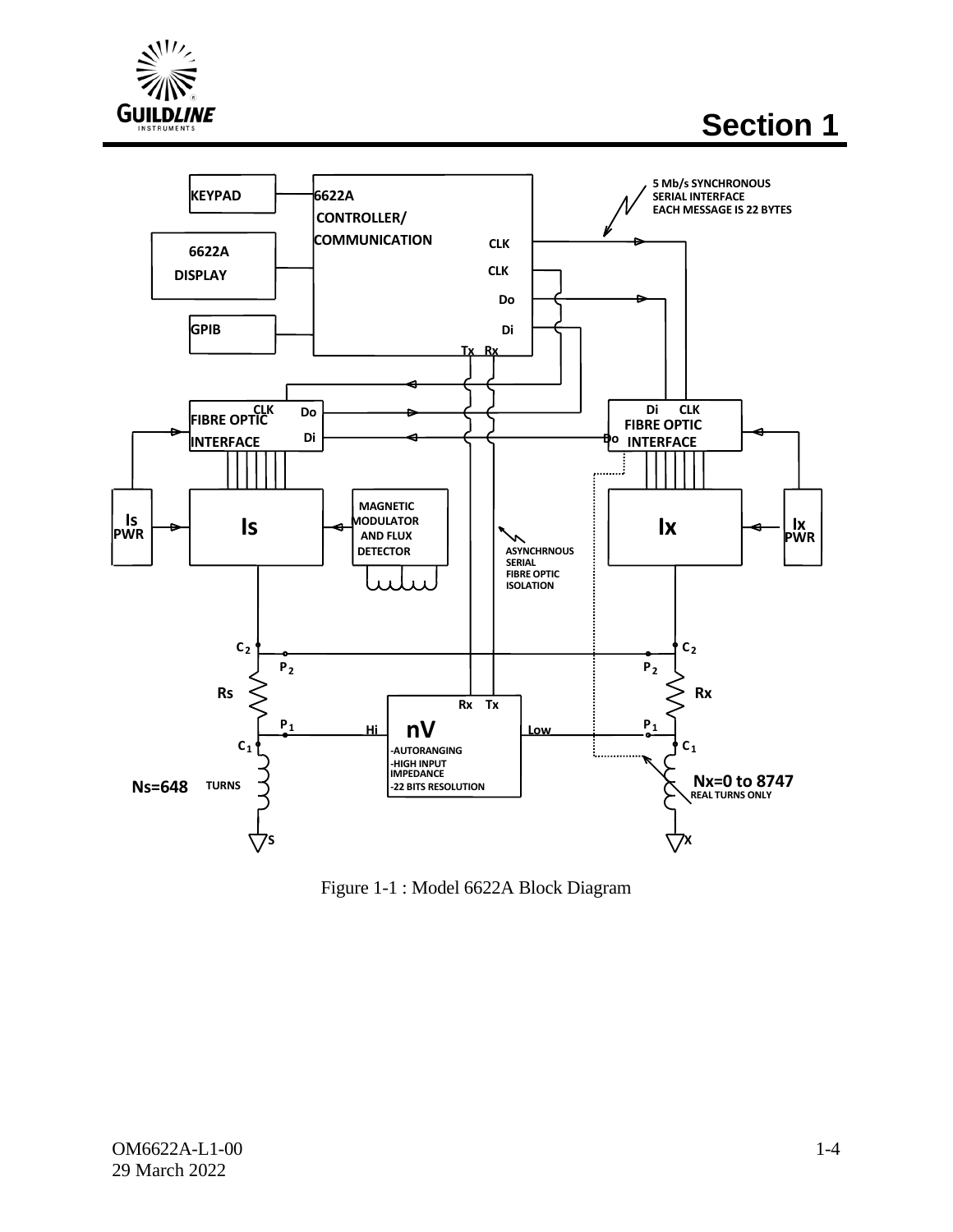Figure 1-1 : Model 6622A Block Diagram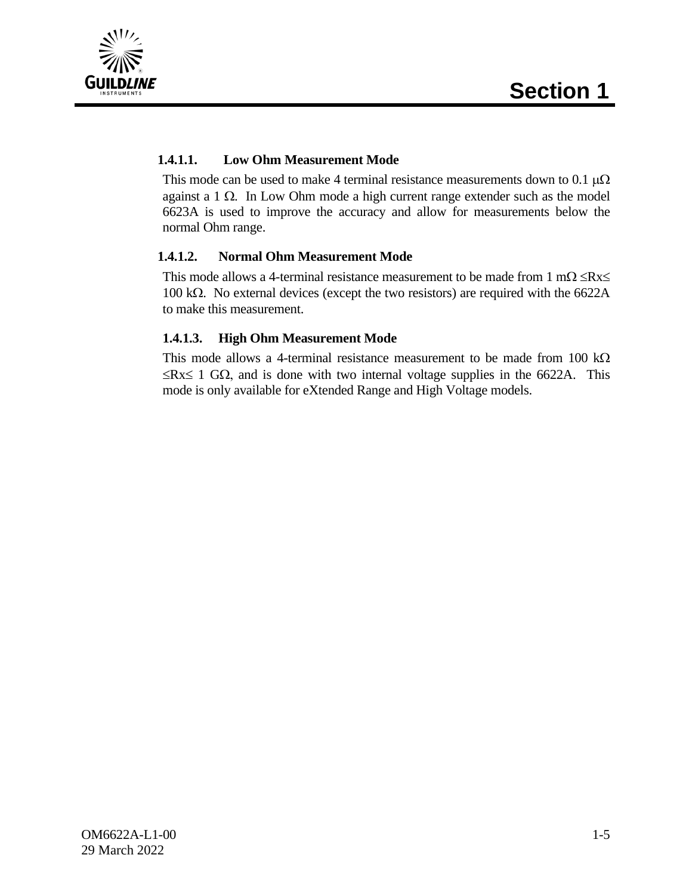#### 1.4.1.1. Low Ohm Measurement Mode

This mode can be used to make 4 terminal resistance measurements down to 0.1 μΩ against a 1 Ω. In Low Ohm mode a high current range extender such as the model 6623A is used to improve the accuracy and allow for measurements below the normal Ohm range.

#### 1.4.1.2. Normal Ohm Measurement Mode

This mode allows a 4-terminal resistance measurement to be made from 1 mΩ $\leq$Rx$\leq$ 100 kΩ. No external devices (except the two resistors) are required with the 6622A to make this measurement.

#### 1.4.1.3. High Ohm Measurement Mode

This mode allows a 4-terminal resistance measurement to be made from 100 kΩ $\leq$Rx$\leq$ 1 GΩ, and is done with two internal voltage supplies in the 6622A. This mode is only available for eXtended Range and High Voltage models.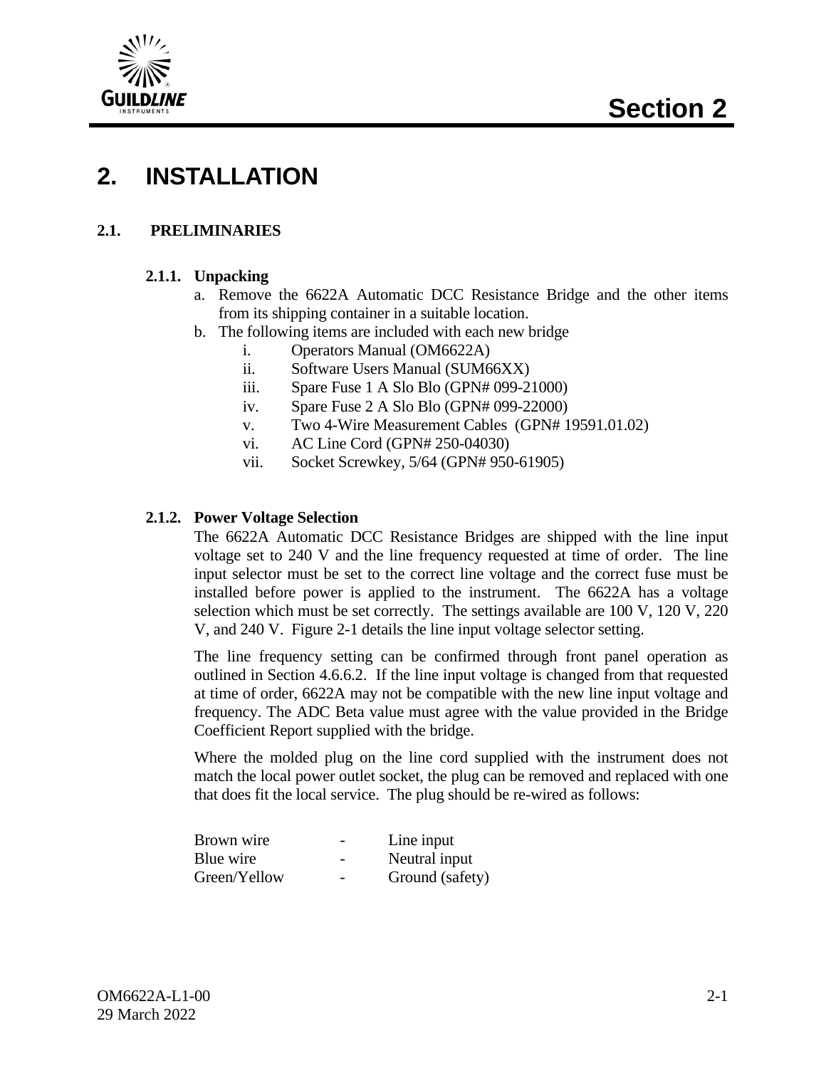# 2. INSTALLATION

## 2.1. PRELIMINARIES

### 2.1.1. Unpacking

a. Remove the 6622A Automatic DCC Resistance Bridge and the other items from its shipping container in a suitable location.

b. The following items are included with each new bridge

   i. Operators Manual (OM6622A)
   ii. Software Users Manual (SUM66XX)
   iii. Spare Fuse 1 A Slo Blo (GPN# 099-21000)
   iv. Spare Fuse 2 A Slo Blo (GPN# 099-22000)
   v. Two 4-Wire Measurement Cables (GPN# 19591.01.02)
   vi. AC Line Cord (GPN# 250-04030)
   vii. Socket Screwkey, 5/64 (GPN# 950-61905)

### 2.1.2. Power Voltage Selection

The 6622A Automatic DCC Resistance Bridges are shipped with the line input voltage set to 240 V and the line frequency requested at time of order. The line input selector must be set to the correct line voltage and the correct fuse must be installed before power is applied to the instrument. The 6622A has a voltage selection which must be set correctly. The settings available are 100 V, 120 V, 220 V, and 240 V. Figure 2-1 details the line input voltage selector setting.

The line frequency setting can be confirmed through front panel operation as outlined in Section 4.6.6.2. If the line input voltage is changed from that requested at time of order, 6622A may not be compatible with the new line input voltage and frequency. The ADC Beta value must agree with the value provided in the Bridge Coefficient Report supplied with the bridge.

Where the molded plug on the line cord supplied with the instrument does not match the local power outlet socket, the plug can be removed and replaced with one that does fit the local service. The plug should be re-wired as follows:

| | | |
|---|---|---|
| Brown wire | - | Line input |
| Blue wire | - | Neutral input |
| Green/Yellow | - | Ground (safety) |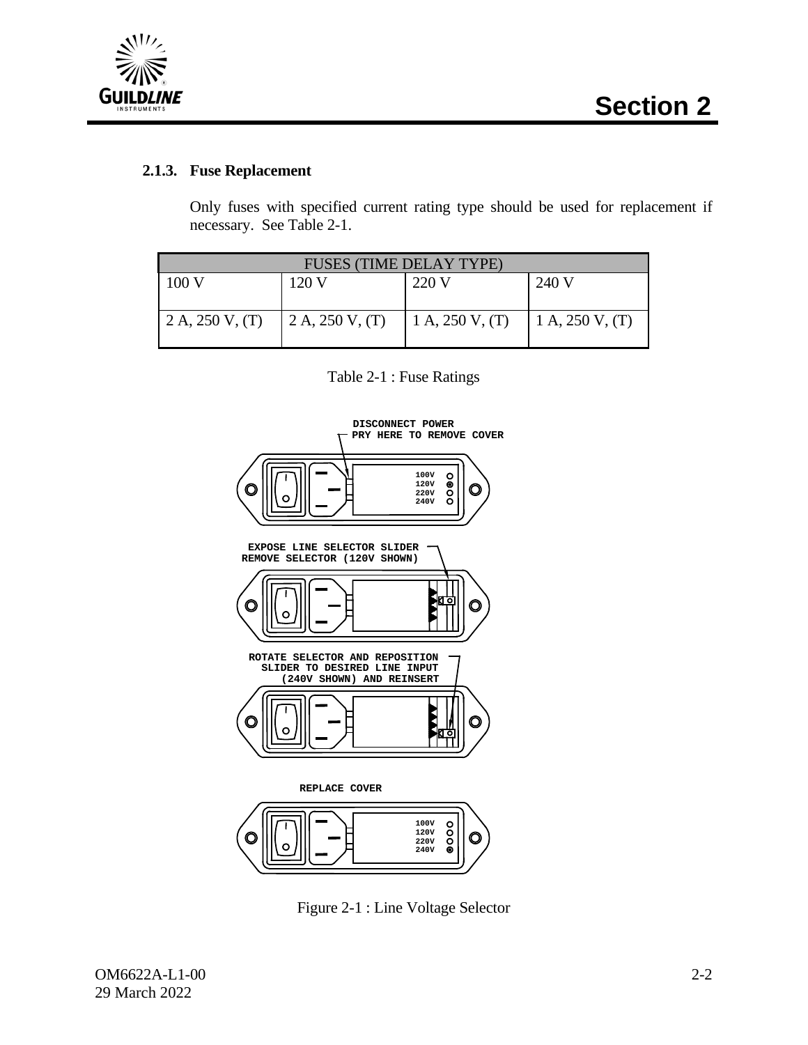### 2.1.3. Fuse Replacement

Only fuses with specified current rating type should be used for replacement if necessary. See Table 2-1.

| FUSES (TIME DELAY TYPE) | | | |
|---|---|---|---|
| 100 V | 120 V | 220 V | 240 V |
| 2 A, 250 V, (T) | 2 A, 250 V, (T) | 1 A, 250 V, (T) | 1 A, 250 V, (T) |

Table 2-1 : Fuse Ratings

DISCONNECT POWER
PRY HERE TO REMOVE COVER

EXPOSE LINE SELECTOR SLIDER
REMOVE SELECTOR (120V SHOWN)

ROTATE SELECTOR AND REPOSITION SLIDER TO DESIRED LINE INPUT (240V SHOWN) AND REINSERT

REPLACE COVER

Figure 2-1 : Line Voltage Selector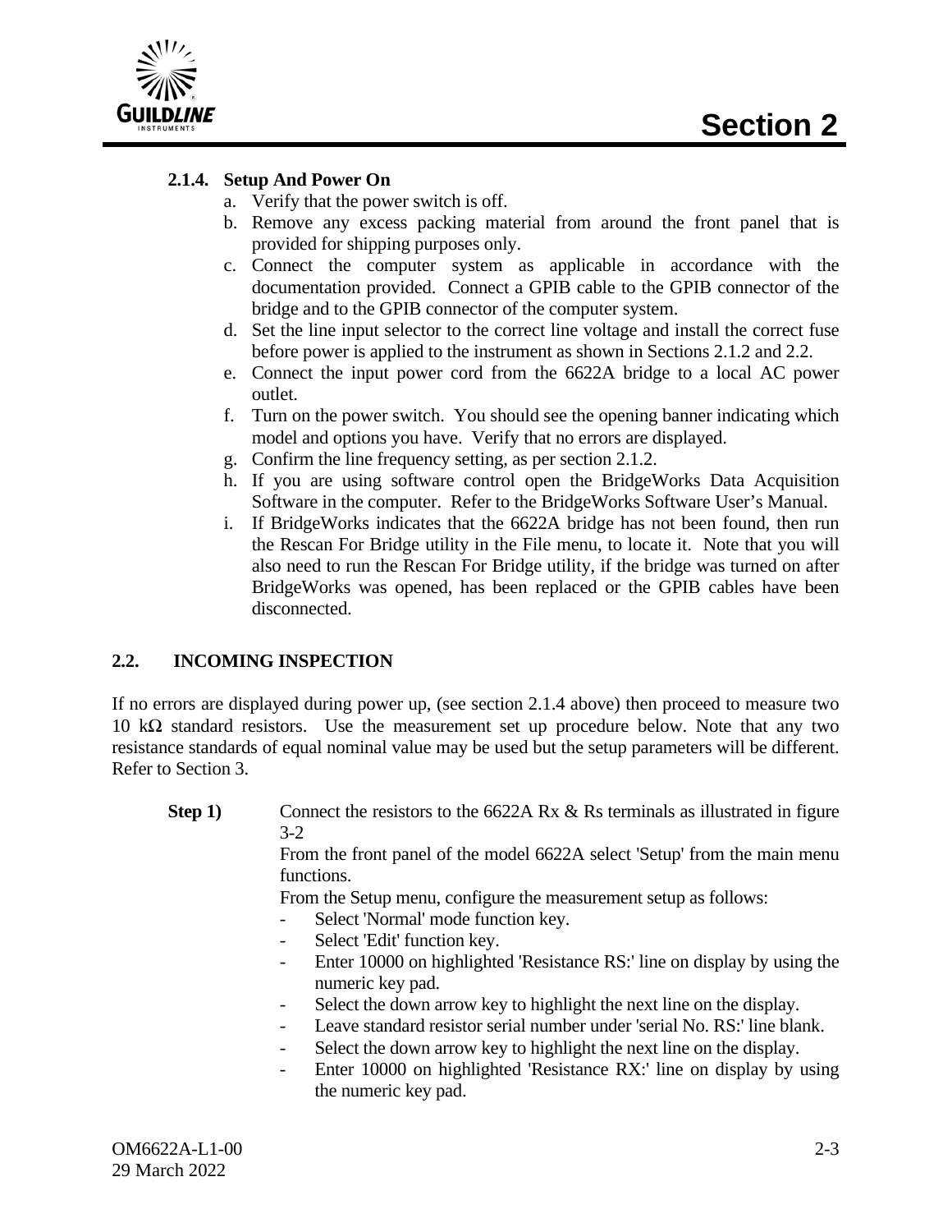### 2.1.4. Setup And Power On

a. Verify that the power switch is off.
b. Remove any excess packing material from around the front panel that is provided for shipping purposes only.
c. Connect the computer system as applicable in accordance with the documentation provided. Connect a GPIB cable to the GPIB connector of the bridge and to the GPIB connector of the computer system.
d. Set the line input selector to the correct line voltage and install the correct fuse before power is applied to the instrument as shown in Sections 2.1.2 and 2.2.
e. Connect the input power cord from the 6622A bridge to a local AC power outlet.
f. Turn on the power switch. You should see the opening banner indicating which model and options you have. Verify that no errors are displayed.
g. Confirm the line frequency setting, as per section 2.1.2.
h. If you are using software control open the BridgeWorks Data Acquisition Software in the computer. Refer to the BridgeWorks Software User's Manual.
i. If BridgeWorks indicates that the 6622A bridge has not been found, then run the Rescan For Bridge utility in the File menu, to locate it. Note that you will also need to run the Rescan For Bridge utility, if the bridge was turned on after BridgeWorks was opened, has been replaced or the GPIB cables have been disconnected.

## 2.2. INCOMING INSPECTION

If no errors are displayed during power up, (see section 2.1.4 above) then proceed to measure two 10 kΩ standard resistors. Use the measurement set up procedure below. Note that any two resistance standards of equal nominal value may be used but the setup parameters will be different. Refer to Section 3.

**Step 1)** Connect the resistors to the 6622A Rx & Rs terminals as illustrated in figure 3-2

From the front panel of the model 6622A select 'Setup' from the main menu functions.

From the Setup menu, configure the measurement setup as follows:

- Select 'Normal' mode function key.
- Select 'Edit' function key.
- Enter 10000 on highlighted 'Resistance RS:' line on display by using the numeric key pad.
- Select the down arrow key to highlight the next line on the display.
- Leave standard resistor serial number under 'serial No. RS:' line blank.
- Select the down arrow key to highlight the next line on the display.
- Enter 10000 on highlighted 'Resistance RX:' line on display by using the numeric key pad.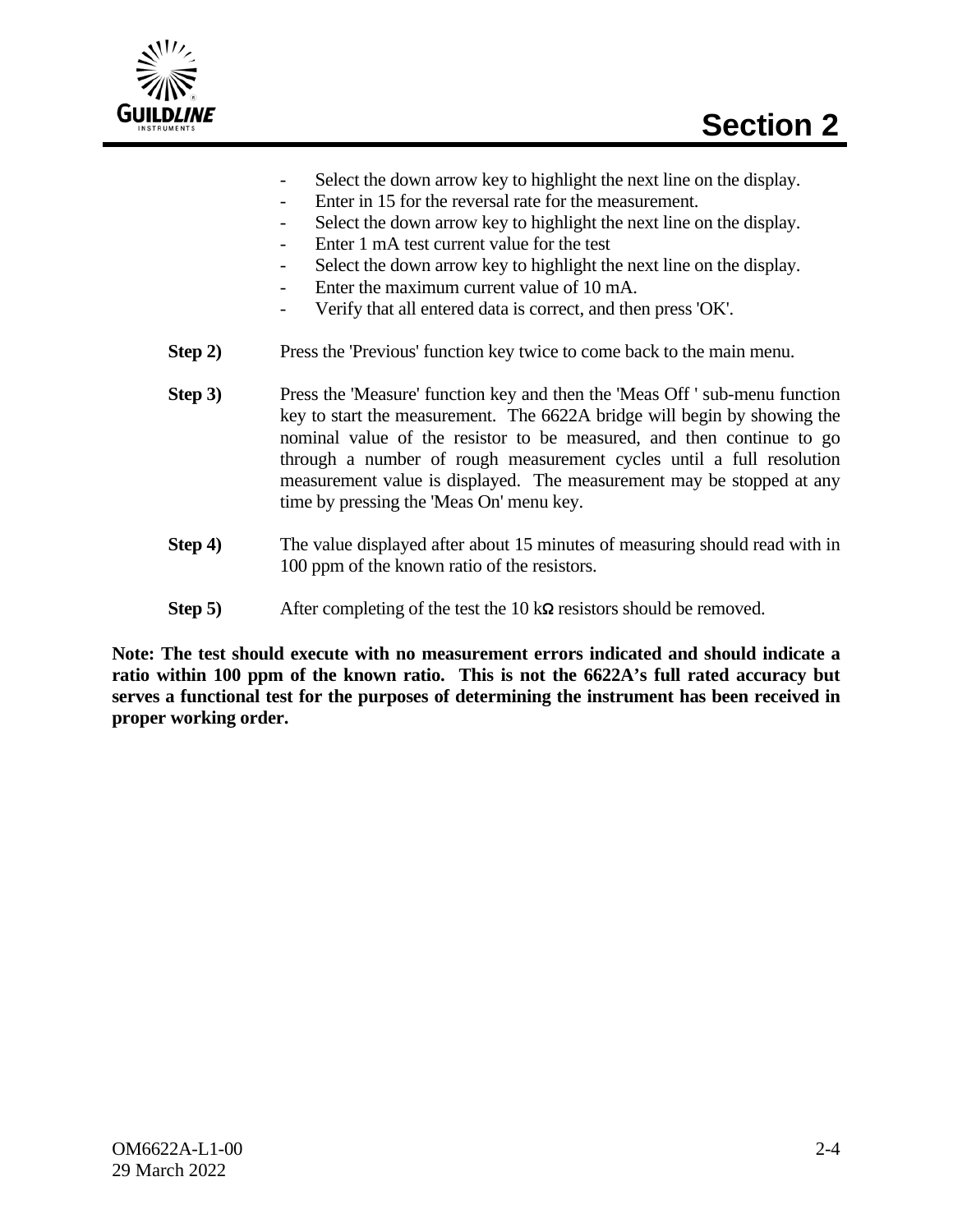- Select the down arrow key to highlight the next line on the display.
- Enter in 15 for the reversal rate for the measurement.
- Select the down arrow key to highlight the next line on the display.
- Enter 1 mA test current value for the test
- Select the down arrow key to highlight the next line on the display.
- Enter the maximum current value of 10 mA.
- Verify that all entered data is correct, and then press 'OK'.

**Step 2)** Press the 'Previous' function key twice to come back to the main menu.

**Step 3)** Press the 'Measure' function key and then the 'Meas Off ' sub-menu function key to start the measurement. The 6622A bridge will begin by showing the nominal value of the resistor to be measured, and then continue to go through a number of rough measurement cycles until a full resolution measurement value is displayed. The measurement may be stopped at any time by pressing the 'Meas On' menu key.

**Step 4)** The value displayed after about 15 minutes of measuring should read with in 100 ppm of the known ratio of the resistors.

**Step 5)** After completing of the test the 10 kΩ resistors should be removed.

**Note: The test should execute with no measurement errors indicated and should indicate a ratio within 100 ppm of the known ratio. This is not the 6622A's full rated accuracy but serves a functional test for the purposes of determining the instrument has been received in proper working order.**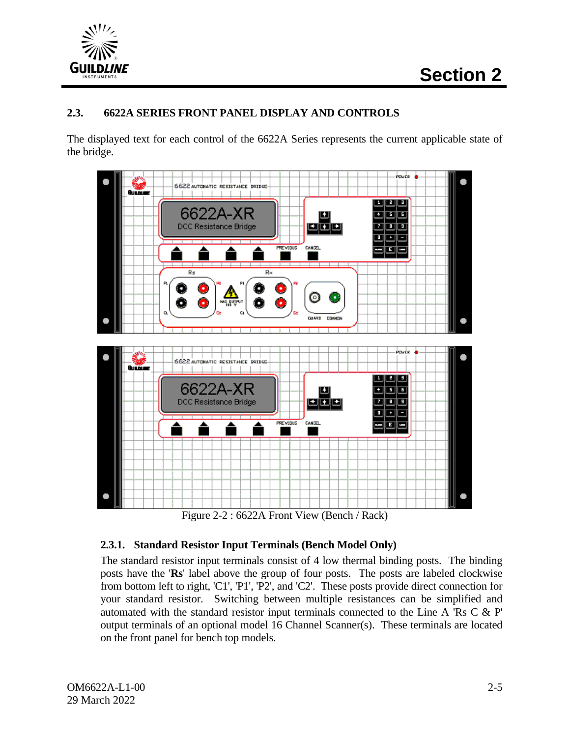## 2.3. 6622A SERIES FRONT PANEL DISPLAY AND CONTROLS

The displayed text for each control of the 6622A Series represents the current applicable state of the bridge.

Figure 2-2 : 6622A Front View (Bench / Rack)

### 2.3.1. Standard Resistor Input Terminals (Bench Model Only)

The standard resistor input terminals consist of 4 low thermal binding posts. The binding posts have the '**Rs**' label above the group of four posts. The posts are labeled clockwise from bottom left to right, 'C1', 'P1', 'P2', and 'C2'. These posts provide direct connection for your standard resistor. Switching between multiple resistances can be simplified and automated with the standard resistor input terminals connected to the Line A 'Rs C & P' output terminals of an optional model 16 Channel Scanner(s). These terminals are located on the front panel for bench top models.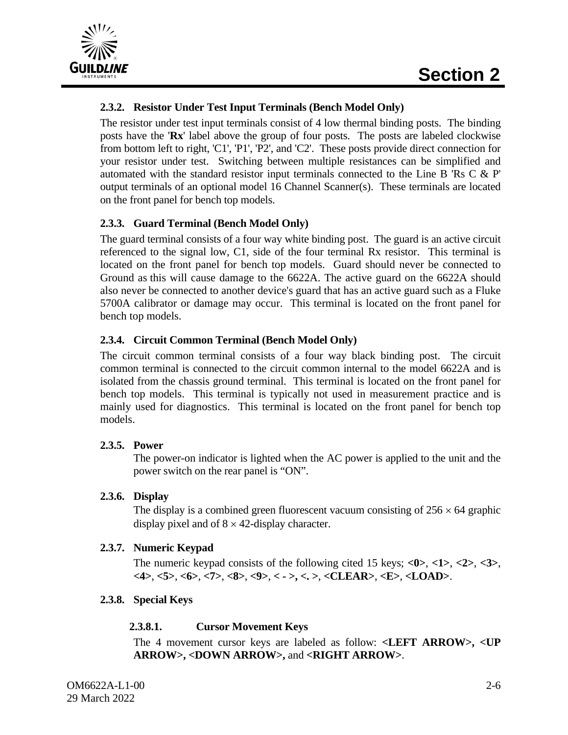### 2.3.2. Resistor Under Test Input Terminals (Bench Model Only)

The resistor under test input terminals consist of 4 low thermal binding posts. The binding posts have the '**Rx**' label above the group of four posts. The posts are labeled clockwise from bottom left to right, 'C1', 'P1', 'P2', and 'C2'. These posts provide direct connection for your resistor under test. Switching between multiple resistances can be simplified and automated with the standard resistor input terminals connected to the Line B 'Rs C & P' output terminals of an optional model 16 Channel Scanner(s). These terminals are located on the front panel for bench top models.

### 2.3.3. Guard Terminal (Bench Model Only)

The guard terminal consists of a four way white binding post. The guard is an active circuit referenced to the signal low, C1, side of the four terminal Rx resistor. This terminal is located on the front panel for bench top models. Guard should never be connected to Ground as this will cause damage to the 6622A. The active guard on the 6622A should also never be connected to another device's guard that has an active guard such as a Fluke 5700A calibrator or damage may occur. This terminal is located on the front panel for bench top models.

### 2.3.4. Circuit Common Terminal (Bench Model Only)

The circuit common terminal consists of a four way black binding post. The circuit common terminal is connected to the circuit common internal to the model 6622A and is isolated from the chassis ground terminal. This terminal is located on the front panel for bench top models. This terminal is typically not used in measurement practice and is mainly used for diagnostics. This terminal is located on the front panel for bench top models.

### 2.3.5. Power

The power-on indicator is lighted when the AC power is applied to the unit and the power switch on the rear panel is "ON".

### 2.3.6. Display

The display is a combined green fluorescent vacuum consisting of $256 \times 64$ graphic display pixel and of $8 \times 42$-display character.

### 2.3.7. Numeric Keypad

The numeric keypad consists of the following cited 15 keys; **<0>**, **<1>**, **<2>**, **<3>**, **<4>**, **<5>**, **<6>**, **<7>**, **<8>**, **<9>**, **< - >, <. >**, **<CLEAR>**, **<E>**, **<LOAD>**.

### 2.3.8. Special Keys

#### 2.3.8.1. Cursor Movement Keys

The 4 movement cursor keys are labeled as follow: **<LEFT ARROW>, <UP ARROW>, <DOWN ARROW>,** and **<RIGHT ARROW>**.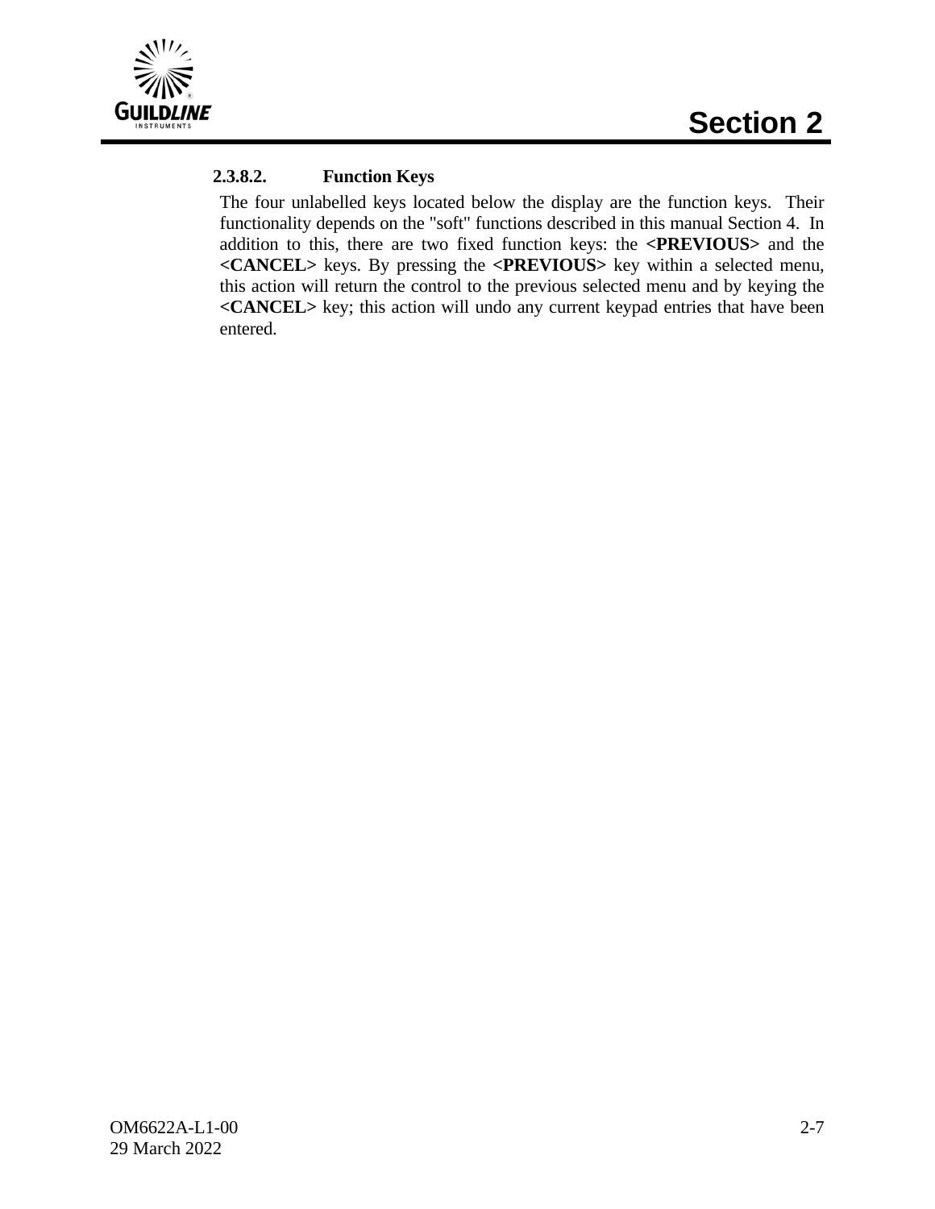#### 2.3.8.2. Function Keys

The four unlabelled keys located below the display are the function keys. Their functionality depends on the "soft" functions described in this manual Section 4. In addition to this, there are two fixed function keys: the **<PREVIOUS>** and the **<CANCEL>** keys. By pressing the **<PREVIOUS>** key within a selected menu, this action will return the control to the previous selected menu and by keying the **<CANCEL>** key; this action will undo any current keypad entries that have been entered.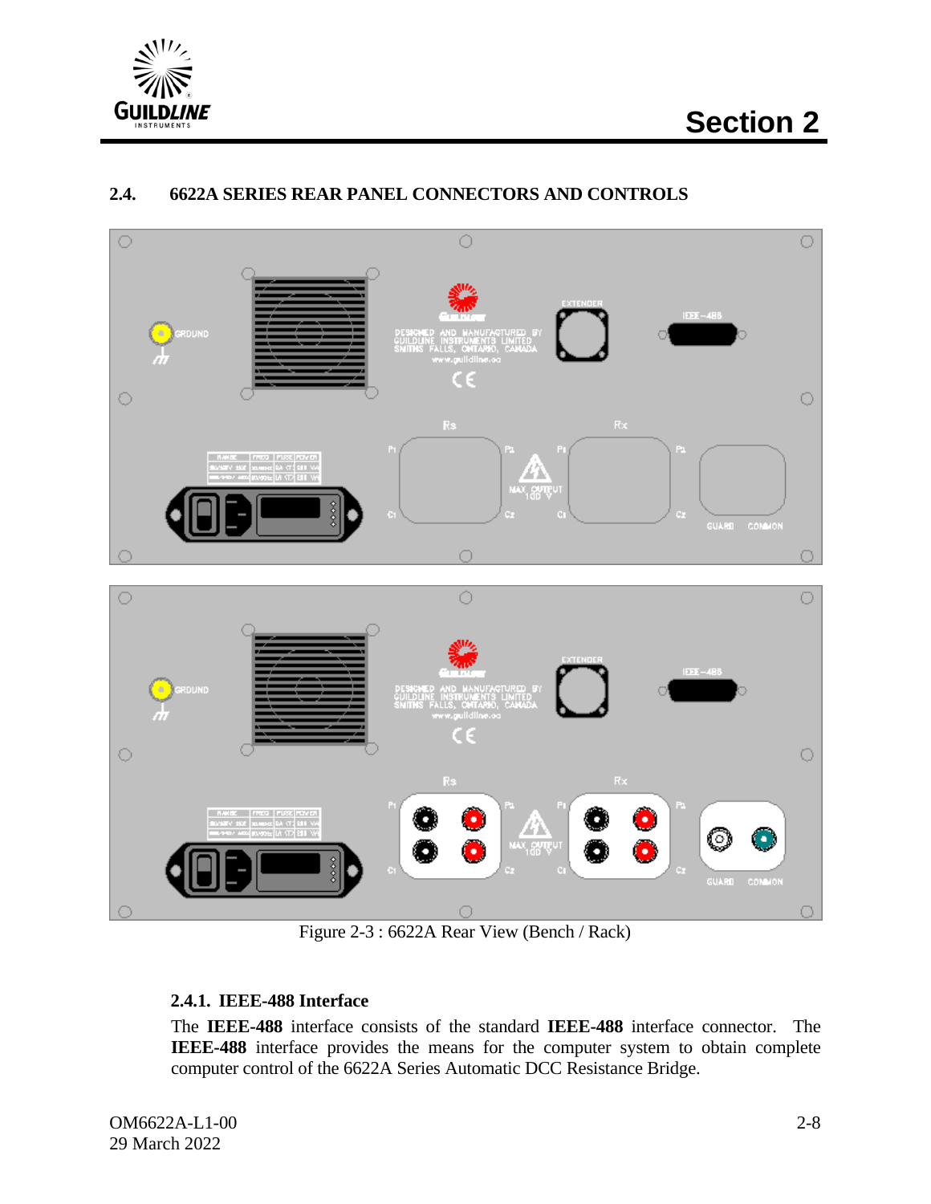## 2.4. 6622A SERIES REAR PANEL CONNECTORS AND CONTROLS

Figure 2-3 : 6622A Rear View (Bench / Rack)

### 2.4.1. IEEE-488 Interface

The **IEEE-488** interface consists of the standard **IEEE-488** interface connector. The **IEEE-488** interface provides the means for the computer system to obtain complete computer control of the 6622A Series Automatic DCC Resistance Bridge.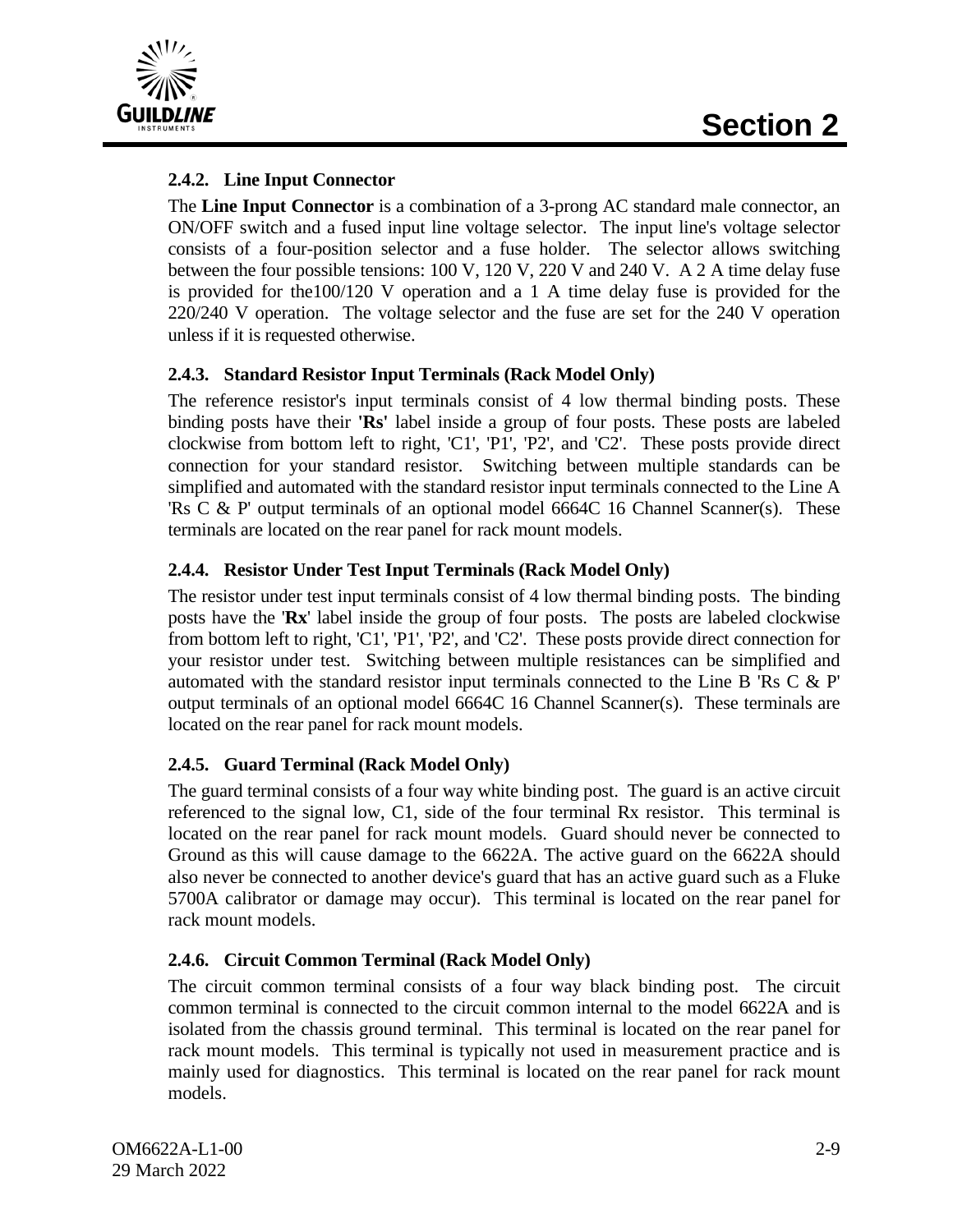### 2.4.2. Line Input Connector

The **Line Input Connector** is a combination of a 3-prong AC standard male connector, an ON/OFF switch and a fused input line voltage selector. The input line's voltage selector consists of a four-position selector and a fuse holder. The selector allows switching between the four possible tensions: 100 V, 120 V, 220 V and 240 V. A 2 A time delay fuse is provided for the100/120 V operation and a 1 A time delay fuse is provided for the 220/240 V operation. The voltage selector and the fuse are set for the 240 V operation unless if it is requested otherwise.

### 2.4.3. Standard Resistor Input Terminals (Rack Model Only)

The reference resistor's input terminals consist of 4 low thermal binding posts. These binding posts have their **'Rs'** label inside a group of four posts. These posts are labeled clockwise from bottom left to right, 'C1', 'P1', 'P2', and 'C2'. These posts provide direct connection for your standard resistor. Switching between multiple standards can be simplified and automated with the standard resistor input terminals connected to the Line A 'Rs C & P' output terminals of an optional model 6664C 16 Channel Scanner(s). These terminals are located on the rear panel for rack mount models.

### 2.4.4. Resistor Under Test Input Terminals (Rack Model Only)

The resistor under test input terminals consist of 4 low thermal binding posts. The binding posts have the '**Rx**' label inside the group of four posts. The posts are labeled clockwise from bottom left to right, 'C1', 'P1', 'P2', and 'C2'. These posts provide direct connection for your resistor under test. Switching between multiple resistances can be simplified and automated with the standard resistor input terminals connected to the Line B 'Rs C & P' output terminals of an optional model 6664C 16 Channel Scanner(s). These terminals are located on the rear panel for rack mount models.

### 2.4.5. Guard Terminal (Rack Model Only)

The guard terminal consists of a four way white binding post. The guard is an active circuit referenced to the signal low, C1, side of the four terminal Rx resistor. This terminal is located on the rear panel for rack mount models. Guard should never be connected to Ground as this will cause damage to the 6622A. The active guard on the 6622A should also never be connected to another device's guard that has an active guard such as a Fluke 5700A calibrator or damage may occur). This terminal is located on the rear panel for rack mount models.

### 2.4.6. Circuit Common Terminal (Rack Model Only)

The circuit common terminal consists of a four way black binding post. The circuit common terminal is connected to the circuit common internal to the model 6622A and is isolated from the chassis ground terminal. This terminal is located on the rear panel for rack mount models. This terminal is typically not used in measurement practice and is mainly used for diagnostics. This terminal is located on the rear panel for rack mount models.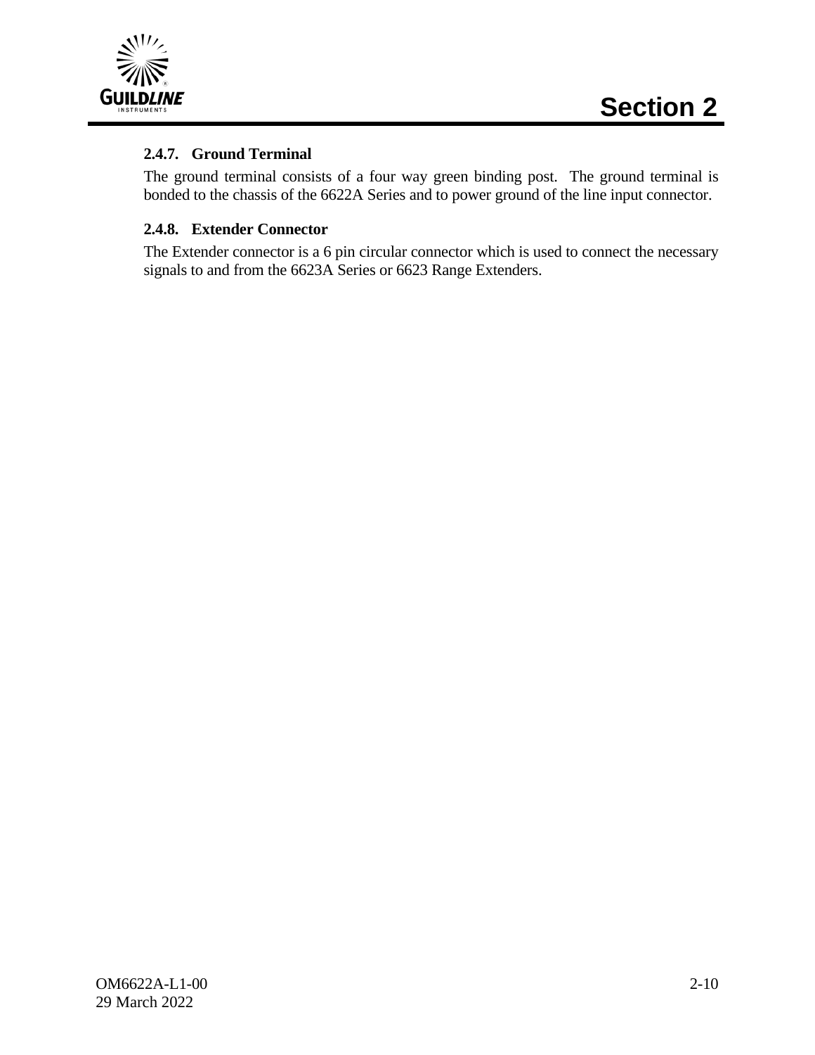### 2.4.7. Ground Terminal

The ground terminal consists of a four way green binding post. The ground terminal is bonded to the chassis of the 6622A Series and to power ground of the line input connector.

### 2.4.8. Extender Connector

The Extender connector is a 6 pin circular connector which is used to connect the necessary signals to and from the 6623A Series or 6623 Range Extenders.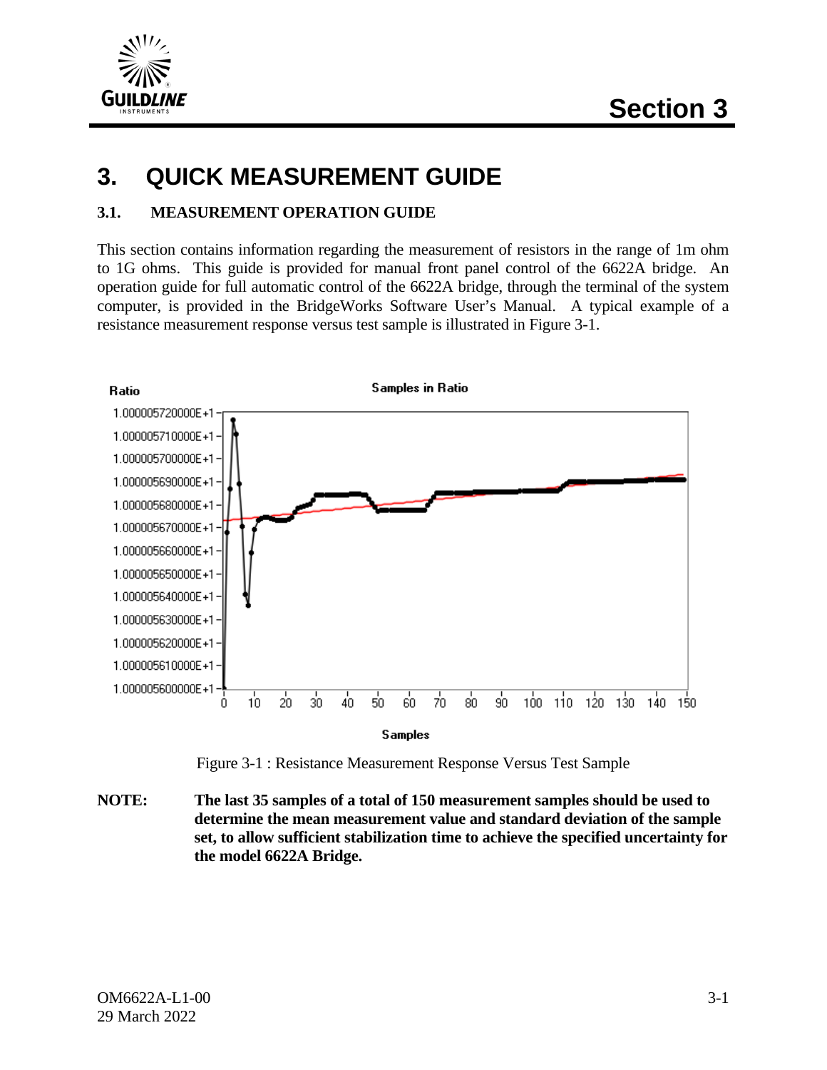# 3. QUICK MEASUREMENT GUIDE

## 3.1. MEASUREMENT OPERATION GUIDE

This section contains information regarding the measurement of resistors in the range of 1m ohm to 1G ohms. This guide is provided for manual front panel control of the 6622A bridge. An operation guide for full automatic control of the 6622A bridge, through the terminal of the system computer, is provided in the BridgeWorks Software User's Manual. A typical example of a resistance measurement response versus test sample is illustrated in Figure 3-1.

Figure 3-1 : Resistance Measurement Response Versus Test Sample

**NOTE:** **The last 35 samples of a total of 150 measurement samples should be used to determine the mean measurement value and standard deviation of the sample set, to allow sufficient stabilization time to achieve the specified uncertainty for the model 6622A Bridge.**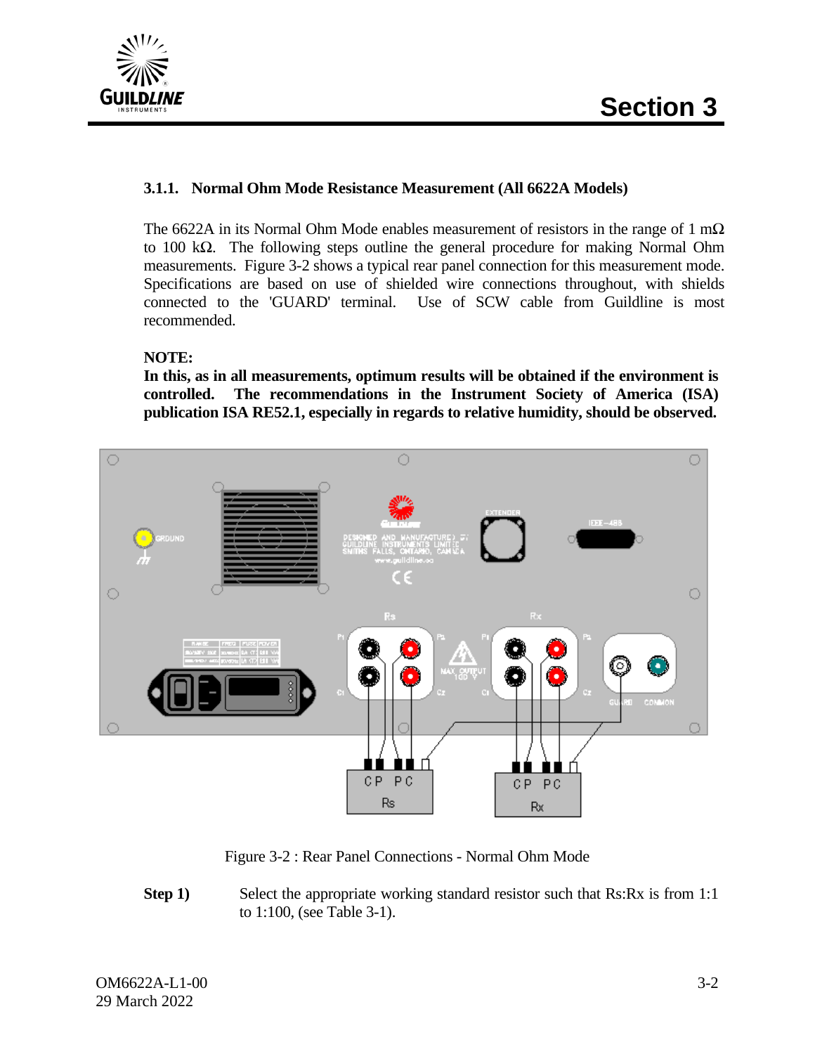### 3.1.1. Normal Ohm Mode Resistance Measurement (All 6622A Models)

The 6622A in its Normal Ohm Mode enables measurement of resistors in the range of 1 mΩ to 100 kΩ. The following steps outline the general procedure for making Normal Ohm measurements. Figure 3-2 shows a typical rear panel connection for this measurement mode. Specifications are based on use of shielded wire connections throughout, with shields connected to the 'GUARD' terminal. Use of SCW cable from Guildline is most recommended.

**NOTE:**
**In this, as in all measurements, optimum results will be obtained if the environment is controlled. The recommendations in the Instrument Society of America (ISA) publication ISA RE52.1, especially in regards to relative humidity, should be observed.**

Figure 3-2 : Rear Panel Connections - Normal Ohm Mode

**Step 1)** Select the appropriate working standard resistor such that Rs:Rx is from 1:1 to 1:100, (see Table 3-1).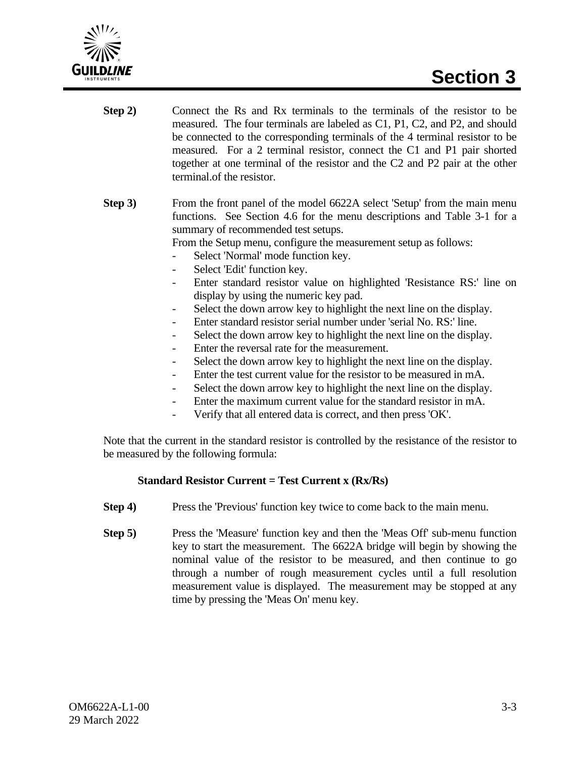**Step 2)** Connect the Rs and Rx terminals to the terminals of the resistor to be measured. The four terminals are labeled as C1, P1, C2, and P2, and should be connected to the corresponding terminals of the 4 terminal resistor to be measured. For a 2 terminal resistor, connect the C1 and P1 pair shorted together at one terminal of the resistor and the C2 and P2 pair at the other terminal.of the resistor.

**Step 3)** From the front panel of the model 6622A select 'Setup' from the main menu functions. See Section 4.6 for the menu descriptions and Table 3-1 for a summary of recommended test setups.
From the Setup menu, configure the measurement setup as follows:

- Select 'Normal' mode function key.
- Select 'Edit' function key.
- Enter standard resistor value on highlighted 'Resistance RS:' line on display by using the numeric key pad.
- Select the down arrow key to highlight the next line on the display.
- Enter standard resistor serial number under 'serial No. RS:' line.
- Select the down arrow key to highlight the next line on the display.
- Enter the reversal rate for the measurement.
- Select the down arrow key to highlight the next line on the display.
- Enter the test current value for the resistor to be measured in mA.
- Select the down arrow key to highlight the next line on the display.
- Enter the maximum current value for the standard resistor in mA.
- Verify that all entered data is correct, and then press 'OK'.

Note that the current in the standard resistor is controlled by the resistance of the resistor to be measured by the following formula:

**Standard Resistor Current = Test Current x (Rx/Rs)**

**Step 4)** Press the 'Previous' function key twice to come back to the main menu.

**Step 5)** Press the 'Measure' function key and then the 'Meas Off' sub-menu function key to start the measurement. The 6622A bridge will begin by showing the nominal value of the resistor to be measured, and then continue to go through a number of rough measurement cycles until a full resolution measurement value is displayed. The measurement may be stopped at any time by pressing the 'Meas On' menu key.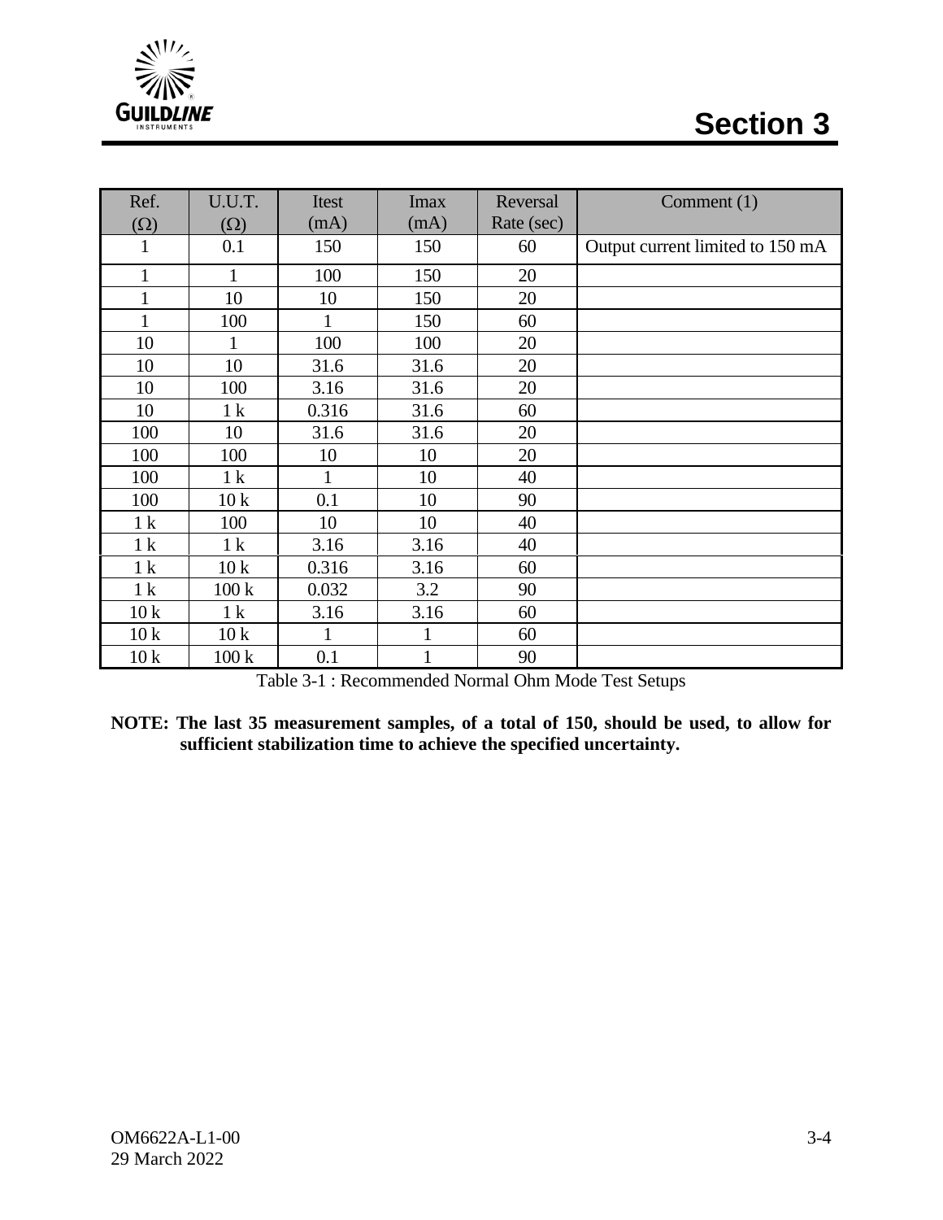| Ref. (Ω) | U.U.T. (Ω) | Itest (mA) | Imax (mA) | Reversal Rate (sec) | Comment (1) |
|---|---|---|---|---|---|
| 1 | 0.1 | 150 | 150 | 60 | Output current limited to 150 mA |
| 1 | 1 | 100 | 150 | 20 | |
| 1 | 10 | 10 | 150 | 20 | |
| 1 | 100 | 1 | 150 | 60 | |
| 10 | 1 | 100 | 100 | 20 | |
| 10 | 10 | 31.6 | 31.6 | 20 | |
| 10 | 100 | 3.16 | 31.6 | 20 | |
| 10 | 1 k | 0.316 | 31.6 | 60 | |
| 100 | 10 | 31.6 | 31.6 | 20 | |
| 100 | 100 | 10 | 10 | 20 | |
| 100 | 1 k | 1 | 10 | 40 | |
| 100 | 10 k | 0.1 | 10 | 90 | |
| 1 k | 100 | 10 | 10 | 40 | |
| 1 k | 1 k | 3.16 | 3.16 | 40 | |
| 1 k | 10 k | 0.316 | 3.16 | 60 | |
| 1 k | 100 k | 0.032 | 3.2 | 90 | |
| 10 k | 1 k | 3.16 | 3.16 | 60 | |
| 10 k | 10 k | 1 | 1 | 60 | |
| 10 k | 100 k | 0.1 | 1 | 90 | |

Table 3-1 : Recommended Normal Ohm Mode Test Setups

**NOTE: The last 35 measurement samples, of a total of 150, should be used, to allow for sufficient stabilization time to achieve the specified uncertainty.**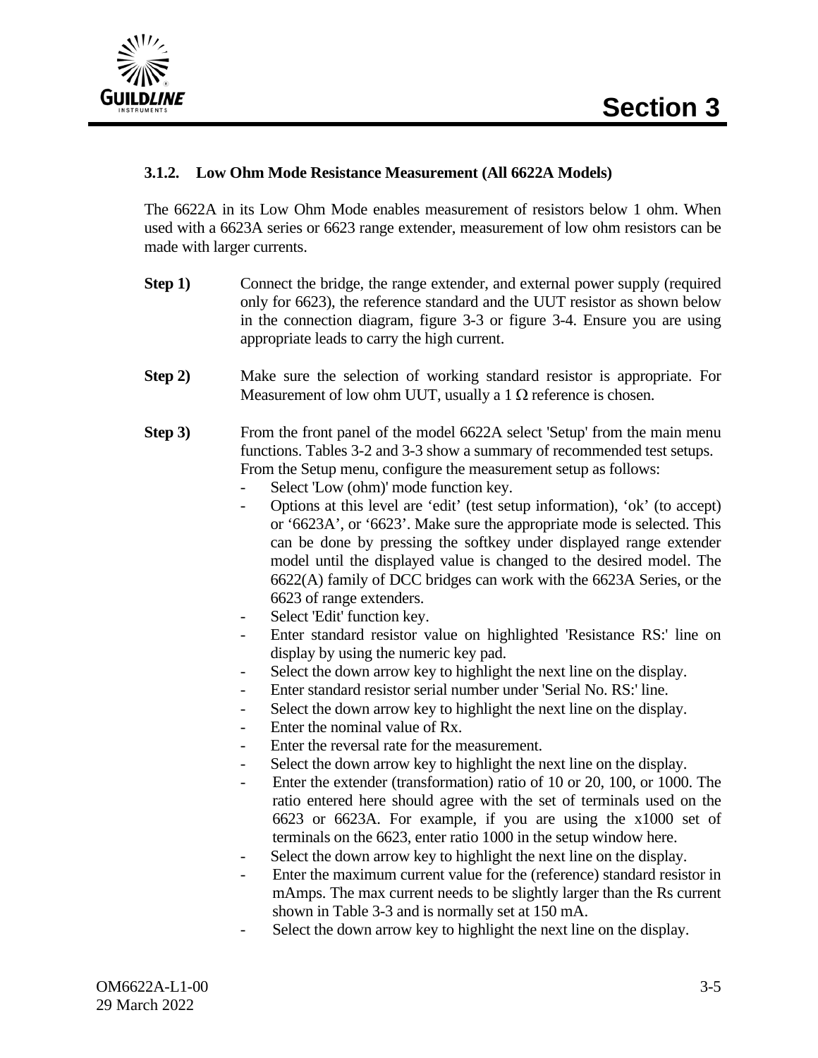### 3.1.2. Low Ohm Mode Resistance Measurement (All 6622A Models)

The 6622A in its Low Ohm Mode enables measurement of resistors below 1 ohm. When used with a 6623A series or 6623 range extender, measurement of low ohm resistors can be made with larger currents.

**Step 1)** Connect the bridge, the range extender, and external power supply (required only for 6623), the reference standard and the UUT resistor as shown below in the connection diagram, figure 3-3 or figure 3-4. Ensure you are using appropriate leads to carry the high current.

**Step 2)** Make sure the selection of working standard resistor is appropriate. For Measurement of low ohm UUT, usually a 1 Ω reference is chosen.

**Step 3)** From the front panel of the model 6622A select 'Setup' from the main menu functions. Tables 3-2 and 3-3 show a summary of recommended test setups. From the Setup menu, configure the measurement setup as follows:

- Select 'Low (ohm)' mode function key.
- Options at this level are ‘edit’ (test setup information), ‘ok’ (to accept) or ‘6623A’, or ‘6623’. Make sure the appropriate mode is selected. This can be done by pressing the softkey under displayed range extender model until the displayed value is changed to the desired model. The 6622(A) family of DCC bridges can work with the 6623A Series, or the 6623 of range extenders.
- Select 'Edit' function key.
- Enter standard resistor value on highlighted 'Resistance RS:' line on display by using the numeric key pad.
- Select the down arrow key to highlight the next line on the display.
- Enter standard resistor serial number under 'Serial No. RS:' line.
- Select the down arrow key to highlight the next line on the display.
- Enter the nominal value of Rx.
- Enter the reversal rate for the measurement.
- Select the down arrow key to highlight the next line on the display.
- Enter the extender (transformation) ratio of 10 or 20, 100, or 1000. The ratio entered here should agree with the set of terminals used on the 6623 or 6623A. For example, if you are using the x1000 set of terminals on the 6623, enter ratio 1000 in the setup window here.
- Select the down arrow key to highlight the next line on the display.
- Enter the maximum current value for the (reference) standard resistor in mAmps. The max current needs to be slightly larger than the Rs current shown in Table 3-3 and is normally set at 150 mA.
- Select the down arrow key to highlight the next line on the display.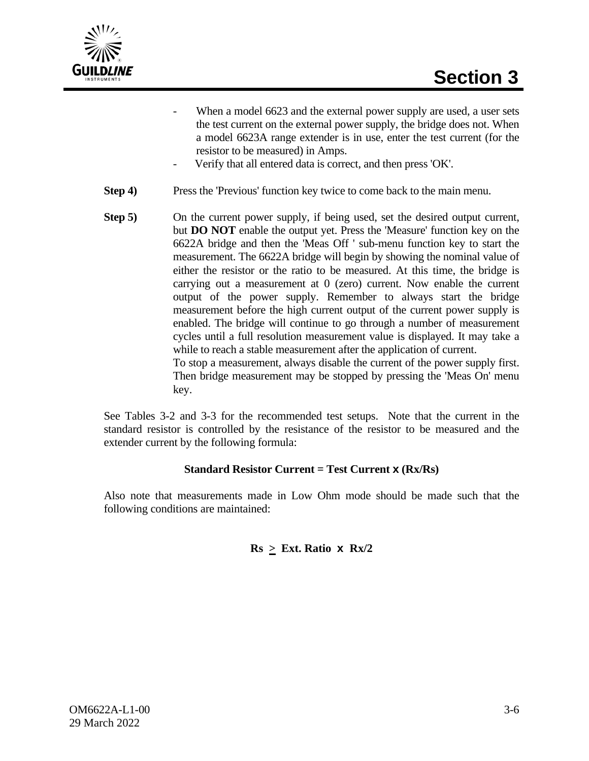- When a model 6623 and the external power supply are used, a user sets the test current on the external power supply, the bridge does not. When a model 6623A range extender is in use, enter the test current (for the resistor to be measured) in Amps.
- Verify that all entered data is correct, and then press 'OK'.

**Step 4)** Press the 'Previous' function key twice to come back to the main menu.

**Step 5)** On the current power supply, if being used, set the desired output current, but **DO NOT** enable the output yet. Press the 'Measure' function key on the 6622A bridge and then the 'Meas Off ' sub-menu function key to start the measurement. The 6622A bridge will begin by showing the nominal value of either the resistor or the ratio to be measured. At this time, the bridge is carrying out a measurement at 0 (zero) current. Now enable the current output of the power supply. Remember to always start the bridge measurement before the high current output of the current power supply is enabled. The bridge will continue to go through a number of measurement cycles until a full resolution measurement value is displayed. It may take a while to reach a stable measurement after the application of current.
To stop a measurement, always disable the current of the power supply first. Then bridge measurement may be stopped by pressing the 'Meas On' menu key.

See Tables 3-2 and 3-3 for the recommended test setups. Note that the current in the standard resistor is controlled by the resistance of the resistor to be measured and the extender current by the following formula:

**Standard Resistor Current = Test Current x (Rx/Rs)**

Also note that measurements made in Low Ohm mode should be made such that the following conditions are maintained:

$$Rs \geq \text{Ext. Ratio} \times Rx/2$$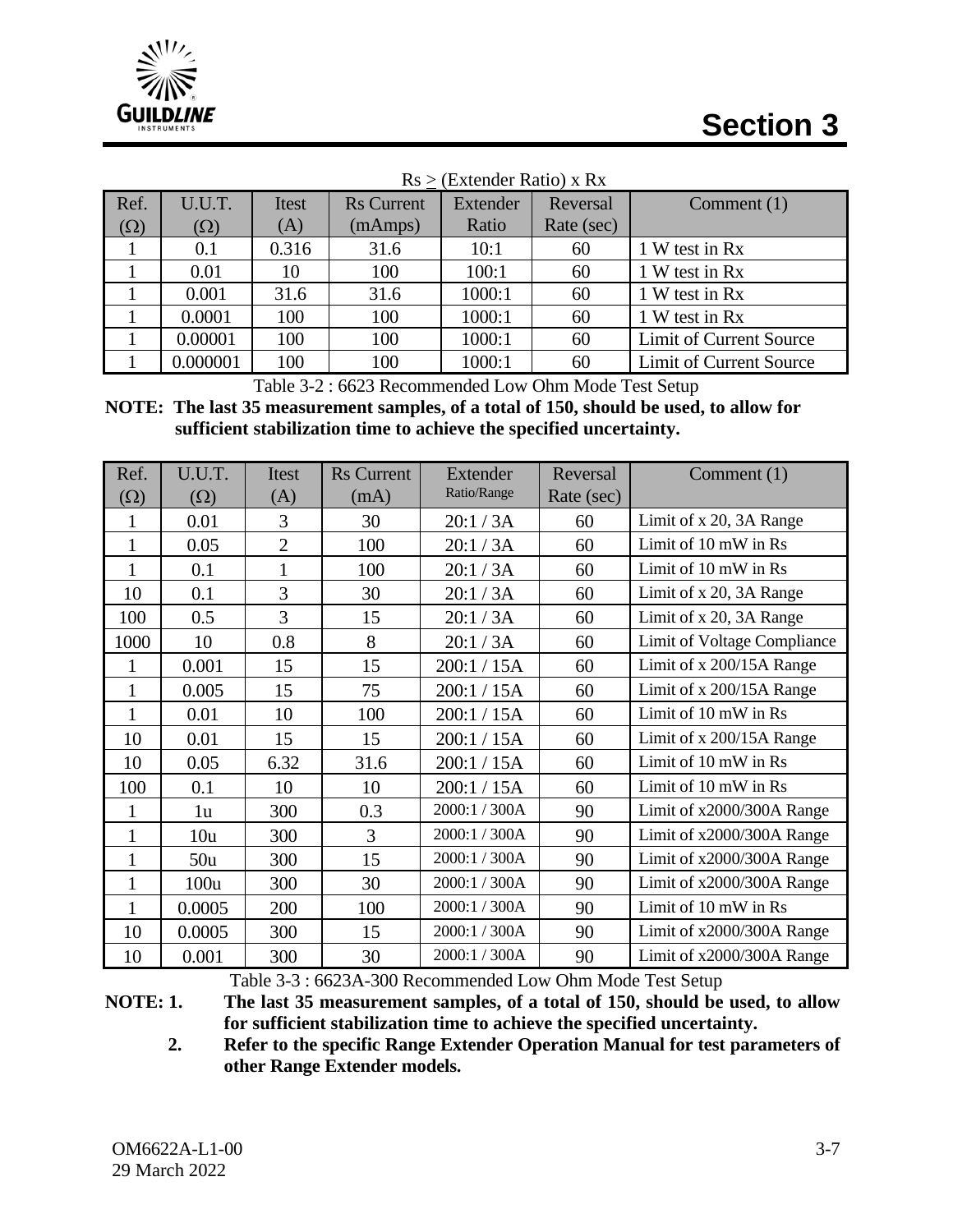$Rs \geq$ (Extender Ratio) x Rx

| Ref. (Ω) | U.U.T. (Ω) | Itest (A) | Rs Current (mAmps) | Extender Ratio | Reversal Rate (sec) | Comment (1) |
|---|---|---|---|---|---|---|
| 1 | 0.1 | 0.316 | 31.6 | 10:1 | 60 | 1 W test in Rx |
| 1 | 0.01 | 10 | 100 | 100:1 | 60 | 1 W test in Rx |
| 1 | 0.001 | 31.6 | 31.6 | 1000:1 | 60 | 1 W test in Rx |
| 1 | 0.0001 | 100 | 100 | 1000:1 | 60 | 1 W test in Rx |
| 1 | 0.00001 | 100 | 100 | 1000:1 | 60 | Limit of Current Source |
| 1 | 0.000001 | 100 | 100 | 1000:1 | 60 | Limit of Current Source |

Table 3-2 : 6623 Recommended Low Ohm Mode Test Setup

**NOTE: The last 35 measurement samples, of a total of 150, should be used, to allow for sufficient stabilization time to achieve the specified uncertainty.**

| Ref. (Ω) | U.U.T. (Ω) | Itest (A) | Rs Current (mA) | Extender Ratio/Range | Reversal Rate (sec) | Comment (1) |
|---|---|---|---|---|---|---|
| 1 | 0.01 | 3 | 30 | 20:1 / 3A | 60 | Limit of x 20, 3A Range |
| 1 | 0.05 | 2 | 100 | 20:1 / 3A | 60 | Limit of 10 mW in Rs |
| 1 | 0.1 | 1 | 100 | 20:1 / 3A | 60 | Limit of 10 mW in Rs |
| 10 | 0.1 | 3 | 30 | 20:1 / 3A | 60 | Limit of x 20, 3A Range |
| 100 | 0.5 | 3 | 15 | 20:1 / 3A | 60 | Limit of x 20, 3A Range |
| 1000 | 10 | 0.8 | 8 | 20:1 / 3A | 60 | Limit of Voltage Compliance |
| 1 | 0.001 | 15 | 15 | 200:1 / 15A | 60 | Limit of x 200/15A Range |
| 1 | 0.005 | 15 | 75 | 200:1 / 15A | 60 | Limit of x 200/15A Range |
| 1 | 0.01 | 10 | 100 | 200:1 / 15A | 60 | Limit of 10 mW in Rs |
| 10 | 0.01 | 15 | 15 | 200:1 / 15A | 60 | Limit of x 200/15A Range |
| 10 | 0.05 | 6.32 | 31.6 | 200:1 / 15A | 60 | Limit of 10 mW in Rs |
| 100 | 0.1 | 10 | 10 | 200:1 / 15A | 60 | Limit of 10 mW in Rs |
| 1 | 1u | 300 | 0.3 | 2000:1 / 300A | 90 | Limit of x2000/300A Range |
| 1 | 10u | 300 | 3 | 2000:1 / 300A | 90 | Limit of x2000/300A Range |
| 1 | 50u | 300 | 15 | 2000:1 / 300A | 90 | Limit of x2000/300A Range |
| 1 | 100u | 300 | 30 | 2000:1 / 300A | 90 | Limit of x2000/300A Range |
| 1 | 0.0005 | 200 | 100 | 2000:1 / 300A | 90 | Limit of 10 mW in Rs |
| 10 | 0.0005 | 300 | 15 | 2000:1 / 300A | 90 | Limit of x2000/300A Range |
| 10 | 0.001 | 300 | 30 | 2000:1 / 300A | 90 | Limit of x2000/300A Range |

Table 3-3 : 6623A-300 Recommended Low Ohm Mode Test Setup

**NOTE:**
1. **The last 35 measurement samples, of a total of 150, should be used, to allow for sufficient stabilization time to achieve the specified uncertainty.**
2. **Refer to the specific Range Extender Operation Manual for test parameters of other Range Extender models.**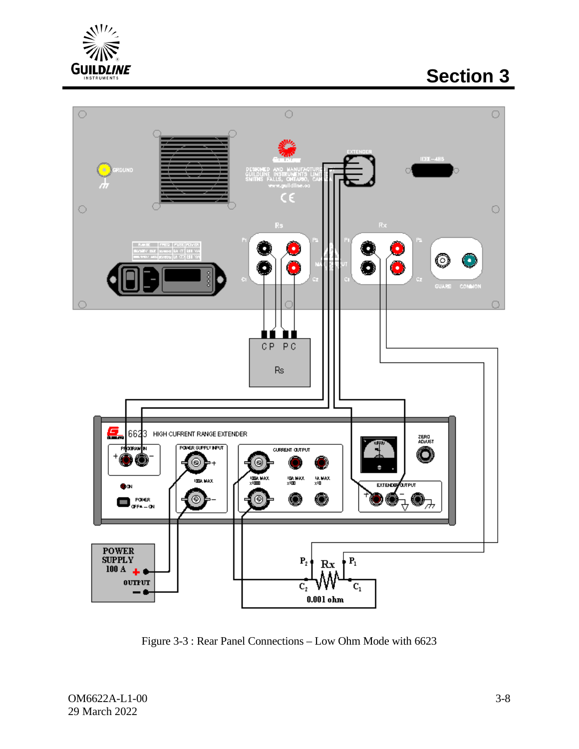Figure 3-3 : Rear Panel Connections – Low Ohm Mode with 6623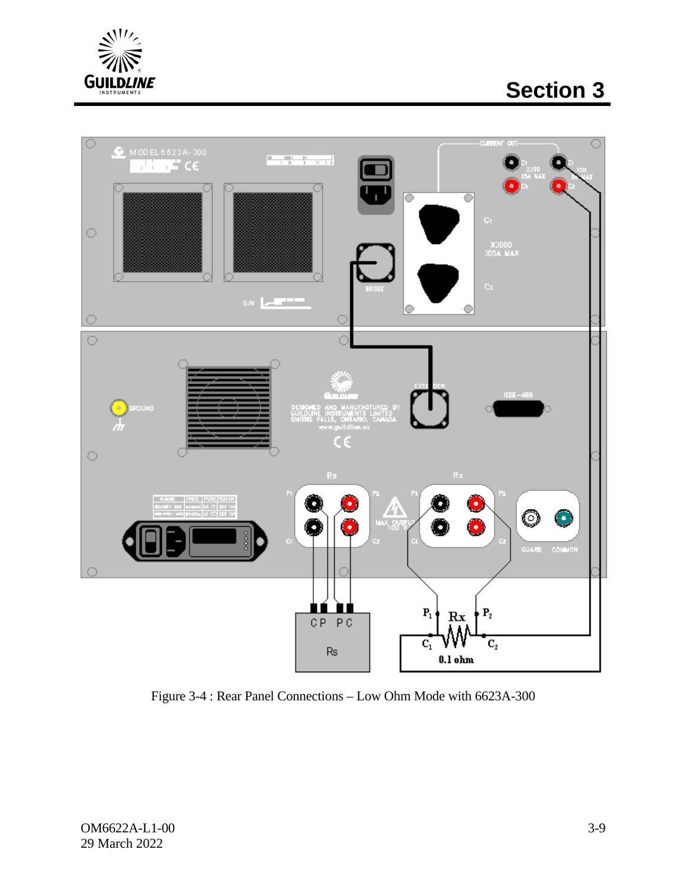Figure 3-4 : Rear Panel Connections – Low Ohm Mode with 6623A-300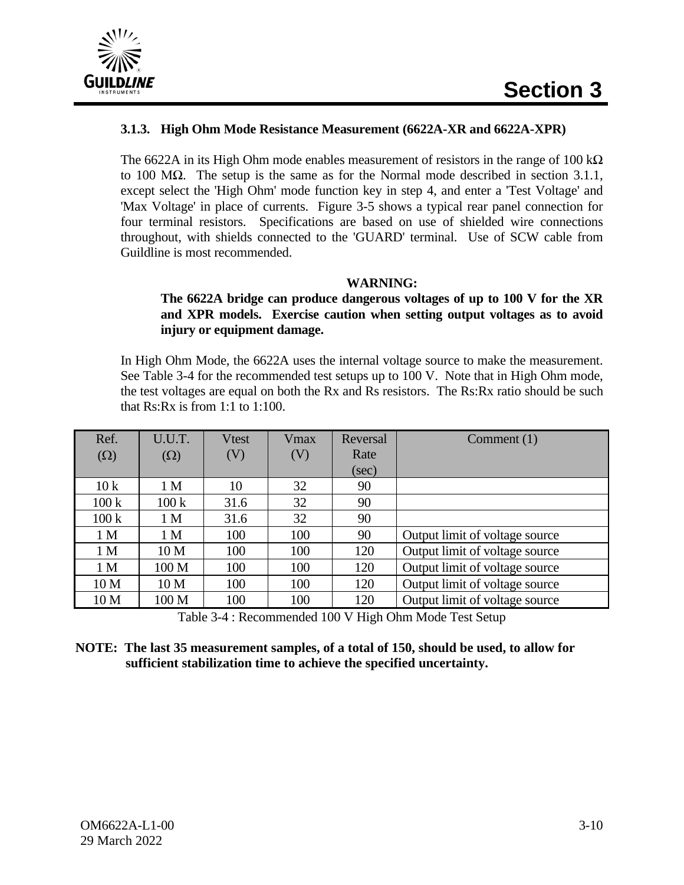### 3.1.3. High Ohm Mode Resistance Measurement (6622A-XR and 6622A-XPR)

The 6622A in its High Ohm mode enables measurement of resistors in the range of 100 kΩ to 100 MΩ. The setup is the same as for the Normal mode described in section 3.1.1, except select the 'High Ohm' mode function key in step 4, and enter a 'Test Voltage' and 'Max Voltage' in place of currents. Figure 3-5 shows a typical rear panel connection for four terminal resistors. Specifications are based on use of shielded wire connections throughout, with shields connected to the 'GUARD' terminal. Use of SCW cable from Guildline is most recommended.

**WARNING:**

**The 6622A bridge can produce dangerous voltages of up to 100 V for the XR and XPR models. Exercise caution when setting output voltages as to avoid injury or equipment damage.**

In High Ohm Mode, the 6622A uses the internal voltage source to make the measurement. See Table 3-4 for the recommended test setups up to 100 V. Note that in High Ohm mode, the test voltages are equal on both the Rx and Rs resistors. The Rs:Rx ratio should be such that Rs:Rx is from 1:1 to 1:100.

| Ref. (Ω) | U.U.T. (Ω) | Vtest (V) | Vmax (V) | Reversal Rate (sec) | Comment (1) |
|---|---|---|---|---|---|
| 10 k | 1 M | 10 | 32 | 90 | |
| 100 k | 100 k | 31.6 | 32 | 90 | |
| 100 k | 1 M | 31.6 | 32 | 90 | |
| 1 M | 1 M | 100 | 100 | 90 | Output limit of voltage source |
| 1 M | 10 M | 100 | 100 | 120 | Output limit of voltage source |
| 1 M | 100 M | 100 | 100 | 120 | Output limit of voltage source |
| 10 M | 10 M | 100 | 100 | 120 | Output limit of voltage source |
| 10 M | 100 M | 100 | 100 | 120 | Output limit of voltage source |

Table 3-4 : Recommended 100 V High Ohm Mode Test Setup

**NOTE: The last 35 measurement samples, of a total of 150, should be used, to allow for sufficient stabilization time to achieve the specified uncertainty.**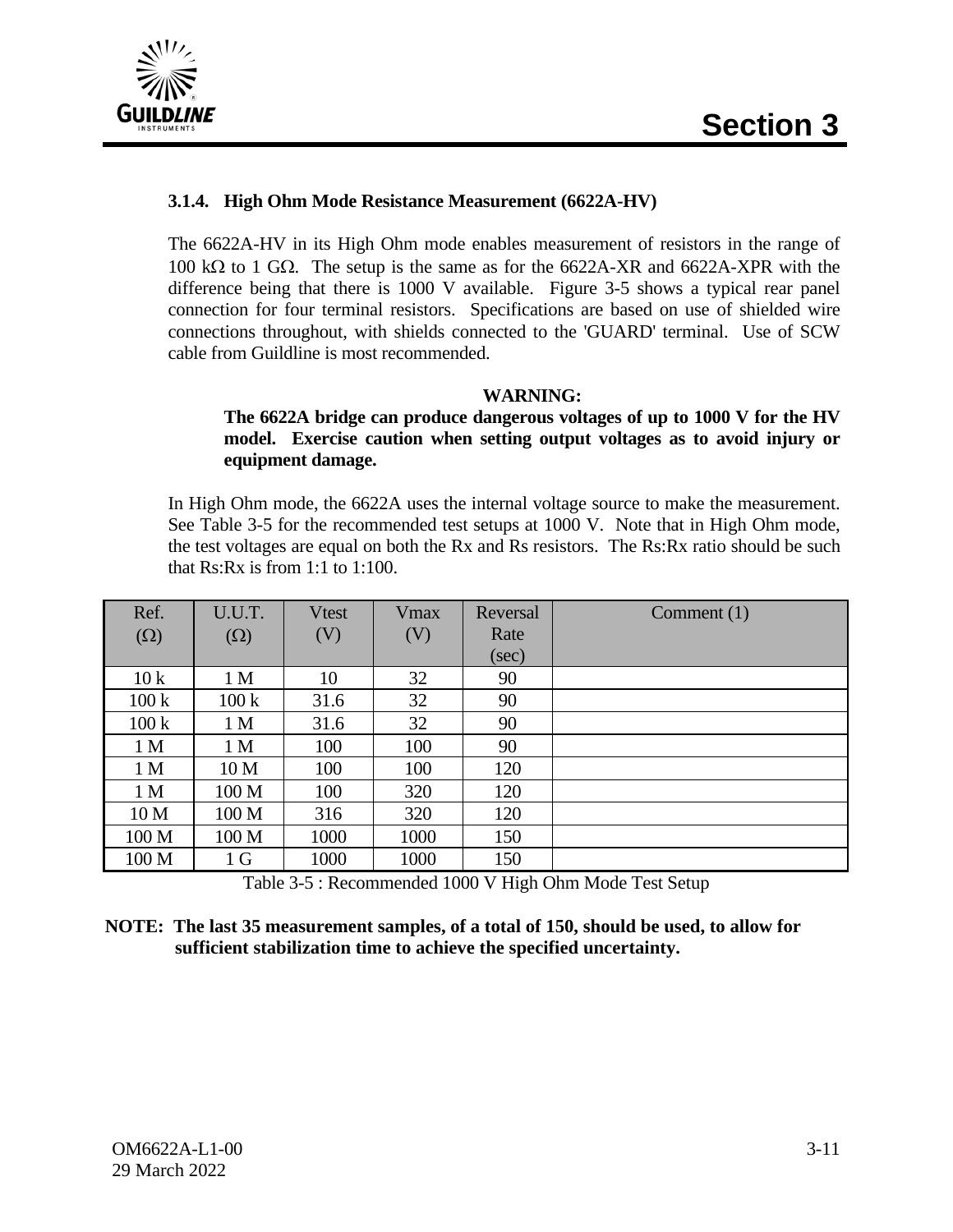### 3.1.4. High Ohm Mode Resistance Measurement (6622A-HV)

The 6622A-HV in its High Ohm mode enables measurement of resistors in the range of 100 kΩ to 1 GΩ. The setup is the same as for the 6622A-XR and 6622A-XPR with the difference being that there is 1000 V available. Figure 3-5 shows a typical rear panel connection for four terminal resistors. Specifications are based on use of shielded wire connections throughout, with shields connected to the 'GUARD' terminal. Use of SCW cable from Guildline is most recommended.

**WARNING:**

**The 6622A bridge can produce dangerous voltages of up to 1000 V for the HV model. Exercise caution when setting output voltages as to avoid injury or equipment damage.**

In High Ohm mode, the 6622A uses the internal voltage source to make the measurement. See Table 3-5 for the recommended test setups at 1000 V. Note that in High Ohm mode, the test voltages are equal on both the Rx and Rs resistors. The Rs:Rx ratio should be such that Rs:Rx is from 1:1 to 1:100.

| Ref. (Ω) | U.U.T. (Ω) | Vtest (V) | Vmax (V) | Reversal Rate (sec) | Comment (1) |
|---|---|---|---|---|---|
| 10 k | 1 M | 10 | 32 | 90 | |
| 100 k | 100 k | 31.6 | 32 | 90 | |
| 100 k | 1 M | 31.6 | 32 | 90 | |
| 1 M | 1 M | 100 | 100 | 90 | |
| 1 M | 10 M | 100 | 100 | 120 | |
| 1 M | 100 M | 100 | 320 | 120 | |
| 10 M | 100 M | 316 | 320 | 120 | |
| 100 M | 100 M | 1000 | 1000 | 150 | |
| 100 M | 1 G | 1000 | 1000 | 150 | |

Table 3-5 : Recommended 1000 V High Ohm Mode Test Setup

**NOTE: The last 35 measurement samples, of a total of 150, should be used, to allow for sufficient stabilization time to achieve the specified uncertainty.**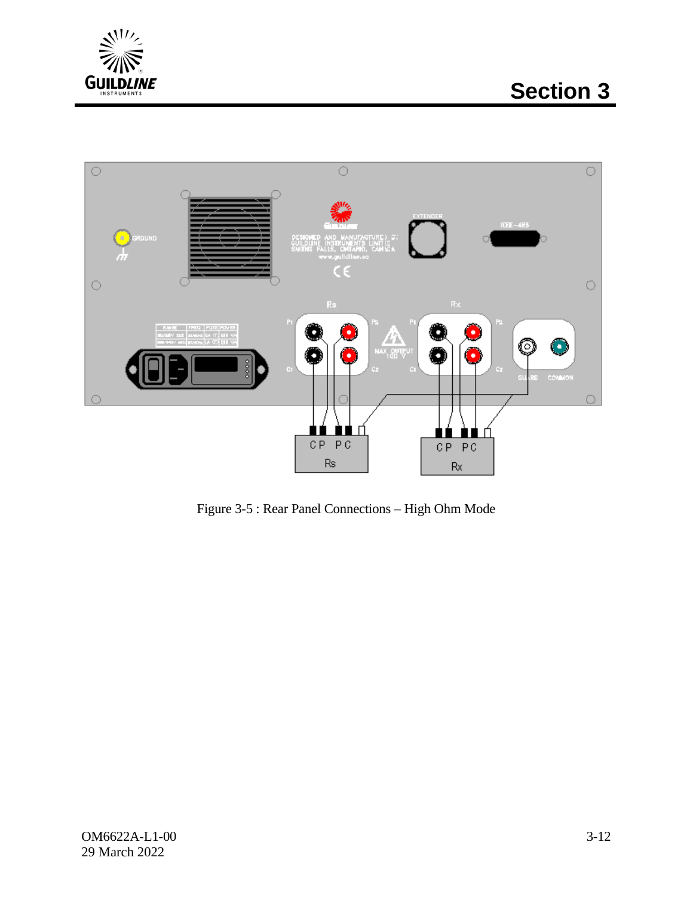Figure 3-5 : Rear Panel Connections – High Ohm Mode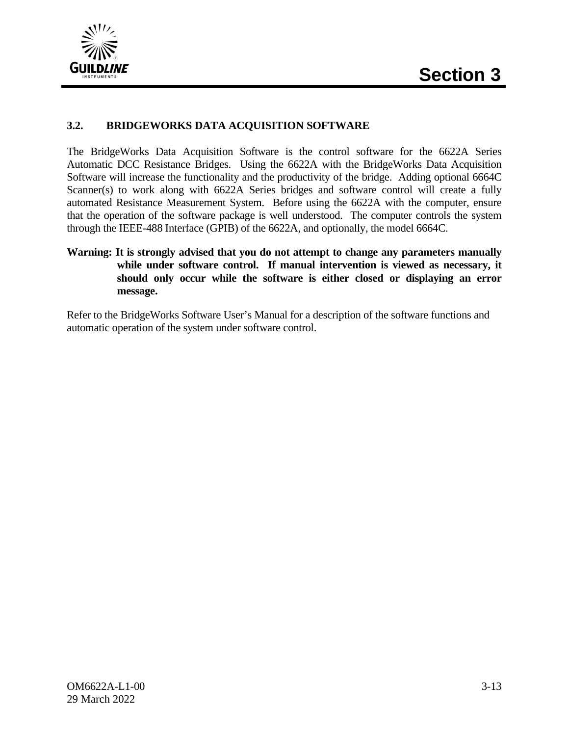## 3.2. BRIDGEWORKS DATA ACQUISITION SOFTWARE

The BridgeWorks Data Acquisition Software is the control software for the 6622A Series Automatic DCC Resistance Bridges. Using the 6622A with the BridgeWorks Data Acquisition Software will increase the functionality and the productivity of the bridge. Adding optional 6664C Scanner(s) to work along with 6622A Series bridges and software control will create a fully automated Resistance Measurement System. Before using the 6622A with the computer, ensure that the operation of the software package is well understood. The computer controls the system through the IEEE-488 Interface (GPIB) of the 6622A, and optionally, the model 6664C.

**Warning: It is strongly advised that you do not attempt to change any parameters manually while under software control. If manual intervention is viewed as necessary, it should only occur while the software is either closed or displaying an error message.**

Refer to the BridgeWorks Software User's Manual for a description of the software functions and automatic operation of the system under software control.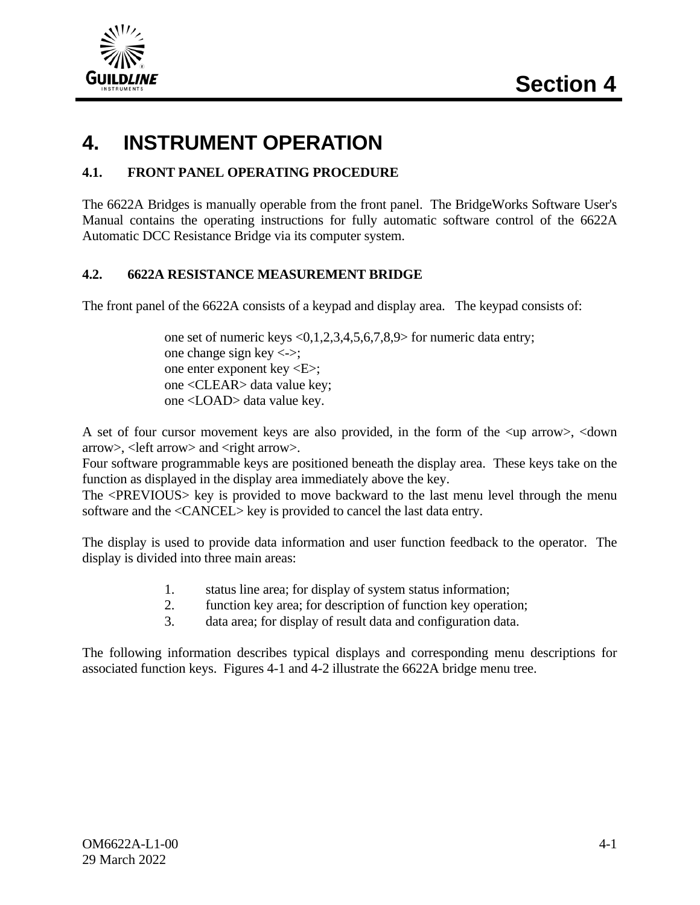# 4. INSTRUMENT OPERATION

## 4.1. FRONT PANEL OPERATING PROCEDURE

The 6622A Bridges is manually operable from the front panel. The BridgeWorks Software User's Manual contains the operating instructions for fully automatic software control of the 6622A Automatic DCC Resistance Bridge via its computer system.

## 4.2. 6622A RESISTANCE MEASUREMENT BRIDGE

The front panel of the 6622A consists of a keypad and display area. The keypad consists of:

one set of numeric keys <0,1,2,3,4,5,6,7,8,9> for numeric data entry;
one change sign key <->;
one enter exponent key <E>;
one <CLEAR> data value key;
one <LOAD> data value key.

A set of four cursor movement keys are also provided, in the form of the <up arrow>, <down arrow>, <left arrow> and <right arrow>.
Four software programmable keys are positioned beneath the display area. These keys take on the function as displayed in the display area immediately above the key.
The <PREVIOUS> key is provided to move backward to the last menu level through the menu software and the <CANCEL> key is provided to cancel the last data entry.

The display is used to provide data information and user function feedback to the operator. The display is divided into three main areas:

1. status line area; for display of system status information;
2. function key area; for description of function key operation;
3. data area; for display of result data and configuration data.

The following information describes typical displays and corresponding menu descriptions for associated function keys. Figures 4-1 and 4-2 illustrate the 6622A bridge menu tree.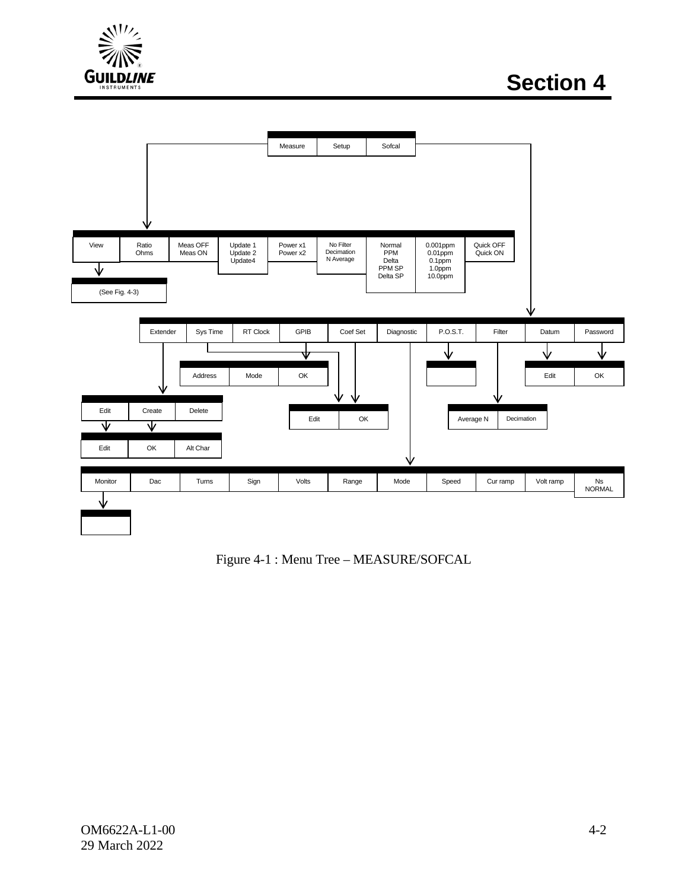Measure | Setup | Sofcal

View | Ratio Ohms | Meas OFF Meas ON | Update 1 Update 2 Update4 | Power x1 Power x2 | No Filter Decimation N Average | Normal PPM Delta PPM SP Delta SP | 0.001ppm 0.01ppm 0.1ppm 1.0ppm 10.0ppm | Quick OFF Quick ON

(See Fig. 4-3)

Extender | Sys Time | RT Clock | GPIB | Coef Set | Diagnostic | P.O.S.T. | Filter | Datum | Password

Address | Mode | OK

Edit | OK

Edit | Create | Delete

Edit | OK

Average N | Decimation

Edit | OK | Alt Char

Monitor | Dac | Turns | Sign | Volts | Range | Mode | Speed | Cur ramp | Volt ramp | Ns NORMAL

Figure 4-1 : Menu Tree – MEASURE/SOFCAL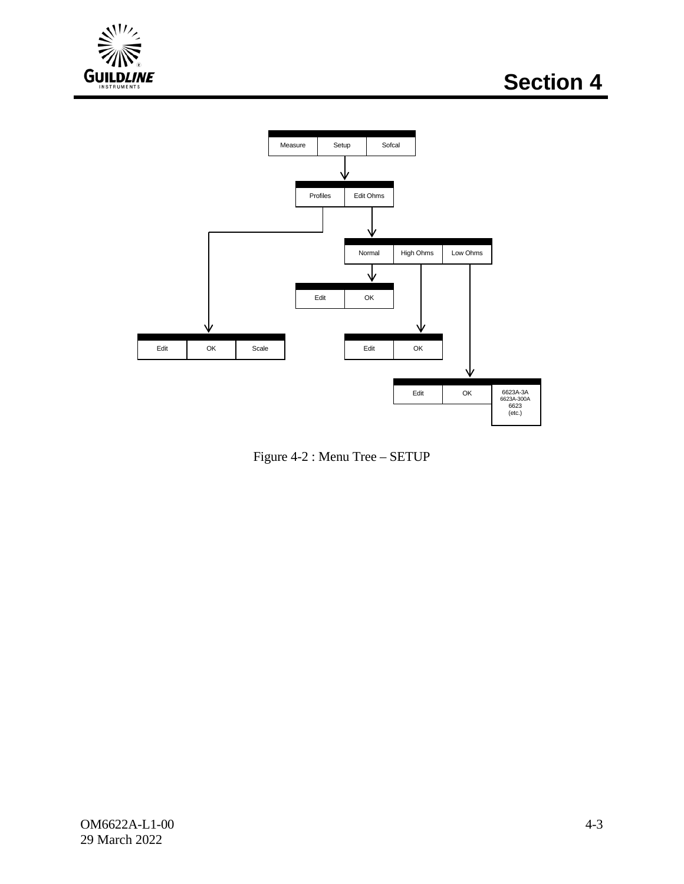| Measure | Setup | Sofcal |
|---|---|---|

| Profiles | Edit Ohms |
|---|---|

| Normal | High Ohms | Low Ohms |
|---|---|---|

| Edit | OK |
|---|---|

| Edit | OK | Scale |
|---|---|---|

| Edit | OK |
|---|---|

| Edit | OK | 6623A-3A 6623A-300A 6623 (etc.) |
|---|---|---|

Figure 4-2 : Menu Tree – SETUP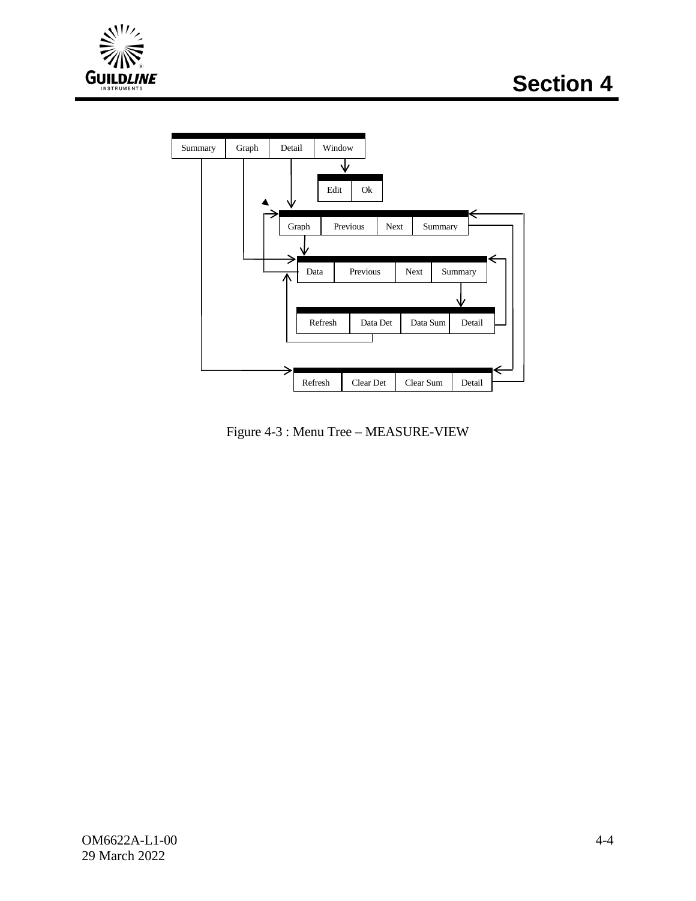| Summary | Graph | Detail | Window |
| --- | --- | --- | --- |

| Edit | Ok |
| --- | --- |

| Graph | Previous | Next | Summary |
| --- | --- | --- | --- |

| Data | Previous | Next | Summary |
| --- | --- | --- | --- |

| Refresh | Data Det | Data Sum | Detail |
| --- | --- | --- | --- |

| Refresh | Clear Det | Clear Sum | Detail |
| --- | --- | --- | --- |

Figure 4-3 : Menu Tree – MEASURE-VIEW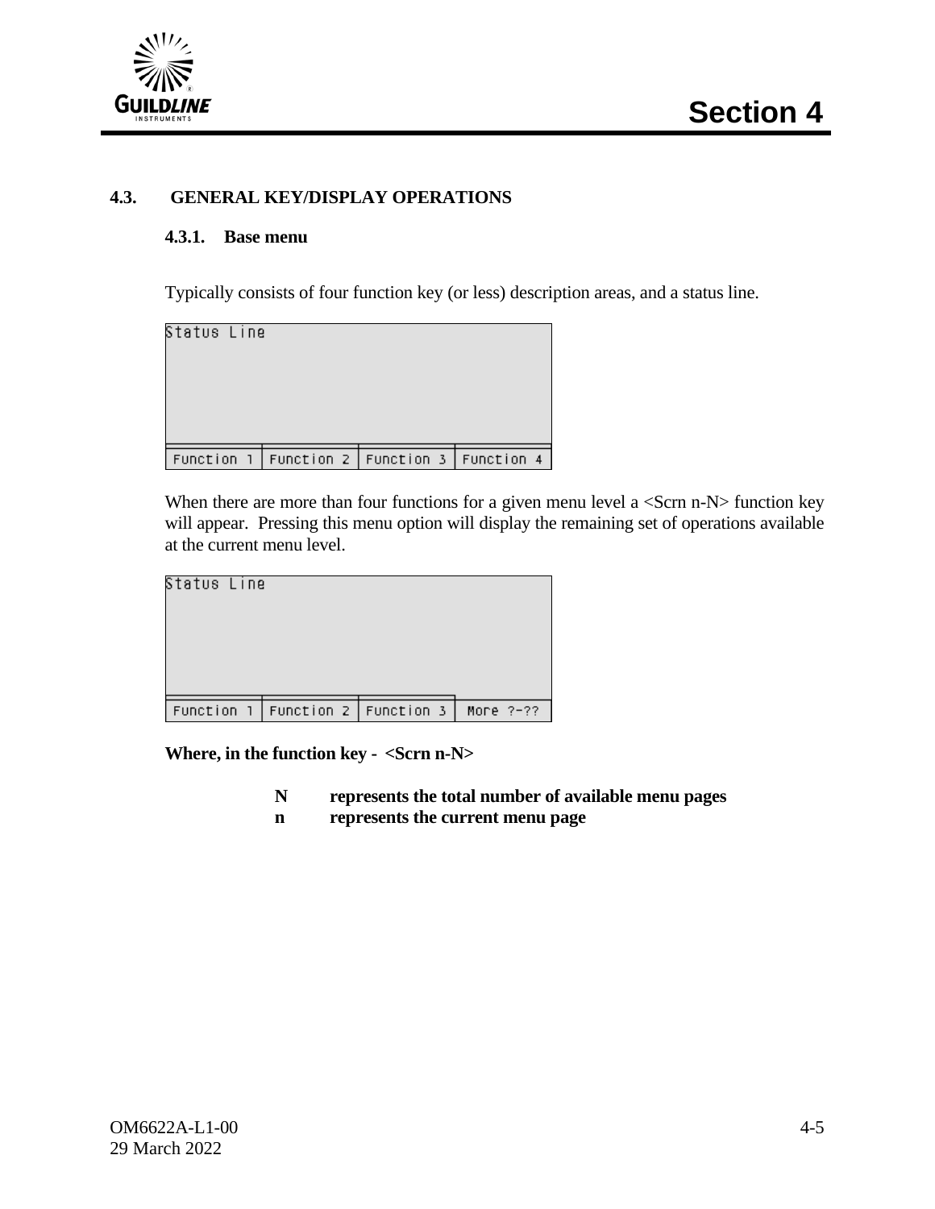## 4.3. GENERAL KEY/DISPLAY OPERATIONS

### 4.3.1. Base menu

Typically consists of four function key (or less) description areas, and a status line.

```
Status Line




| Function 1 | Function 2 | Function 3 | Function 4 |
```

When there are more than four functions for a given menu level a <Scrn n-N> function key will appear. Pressing this menu option will display the remaining set of operations available at the current menu level.

```
Status Line




| Function 1 | Function 2 | Function 3 | More ?-?? |
```

**Where, in the function key - <Scrn n-N>**

- **N** represents the total number of available menu pages
- **n** represents the current menu page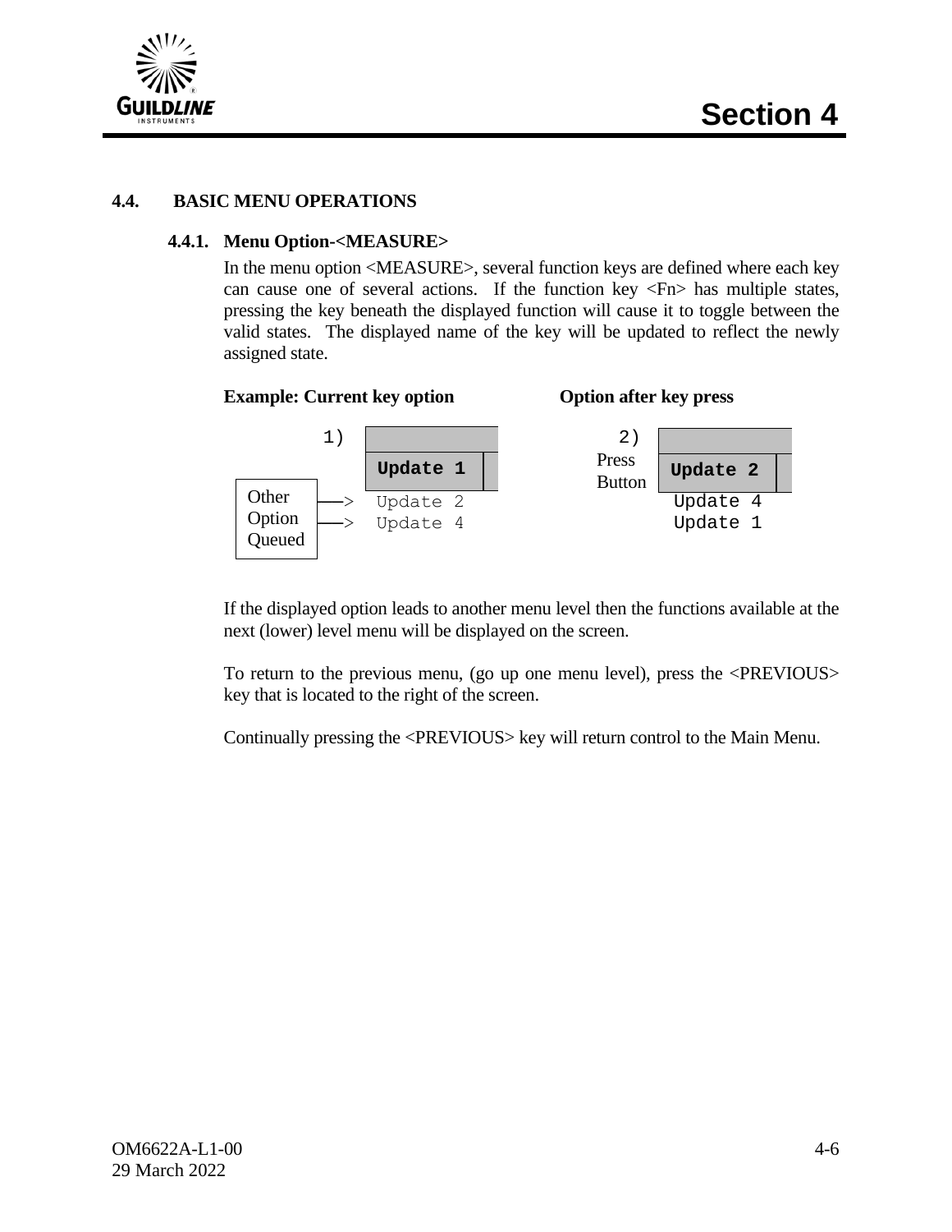### 4.4. BASIC MENU OPERATIONS

#### 4.4.1. Menu Option-<MEASURE>

In the menu option <MEASURE>, several function keys are defined where each key can cause one of several actions. If the function key <Fn> has multiple states, pressing the key beneath the displayed function will cause it to toggle between the valid states. The displayed name of the key will be updated to reflect the newly assigned state.

**Example: Current key option** **Option after key press**

```
        1)  +------------+              2)     +------------+
            | Update 1   |            Press    | Update 2   |
+--------+  +------------+            Button   +------------+
| Other  |--> Update 2                          Update 4
| Option |--> Update 4                          Update 1
| Queued |
+--------+
```

If the displayed option leads to another menu level then the functions available at the next (lower) level menu will be displayed on the screen.

To return to the previous menu, (go up one menu level), press the <PREVIOUS> key that is located to the right of the screen.

Continually pressing the <PREVIOUS> key will return control to the Main Menu.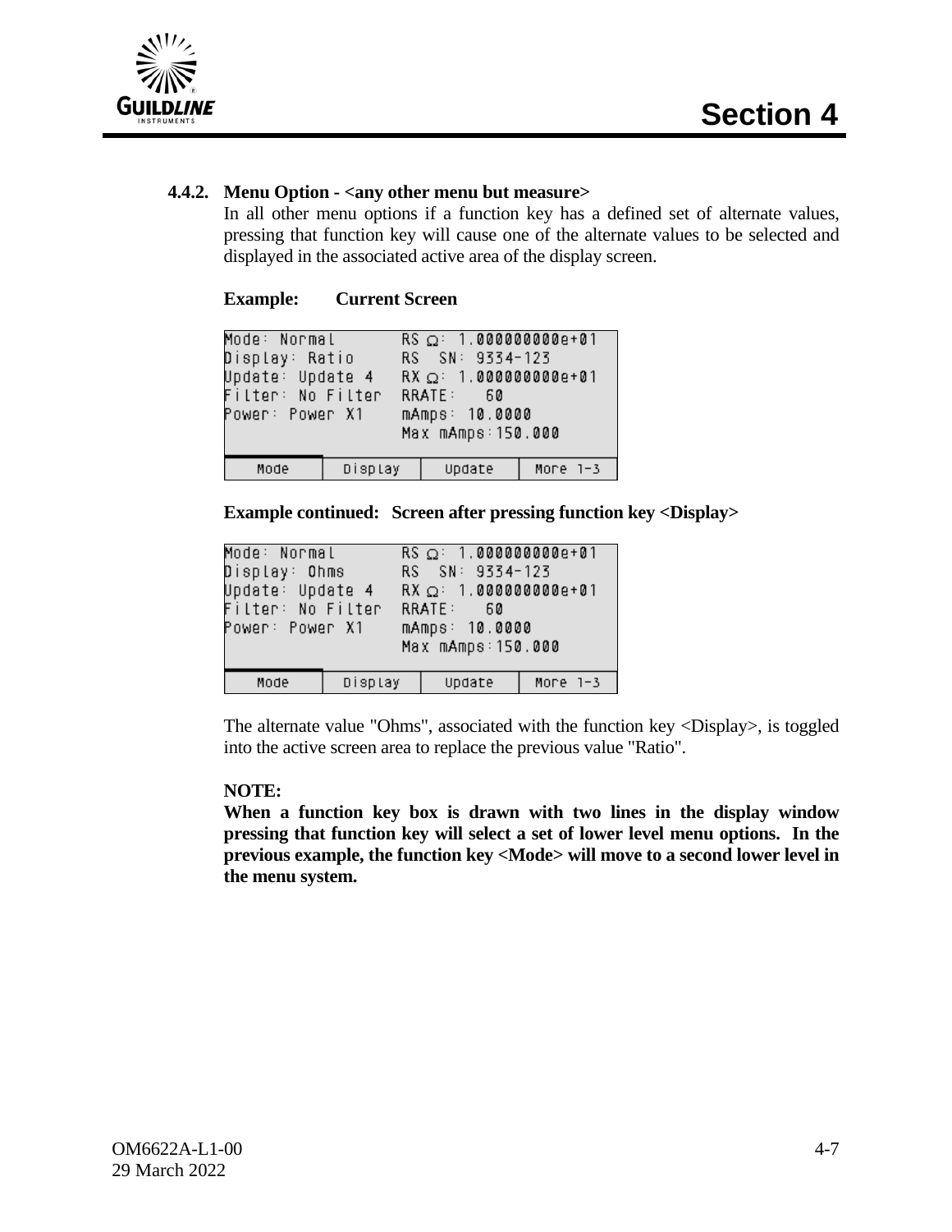### 4.4.2. Menu Option - <any other menu but measure>

In all other menu options if a function key has a defined set of alternate values, pressing that function key will cause one of the alternate values to be selected and displayed in the associated active area of the display screen.

**Example: Current Screen**

```
Mode: Normal        RS Ω: 1.000000000e+01
Display: Ratio      RS  SN: 9334-123
Update: Update 4    RX Ω: 1.000000000e+01
Filter: No Filter   RRATE:   60
Power: Power X1     mAmps: 10.0000
                    Max mAmps:150.000

  Mode  |  Display  |  Update  |  More 1-3
```

**Example continued: Screen after pressing function key <Display>**

```
Mode: Normal        RS Ω: 1.000000000e+01
Display: Ohms       RS  SN: 9334-123
Update: Update 4    RX Ω: 1.000000000e+01
Filter: No Filter   RRATE:   60
Power: Power X1     mAmps: 10.0000
                    Max mAmps:150.000

  Mode  |  Display  |  Update  |  More 1-3
```

The alternate value "Ohms", associated with the function key <Display>, is toggled into the active screen area to replace the previous value "Ratio".

**NOTE:**

**When a function key box is drawn with two lines in the display window pressing that function key will select a set of lower level menu options. In the previous example, the function key <Mode> will move to a second lower level in the menu system.**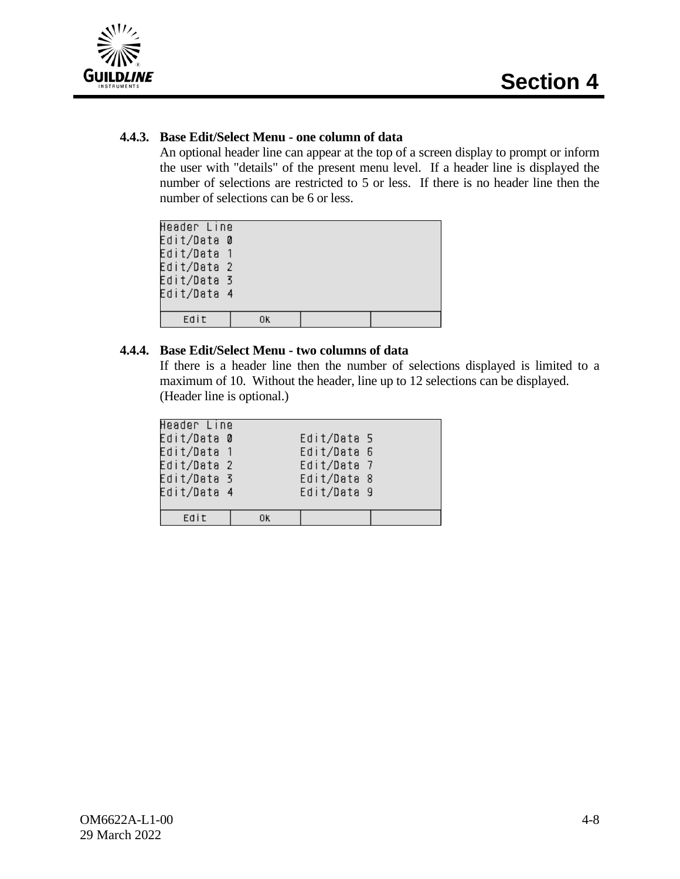### 4.4.3. Base Edit/Select Menu - one column of data

An optional header line can appear at the top of a screen display to prompt or inform the user with "details" of the present menu level. If a header line is displayed the number of selections are restricted to 5 or less. If there is no header line then the number of selections can be 6 or less.

```
Header Line
Edit/Data 0
Edit/Data 1
Edit/Data 2
Edit/Data 3
Edit/Data 4

  Edit  |  OK  |      |
```

### 4.4.4. Base Edit/Select Menu - two columns of data

If there is a header line then the number of selections displayed is limited to a maximum of 10. Without the header, line up to 12 selections can be displayed. (Header line is optional.)

```
Header Line
Edit/Data 0          Edit/Data 5
Edit/Data 1          Edit/Data 6
Edit/Data 2          Edit/Data 7
Edit/Data 3          Edit/Data 8
Edit/Data 4          Edit/Data 9

  Edit  |  OK  |      |
```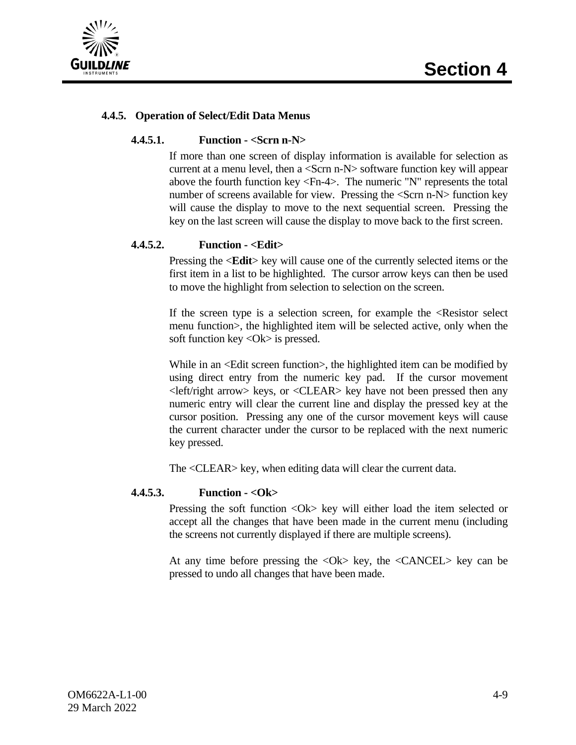### 4.4.5. Operation of Select/Edit Data Menus

#### 4.4.5.1. Function - <Scrn n-N>

If more than one screen of display information is available for selection as current at a menu level, then a <Scrn n-N> software function key will appear above the fourth function key <Fn-4>. The numeric "N" represents the total number of screens available for view. Pressing the <Scrn n-N> function key will cause the display to move to the next sequential screen. Pressing the key on the last screen will cause the display to move back to the first screen.

#### 4.4.5.2. Function - <Edit>

Pressing the <**Edit**> key will cause one of the currently selected items or the first item in a list to be highlighted. The cursor arrow keys can then be used to move the highlight from selection to selection on the screen.

If the screen type is a selection screen, for example the <Resistor select menu function>, the highlighted item will be selected active, only when the soft function key <Ok> is pressed.

While in an <Edit screen function>, the highlighted item can be modified by using direct entry from the numeric key pad. If the cursor movement <left/right arrow> keys, or <CLEAR> key have not been pressed then any numeric entry will clear the current line and display the pressed key at the cursor position. Pressing any one of the cursor movement keys will cause the current character under the cursor to be replaced with the next numeric key pressed.

The <CLEAR> key, when editing data will clear the current data.

#### 4.4.5.3. Function - <Ok>

Pressing the soft function <Ok> key will either load the item selected or accept all the changes that have been made in the current menu (including the screens not currently displayed if there are multiple screens).

At any time before pressing the <Ok> key, the <CANCEL> key can be pressed to undo all changes that have been made.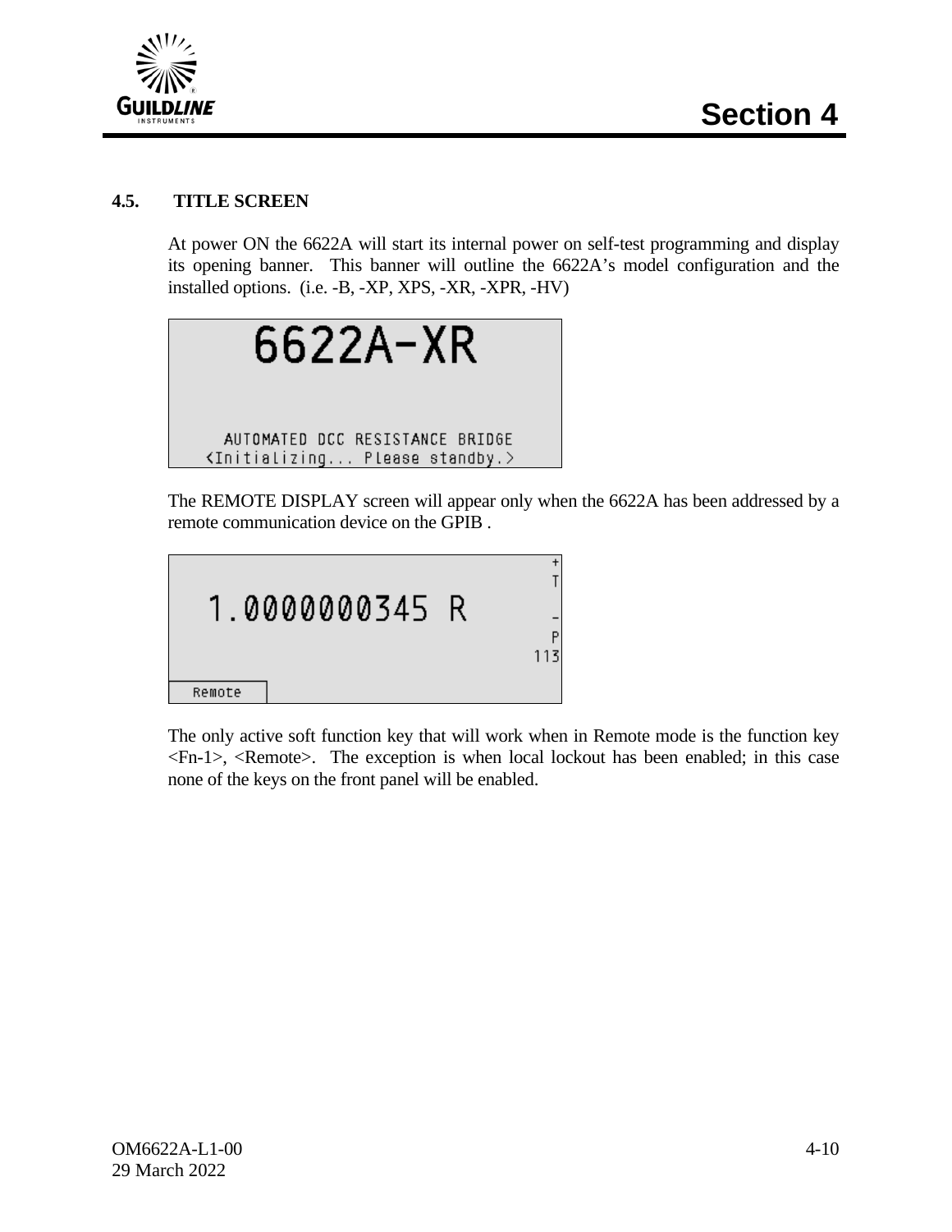## 4.5. TITLE SCREEN

At power ON the 6622A will start its internal power on self-test programming and display its opening banner. This banner will outline the 6622A's model configuration and the installed options. (i.e. -B, -XP, XPS, -XR, -XPR, -HV)

```
6622A-XR

AUTOMATED DCC RESISTANCE BRIDGE
<Initializing... Please standby.>
```

The REMOTE DISPLAY screen will appear only when the 6622A has been addressed by a remote communication device on the GPIB .

```
                                +
                                T
1.0000000345 R
                                -
                                P
                              113
Remote
```

The only active soft function key that will work when in Remote mode is the function key <Fn-1>, <Remote>. The exception is when local lockout has been enabled; in this case none of the keys on the front panel will be enabled.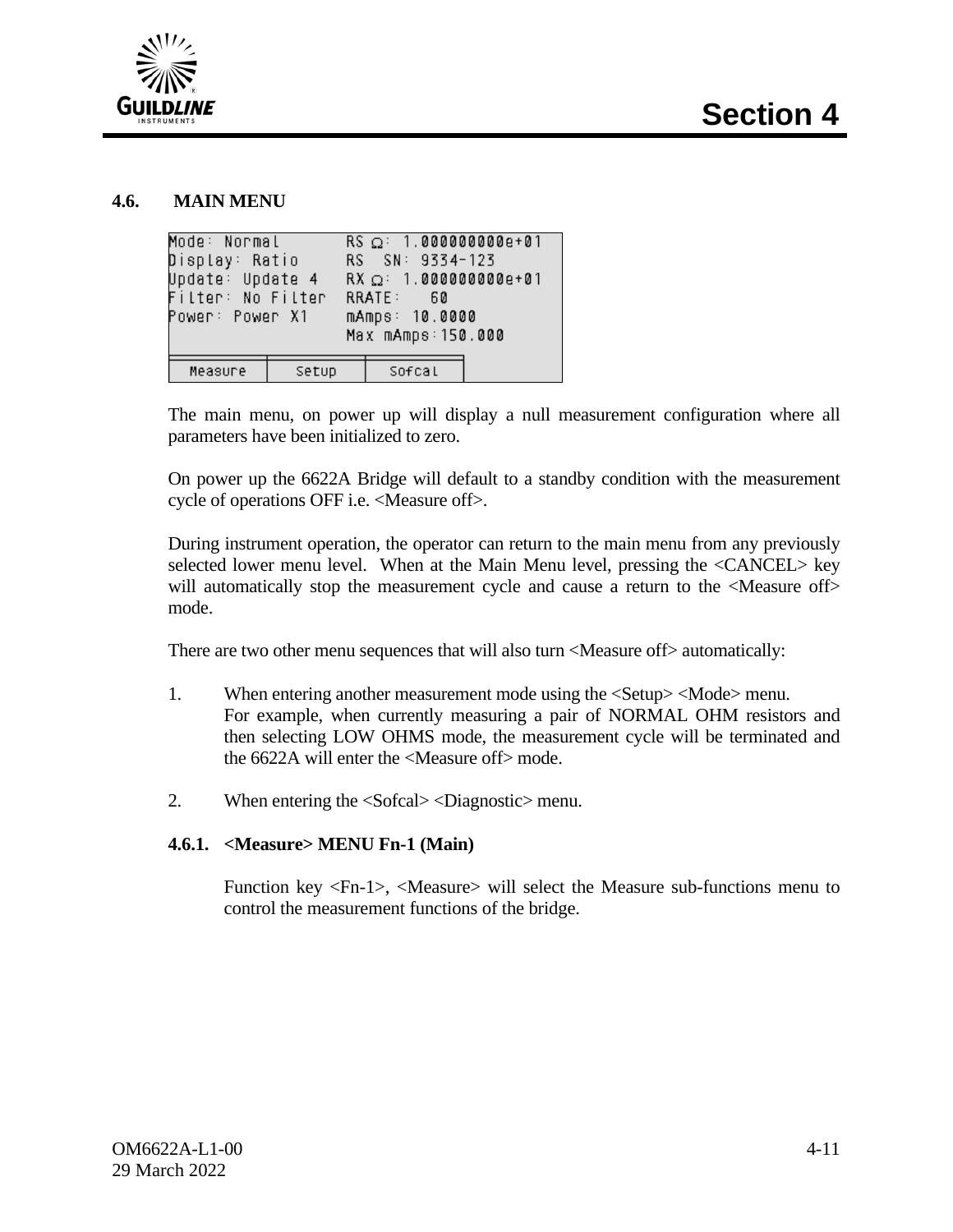## 4.6. MAIN MENU

```
Mode: Normal          RS Ω: 1.000000000e+01
Display: Ratio        RS  SN: 9334-123
Update: Update 4      RX Ω: 1.000000000e+01
Filter: No Filter     RRATE:   60
Power: Power X1       mAmps: 10.0000
                      Max mAmps:150.000

  Measure      Setup      Sofcal
```

The main menu, on power up will display a null measurement configuration where all parameters have been initialized to zero.

On power up the 6622A Bridge will default to a standby condition with the measurement cycle of operations OFF i.e. <Measure off>.

During instrument operation, the operator can return to the main menu from any previously selected lower menu level. When at the Main Menu level, pressing the <CANCEL> key will automatically stop the measurement cycle and cause a return to the <Measure off> mode.

There are two other menu sequences that will also turn <Measure off> automatically:

1. When entering another measurement mode using the <Setup> <Mode> menu.
   For example, when currently measuring a pair of NORMAL OHM resistors and then selecting LOW OHMS mode, the measurement cycle will be terminated and the 6622A will enter the <Measure off> mode.

2. When entering the <Sofcal> <Diagnostic> menu.

### 4.6.1. <Measure> MENU Fn-1 (Main)

Function key <Fn-1>, <Measure> will select the Measure sub-functions menu to control the measurement functions of the bridge.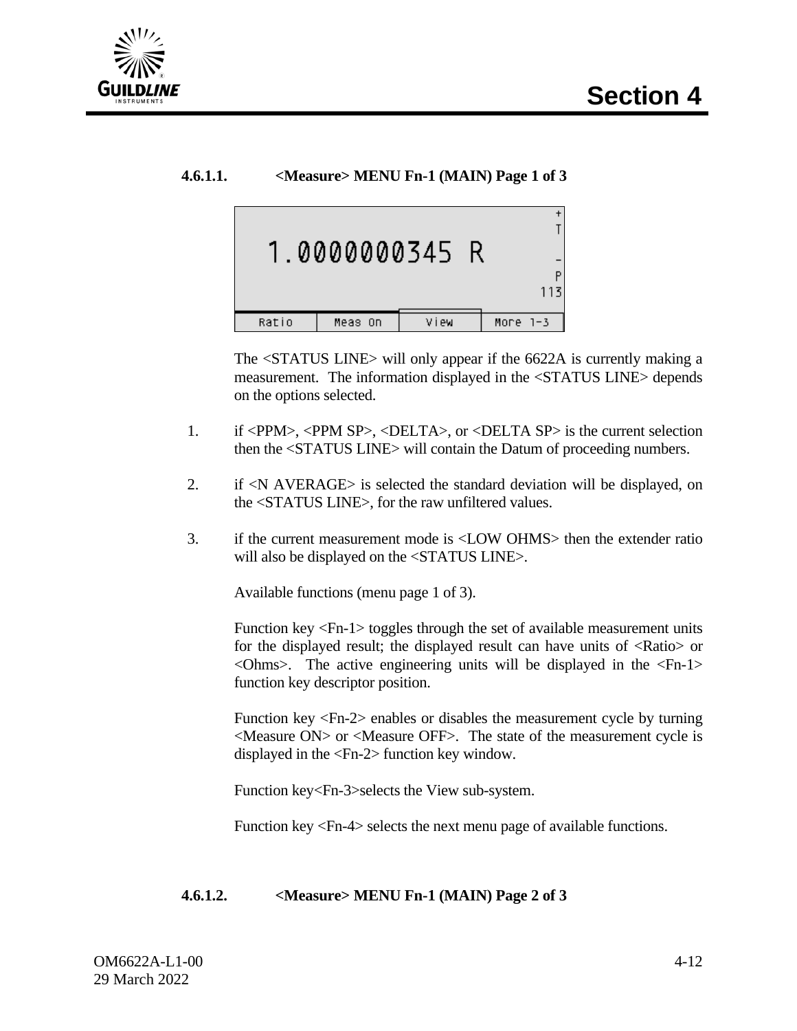#### 4.6.1.1. <Measure> MENU Fn-1 (MAIN) Page 1 of 3

```
                                              +
                                              T
   1.0000000345 R
                                              -
                                              P
                                            113
 Ratio      Meas On      View      More 1-3
```

The <STATUS LINE> will only appear if the 6622A is currently making a measurement. The information displayed in the <STATUS LINE> depends on the options selected.

1. if <PPM>, <PPM SP>, <DELTA>, or <DELTA SP> is the current selection then the <STATUS LINE> will contain the Datum of proceeding numbers.

2. if <N AVERAGE> is selected the standard deviation will be displayed, on the <STATUS LINE>, for the raw unfiltered values.

3. if the current measurement mode is <LOW OHMS> then the extender ratio will also be displayed on the <STATUS LINE>.

Available functions (menu page 1 of 3).

Function key <Fn-1> toggles through the set of available measurement units for the displayed result; the displayed result can have units of <Ratio> or <Ohms>. The active engineering units will be displayed in the <Fn-1> function key descriptor position.

Function key <Fn-2> enables or disables the measurement cycle by turning <Measure ON> or <Measure OFF>. The state of the measurement cycle is displayed in the <Fn-2> function key window.

Function key<Fn-3>selects the View sub-system.

Function key <Fn-4> selects the next menu page of available functions.

#### 4.6.1.2. <Measure> MENU Fn-1 (MAIN) Page 2 of 3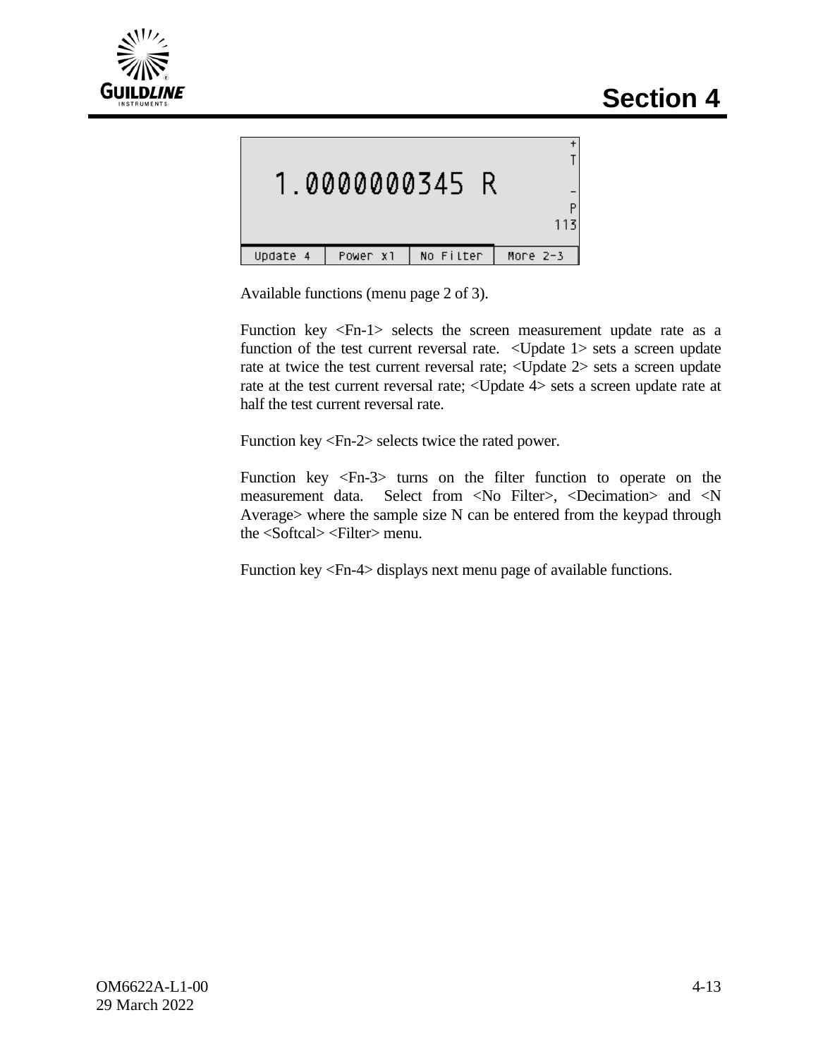```
                                        +
                                        T
   1.0000000345 R
                                        -
                                        P
                                      113
Update 4 | Power x1 | No Filter | More 2-3
```

Available functions (menu page 2 of 3).

Function key <Fn-1> selects the screen measurement update rate as a function of the test current reversal rate. <Update 1> sets a screen update rate at twice the test current reversal rate; <Update 2> sets a screen update rate at the test current reversal rate; <Update 4> sets a screen update rate at half the test current reversal rate.

Function key <Fn-2> selects twice the rated power.

Function key <Fn-3> turns on the filter function to operate on the measurement data. Select from <No Filter>, <Decimation> and <N Average> where the sample size N can be entered from the keypad through the <Softcal> <Filter> menu.

Function key <Fn-4> displays next menu page of available functions.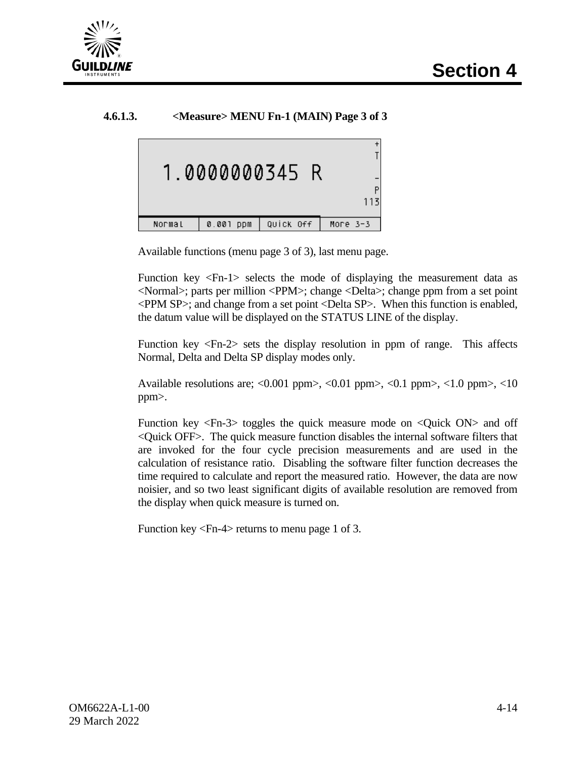#### 4.6.1.3. <Measure> MENU Fn-1 (MAIN) Page 3 of 3

```
                                         +
                                         T
   1.0000000345 R
                                         -
                                         P
                                       113
 Normal  | 0.001 ppm | Quick Off | More 3-3
```

Available functions (menu page 3 of 3), last menu page.

Function key <Fn-1> selects the mode of displaying the measurement data as <Normal>; parts per million <PPM>; change <Delta>; change ppm from a set point <PPM SP>; and change from a set point <Delta SP>. When this function is enabled, the datum value will be displayed on the STATUS LINE of the display.

Function key <Fn-2> sets the display resolution in ppm of range. This affects Normal, Delta and Delta SP display modes only.

Available resolutions are; <0.001 ppm>, <0.01 ppm>, <0.1 ppm>, <1.0 ppm>, <10 ppm>.

Function key <Fn-3> toggles the quick measure mode on <Quick ON> and off <Quick OFF>. The quick measure function disables the internal software filters that are invoked for the four cycle precision measurements and are used in the calculation of resistance ratio. Disabling the software filter function decreases the time required to calculate and report the measured ratio. However, the data are now noisier, and so two least significant digits of available resolution are removed from the display when quick measure is turned on.

Function key <Fn-4> returns to menu page 1 of 3.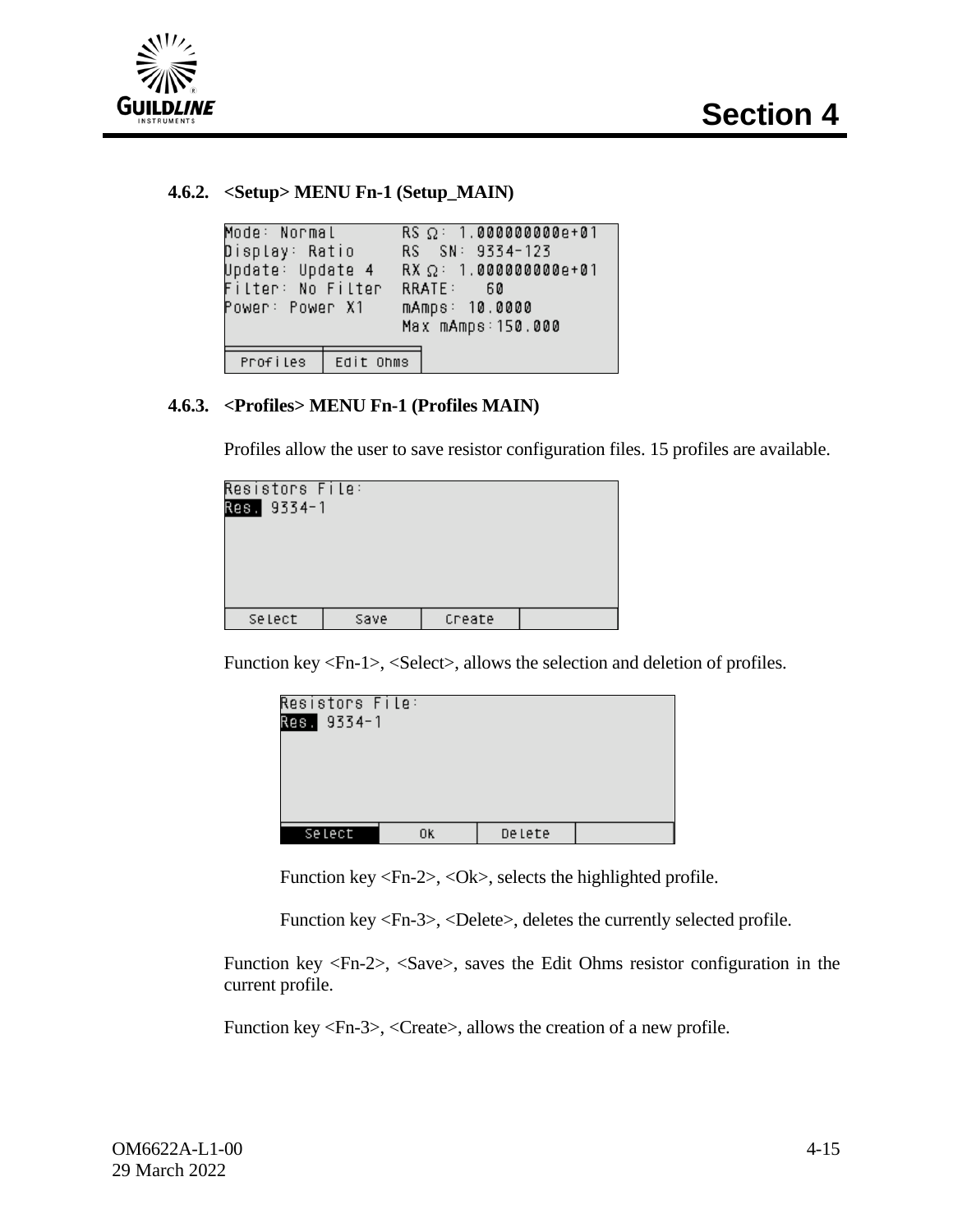### 4.6.2. <Setup> MENU Fn-1 (Setup_MAIN)

```
Mode: Normal        RS Ω: 1.000000000e+01
Display: Ratio      RS  SN: 9334-123
Update: Update 4    RX Ω: 1.000000000e+01
Filter: No Filter   RRATE:   60
Power: Power X1     mAmps: 10.0000
                    Max mAmps:150.000

| Profiles | Edit Ohms |
```

### 4.6.3. <Profiles> MENU Fn-1 (Profiles MAIN)

Profiles allow the user to save resistor configuration files. 15 profiles are available.

```
Resistors File:
Res. 9334-1

| Select | Save | Create | |
```

Function key <Fn-1>, <Select>, allows the selection and deletion of profiles.

```
Resistors File:
Res. 9334-1

| Select | Ok | Delete | |
```

Function key <Fn-2>, <Ok>, selects the highlighted profile.

Function key <Fn-3>, <Delete>, deletes the currently selected profile.

Function key <Fn-2>, <Save>, saves the Edit Ohms resistor configuration in the current profile.

Function key <Fn-3>, <Create>, allows the creation of a new profile.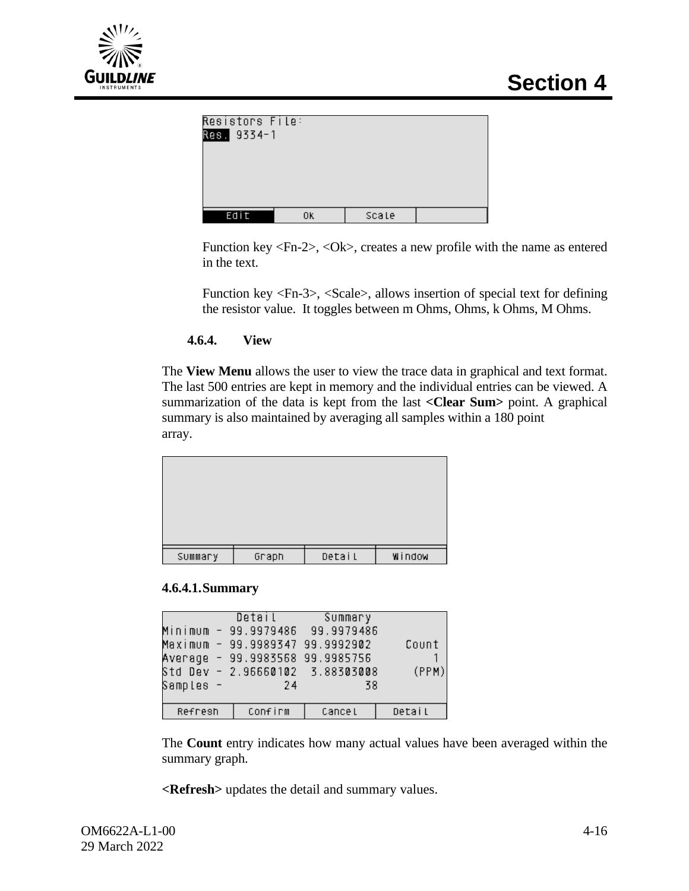```
Resistors File:
Res. 9334-1



 Edit  |  Ok  |  Scale  |
```

Function key <Fn-2>, <Ok>, creates a new profile with the name as entered in the text.

Function key <Fn-3>, <Scale>, allows insertion of special text for defining the resistor value. It toggles between m Ohms, Ohms, k Ohms, M Ohms.

### 4.6.4. View

The **View Menu** allows the user to view the trace data in graphical and text format. The last 500 entries are kept in memory and the individual entries can be viewed. A summarization of the data is kept from the last **<Clear Sum>** point. A graphical summary is also maintained by averaging all samples within a 180 point array.

```




 Summary  |  Graph  |  Detail  |  Window
```

#### 4.6.4.1. Summary

```
            Detail        Summary
Minimum -  99.9979486   99.9979486
Maximum -  99.9989347   99.9992902      Count
Average -  99.9983568   99.9985756          1
Std Dev -  2.96660102   3.88303008      (PPM)
Samples -          24           38

 Refresh  |  Confirm  |  Cancel  |  Detail
```

The **Count** entry indicates how many actual values have been averaged within the summary graph.

**<Refresh>** updates the detail and summary values.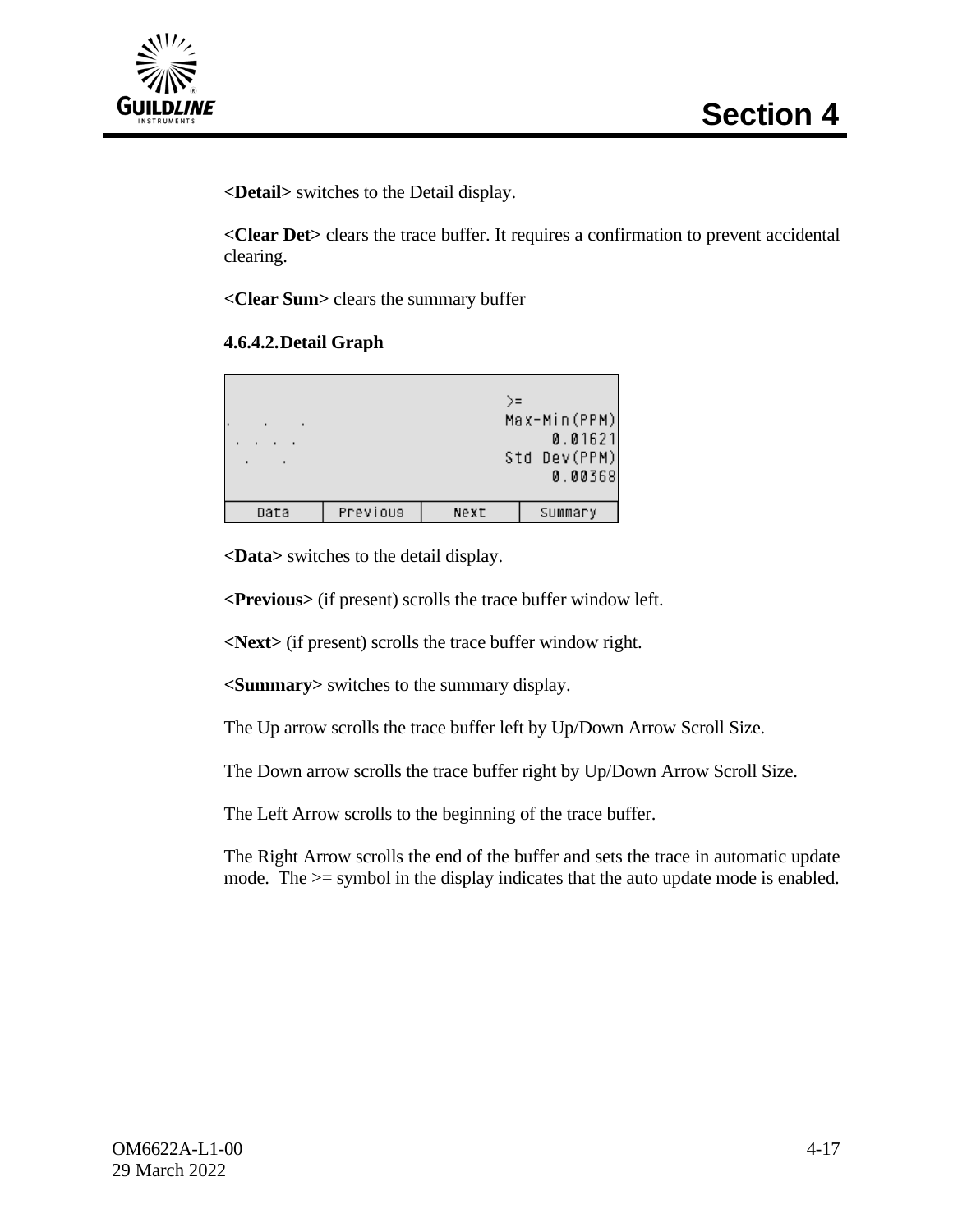**<Detail>** switches to the Detail display.

**<Clear Det>** clears the trace buffer. It requires a confirmation to prevent accidental clearing.

**<Clear Sum>** clears the summary buffer

#### 4.6.4.2. Detail Graph

```
                              >=
.    .    .                   Max-Min(PPM)
 .  .  .  .                        0.01621
  .    .                      Std Dev(PPM)
                                   0.00368

  Data     Previous     Next     Summary
```

**<Data>** switches to the detail display.

**<Previous>** (if present) scrolls the trace buffer window left.

**<Next>** (if present) scrolls the trace buffer window right.

**<Summary>** switches to the summary display.

The Up arrow scrolls the trace buffer left by Up/Down Arrow Scroll Size.

The Down arrow scrolls the trace buffer right by Up/Down Arrow Scroll Size.

The Left Arrow scrolls to the beginning of the trace buffer.

The Right Arrow scrolls the end of the buffer and sets the trace in automatic update mode. The >= symbol in the display indicates that the auto update mode is enabled.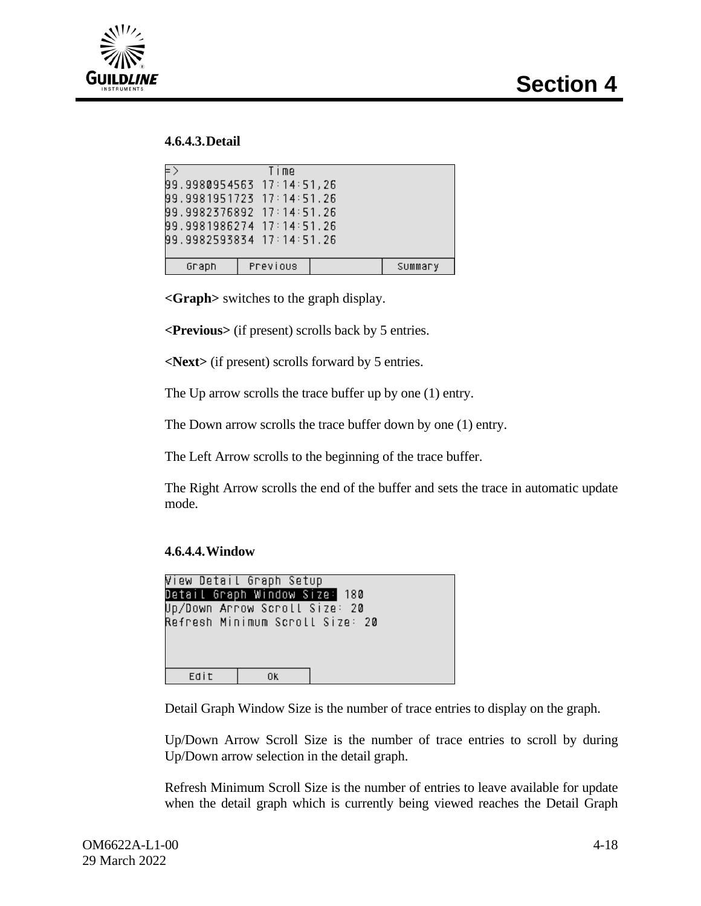#### 4.6.4.3. Detail

```
=>              Time
99.9980954563 17:14:51,26
99.9981951723 17:14:51.26
99.9982376892 17:14:51.26
99.9981986274 17:14:51.26
99.9982593834 17:14:51.26

  Graph   | Previous |          | Summary
```

**<Graph>** switches to the graph display.

**<Previous>** (if present) scrolls back by 5 entries.

**<Next>** (if present) scrolls forward by 5 entries.

The Up arrow scrolls the trace buffer up by one (1) entry.

The Down arrow scrolls the trace buffer down by one (1) entry.

The Left Arrow scrolls to the beginning of the trace buffer.

The Right Arrow scrolls the end of the buffer and sets the trace in automatic update mode.

#### 4.6.4.4. Window

```
View Detail Graph Setup
Detail Graph Window Size: 180
Up/Down Arrow Scroll Size: 20
Refresh Minimum Scroll Size: 20



  Edit   |   OK   |
```

Detail Graph Window Size is the number of trace entries to display on the graph.

Up/Down Arrow Scroll Size is the number of trace entries to scroll by during Up/Down arrow selection in the detail graph.

Refresh Minimum Scroll Size is the number of entries to leave available for update when the detail graph which is currently being viewed reaches the Detail Graph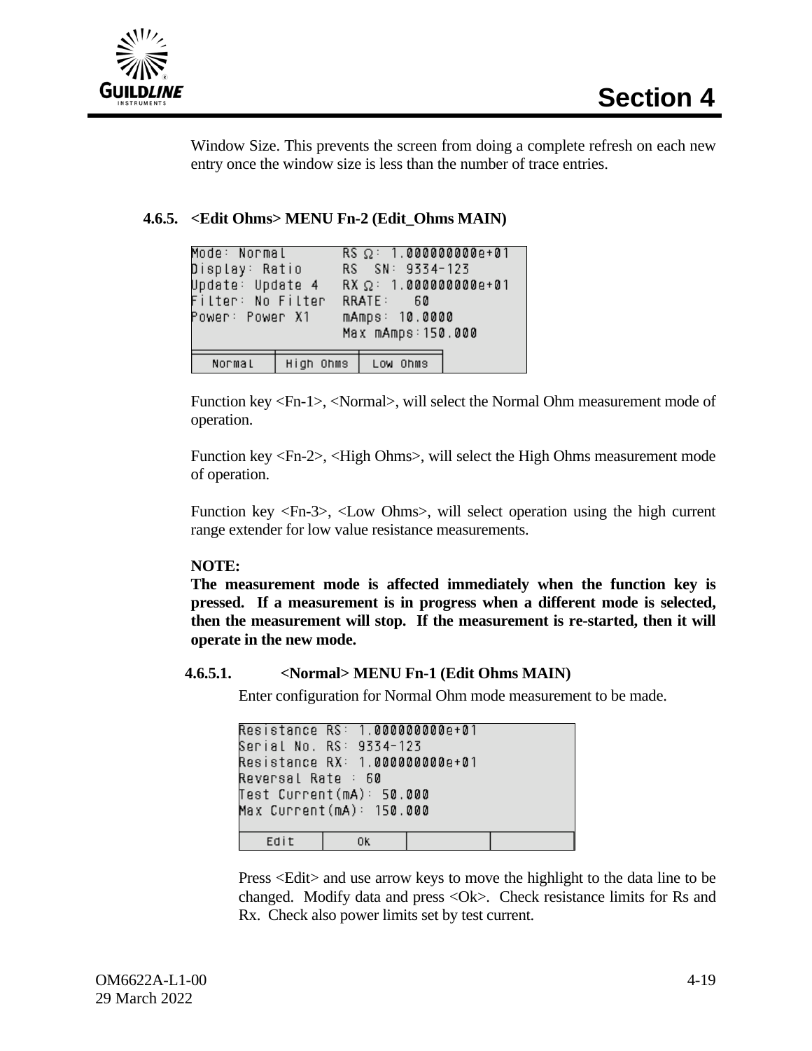Window Size. This prevents the screen from doing a complete refresh on each new entry once the window size is less than the number of trace entries.

### 4.6.5. <Edit Ohms> MENU Fn-2 (Edit_Ohms MAIN)

```
Mode: Normal        RS Ω: 1.000000000e+01
Display: Ratio      RS  SN: 9334-123
Update: Update 4    RX Ω: 1.000000000e+01
Filter: No Filter   RRATE:   60
Power: Power X1     mAmps: 10.0000
                    Max mAmps:150.000

 Normal  | High Ohms | Low Ohms |
```

Function key <Fn-1>, <Normal>, will select the Normal Ohm measurement mode of operation.

Function key <Fn-2>, <High Ohms>, will select the High Ohms measurement mode of operation.

Function key <Fn-3>, <Low Ohms>, will select operation using the high current range extender for low value resistance measurements.

**NOTE:**
**The measurement mode is affected immediately when the function key is pressed. If a measurement is in progress when a different mode is selected, then the measurement will stop. If the measurement is re-started, then it will operate in the new mode.**

#### 4.6.5.1. <Normal> MENU Fn-1 (Edit Ohms MAIN)

Enter configuration for Normal Ohm mode measurement to be made.

```
Resistance RS: 1.000000000e+01
Serial No. RS: 9334-123
Resistance RX: 1.000000000e+01
Reversal Rate : 60
Test Current(mA): 50.000
Max Current(mA): 150.000

  Edit  |  Ok  |      |      |
```

Press <Edit> and use arrow keys to move the highlight to the data line to be changed. Modify data and press <Ok>. Check resistance limits for Rs and Rx. Check also power limits set by test current.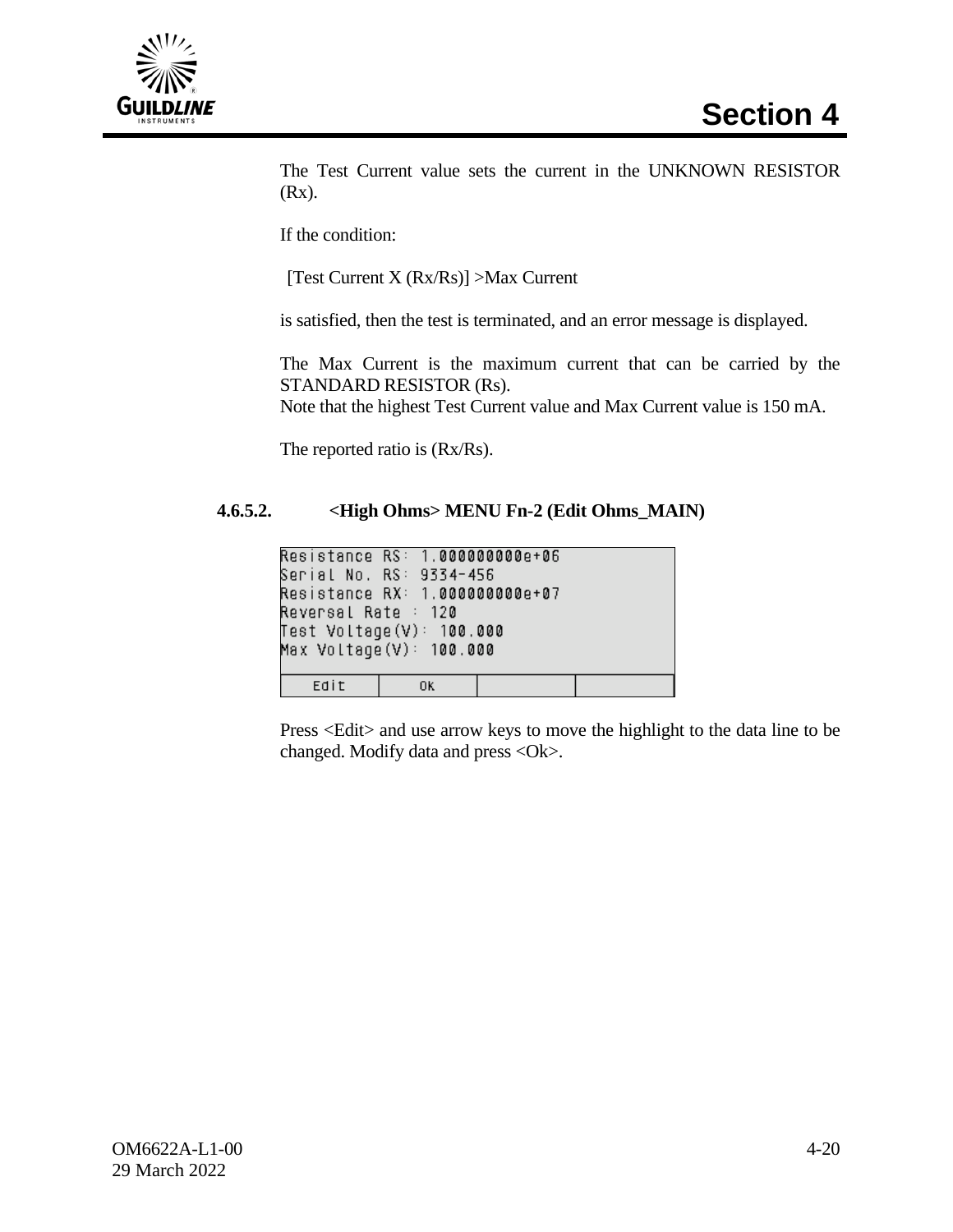The Test Current value sets the current in the UNKNOWN RESISTOR (Rx).

If the condition:

[Test Current X (Rx/Rs)] >Max Current

is satisfied, then the test is terminated, and an error message is displayed.

The Max Current is the maximum current that can be carried by the STANDARD RESISTOR (Rs).
Note that the highest Test Current value and Max Current value is 150 mA.

The reported ratio is (Rx/Rs).

#### 4.6.5.2. <High Ohms> MENU Fn-2 (Edit Ohms_MAIN)

```
Resistance RS: 1.000000000e+06
Serial No. RS: 9334-456
Resistance RX: 1.000000000e+07
Reversal Rate : 120
Test Voltage(V): 100.000
Max Voltage(V): 100.000
```

| Edit | Ok | | |
|---|---|---|---|

Press <Edit> and use arrow keys to move the highlight to the data line to be changed. Modify data and press <Ok>.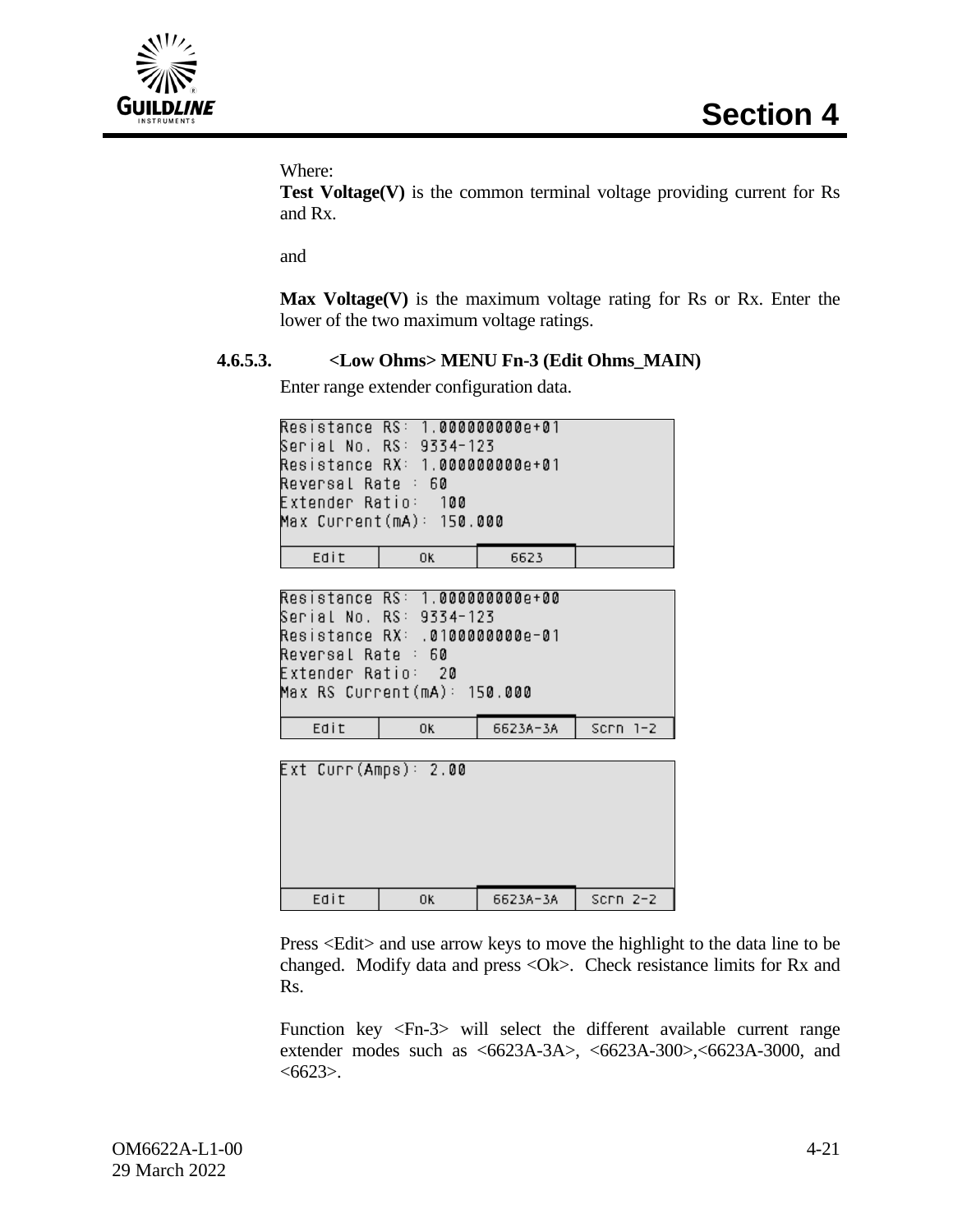Where:

**Test Voltage(V)** is the common terminal voltage providing current for Rs and Rx.

and

**Max Voltage(V)** is the maximum voltage rating for Rs or Rx. Enter the lower of the two maximum voltage ratings.

#### 4.6.5.3. <Low Ohms> MENU Fn-3 (Edit Ohms_MAIN)

Enter range extender configuration data.

```
Resistance RS: 1.000000000e+01
Serial No. RS: 9334-123
Resistance RX: 1.000000000e+01
Reversal Rate : 60
Extender Ratio:  100
Max Current(mA): 150.000

  Edit  |  Ok  |  6623  |
```

```
Resistance RS: 1.000000000e+00
Serial No. RS: 9334-123
Resistance RX: .0100000000e-01
Reversal Rate : 60
Extender Ratio:  20
Max RS Current(mA): 150.000

  Edit  |  Ok  |  6623A-3A  |  Scrn 1-2
```

```
Ext Curr(Amps): 2.00

  Edit  |  Ok  |  6623A-3A  |  Scrn 2-2
```

Press <Edit> and use arrow keys to move the highlight to the data line to be changed. Modify data and press <Ok>. Check resistance limits for Rx and Rs.

Function key <Fn-3> will select the different available current range extender modes such as <6623A-3A>, <6623A-300>,<6623A-3000, and <6623>.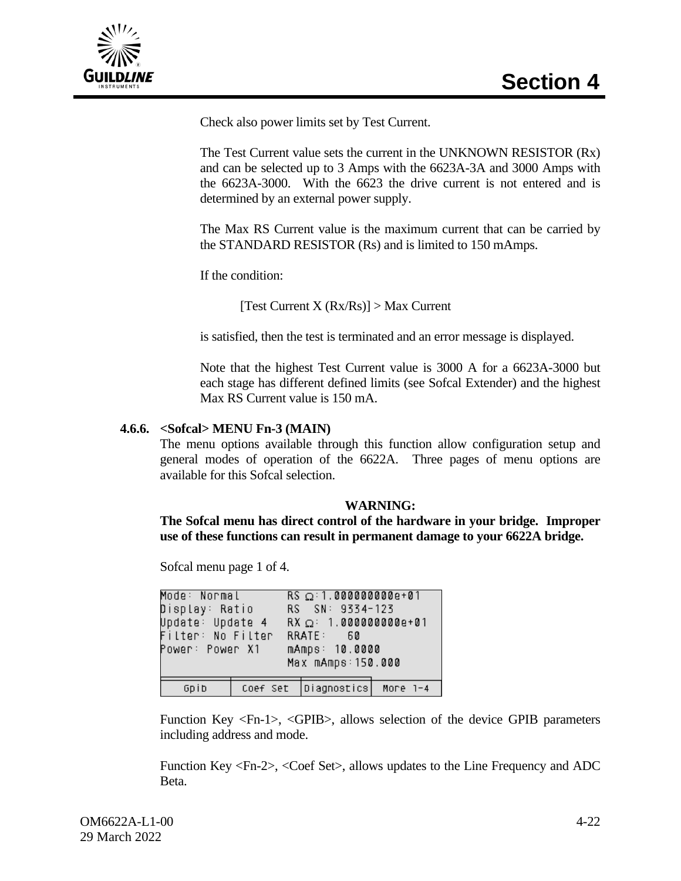Check also power limits set by Test Current.

The Test Current value sets the current in the UNKNOWN RESISTOR (Rx) and can be selected up to 3 Amps with the 6623A-3A and 3000 Amps with the 6623A-3000. With the 6623 the drive current is not entered and is determined by an external power supply.

The Max RS Current value is the maximum current that can be carried by the STANDARD RESISTOR (Rs) and is limited to 150 mAmps.

If the condition:

[Test Current X (Rx/Rs)] > Max Current

is satisfied, then the test is terminated and an error message is displayed.

Note that the highest Test Current value is 3000 A for a 6623A-3000 but each stage has different defined limits (see Sofcal Extender) and the highest Max RS Current value is 150 mA.

### 4.6.6. <Sofcal> MENU Fn-3 (MAIN)

The menu options available through this function allow configuration setup and general modes of operation of the 6622A. Three pages of menu options are available for this Sofcal selection.

**WARNING:**

**The Sofcal menu has direct control of the hardware in your bridge. Improper use of these functions can result in permanent damage to your 6622A bridge.**

Sofcal menu page 1 of 4.

```
Mode: Normal        RS Ω:1.000000000e+01
Display: Ratio      RS  SN: 9334-123
Update: Update 4    RX Ω: 1.000000000e+01
Filter: No Filter   RRATE:   60
Power: Power X1     mAmps: 10.0000
                    Max mAmps:150.000

  Gpib   | Coef Set | Diagnostics | More 1-4
```

Function Key <Fn-1>, <GPIB>, allows selection of the device GPIB parameters including address and mode.

Function Key <Fn-2>, <Coef Set>, allows updates to the Line Frequency and ADC Beta.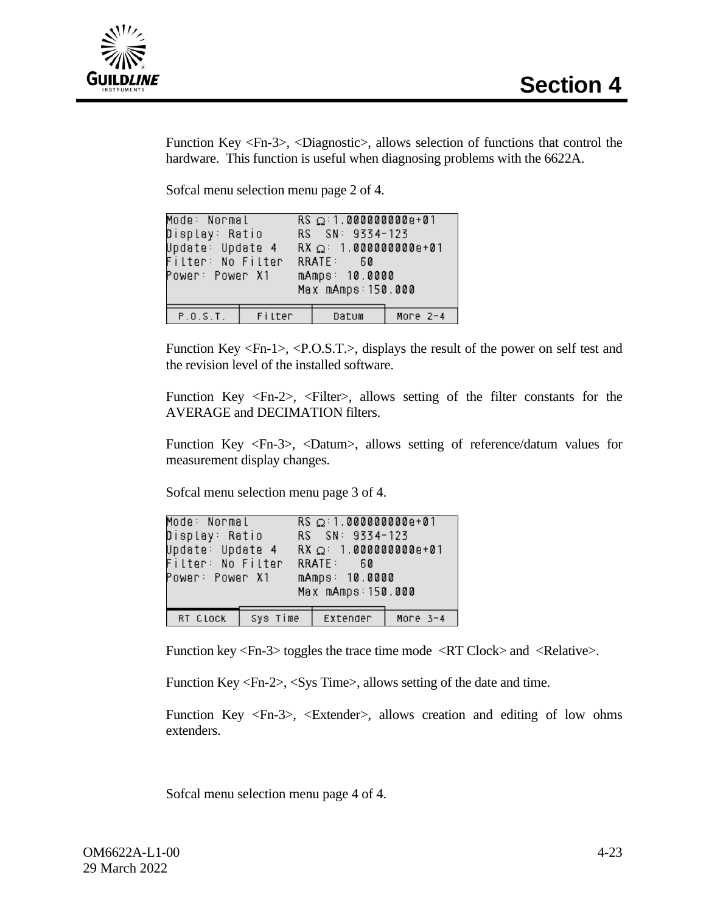Function Key <Fn-3>, <Diagnostic>, allows selection of functions that control the hardware. This function is useful when diagnosing problems with the 6622A.

Sofcal menu selection menu page 2 of 4.

```
Mode: Normal          RS Ω:1.000000000e+01
Display: Ratio        RS  SN: 9334-123
Update: Update 4      RX Ω: 1.000000000e+01
Filter: No Filter     RRATE:   60
Power: Power X1       mAmps: 10.0000
                      Max mAmps:150.000

P.O.S.T.  | Filter   | Datum    | More 2-4
```

Function Key <Fn-1>, <P.O.S.T.>, displays the result of the power on self test and the revision level of the installed software.

Function Key <Fn-2>, <Filter>, allows setting of the filter constants for the AVERAGE and DECIMATION filters.

Function Key <Fn-3>, <Datum>, allows setting of reference/datum values for measurement display changes.

Sofcal menu selection menu page 3 of 4.

```
Mode: Normal          RS Ω:1.000000000e+01
Display: Ratio        RS  SN: 9334-123
Update: Update 4      RX Ω: 1.000000000e+01
Filter: No Filter     RRATE:   60
Power: Power X1       mAmps: 10.0000
                      Max mAmps:150.000

RT Clock  | Sys Time | Extender | More 3-4
```

Function key <Fn-3> toggles the trace time mode <RT Clock> and <Relative>.

Function Key <Fn-2>, <Sys Time>, allows setting of the date and time.

Function Key <Fn-3>, <Extender>, allows creation and editing of low ohms extenders.

Sofcal menu selection menu page 4 of 4.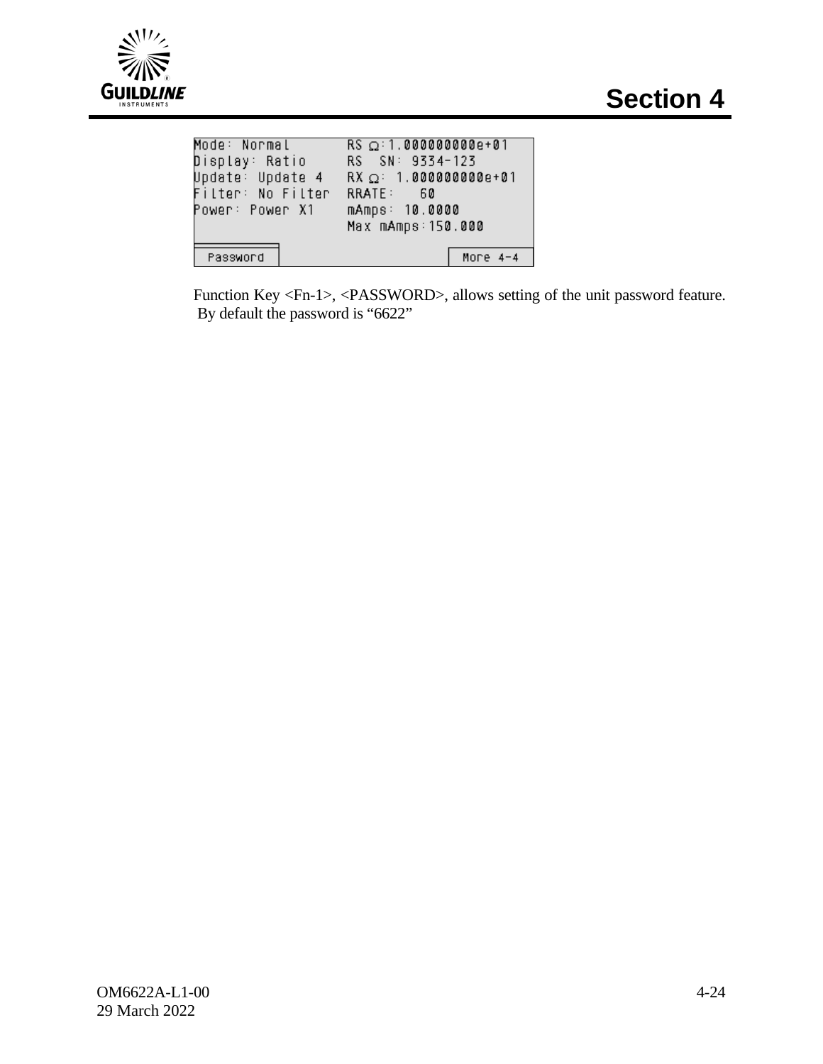```
Mode: Normal          RS Ω:1.000000000e+01
Display: Ratio        RS  SN: 9334-123
Update: Update 4      RX Ω: 1.000000000e+01
Filter: No Filter     RRATE:   60
Power: Power X1       mAmps: 10.0000
                      Max mAmps:150.000

Password                              More 4-4
```

Function Key <Fn-1>, <PASSWORD>, allows setting of the unit password feature. By default the password is "6622"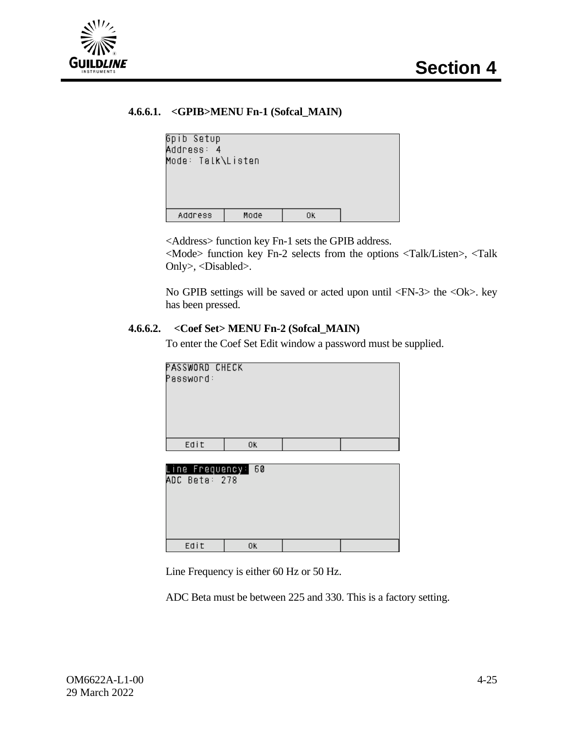#### 4.6.6.1. <GPIB>MENU Fn-1 (Sofcal_MAIN)

```
Gpib Setup
Address: 4
Mode: Talk\Listen

Address | Mode | Ok |
```

<Address> function key Fn-1 sets the GPIB address.
<Mode> function key Fn-2 selects from the options <Talk/Listen>, <Talk Only>, <Disabled>.

No GPIB settings will be saved or acted upon until <FN-3> the <Ok>. key has been pressed.

#### 4.6.6.2. <Coef Set> MENU Fn-2 (Sofcal_MAIN)

To enter the Coef Set Edit window a password must be supplied.

```
PASSWORD CHECK
Password:

Edit | Ok | |
```

```
Line Frequency: 60
ADC Beta: 278

Edit | Ok | |
```

Line Frequency is either 60 Hz or 50 Hz.

ADC Beta must be between 225 and 330. This is a factory setting.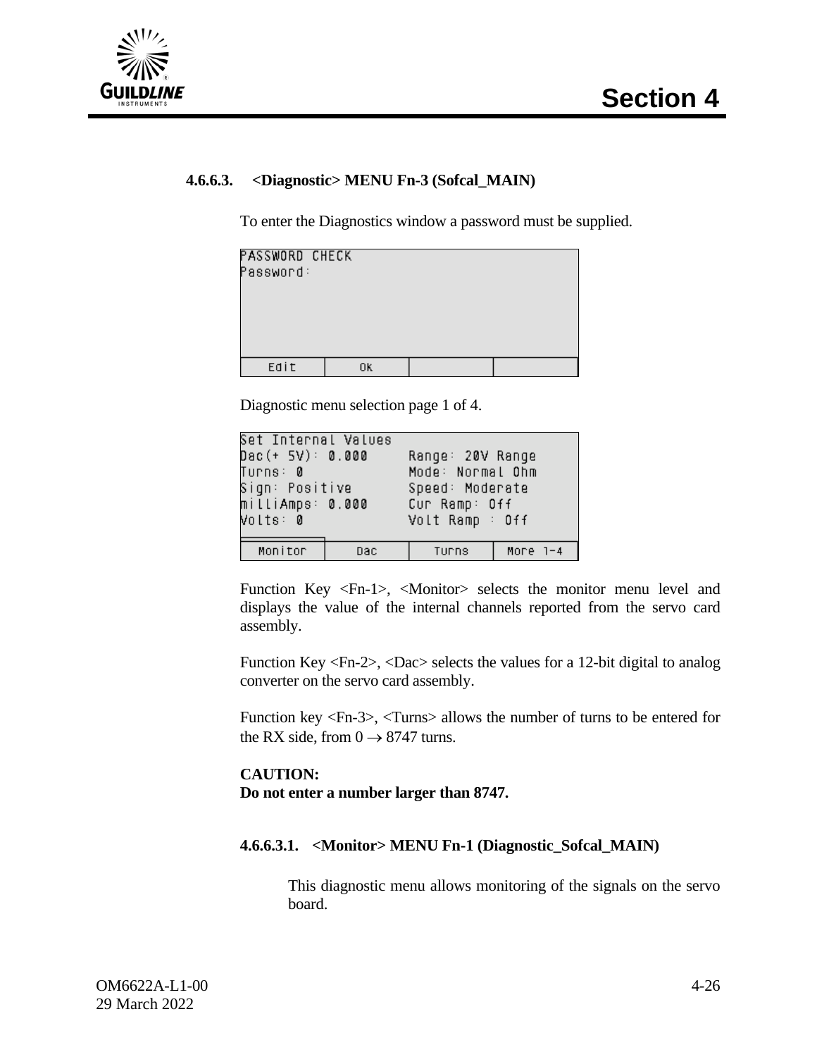#### 4.6.6.3. <Diagnostic> MENU Fn-3 (Sofcal_MAIN)

To enter the Diagnostics window a password must be supplied.

```
PASSWORD CHECK
Password:

| Edit | OK | | |
```

Diagnostic menu selection page 1 of 4.

```
Set Internal Values
Dac(+ 5V): 0.000        Range: 20V Range
Turns: 0                Mode: Normal Ohm
Sign: Positive          Speed: Moderate
milliAmps: 0.000        Cur Ramp: Off
Volts: 0                Volt Ramp : Off

| Monitor | Dac | Turns | More 1-4 |
```

Function Key <Fn-1>, <Monitor> selects the monitor menu level and displays the value of the internal channels reported from the servo card assembly.

Function Key <Fn-2>, <Dac> selects the values for a 12-bit digital to analog converter on the servo card assembly.

Function key <Fn-3>, <Turns> allows the number of turns to be entered for the RX side, from 0 → 8747 turns.

**CAUTION:**
**Do not enter a number larger than 8747.**

##### 4.6.6.3.1. <Monitor> MENU Fn-1 (Diagnostic_Sofcal_MAIN)

This diagnostic menu allows monitoring of the signals on the servo board.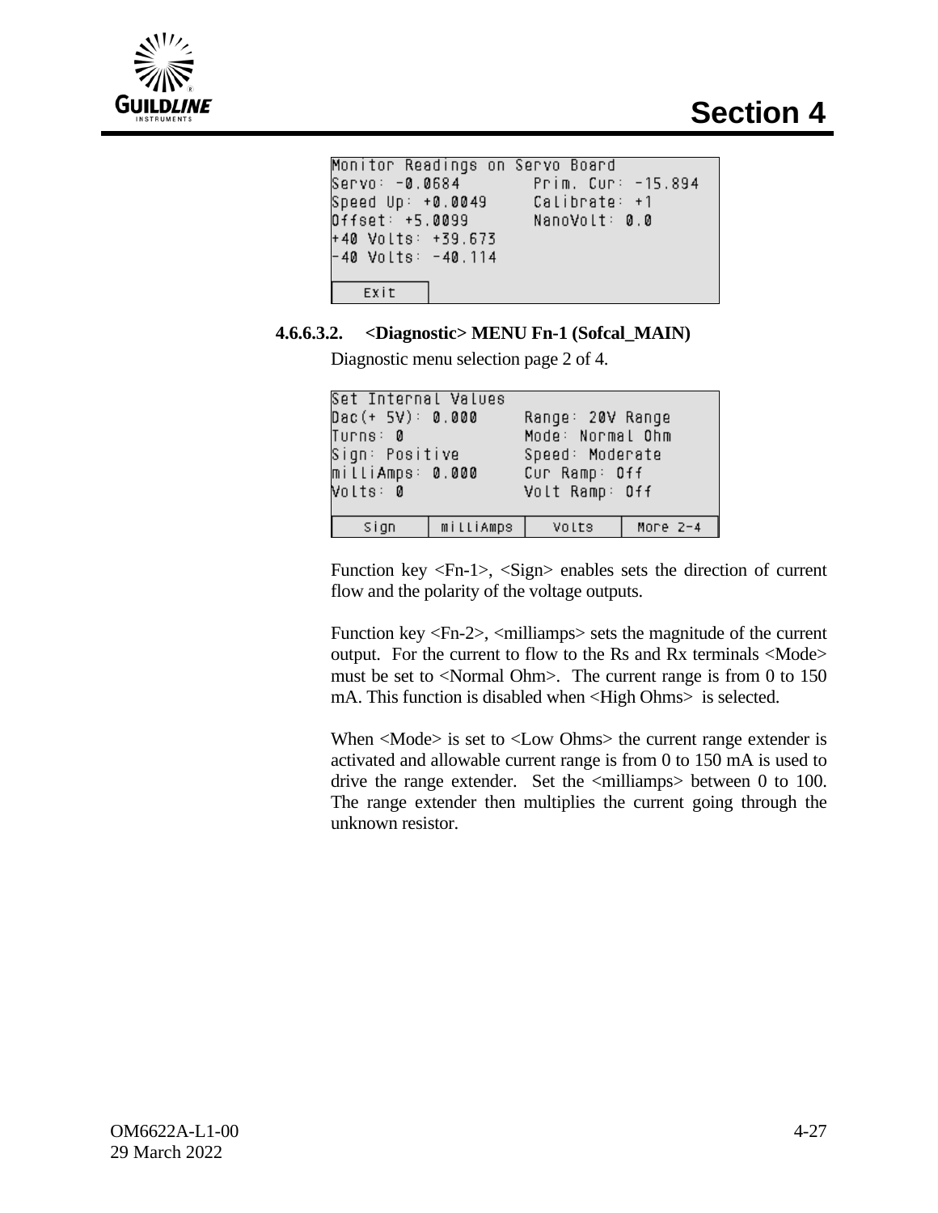```
Monitor Readings on Servo Board
Servo: -0.0684          Prim. Cur: -15.894
Speed Up: +0.0049       Calibrate: +1
Offset: +5.0099         NanoVolt: 0.0
+40 Volts: +39.673
-40 Volts: -40.114

  Exit
```

#### 4.6.6.3.2. <Diagnostic> MENU Fn-1 (Sofcal_MAIN)

Diagnostic menu selection page 2 of 4.

```
Set Internal Values
Dac(+ 5V): 0.000        Range: 20V Range
Turns: 0                Mode: Normal Ohm
Sign: Positive          Speed: Moderate
milliAmps: 0.000        Cur Ramp: Off
Volts: 0                Volt Ramp: Off

  Sign   |  milliAmps  |   Volts   |  More 2-4
```

Function key <Fn-1>, <Sign> enables sets the direction of current flow and the polarity of the voltage outputs.

Function key <Fn-2>, <milliamps> sets the magnitude of the current output. For the current to flow to the Rs and Rx terminals <Mode> must be set to <Normal Ohm>. The current range is from 0 to 150 mA. This function is disabled when <High Ohms> is selected.

When <Mode> is set to <Low Ohms> the current range extender is activated and allowable current range is from 0 to 150 mA is used to drive the range extender. Set the <milliamps> between 0 to 100. The range extender then multiplies the current going through the unknown resistor.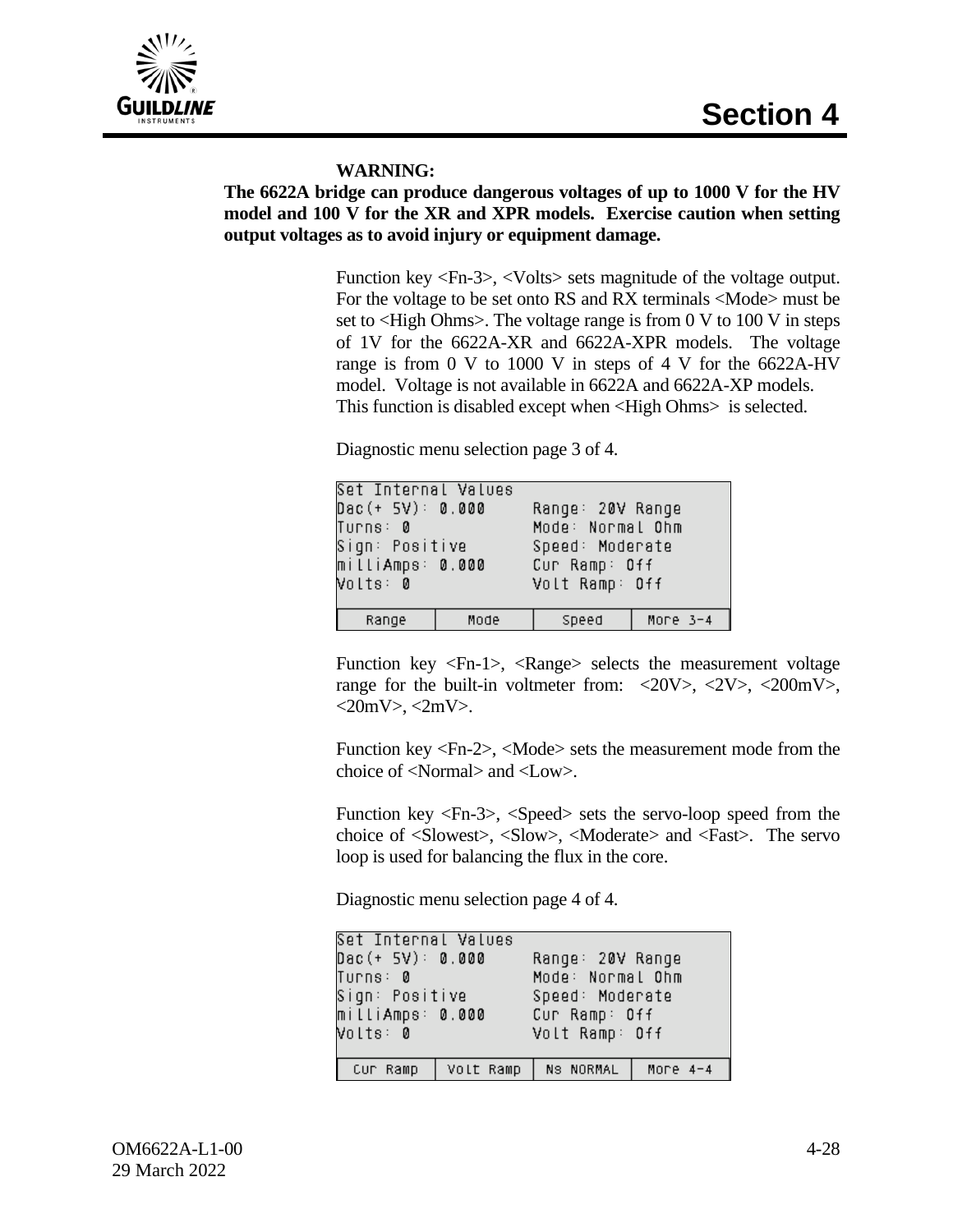**WARNING:**

**The 6622A bridge can produce dangerous voltages of up to 1000 V for the HV model and 100 V for the XR and XPR models. Exercise caution when setting output voltages as to avoid injury or equipment damage.**

Function key <Fn-3>, <Volts> sets magnitude of the voltage output. For the voltage to be set onto RS and RX terminals <Mode> must be set to <High Ohms>. The voltage range is from 0 V to 100 V in steps of 1V for the 6622A-XR and 6622A-XPR models. The voltage range is from 0 V to 1000 V in steps of 4 V for the 6622A-HV model. Voltage is not available in 6622A and 6622A-XP models. This function is disabled except when <High Ohms> is selected.

Diagnostic menu selection page 3 of 4.

```
Set Internal Values
Dac(+ 5V): 0.000        Range: 20V Range
Turns: 0                Mode: Normal Ohm
Sign: Positive          Speed: Moderate
milliAmps: 0.000        Cur Ramp: Off
Volts: 0                Volt Ramp: Off

 Range   |  Mode   |  Speed   | More 3-4
```

Function key <Fn-1>, <Range> selects the measurement voltage range for the built-in voltmeter from: <20V>, <2V>, <200mV>, <20mV>, <2mV>.

Function key <Fn-2>, <Mode> sets the measurement mode from the choice of <Normal> and <Low>.

Function key <Fn-3>, <Speed> sets the servo-loop speed from the choice of <Slowest>, <Slow>, <Moderate> and <Fast>. The servo loop is used for balancing the flux in the core.

Diagnostic menu selection page 4 of 4.

```
Set Internal Values
Dac(+ 5V): 0.000        Range: 20V Range
Turns: 0                Mode: Normal Ohm
Sign: Positive          Speed: Moderate
milliAmps: 0.000        Cur Ramp: Off
Volts: 0                Volt Ramp: Off

 Cur Ramp | Volt Ramp | Ns NORMAL | More 4-4
```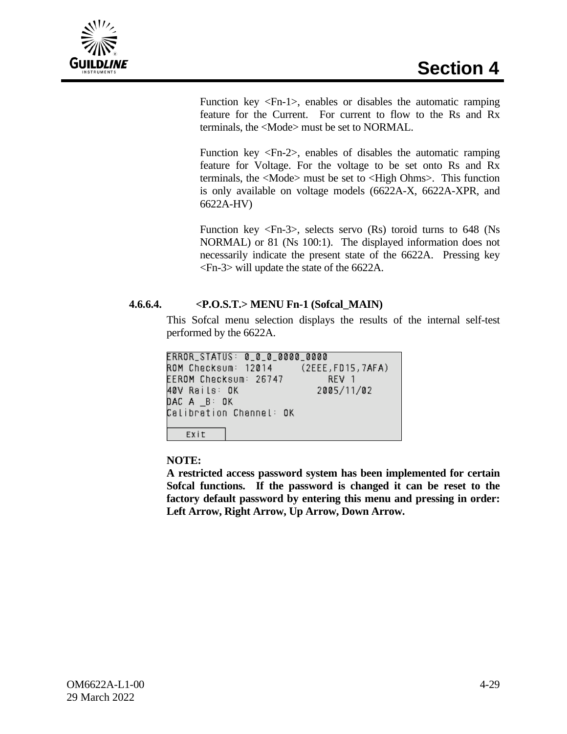Function key <Fn-1>, enables or disables the automatic ramping feature for the Current. For current to flow to the Rs and Rx terminals, the <Mode> must be set to NORMAL.

Function key <Fn-2>, enables of disables the automatic ramping feature for Voltage. For the voltage to be set onto Rs and Rx terminals, the <Mode> must be set to <High Ohms>. This function is only available on voltage models (6622A-X, 6622A-XPR, and 6622A-HV)

Function key <Fn-3>, selects servo (Rs) toroid turns to 648 (Ns NORMAL) or 81 (Ns 100:1). The displayed information does not necessarily indicate the present state of the 6622A. Pressing key <Fn-3> will update the state of the 6622A.

#### 4.6.6.4. <P.O.S.T.> MENU Fn-1 (Sofcal_MAIN)

This Sofcal menu selection displays the results of the internal self-test performed by the 6622A.

```
ERROR_STATUS: 0_0_0_0000_0000
ROM Checksum: 12014      (2EEE,FD15,7AFA)
EEROM Checksum: 26747         REV 1
40V Rails: OK                2005/11/02
DAC A _B: OK
Calibration Channel: OK

   Exit
```

**NOTE:**
**A restricted access password system has been implemented for certain Sofcal functions. If the password is changed it can be reset to the factory default password by entering this menu and pressing in order: Left Arrow, Right Arrow, Up Arrow, Down Arrow.**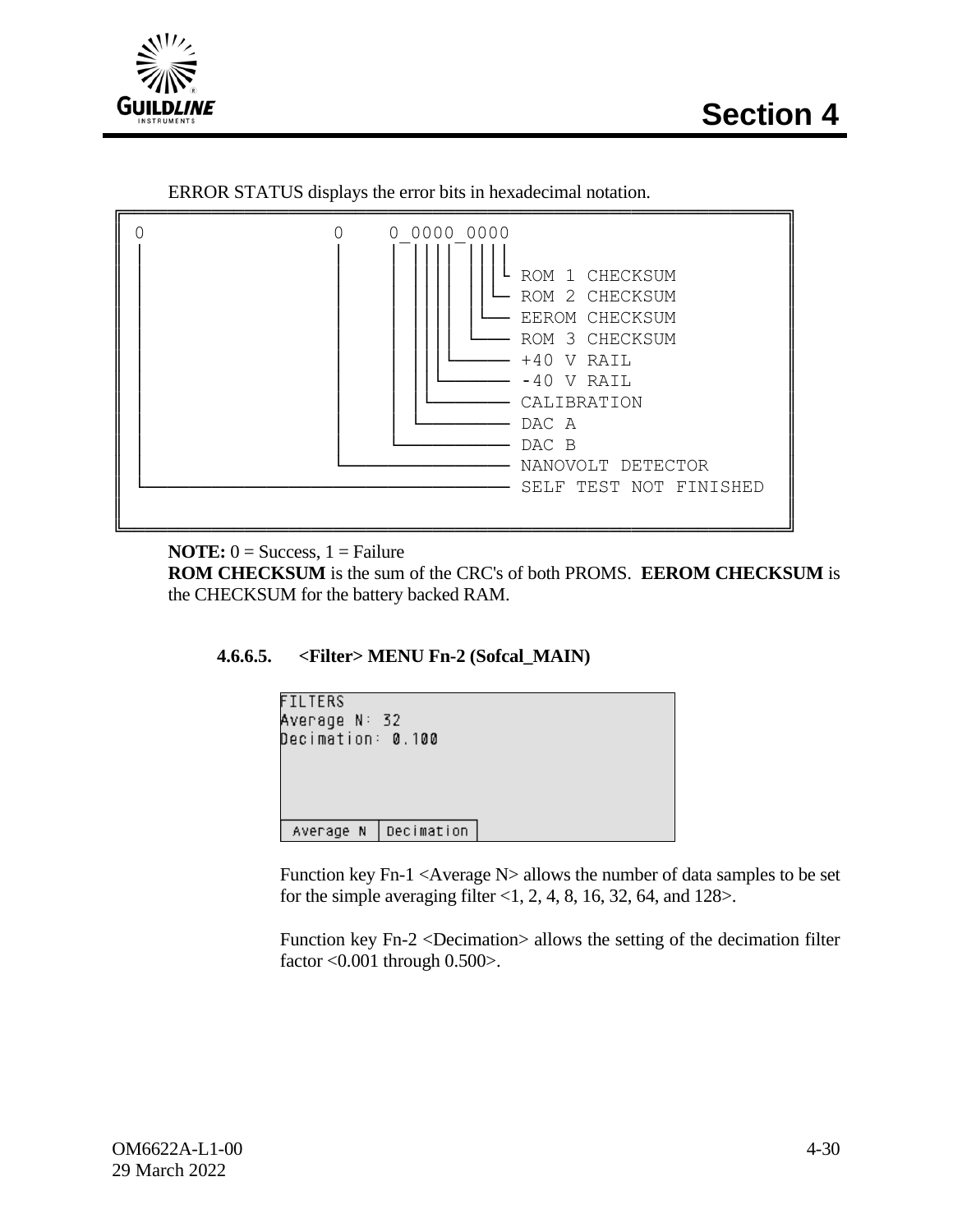ERROR STATUS displays the error bits in hexadecimal notation.

```
0                0     0_0000_0000
|                |     | |||| ||||
|                |     | |||| |||└ ROM 1 CHECKSUM
|                |     | |||| ||└─ ROM 2 CHECKSUM
|                |     | |||| |└── EEROM CHECKSUM
|                |     | |||| └─── ROM 3 CHECKSUM
|                |     | |||└───── +40 V RAIL
|                |     | ||└────── -40 V RAIL
|                |     | |└─────── CALIBRATION
|                |     | └──────── DAC A
|                |     └────────── DAC B
|                └──────────────── NANOVOLT DETECTOR
└───────────────────────────────── SELF TEST NOT FINISHED
```

**NOTE:** 0 = Success, 1 = Failure
**ROM CHECKSUM** is the sum of the CRC's of both PROMS. **EEROM CHECKSUM** is the CHECKSUM for the battery backed RAM.

#### 4.6.6.5. <Filter> MENU Fn-2 (Sofcal_MAIN)

```
FILTERS
Average N: 32
Decimation: 0.100



 Average N | Decimation
```

Function key Fn-1 <Average N> allows the number of data samples to be set for the simple averaging filter <1, 2, 4, 8, 16, 32, 64, and 128>.

Function key Fn-2 <Decimation> allows the setting of the decimation filter factor <0.001 through 0.500>.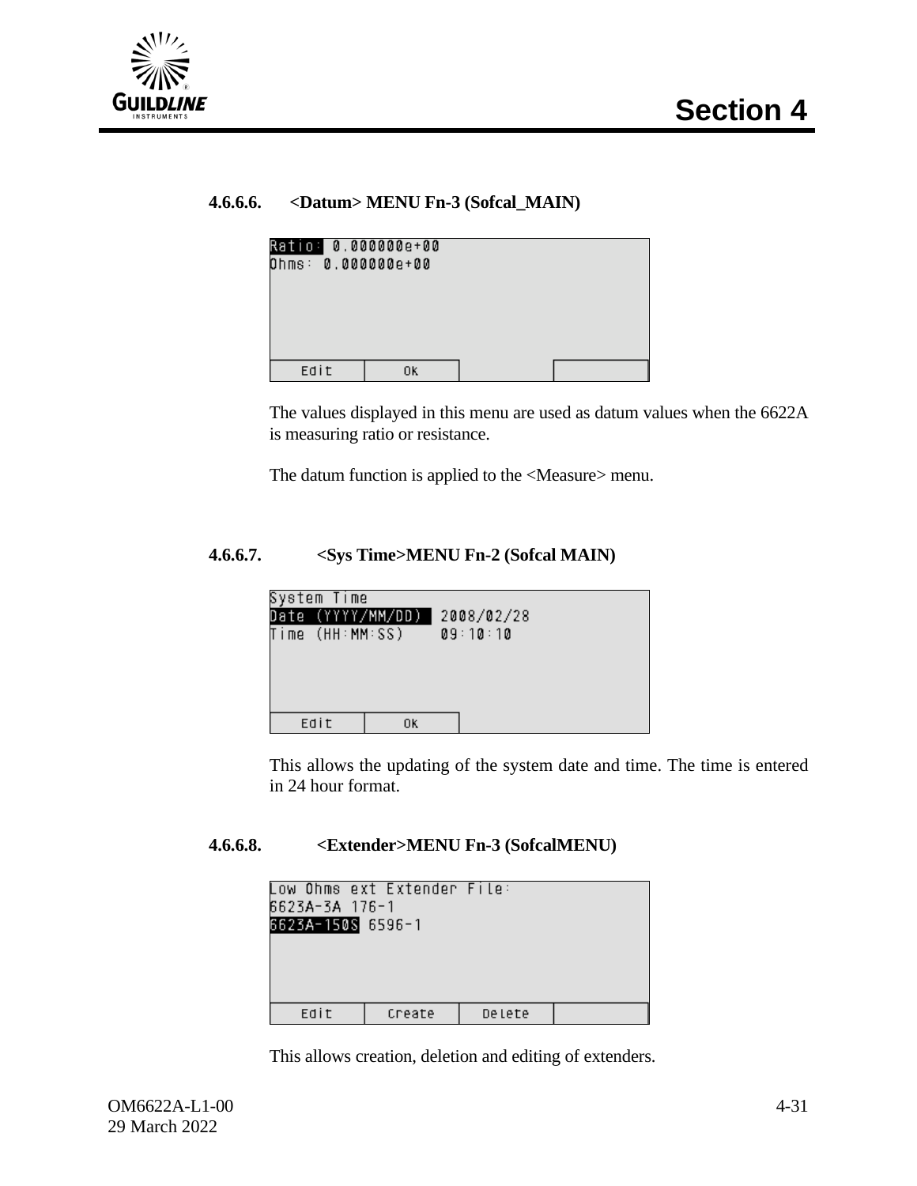#### 4.6.6.6. <Datum> MENU Fn-3 (Sofcal_MAIN)

```
Ratio: 0.000000e+00
Ohms: 0.000000e+00

Edit | Ok | |
```

The values displayed in this menu are used as datum values when the 6622A is measuring ratio or resistance.

The datum function is applied to the <Measure> menu.

#### 4.6.6.7. <Sys Time>MENU Fn-2 (Sofcal MAIN)

```
System Time
Date (YYYY/MM/DD)   2008/02/28
Time (HH:MM:SS)     09:10:10

Edit | Ok
```

This allows the updating of the system date and time. The time is entered in 24 hour format.

#### 4.6.6.8. <Extender>MENU Fn-3 (SofcalMENU)

```
Low Ohms ext Extender File:
6623A-3A 176-1
6623A-150S 6596-1

Edit | Create | Delete |
```

This allows creation, deletion and editing of extenders.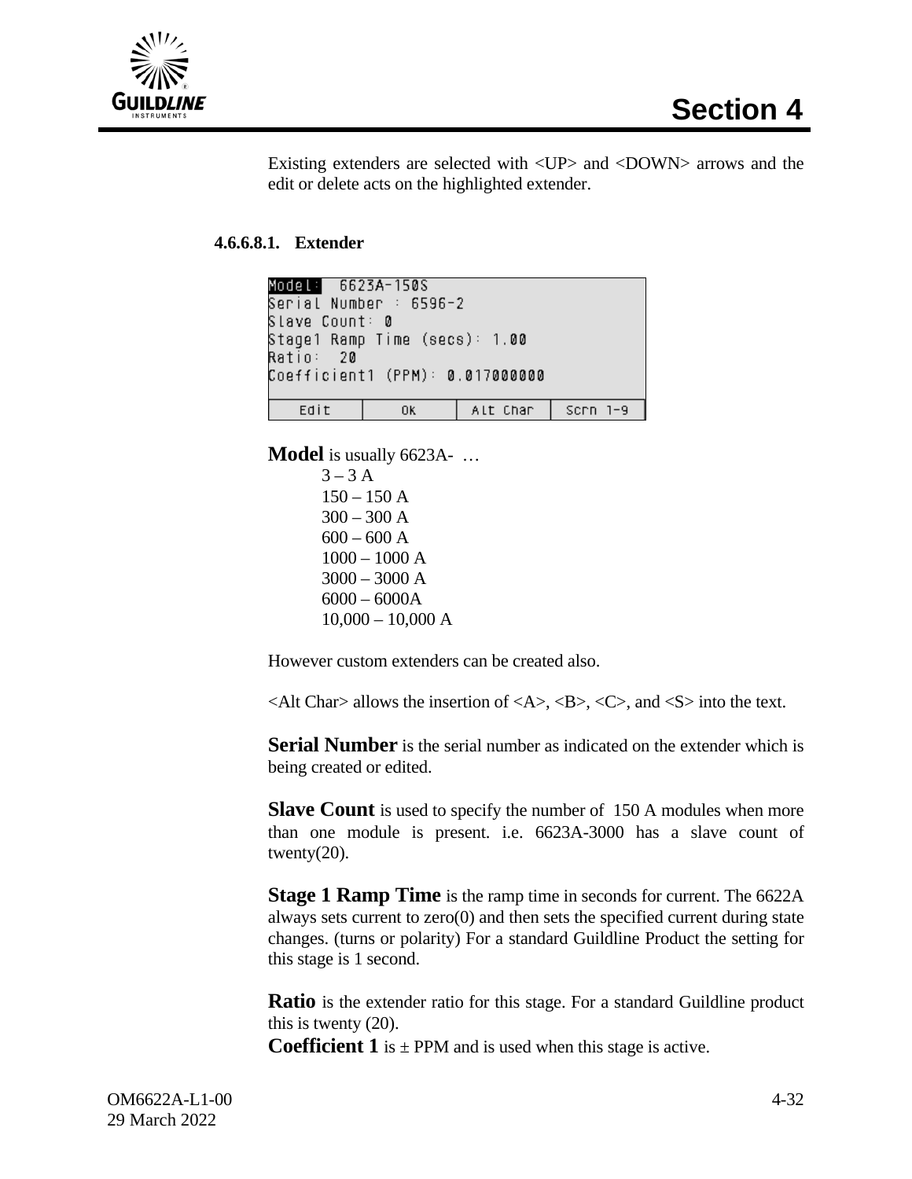Existing extenders are selected with <UP> and <DOWN> arrows and the edit or delete acts on the highlighted extender.

#### 4.6.6.8.1. Extender

```
Model:  6623A-150S
Serial Number : 6596-2
Slave Count: 0
Stage1 Ramp Time (secs): 1.00
Ratio:  20
Coefficient1 (PPM): 0.017000000

  Edit   |   OK   | Alt Char | Scrn 1-9
```

**Model** is usually 6623A- …

- 3 – 3 A
- 150 – 150 A
- 300 – 300 A
- 600 – 600 A
- 1000 – 1000 A
- 3000 – 3000 A
- 6000 – 6000A
- 10,000 – 10,000 A

However custom extenders can be created also.

<Alt Char> allows the insertion of <A>, <B>, <C>, and <S> into the text.

**Serial Number** is the serial number as indicated on the extender which is being created or edited.

**Slave Count** is used to specify the number of 150 A modules when more than one module is present. i.e. 6623A-3000 has a slave count of twenty(20).

**Stage 1 Ramp Time** is the ramp time in seconds for current. The 6622A always sets current to zero(0) and then sets the specified current during state changes. (turns or polarity) For a standard Guildline Product the setting for this stage is 1 second.

**Ratio** is the extender ratio for this stage. For a standard Guildline product this is twenty (20).

**Coefficient 1** is ± PPM and is used when this stage is active.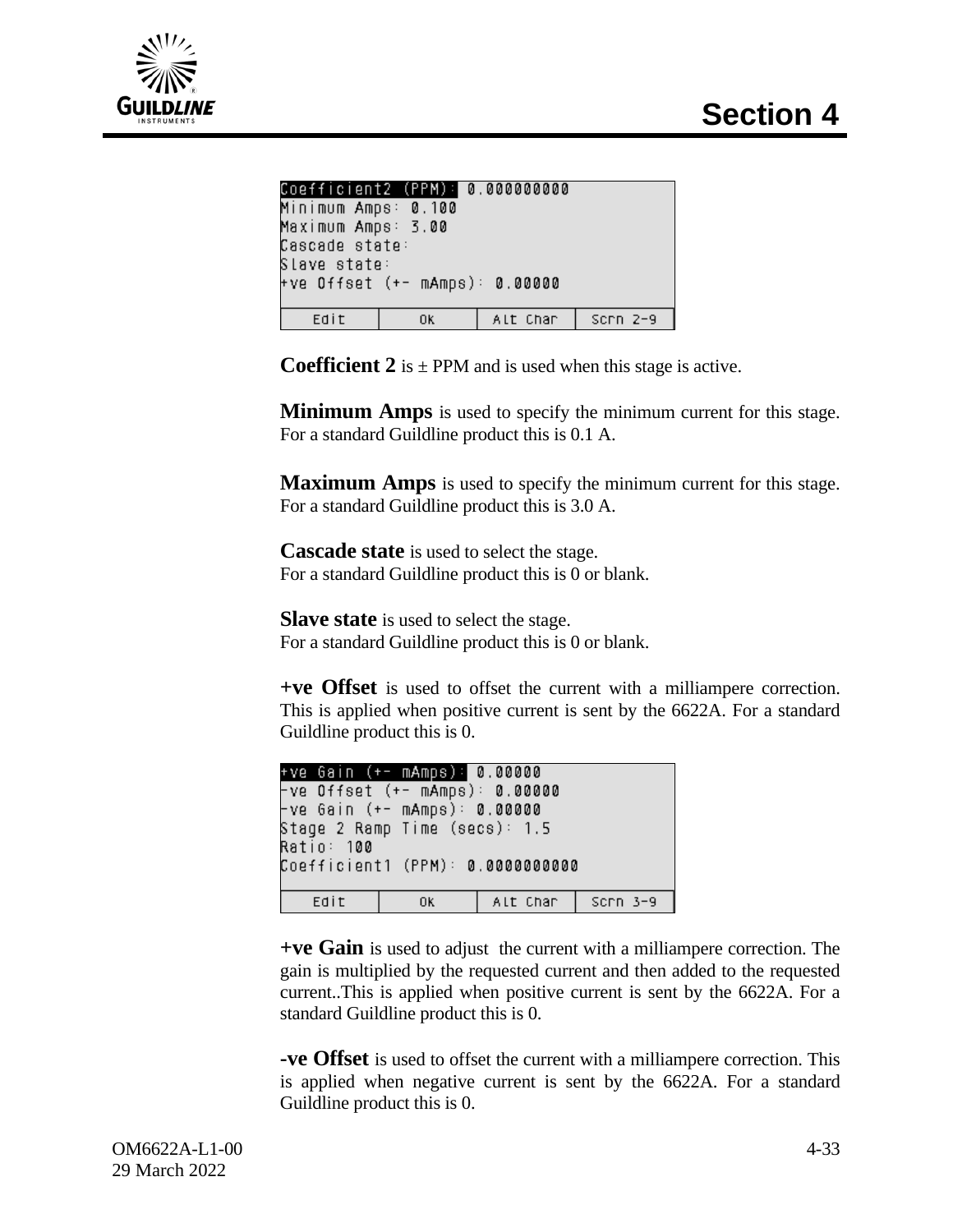```
Coefficient2 (PPM): 0.000000000
Minimum Amps: 0.100
Maximum Amps: 3.00
Cascade state:
Slave state:
+ve Offset (+- mAmps): 0.00000

   Edit   |   OK   | Alt Char | Scrn 2-9
```

**Coefficient 2** is ± PPM and is used when this stage is active.

**Minimum Amps** is used to specify the minimum current for this stage. For a standard Guildline product this is 0.1 A.

**Maximum Amps** is used to specify the minimum current for this stage. For a standard Guildline product this is 3.0 A.

**Cascade state** is used to select the stage.
For a standard Guildline product this is 0 or blank.

**Slave state** is used to select the stage.
For a standard Guildline product this is 0 or blank.

**+ve Offset** is used to offset the current with a milliampere correction. This is applied when positive current is sent by the 6622A. For a standard Guildline product this is 0.

```
+ve Gain (+- mAmps): 0.00000
-ve Offset (+- mAmps): 0.00000
-ve Gain (+- mAmps): 0.00000
Stage 2 Ramp Time (secs): 1.5
Ratio: 100
Coefficient1 (PPM): 0.0000000000

   Edit   |   OK   | Alt Char | Scrn 3-9
```

**+ve Gain** is used to adjust the current with a milliampere correction. The gain is multiplied by the requested current and then added to the requested current..This is applied when positive current is sent by the 6622A. For a standard Guildline product this is 0.

**-ve Offset** is used to offset the current with a milliampere correction. This is applied when negative current is sent by the 6622A. For a standard Guildline product this is 0.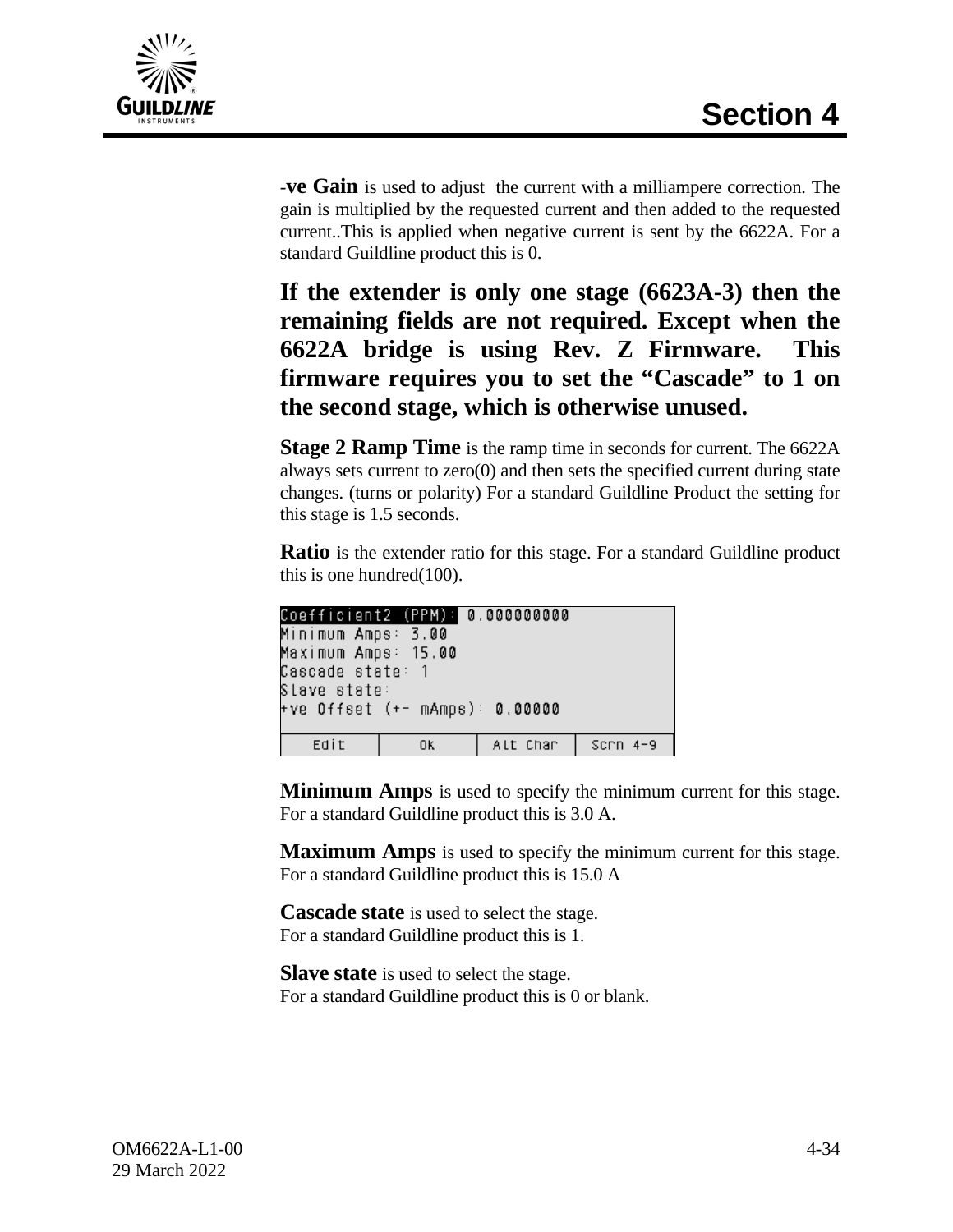-**ve Gain** is used to adjust the current with a milliampere correction. The gain is multiplied by the requested current and then added to the requested current..This is applied when negative current is sent by the 6622A. For a standard Guildline product this is 0.

**If the extender is only one stage (6623A-3) then the remaining fields are not required. Except when the 6622A bridge is using Rev. Z Firmware. This firmware requires you to set the "Cascade" to 1 on the second stage, which is otherwise unused.**

**Stage 2 Ramp Time** is the ramp time in seconds for current. The 6622A always sets current to zero(0) and then sets the specified current during state changes. (turns or polarity) For a standard Guildline Product the setting for this stage is 1.5 seconds.

**Ratio** is the extender ratio for this stage. For a standard Guildline product this is one hundred(100).

```
Coefficient2 (PPM): 0.000000000
Minimum Amps: 3.00
Maximum Amps: 15.00
Cascade state: 1
Slave state:
+ve Offset (+- mAmps): 0.00000

  Edit  |  OK  | Alt Char | Scrn 4-9
```

**Minimum Amps** is used to specify the minimum current for this stage. For a standard Guildline product this is 3.0 A.

**Maximum Amps** is used to specify the minimum current for this stage. For a standard Guildline product this is 15.0 A

**Cascade state** is used to select the stage.
For a standard Guildline product this is 1.

**Slave state** is used to select the stage.
For a standard Guildline product this is 0 or blank.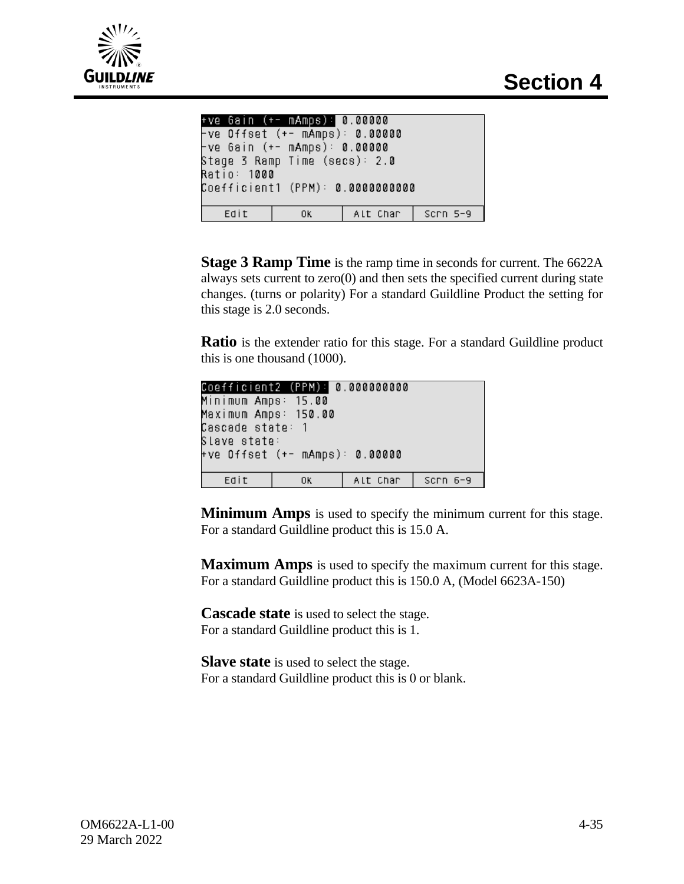```
+ve Gain (+- mAmps): 0.00000
-ve Offset (+- mAmps): 0.00000
-ve Gain (+- mAmps): 0.00000
Stage 3 Ramp Time (secs): 2.0
Ratio: 1000
Coefficient1 (PPM): 0.0000000000

   Edit   |   Ok   | Alt Char | Scrn 5-9
```

**Stage 3 Ramp Time** is the ramp time in seconds for current. The 6622A always sets current to zero(0) and then sets the specified current during state changes. (turns or polarity) For a standard Guildline Product the setting for this stage is 2.0 seconds.

**Ratio** is the extender ratio for this stage. For a standard Guildline product this is one thousand (1000).

```
Coefficient2 (PPM): 0.000000000
Minimum Amps: 15.00
Maximum Amps: 150.00
Cascade state: 1
Slave state:
+ve Offset (+- mAmps): 0.00000

   Edit   |   Ok   | Alt Char | Scrn 6-9
```

**Minimum Amps** is used to specify the minimum current for this stage. For a standard Guildline product this is 15.0 A.

**Maximum Amps** is used to specify the maximum current for this stage. For a standard Guildline product this is 150.0 A, (Model 6623A-150)

**Cascade state** is used to select the stage.
For a standard Guildline product this is 1.

**Slave state** is used to select the stage.
For a standard Guildline product this is 0 or blank.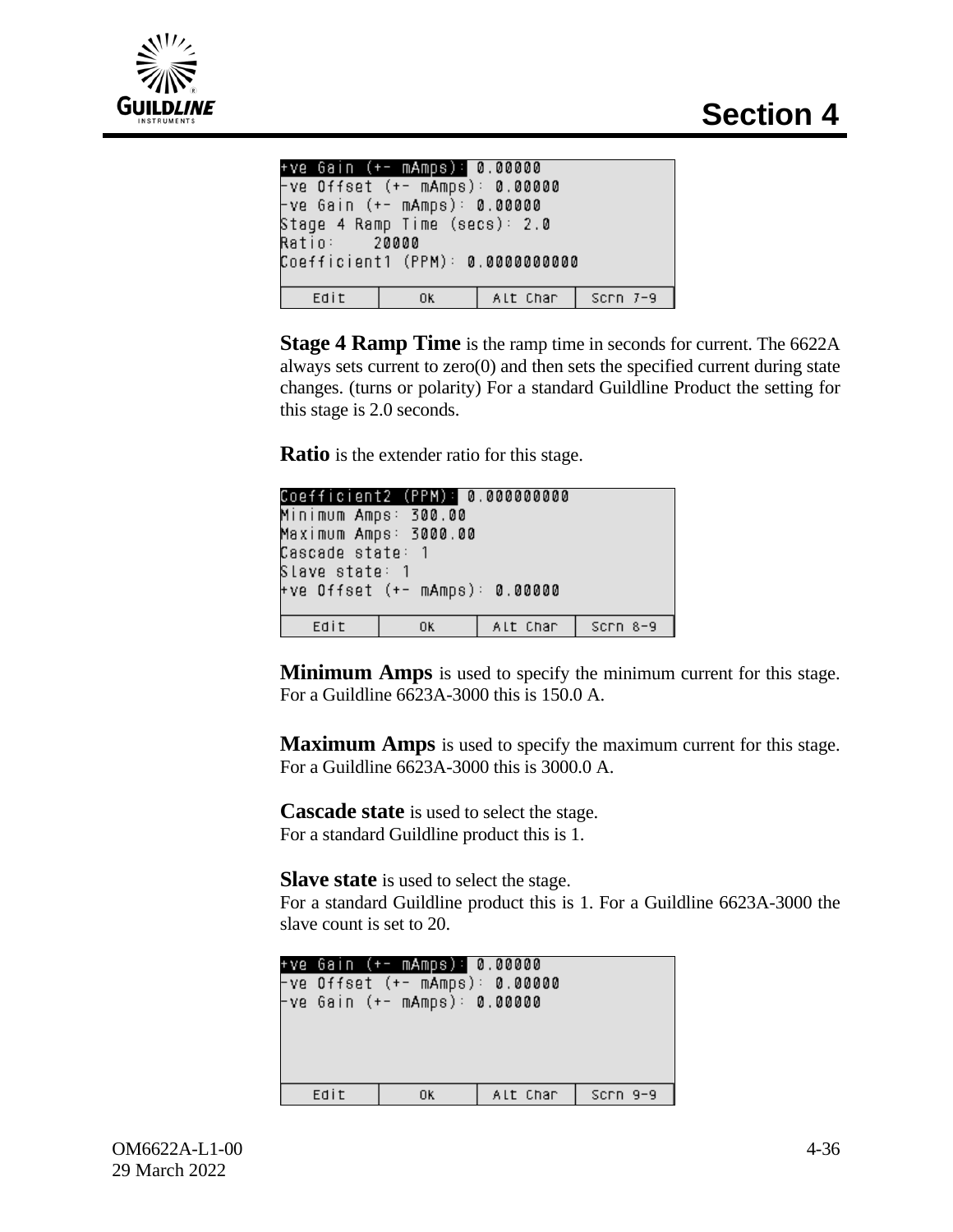```
+ve Gain (+- mAmps): 0.00000
-ve Offset (+- mAmps): 0.00000
-ve Gain (+- mAmps): 0.00000
Stage 4 Ramp Time (secs): 2.0
Ratio:    20000
Coefficient1 (PPM): 0.0000000000

  Edit  |  Ok  |  Alt Char  |  Scrn 7-9
```

**Stage 4 Ramp Time** is the ramp time in seconds for current. The 6622A always sets current to zero(0) and then sets the specified current during state changes. (turns or polarity) For a standard Guildline Product the setting for this stage is 2.0 seconds.

**Ratio** is the extender ratio for this stage.

```
Coefficient2 (PPM): 0.000000000
Minimum Amps: 300.00
Maximum Amps: 3000.00
Cascade state: 1
Slave state: 1
+ve Offset (+- mAmps): 0.00000

  Edit  |  Ok  |  Alt Char  |  Scrn 8-9
```

**Minimum Amps** is used to specify the minimum current for this stage. For a Guildline 6623A-3000 this is 150.0 A.

**Maximum Amps** is used to specify the maximum current for this stage. For a Guildline 6623A-3000 this is 3000.0 A.

**Cascade state** is used to select the stage.
For a standard Guildline product this is 1.

**Slave state** is used to select the stage.
For a standard Guildline product this is 1. For a Guildline 6623A-3000 the slave count is set to 20.

```
+ve Gain (+- mAmps): 0.00000
-ve Offset (+- mAmps): 0.00000
-ve Gain (+- mAmps): 0.00000

  Edit  |  Ok  |  Alt Char  |  Scrn 9-9
```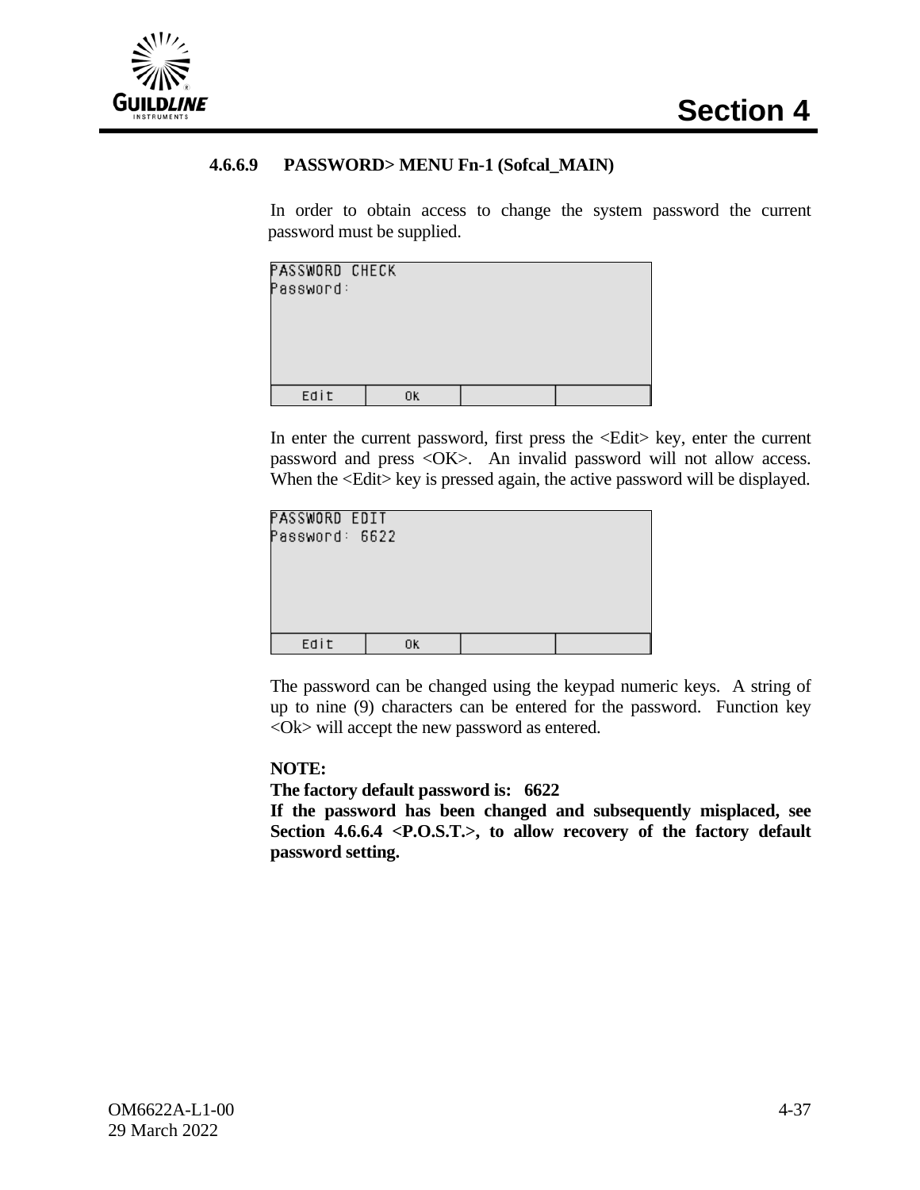#### 4.6.6.9 PASSWORD> MENU Fn-1 (Sofcal_MAIN)

In order to obtain access to change the system password the current password must be supplied.

```
PASSWORD CHECK
Password:

| Edit | OK | | |
```

In enter the current password, first press the <Edit> key, enter the current password and press <OK>. An invalid password will not allow access. When the <Edit> key is pressed again, the active password will be displayed.

```
PASSWORD EDIT
Password: 6622

| Edit | OK | | |
```

The password can be changed using the keypad numeric keys. A string of up to nine (9) characters can be entered for the password. Function key <Ok> will accept the new password as entered.

**NOTE:**
**The factory default password is: 6622**
**If the password has been changed and subsequently misplaced, see Section 4.6.6.4 <P.O.S.T.>, to allow recovery of the factory default password setting.**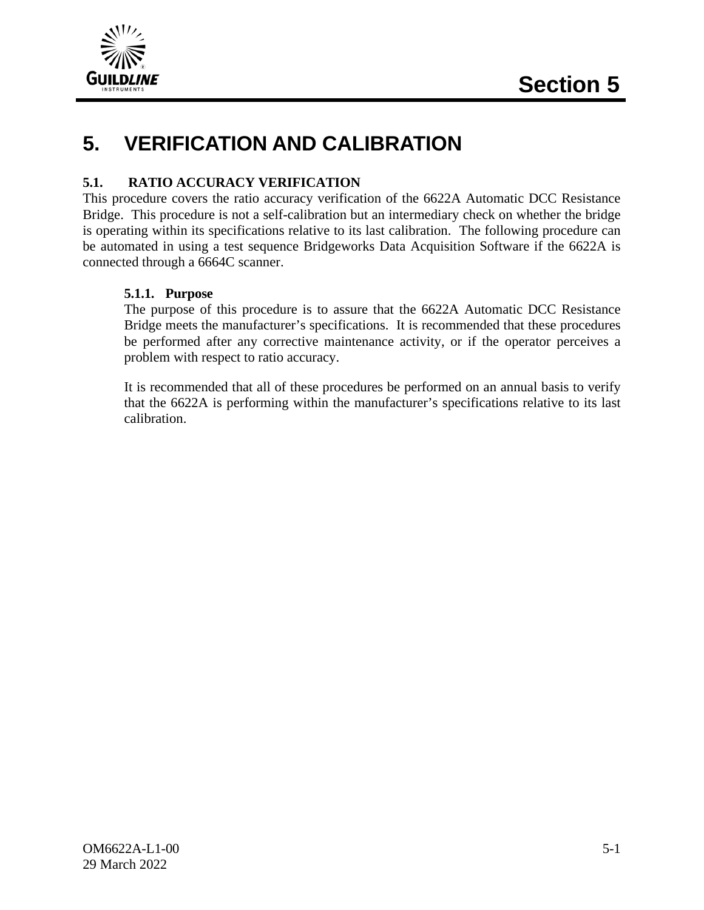# 5. VERIFICATION AND CALIBRATION

## 5.1. RATIO ACCURACY VERIFICATION

This procedure covers the ratio accuracy verification of the 6622A Automatic DCC Resistance Bridge. This procedure is not a self-calibration but an intermediary check on whether the bridge is operating within its specifications relative to its last calibration. The following procedure can be automated in using a test sequence Bridgeworks Data Acquisition Software if the 6622A is connected through a 6664C scanner.

### 5.1.1. Purpose

The purpose of this procedure is to assure that the 6622A Automatic DCC Resistance Bridge meets the manufacturer's specifications. It is recommended that these procedures be performed after any corrective maintenance activity, or if the operator perceives a problem with respect to ratio accuracy.

It is recommended that all of these procedures be performed on an annual basis to verify that the 6622A is performing within the manufacturer's specifications relative to its last calibration.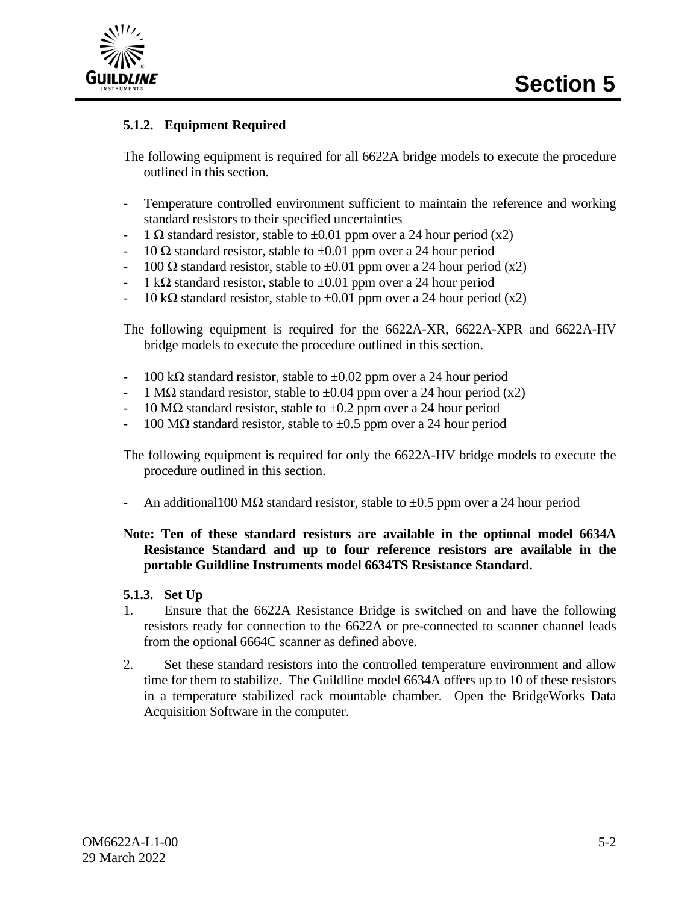### 5.1.2. Equipment Required

The following equipment is required for all 6622A bridge models to execute the procedure outlined in this section.

- Temperature controlled environment sufficient to maintain the reference and working standard resistors to their specified uncertainties
- 1 Ω standard resistor, stable to ±0.01 ppm over a 24 hour period (x2)
- 10 Ω standard resistor, stable to ±0.01 ppm over a 24 hour period
- 100 Ω standard resistor, stable to ±0.01 ppm over a 24 hour period (x2)
- 1 kΩ standard resistor, stable to ±0.01 ppm over a 24 hour period
- 10 kΩ standard resistor, stable to ±0.01 ppm over a 24 hour period (x2)

The following equipment is required for the 6622A-XR, 6622A-XPR and 6622A-HV bridge models to execute the procedure outlined in this section.

- 100 kΩ standard resistor, stable to ±0.02 ppm over a 24 hour period
- 1 MΩ standard resistor, stable to ±0.04 ppm over a 24 hour period (x2)
- 10 MΩ standard resistor, stable to ±0.2 ppm over a 24 hour period
- 100 MΩ standard resistor, stable to ±0.5 ppm over a 24 hour period

The following equipment is required for only the 6622A-HV bridge models to execute the procedure outlined in this section.

- An additional100 MΩ standard resistor, stable to ±0.5 ppm over a 24 hour period

**Note: Ten of these standard resistors are available in the optional model 6634A Resistance Standard and up to four reference resistors are available in the portable Guildline Instruments model 6634TS Resistance Standard.**

### 5.1.3. Set Up

1. Ensure that the 6622A Resistance Bridge is switched on and have the following resistors ready for connection to the 6622A or pre-connected to scanner channel leads from the optional 6664C scanner as defined above.
2. Set these standard resistors into the controlled temperature environment and allow time for them to stabilize. The Guildline model 6634A offers up to 10 of these resistors in a temperature stabilized rack mountable chamber. Open the BridgeWorks Data Acquisition Software in the computer.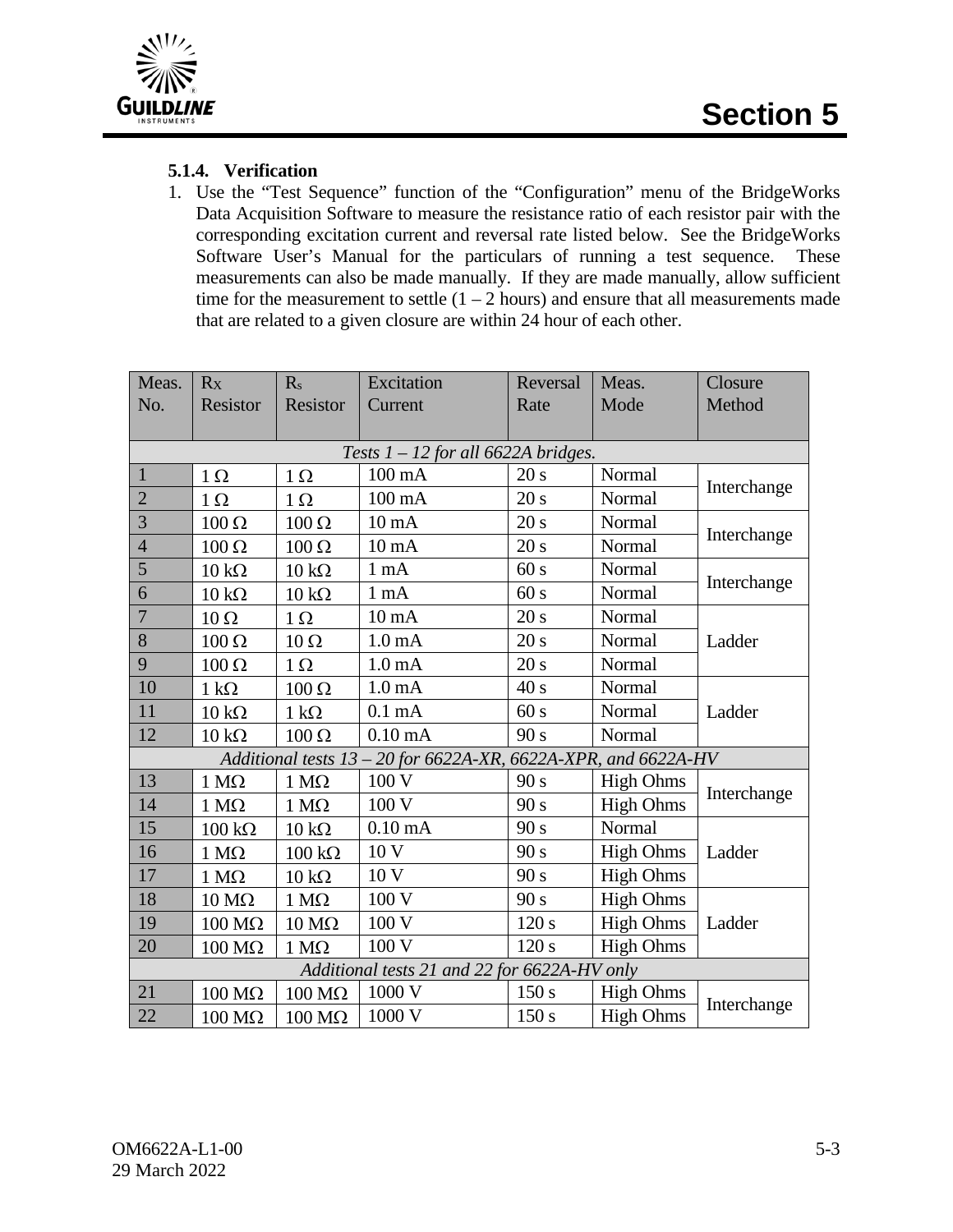#### 5.1.4. Verification

1. Use the "Test Sequence" function of the "Configuration" menu of the BridgeWorks Data Acquisition Software to measure the resistance ratio of each resistor pair with the corresponding excitation current and reversal rate listed below. See the BridgeWorks Software User's Manual for the particulars of running a test sequence. These measurements can also be made manually. If they are made manually, allow sufficient time for the measurement to settle (1 – 2 hours) and ensure that all measurements made that are related to a given closure are within 24 hour of each other.

| Meas. No. | $R_X$ Resistor | $R_s$ Resistor | Excitation Current | Reversal Rate | Meas. Mode | Closure Method |
|---|---|---|---|---|---|---|
| *Tests 1 – 12 for all 6622A bridges.* | | | | | | |
| 1 | 1 Ω | 1 Ω | 100 mA | 20 s | Normal | Interchange |
| 2 | 1 Ω | 1 Ω | 100 mA | 20 s | Normal | |
| 3 | 100 Ω | 100 Ω | 10 mA | 20 s | Normal | Interchange |
| 4 | 100 Ω | 100 Ω | 10 mA | 20 s | Normal | |
| 5 | 10 kΩ | 10 kΩ | 1 mA | 60 s | Normal | Interchange |
| 6 | 10 kΩ | 10 kΩ | 1 mA | 60 s | Normal | |
| 7 | 10 Ω | 1 Ω | 10 mA | 20 s | Normal | Ladder |
| 8 | 100 Ω | 10 Ω | 1.0 mA | 20 s | Normal | |
| 9 | 100 Ω | 1 Ω | 1.0 mA | 20 s | Normal | |
| 10 | 1 kΩ | 100 Ω | 1.0 mA | 40 s | Normal | Ladder |
| 11 | 10 kΩ | 1 kΩ | 0.1 mA | 60 s | Normal | |
| 12 | 10 kΩ | 100 Ω | 0.10 mA | 90 s | Normal | |
| *Additional tests 13 – 20 for 6622A-XR, 6622A-XPR, and 6622A-HV* | | | | | | |
| 13 | 1 MΩ | 1 MΩ | 100 V | 90 s | High Ohms | Interchange |
| 14 | 1 MΩ | 1 MΩ | 100 V | 90 s | High Ohms | |
| 15 | 100 kΩ | 10 kΩ | 0.10 mA | 90 s | Normal | Ladder |
| 16 | 1 MΩ | 100 kΩ | 10 V | 90 s | High Ohms | |
| 17 | 1 MΩ | 10 kΩ | 10 V | 90 s | High Ohms | |
| 18 | 10 MΩ | 1 MΩ | 100 V | 90 s | High Ohms | Ladder |
| 19 | 100 MΩ | 10 MΩ | 100 V | 120 s | High Ohms | |
| 20 | 100 MΩ | 1 MΩ | 100 V | 120 s | High Ohms | |
| *Additional tests 21 and 22 for 6622A-HV only* | | | | | | |
| 21 | 100 MΩ | 100 MΩ | 1000 V | 150 s | High Ohms | Interchange |
| 22 | 100 MΩ | 100 MΩ | 1000 V | 150 s | High Ohms | |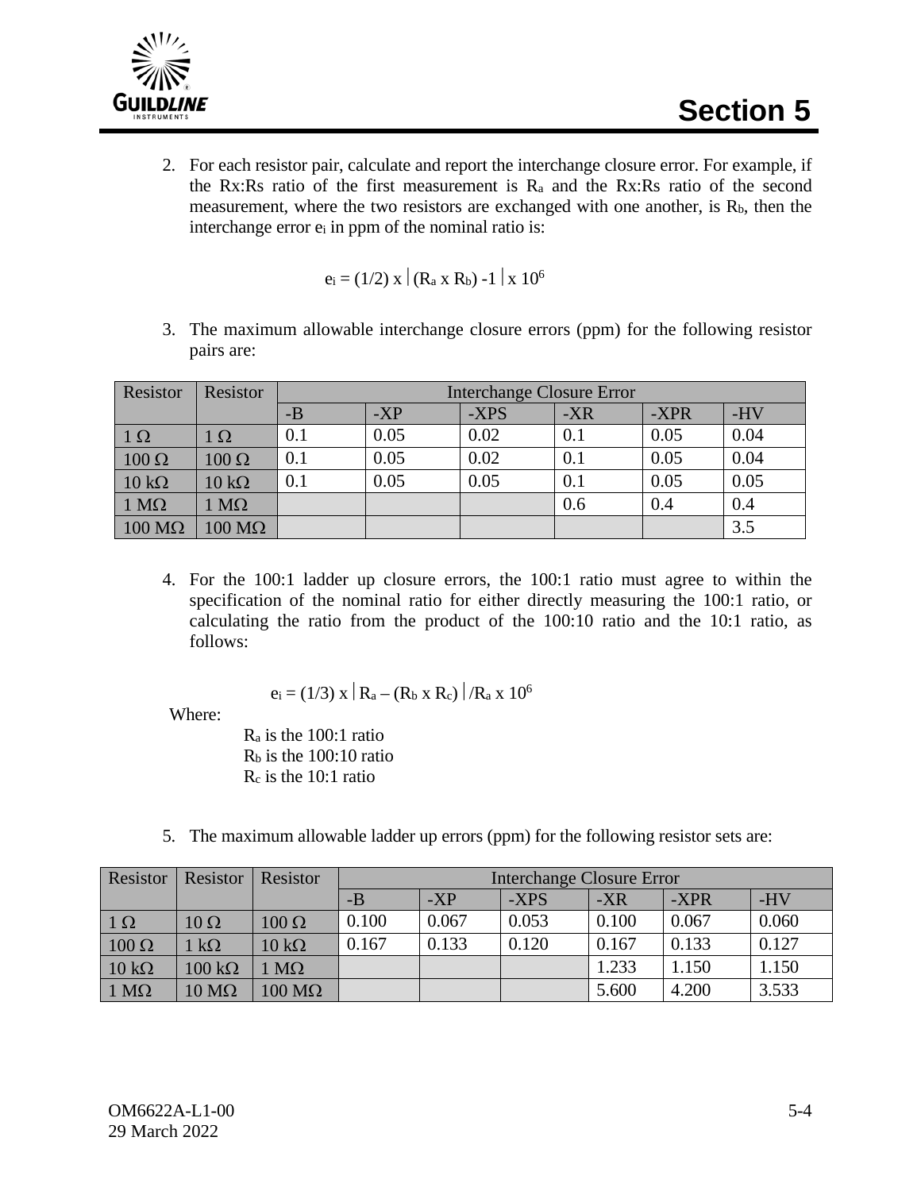2. For each resistor pair, calculate and report the interchange closure error. For example, if the Rx:Rs ratio of the first measurement is $R_a$ and the Rx:Rs ratio of the second measurement, where the two resistors are exchanged with one another, is $R_b$, then the interchange error $e_i$ in ppm of the nominal ratio is:

$$e_i = (1/2) \times \left| (R_a \times R_b) - 1 \right| \times 10^6$$

3. The maximum allowable interchange closure errors (ppm) for the following resistor pairs are:

| Resistor | Resistor | Interchange Closure Error | | | | | |
|---|---|---|---|---|---|---|---|
| | | -B | -XP | -XPS | -XR | -XPR | -HV |
| 1 Ω | 1 Ω | 0.1 | 0.05 | 0.02 | 0.1 | 0.05 | 0.04 |
| 100 Ω | 100 Ω | 0.1 | 0.05 | 0.02 | 0.1 | 0.05 | 0.04 |
| 10 kΩ | 10 kΩ | 0.1 | 0.05 | 0.05 | 0.1 | 0.05 | 0.05 |
| 1 MΩ | 1 MΩ | | | | 0.6 | 0.4 | 0.4 |
| 100 MΩ | 100 MΩ | | | | | | 3.5 |

4. For the 100:1 ladder up closure errors, the 100:1 ratio must agree to within the specification of the nominal ratio for either directly measuring the 100:1 ratio, or calculating the ratio from the product of the 100:10 ratio and the 10:1 ratio, as follows:

$$e_i = (1/3) \times \left| R_a - (R_b \times R_c) \right| / R_a \times 10^6$$

Where:

$R_a$ is the 100:1 ratio
$R_b$ is the 100:10 ratio
$R_c$ is the 10:1 ratio

5. The maximum allowable ladder up errors (ppm) for the following resistor sets are:

| Resistor | Resistor | Resistor | Interchange Closure Error | | | | | |
|---|---|---|---|---|---|---|---|---|
| | | | -B | -XP | -XPS | -XR | -XPR | -HV |
| 1 Ω | 10 Ω | 100 Ω | 0.100 | 0.067 | 0.053 | 0.100 | 0.067 | 0.060 |
| 100 Ω | 1 kΩ | 10 kΩ | 0.167 | 0.133 | 0.120 | 0.167 | 0.133 | 0.127 |
| 10 kΩ | 100 kΩ | 1 MΩ | | | | 1.233 | 1.150 | 1.150 |
| 1 MΩ | 10 MΩ | 100 MΩ | | | | 5.600 | 4.200 | 3.533 |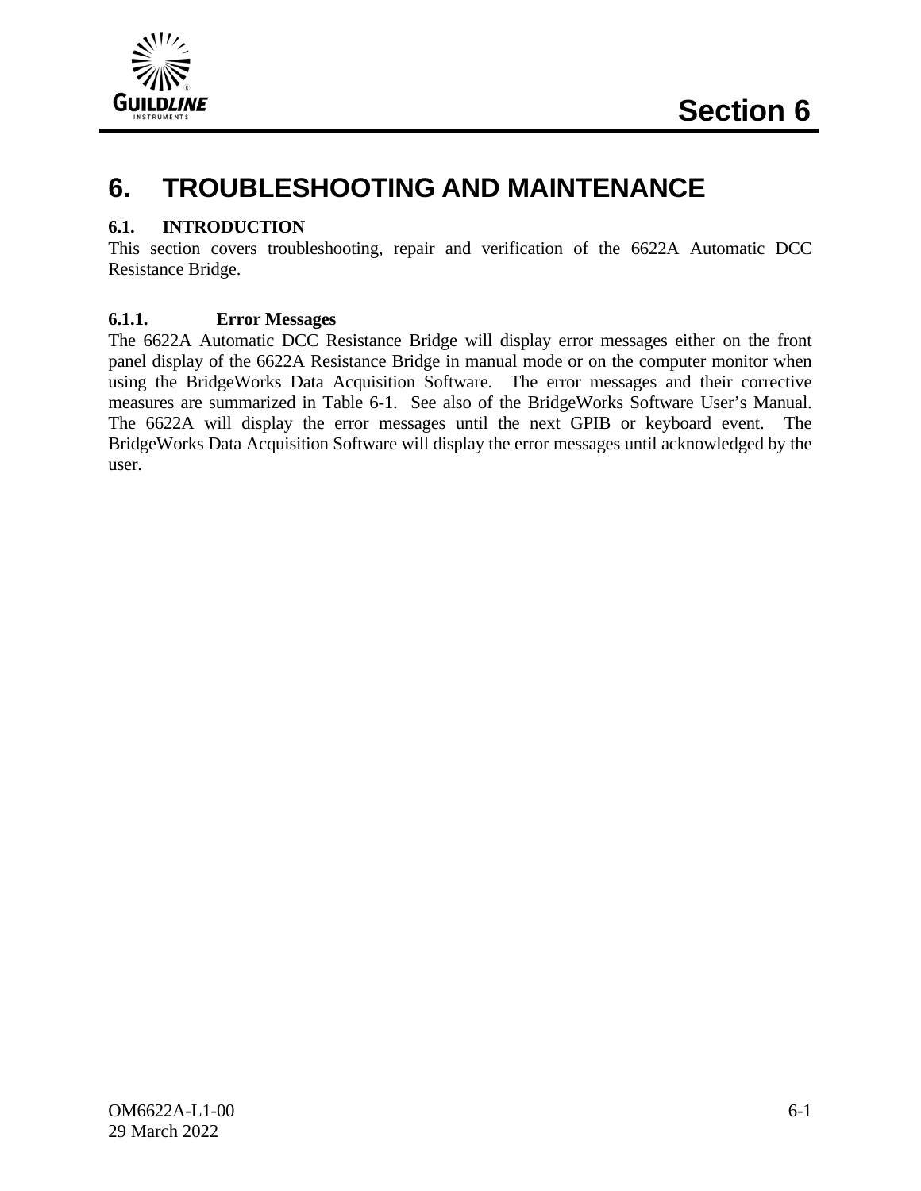# 6. TROUBLESHOOTING AND MAINTENANCE

## 6.1. INTRODUCTION

This section covers troubleshooting, repair and verification of the 6622A Automatic DCC Resistance Bridge.

### 6.1.1. Error Messages

The 6622A Automatic DCC Resistance Bridge will display error messages either on the front panel display of the 6622A Resistance Bridge in manual mode or on the computer monitor when using the BridgeWorks Data Acquisition Software. The error messages and their corrective measures are summarized in Table 6-1. See also of the BridgeWorks Software User's Manual. The 6622A will display the error messages until the next GPIB or keyboard event. The BridgeWorks Data Acquisition Software will display the error messages until acknowledged by the user.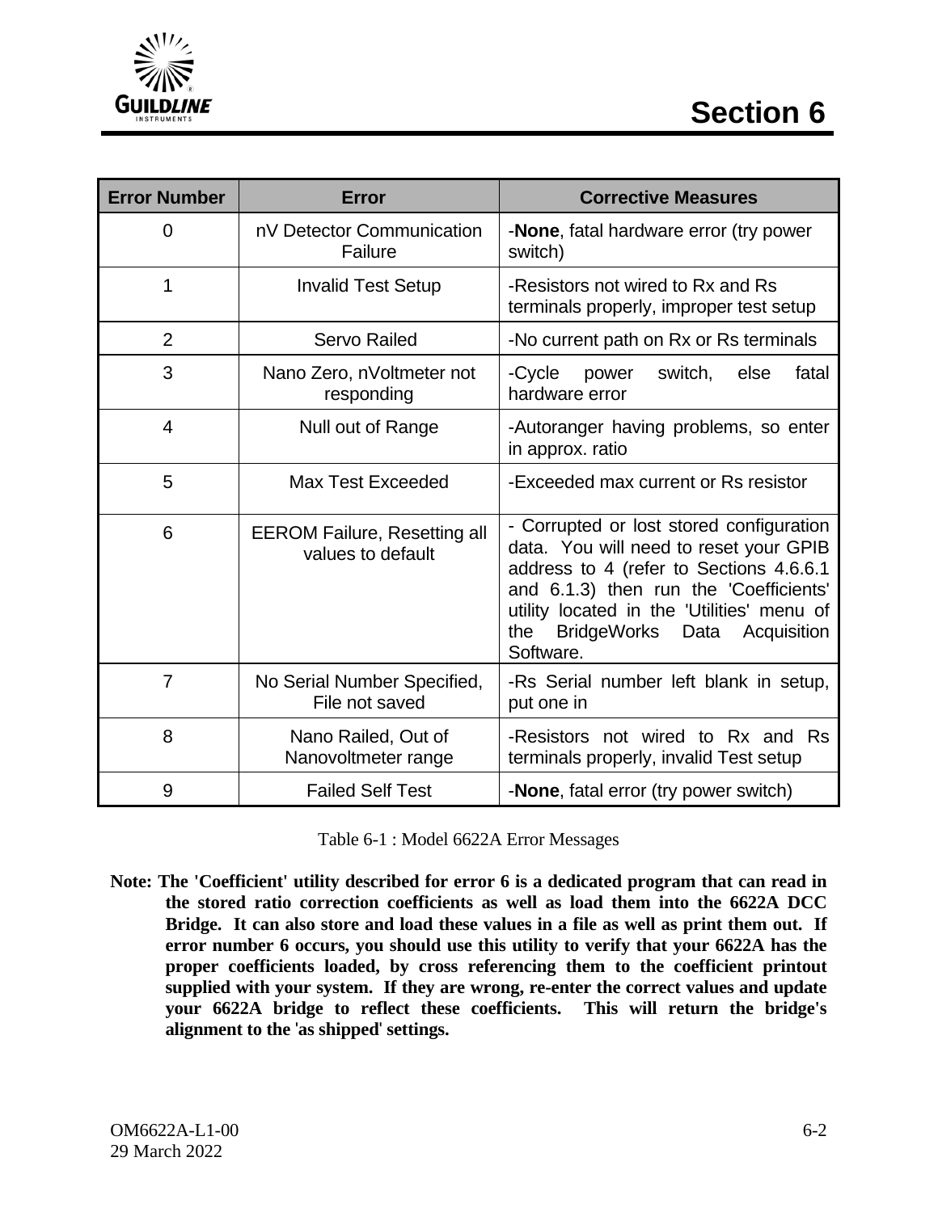| Error Number | Error | Corrective Measures |
| --- | --- | --- |
| 0 | nV Detector Communication Failure | -**None**, fatal hardware error (try power switch) |
| 1 | Invalid Test Setup | -Resistors not wired to Rx and Rs terminals properly, improper test setup |
| 2 | Servo Railed | -No current path on Rx or Rs terminals |
| 3 | Nano Zero, nVoltmeter not responding | -Cycle power switch, else fatal hardware error |
| 4 | Null out of Range | -Autoranger having problems, so enter in approx. ratio |
| 5 | Max Test Exceeded | -Exceeded max current or Rs resistor |
| 6 | EEROM Failure, Resetting all values to default | - Corrupted or lost stored configuration data. You will need to reset your GPIB address to 4 (refer to Sections 4.6.6.1 and 6.1.3) then run the 'Coefficients' utility located in the 'Utilities' menu of the BridgeWorks Data Acquisition Software. |
| 7 | No Serial Number Specified, File not saved | -Rs Serial number left blank in setup, put one in |
| 8 | Nano Railed, Out of Nanovoltmeter range | -Resistors not wired to Rx and Rs terminals properly, invalid Test setup |
| 9 | Failed Self Test | -**None**, fatal error (try power switch) |

Table 6-1 : Model 6622A Error Messages

**Note: The 'Coefficient' utility described for error 6 is a dedicated program that can read in the stored ratio correction coefficients as well as load them into the 6622A DCC Bridge. It can also store and load these values in a file as well as print them out. If error number 6 occurs, you should use this utility to verify that your 6622A has the proper coefficients loaded, by cross referencing them to the coefficient printout supplied with your system. If they are wrong, re-enter the correct values and update your 6622A bridge to reflect these coefficients. This will return the bridge's alignment to the 'as shipped' settings.**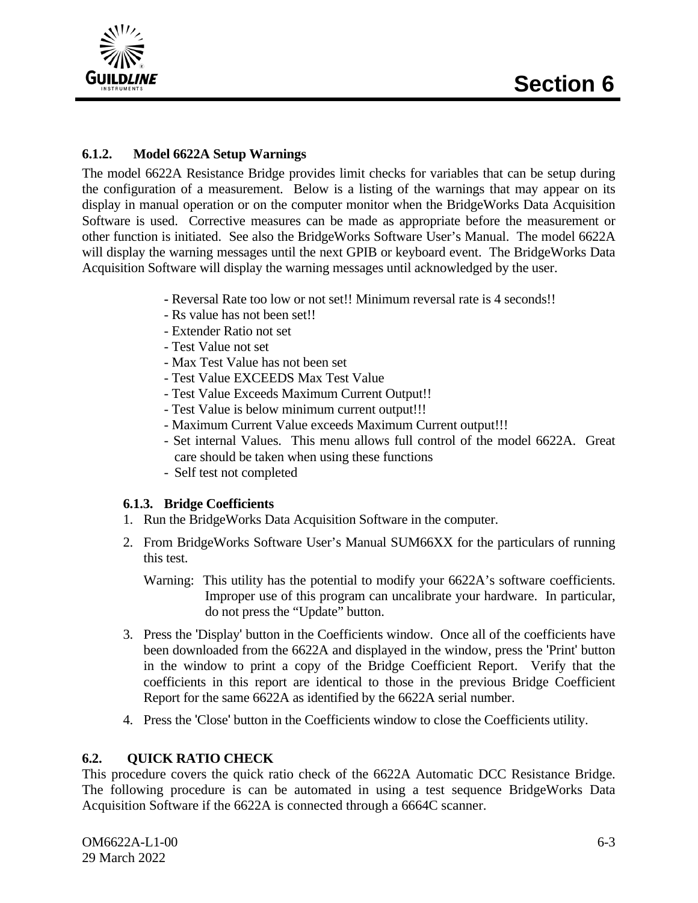### 6.1.2. Model 6622A Setup Warnings

The model 6622A Resistance Bridge provides limit checks for variables that can be setup during the configuration of a measurement. Below is a listing of the warnings that may appear on its display in manual operation or on the computer monitor when the BridgeWorks Data Acquisition Software is used. Corrective measures can be made as appropriate before the measurement or other function is initiated. See also the BridgeWorks Software User's Manual. The model 6622A will display the warning messages until the next GPIB or keyboard event. The BridgeWorks Data Acquisition Software will display the warning messages until acknowledged by the user.

- Reversal Rate too low or not set!! Minimum reversal rate is 4 seconds!!
- Rs value has not been set!!
- Extender Ratio not set
- Test Value not set
- Max Test Value has not been set
- Test Value EXCEEDS Max Test Value
- Test Value Exceeds Maximum Current Output!!
- Test Value is below minimum current output!!!
- Maximum Current Value exceeds Maximum Current output!!!
- Set internal Values. This menu allows full control of the model 6622A. Great care should be taken when using these functions
- Self test not completed

#### 6.1.3. Bridge Coefficients

1. Run the BridgeWorks Data Acquisition Software in the computer.
2. From BridgeWorks Software User's Manual SUM66XX for the particulars of running this test.

   Warning: This utility has the potential to modify your 6622A's software coefficients. Improper use of this program can uncalibrate your hardware. In particular, do not press the "Update" button.

3. Press the 'Display' button in the Coefficients window. Once all of the coefficients have been downloaded from the 6622A and displayed in the window, press the 'Print' button in the window to print a copy of the Bridge Coefficient Report. Verify that the coefficients in this report are identical to those in the previous Bridge Coefficient Report for the same 6622A as identified by the 6622A serial number.
4. Press the 'Close' button in the Coefficients window to close the Coefficients utility.

### 6.2. QUICK RATIO CHECK

This procedure covers the quick ratio check of the 6622A Automatic DCC Resistance Bridge. The following procedure is can be automated in using a test sequence BridgeWorks Data Acquisition Software if the 6622A is connected through a 6664C scanner.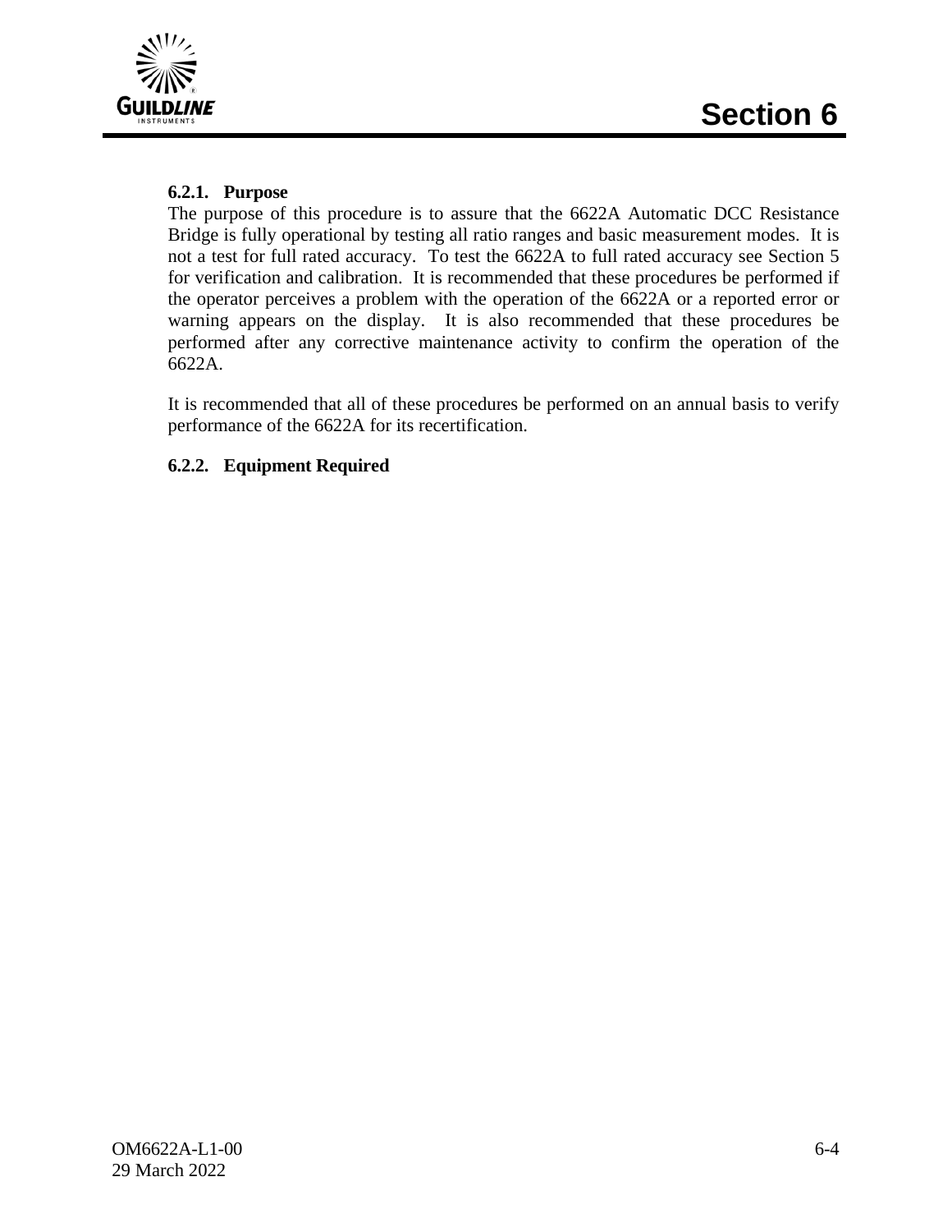### 6.2.1. Purpose

The purpose of this procedure is to assure that the 6622A Automatic DCC Resistance Bridge is fully operational by testing all ratio ranges and basic measurement modes. It is not a test for full rated accuracy. To test the 6622A to full rated accuracy see Section 5 for verification and calibration. It is recommended that these procedures be performed if the operator perceives a problem with the operation of the 6622A or a reported error or warning appears on the display. It is also recommended that these procedures be performed after any corrective maintenance activity to confirm the operation of the 6622A.

It is recommended that all of these procedures be performed on an annual basis to verify performance of the 6622A for its recertification.

### 6.2.2. Equipment Required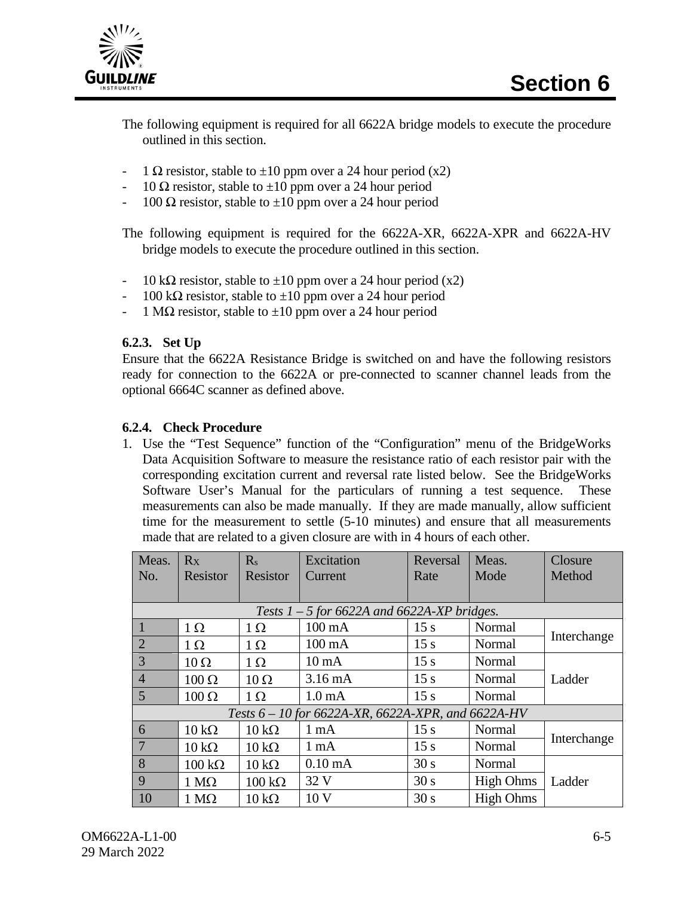The following equipment is required for all 6622A bridge models to execute the procedure outlined in this section.

- 1 Ω resistor, stable to ±10 ppm over a 24 hour period (x2)
- 10 Ω resistor, stable to ±10 ppm over a 24 hour period
- 100 Ω resistor, stable to ±10 ppm over a 24 hour period

The following equipment is required for the 6622A-XR, 6622A-XPR and 6622A-HV bridge models to execute the procedure outlined in this section.

- 10 kΩ resistor, stable to ±10 ppm over a 24 hour period (x2)
- 100 kΩ resistor, stable to ±10 ppm over a 24 hour period
- 1 MΩ resistor, stable to ±10 ppm over a 24 hour period

### 6.2.3. Set Up

Ensure that the 6622A Resistance Bridge is switched on and have the following resistors ready for connection to the 6622A or pre-connected to scanner channel leads from the optional 6664C scanner as defined above.

### 6.2.4. Check Procedure

1. Use the "Test Sequence" function of the "Configuration" menu of the BridgeWorks Data Acquisition Software to measure the resistance ratio of each resistor pair with the corresponding excitation current and reversal rate listed below. See the BridgeWorks Software User's Manual for the particulars of running a test sequence. These measurements can also be made manually. If they are made manually, allow sufficient time for the measurement to settle (5-10 minutes) and ensure that all measurements made that are related to a given closure are with in 4 hours of each other.

| Meas. No. | $R_X$ Resistor | $R_s$ Resistor | Excitation Current | Reversal Rate | Meas. Mode | Closure Method |
|---|---|---|---|---|---|---|
| *Tests 1 – 5 for 6622A and 6622A-XP bridges.* | | | | | | |
| 1 | 1 Ω | 1 Ω | 100 mA | 15 s | Normal | Interchange |
| 2 | 1 Ω | 1 Ω | 100 mA | 15 s | Normal | |
| 3 | 10 Ω | 1 Ω | 10 mA | 15 s | Normal | Ladder |
| 4 | 100 Ω | 10 Ω | 3.16 mA | 15 s | Normal | |
| 5 | 100 Ω | 1 Ω | 1.0 mA | 15 s | Normal | |
| *Tests 6 – 10 for 6622A-XR, 6622A-XPR, and 6622A-HV* | | | | | | |
| 6 | 10 kΩ | 10 kΩ | 1 mA | 15 s | Normal | Interchange |
| 7 | 10 kΩ | 10 kΩ | 1 mA | 15 s | Normal | |
| 8 | 100 kΩ | 10 kΩ | 0.10 mA | 30 s | Normal | Ladder |
| 9 | 1 MΩ | 100 kΩ | 32 V | 30 s | High Ohms | |
| 10 | 1 MΩ | 10 kΩ | 10 V | 30 s | High Ohms | |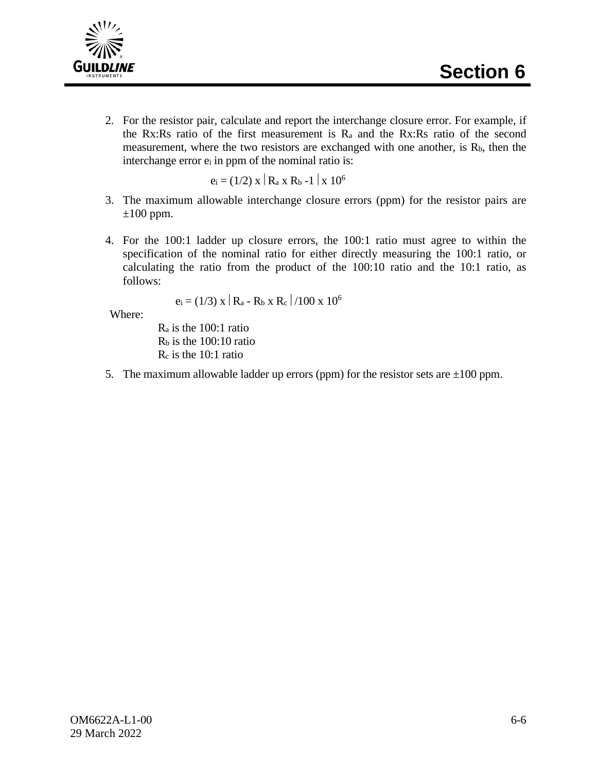2. For the resistor pair, calculate and report the interchange closure error. For example, if the Rx:Rs ratio of the first measurement is $R_a$ and the Rx:Rs ratio of the second measurement, where the two resistors are exchanged with one another, is $R_b$, then the interchange error $e_i$ in ppm of the nominal ratio is:

$$e_i = (1/2) \times \left| R_a \times R_b - 1 \right| \times 10^6$$

3. The maximum allowable interchange closure errors (ppm) for the resistor pairs are ±100 ppm.

4. For the 100:1 ladder up closure errors, the 100:1 ratio must agree to within the specification of the nominal ratio for either directly measuring the 100:1 ratio, or calculating the ratio from the product of the 100:10 ratio and the 10:1 ratio, as follows:

$$e_i = (1/3) \times \left| R_a - R_b \times R_c \right| / 100 \times 10^6$$

Where:

$R_a$ is the 100:1 ratio
$R_b$ is the 100:10 ratio
$R_c$ is the 10:1 ratio

5. The maximum allowable ladder up errors (ppm) for the resistor sets are ±100 ppm.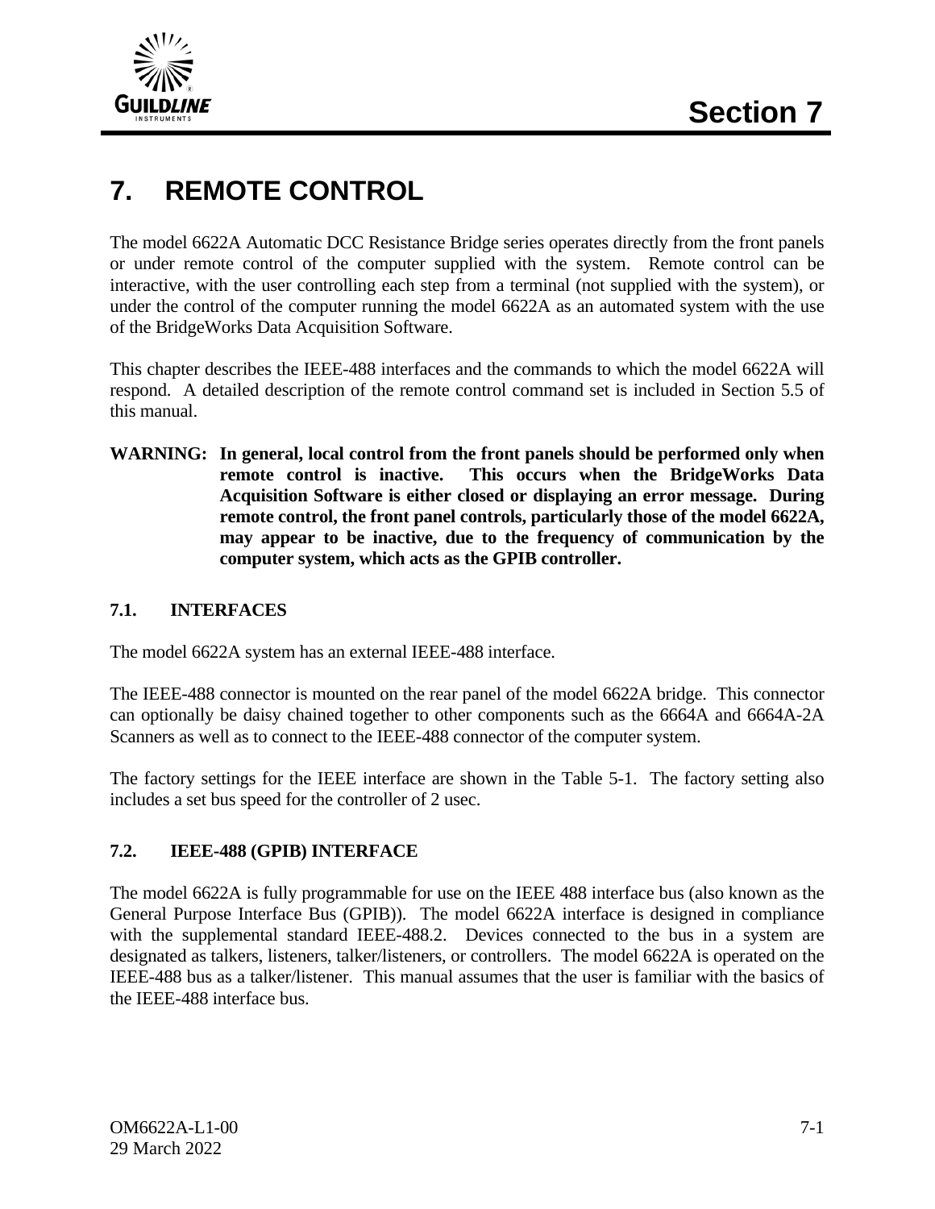# 7. REMOTE CONTROL

The model 6622A Automatic DCC Resistance Bridge series operates directly from the front panels or under remote control of the computer supplied with the system. Remote control can be interactive, with the user controlling each step from a terminal (not supplied with the system), or under the control of the computer running the model 6622A as an automated system with the use of the BridgeWorks Data Acquisition Software.

This chapter describes the IEEE-488 interfaces and the commands to which the model 6622A will respond. A detailed description of the remote control command set is included in Section 5.5 of this manual.

**WARNING: In general, local control from the front panels should be performed only when remote control is inactive. This occurs when the BridgeWorks Data Acquisition Software is either closed or displaying an error message. During remote control, the front panel controls, particularly those of the model 6622A, may appear to be inactive, due to the frequency of communication by the computer system, which acts as the GPIB controller.**

## 7.1. INTERFACES

The model 6622A system has an external IEEE-488 interface.

The IEEE-488 connector is mounted on the rear panel of the model 6622A bridge. This connector can optionally be daisy chained together to other components such as the 6664A and 6664A-2A Scanners as well as to connect to the IEEE-488 connector of the computer system.

The factory settings for the IEEE interface are shown in the Table 5-1. The factory setting also includes a set bus speed for the controller of 2 usec.

## 7.2. IEEE-488 (GPIB) INTERFACE

The model 6622A is fully programmable for use on the IEEE 488 interface bus (also known as the General Purpose Interface Bus (GPIB)). The model 6622A interface is designed in compliance with the supplemental standard IEEE-488.2. Devices connected to the bus in a system are designated as talkers, listeners, talker/listeners, or controllers. The model 6622A is operated on the IEEE-488 bus as a talker/listener. This manual assumes that the user is familiar with the basics of the IEEE-488 interface bus.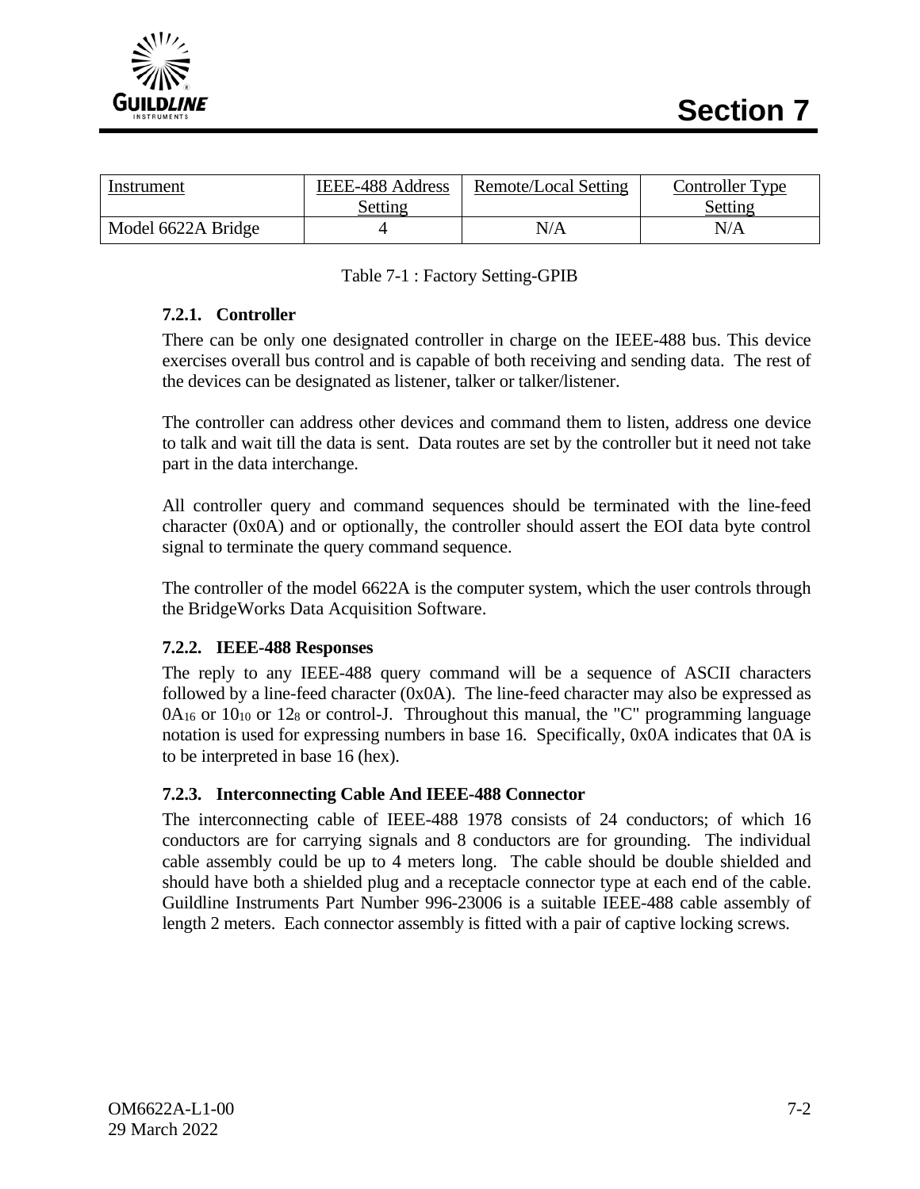| Instrument | IEEE-488 Address Setting | Remote/Local Setting | Controller Type Setting |
|---|---|---|---|
| Model 6622A Bridge | 4 | N/A | N/A |

Table 7-1 : Factory Setting-GPIB

### 7.2.1. Controller

There can be only one designated controller in charge on the IEEE-488 bus. This device exercises overall bus control and is capable of both receiving and sending data. The rest of the devices can be designated as listener, talker or talker/listener.

The controller can address other devices and command them to listen, address one device to talk and wait till the data is sent. Data routes are set by the controller but it need not take part in the data interchange.

All controller query and command sequences should be terminated with the line-feed character (0x0A) and or optionally, the controller should assert the EOI data byte control signal to terminate the query command sequence.

The controller of the model 6622A is the computer system, which the user controls through the BridgeWorks Data Acquisition Software.

### 7.2.2. IEEE-488 Responses

The reply to any IEEE-488 query command will be a sequence of ASCII characters followed by a line-feed character (0x0A). The line-feed character may also be expressed as $0A_{16}$ or $10_{10}$ or $12_{8}$ or control-J. Throughout this manual, the "C" programming language notation is used for expressing numbers in base 16. Specifically, 0x0A indicates that 0A is to be interpreted in base 16 (hex).

### 7.2.3. Interconnecting Cable And IEEE-488 Connector

The interconnecting cable of IEEE-488 1978 consists of 24 conductors; of which 16 conductors are for carrying signals and 8 conductors are for grounding. The individual cable assembly could be up to 4 meters long. The cable should be double shielded and should have both a shielded plug and a receptacle connector type at each end of the cable. Guildline Instruments Part Number 996-23006 is a suitable IEEE-488 cable assembly of length 2 meters. Each connector assembly is fitted with a pair of captive locking screws.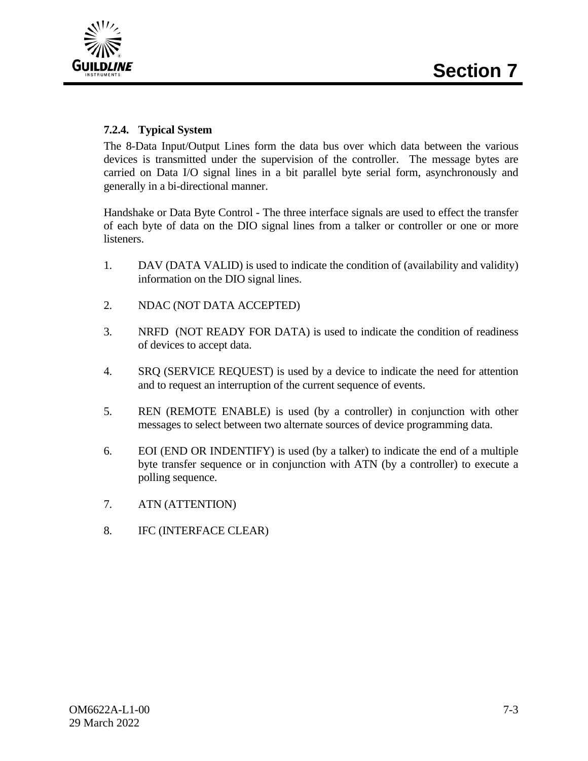### 7.2.4. Typical System

The 8-Data Input/Output Lines form the data bus over which data between the various devices is transmitted under the supervision of the controller. The message bytes are carried on Data I/O signal lines in a bit parallel byte serial form, asynchronously and generally in a bi-directional manner.

Handshake or Data Byte Control - The three interface signals are used to effect the transfer of each byte of data on the DIO signal lines from a talker or controller or one or more listeners.

1. DAV (DATA VALID) is used to indicate the condition of (availability and validity) information on the DIO signal lines.

2. NDAC (NOT DATA ACCEPTED)

3. NRFD (NOT READY FOR DATA) is used to indicate the condition of readiness of devices to accept data.

4. SRQ (SERVICE REQUEST) is used by a device to indicate the need for attention and to request an interruption of the current sequence of events.

5. REN (REMOTE ENABLE) is used (by a controller) in conjunction with other messages to select between two alternate sources of device programming data.

6. EOI (END OR INDENTIFY) is used (by a talker) to indicate the end of a multiple byte transfer sequence or in conjunction with ATN (by a controller) to execute a polling sequence.

7. ATN (ATTENTION)

8. IFC (INTERFACE CLEAR)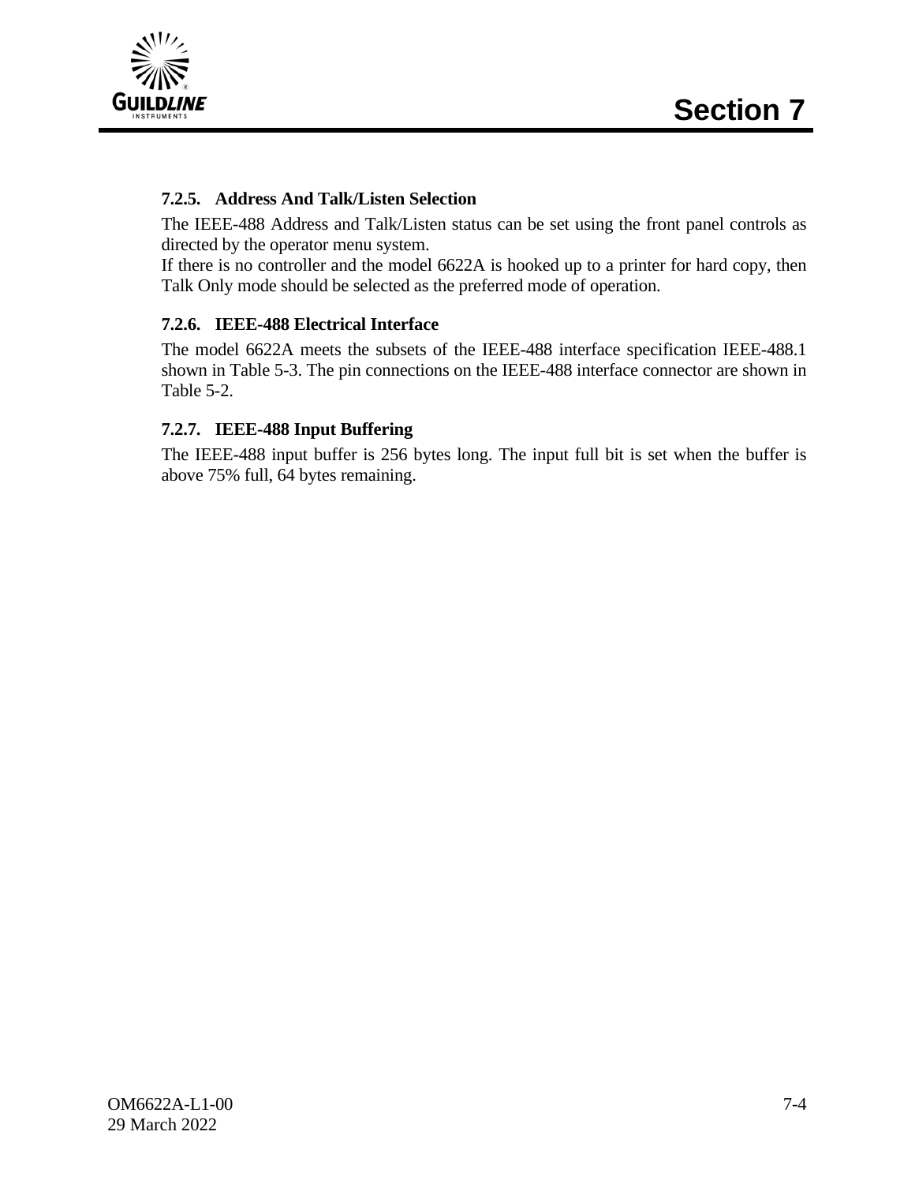### 7.2.5. Address And Talk/Listen Selection

The IEEE-488 Address and Talk/Listen status can be set using the front panel controls as directed by the operator menu system.
If there is no controller and the model 6622A is hooked up to a printer for hard copy, then Talk Only mode should be selected as the preferred mode of operation.

### 7.2.6. IEEE-488 Electrical Interface

The model 6622A meets the subsets of the IEEE-488 interface specification IEEE-488.1 shown in Table 5-3. The pin connections on the IEEE-488 interface connector are shown in Table 5-2.

### 7.2.7. IEEE-488 Input Buffering

The IEEE-488 input buffer is 256 bytes long. The input full bit is set when the buffer is above 75% full, 64 bytes remaining.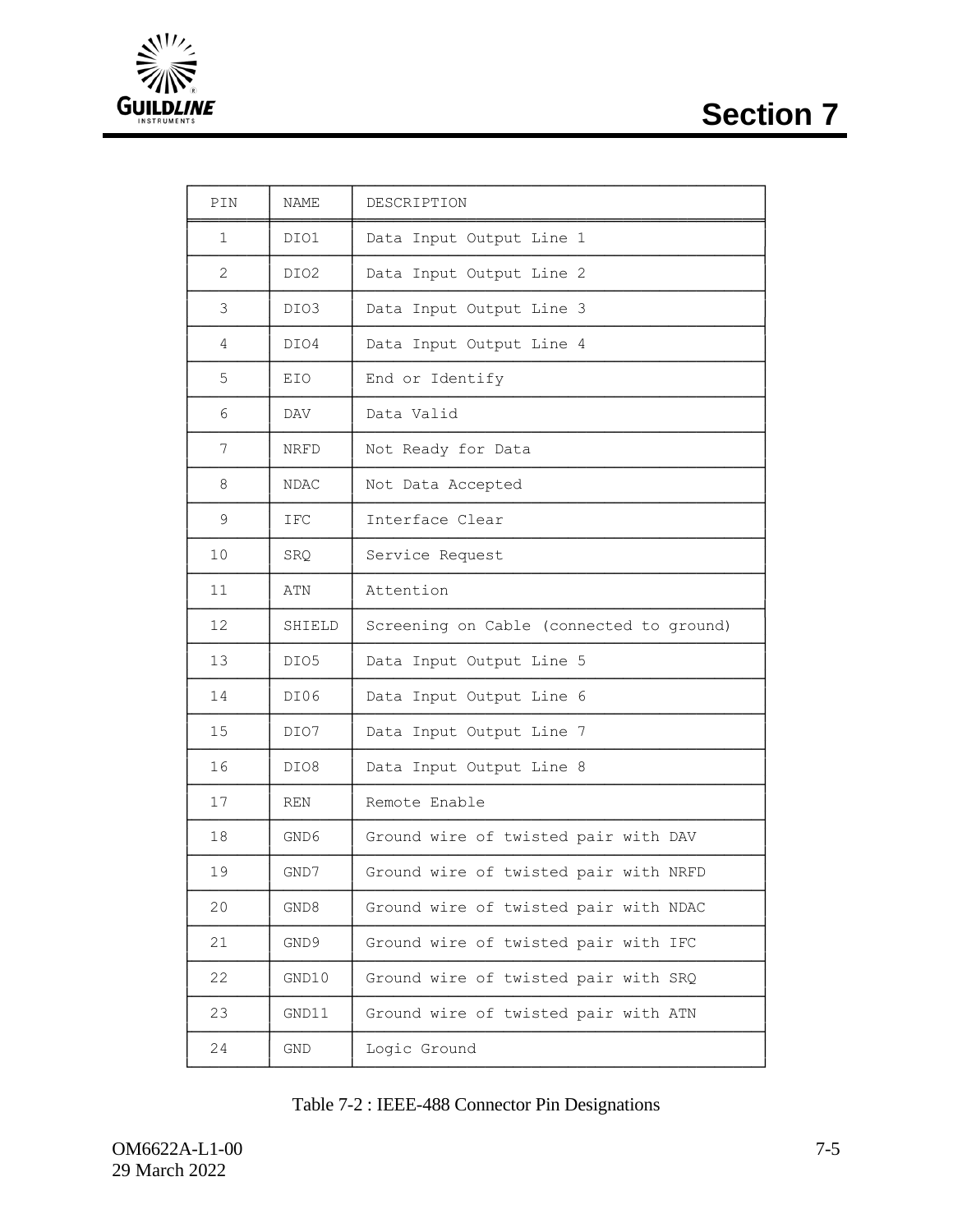| PIN | NAME | DESCRIPTION |
|---|---|---|
| 1 | DIO1 | Data Input Output Line 1 |
| 2 | DIO2 | Data Input Output Line 2 |
| 3 | DIO3 | Data Input Output Line 3 |
| 4 | DIO4 | Data Input Output Line 4 |
| 5 | EIO | End or Identify |
| 6 | DAV | Data Valid |
| 7 | NRFD | Not Ready for Data |
| 8 | NDAC | Not Data Accepted |
| 9 | IFC | Interface Clear |
| 10 | SRQ | Service Request |
| 11 | ATN | Attention |
| 12 | SHIELD | Screening on Cable (connected to ground) |
| 13 | DIO5 | Data Input Output Line 5 |
| 14 | DI06 | Data Input Output Line 6 |
| 15 | DIO7 | Data Input Output Line 7 |
| 16 | DIO8 | Data Input Output Line 8 |
| 17 | REN | Remote Enable |
| 18 | GND6 | Ground wire of twisted pair with DAV |
| 19 | GND7 | Ground wire of twisted pair with NRFD |
| 20 | GND8 | Ground wire of twisted pair with NDAC |
| 21 | GND9 | Ground wire of twisted pair with IFC |
| 22 | GND10 | Ground wire of twisted pair with SRQ |
| 23 | GND11 | Ground wire of twisted pair with ATN |
| 24 | GND | Logic Ground |

Table 7-2 : IEEE-488 Connector Pin Designations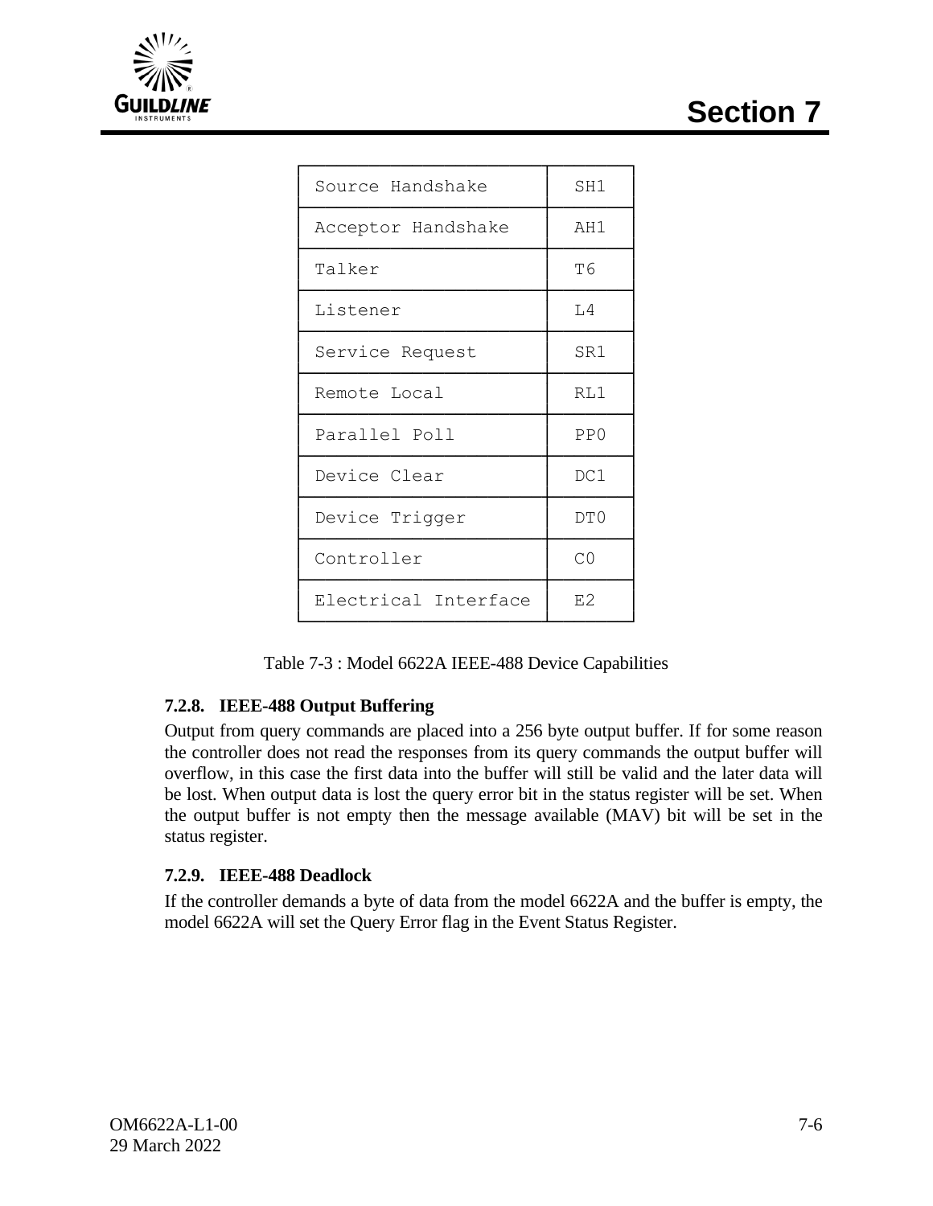| Source Handshake | SH1 |
|---|---|
| Acceptor Handshake | AH1 |
| Talker | T6 |
| Listener | L4 |
| Service Request | SR1 |
| Remote Local | RL1 |
| Parallel Poll | PP0 |
| Device Clear | DC1 |
| Device Trigger | DT0 |
| Controller | C0 |
| Electrical Interface | E2 |

Table 7-3 : Model 6622A IEEE-488 Device Capabilities

### 7.2.8. IEEE-488 Output Buffering

Output from query commands are placed into a 256 byte output buffer. If for some reason the controller does not read the responses from its query commands the output buffer will overflow, in this case the first data into the buffer will still be valid and the later data will be lost. When output data is lost the query error bit in the status register will be set. When the output buffer is not empty then the message available (MAV) bit will be set in the status register.

### 7.2.9. IEEE-488 Deadlock

If the controller demands a byte of data from the model 6622A and the buffer is empty, the model 6622A will set the Query Error flag in the Event Status Register.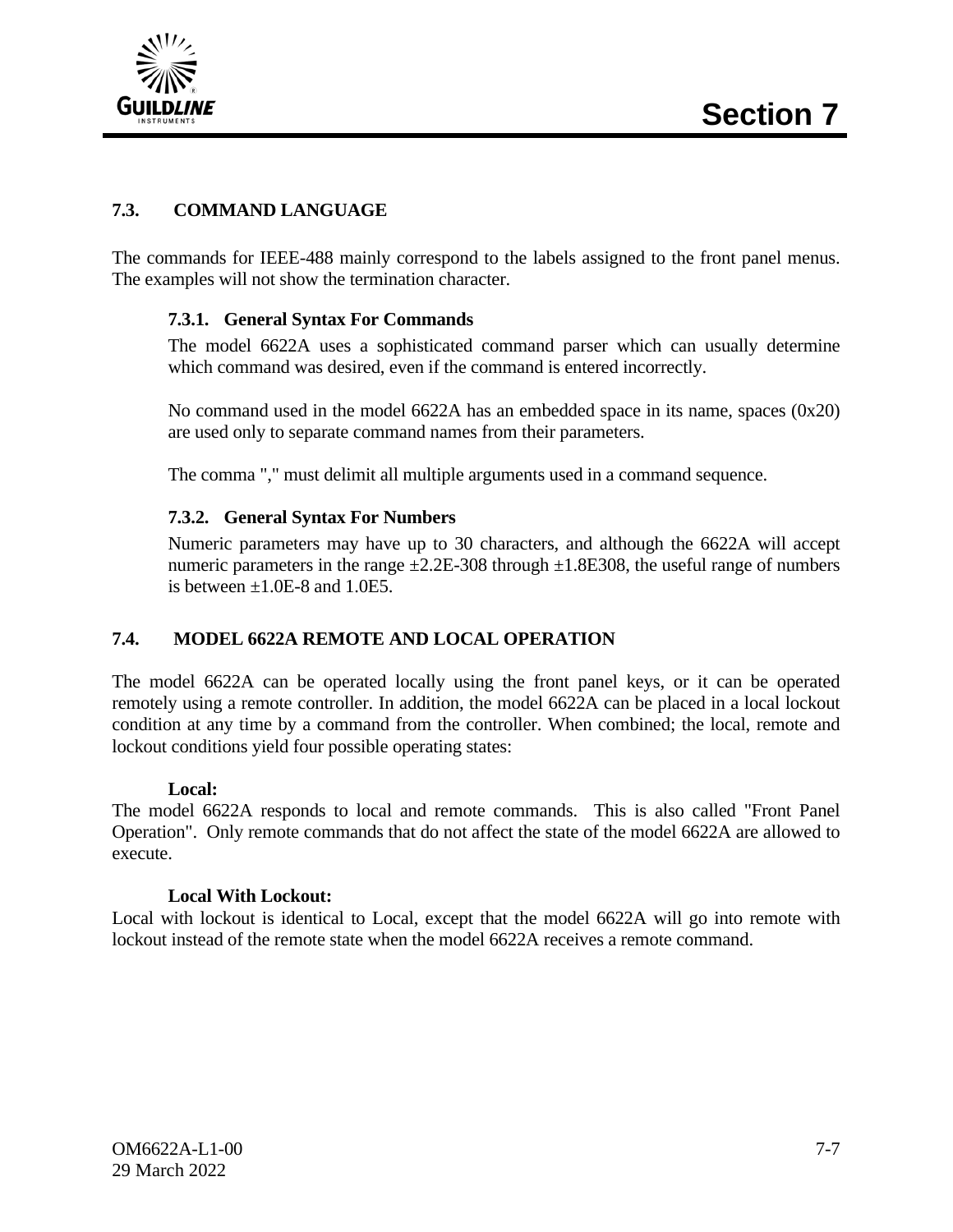## 7.3. COMMAND LANGUAGE

The commands for IEEE-488 mainly correspond to the labels assigned to the front panel menus. The examples will not show the termination character.

### 7.3.1. General Syntax For Commands

The model 6622A uses a sophisticated command parser which can usually determine which command was desired, even if the command is entered incorrectly.

No command used in the model 6622A has an embedded space in its name, spaces (0x20) are used only to separate command names from their parameters.

The comma "," must delimit all multiple arguments used in a command sequence.

### 7.3.2. General Syntax For Numbers

Numeric parameters may have up to 30 characters, and although the 6622A will accept numeric parameters in the range ±2.2E-308 through ±1.8E308, the useful range of numbers is between ±1.0E-8 and 1.0E5.

## 7.4. MODEL 6622A REMOTE AND LOCAL OPERATION

The model 6622A can be operated locally using the front panel keys, or it can be operated remotely using a remote controller. In addition, the model 6622A can be placed in a local lockout condition at any time by a command from the controller. When combined; the local, remote and lockout conditions yield four possible operating states:

**Local:**

The model 6622A responds to local and remote commands. This is also called "Front Panel Operation". Only remote commands that do not affect the state of the model 6622A are allowed to execute.

**Local With Lockout:**

Local with lockout is identical to Local, except that the model 6622A will go into remote with lockout instead of the remote state when the model 6622A receives a remote command.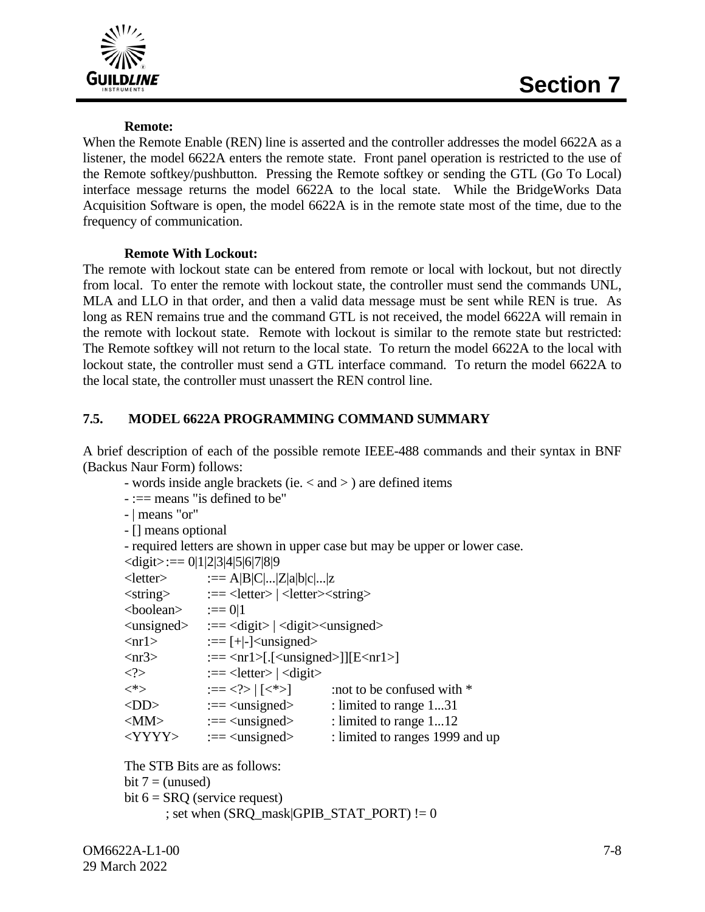**Remote:**

When the Remote Enable (REN) line is asserted and the controller addresses the model 6622A as a listener, the model 6622A enters the remote state. Front panel operation is restricted to the use of the Remote softkey/pushbutton. Pressing the Remote softkey or sending the GTL (Go To Local) interface message returns the model 6622A to the local state. While the BridgeWorks Data Acquisition Software is open, the model 6622A is in the remote state most of the time, due to the frequency of communication.

**Remote With Lockout:**

The remote with lockout state can be entered from remote or local with lockout, but not directly from local. To enter the remote with lockout state, the controller must send the commands UNL, MLA and LLO in that order, and then a valid data message must be sent while REN is true. As long as REN remains true and the command GTL is not received, the model 6622A will remain in the remote with lockout state. Remote with lockout is similar to the remote state but restricted: The Remote softkey will not return to the local state. To return the model 6622A to the local with lockout state, the controller must send a GTL interface command. To return the model 6622A to the local state, the controller must unassert the REN control line.

## 7.5. MODEL 6622A PROGRAMMING COMMAND SUMMARY

A brief description of each of the possible remote IEEE-488 commands and their syntax in BNF (Backus Naur Form) follows:

- words inside angle brackets (ie. < and > ) are defined items
- :== means "is defined to be"
- | means "or"
- [] means optional
- required letters are shown in upper case but may be upper or lower case.

```
<digit>:== 0|1|2|3|4|5|6|7|8|9
<letter>      :== A|B|C|...|Z|a|b|c|...|z
<string>      :== <letter> | <letter><string>
<boolean>     :== 0|1
<unsigned>    :== <digit> | <digit><unsigned>
<nr1>         :== [+|-]<unsigned>
<nr3>         :== <nr1>[.[<unsigned>]][E<nr1>]
<?>           :== <letter> | <digit>
<*>           :== <?> | [<*>]        :not to be confused with *
<DD>          :== <unsigned>         : limited to range 1...31
<MM>          :== <unsigned>         : limited to range 1...12
<YYYY>        :== <unsigned>         : limited to ranges 1999 and up
```

The STB Bits are as follows:

bit 7 = (unused)

bit 6 = SRQ (service request)

; set when (SRQ_mask|GPIB_STAT_PORT) != 0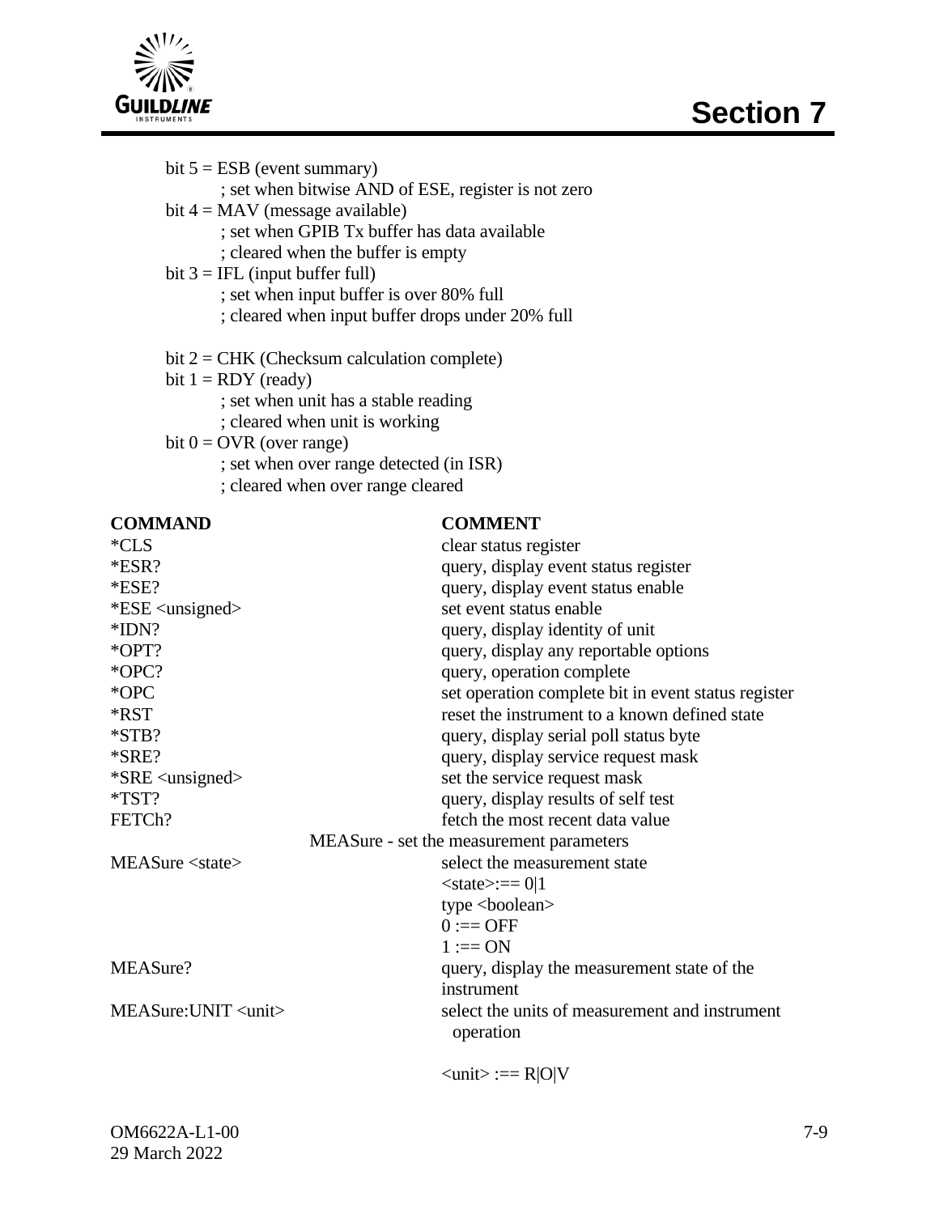bit 5 = ESB (event summary)
  ; set when bitwise AND of ESE, register is not zero
bit 4 = MAV (message available)
  ; set when GPIB Tx buffer has data available
  ; cleared when the buffer is empty
bit 3 = IFL (input buffer full)
  ; set when input buffer is over 80% full
  ; cleared when input buffer drops under 20% full

bit 2 = CHK (Checksum calculation complete)
bit 1 = RDY (ready)
  ; set when unit has a stable reading
  ; cleared when unit is working
bit 0 = OVR (over range)
  ; set when over range detected (in ISR)
  ; cleared when over range cleared

| **COMMAND** | **COMMENT** |
|---|---|
| *CLS | clear status register |
| *ESR? | query, display event status register |
| *ESE? | query, display event status enable |
| *ESE <unsigned> | set event status enable |
| *IDN? | query, display identity of unit |
| *OPT? | query, display any reportable options |
| *OPC? | query, operation complete |
| *OPC | set operation complete bit in event status register |
| *RST | reset the instrument to a known defined state |
| *STB? | query, display serial poll status byte |
| *SRE? | query, display service request mask |
| *SRE <unsigned> | set the service request mask |
| *TST? | query, display results of self test |
| FETCh? | fetch the most recent data value |
| MEASure - set the measurement parameters | |
| MEASure <state> | select the measurement state<br><state>:== 0\|1<br>type <boolean><br>0 :== OFF<br>1 :== ON |
| MEASure? | query, display the measurement state of the instrument |
| MEASure:UNIT <unit> | select the units of measurement and instrument operation<br><br><unit> :== R\|O\|V |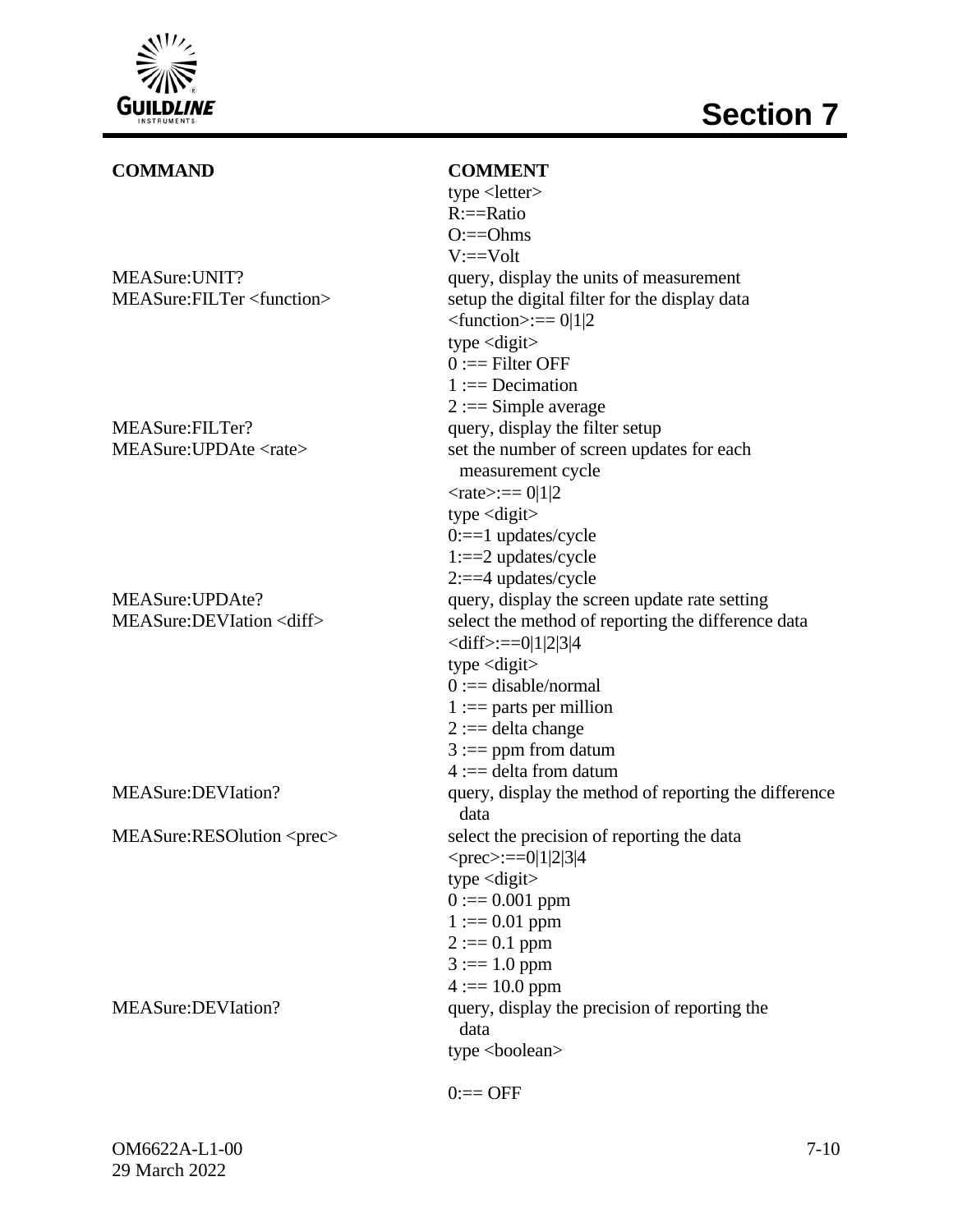| COMMAND | COMMENT |
|---|---|
| | type <letter><br>R:==Ratio<br>O:==Ohms<br>V:==Volt |
| MEASure:UNIT? | query, display the units of measurement |
| MEASure:FILTer <function> | setup the digital filter for the display data<br><function>:== 0\|1\|2<br>type <digit><br>0 :== Filter OFF<br>1 :== Decimation<br>2 :== Simple average |
| MEASure:FILTer? | query, display the filter setup |
| MEASure:UPDAte <rate> | set the number of screen updates for each measurement cycle<br><rate>:== 0\|1\|2<br>type <digit><br>0:==1 updates/cycle<br>1:==2 updates/cycle<br>2:==4 updates/cycle |
| MEASure:UPDAte? | query, display the screen update rate setting |
| MEASure:DEVIation <diff> | select the method of reporting the difference data<br><diff>:==0\|1\|2\|3\|4<br>type <digit><br>0 :== disable/normal<br>1 :== parts per million<br>2 :== delta change<br>3 :== ppm from datum<br>4 :== delta from datum |
| MEASure:DEVIation? | query, display the method of reporting the difference data |
| MEASure:RESOlution <prec> | select the precision of reporting the data<br><prec>:==0\|1\|2\|3\|4<br>type <digit><br>0 :== 0.001 ppm<br>1 :== 0.01 ppm<br>2 :== 0.1 ppm<br>3 :== 1.0 ppm<br>4 :== 10.0 ppm |
| MEASure:DEVIation? | query, display the precision of reporting the data<br>type <boolean><br><br>0:== OFF |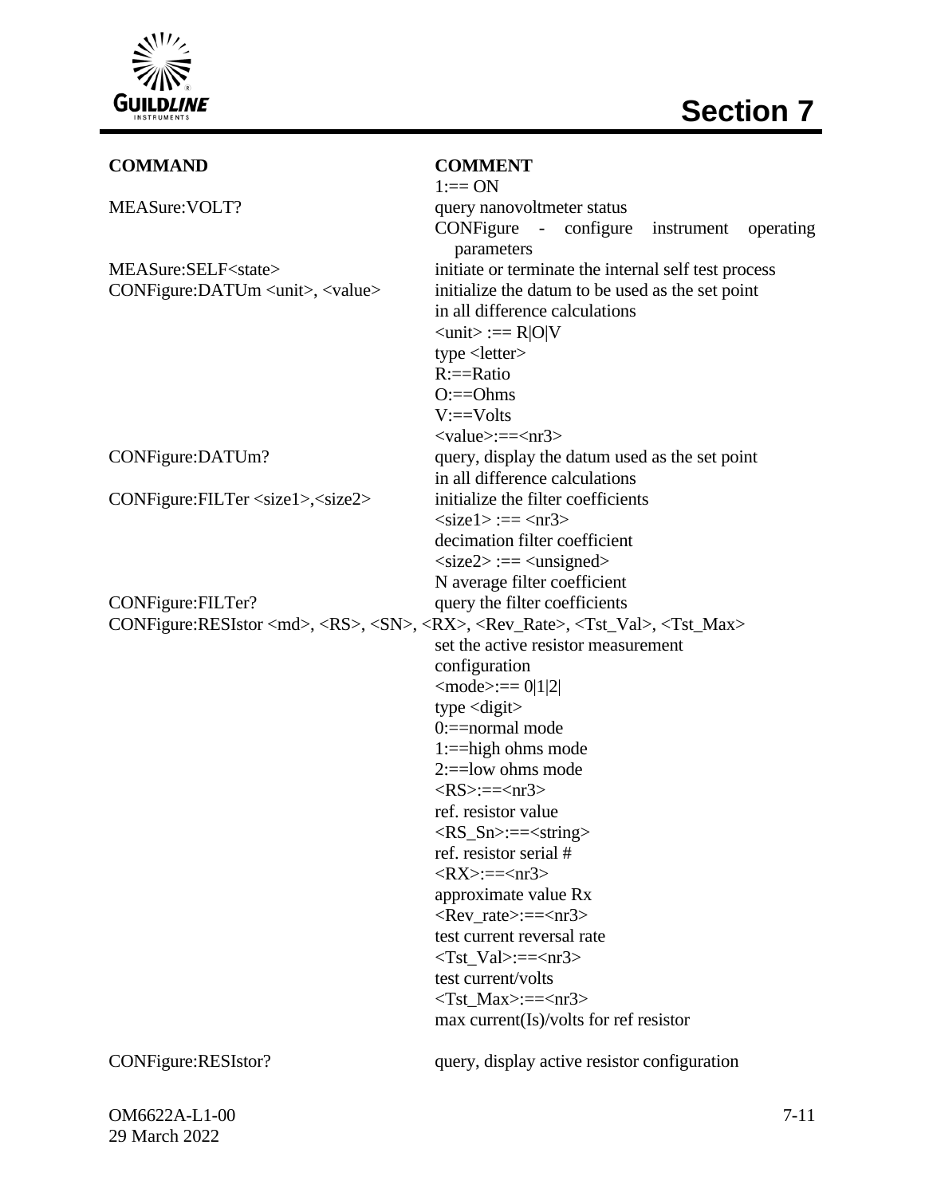| COMMAND | COMMENT |
|---|---|
| | 1:== ON |
| MEASure:VOLT? | query nanovoltmeter status |
| | CONFigure - configure instrument operating parameters |
| MEASure:SELF<state> | initiate or terminate the internal self test process |
| CONFigure:DATUm <unit>, <value> | initialize the datum to be used as the set point in all difference calculations<br><unit> :== R\|O\|V<br>type <letter><br>R:==Ratio<br>O:==Ohms<br>V:==Volts<br><value>:==<nr3> |
| CONFigure:DATUm? | query, display the datum used as the set point in all difference calculations |
| CONFigure:FILTer <size1>,<size2> | initialize the filter coefficients<br><size1> :== <nr3><br>decimation filter coefficient<br><size2> :== <unsigned><br>N average filter coefficient |
| CONFigure:FILTer? | query the filter coefficients |
| CONFigure:RESIstor <md>, <RS>, <SN>, <RX>, <Rev_Rate>, <Tst_Val>, <Tst_Max> | set the active resistor measurement configuration<br><mode>:== 0\|1\|2\|<br>type <digit><br>0:==normal mode<br>1:==high ohms mode<br>2:==low ohms mode<br><RS>:==<nr3><br>ref. resistor value<br><RS_Sn>:==<string><br>ref. resistor serial #<br><RX>:==<nr3><br>approximate value Rx<br><Rev_rate>:==<nr3><br>test current reversal rate<br><Tst_Val>:==<nr3><br>test current/volts<br><Tst_Max>:==<nr3><br>max current(Is)/volts for ref resistor |
| CONFigure:RESIstor? | query, display active resistor configuration |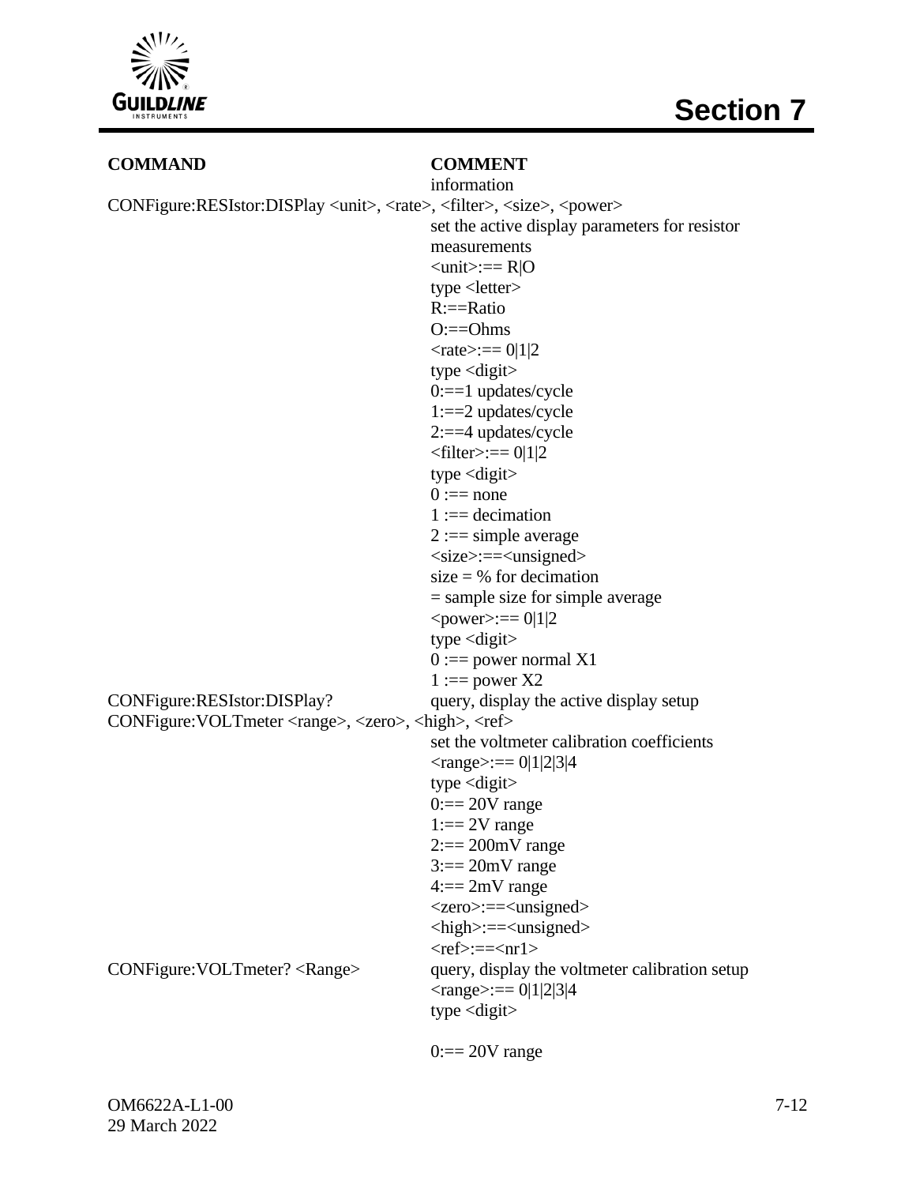| COMMAND | COMMENT |
| --- | --- |
| | information |
| CONFigure:RESIstor:DISPlay <unit>, <rate>, <filter>, <size>, <power> | |
| | set the active display parameters for resistor measurements<br><unit>:== R\|O<br>type <letter><br>R:==Ratio<br>O:==Ohms<br><rate>:== 0\|1\|2<br>type <digit><br>0:==1 updates/cycle<br>1:==2 updates/cycle<br>2:==4 updates/cycle<br><filter>:== 0\|1\|2<br>type <digit><br>0 :== none<br>1 :== decimation<br>2 :== simple average<br><size>:==<unsigned><br>size = % for decimation<br>= sample size for simple average<br><power>:== 0\|1\|2<br>type <digit><br>0 :== power normal X1<br>1 :== power X2 |
| CONFigure:RESIstor:DISPlay? | query, display the active display setup |
| CONFigure:VOLTmeter <range>, <zero>, <high>, <ref> | |
| | set the voltmeter calibration coefficients<br><range>:== 0\|1\|2\|3\|4<br>type <digit><br>0:== 20V range<br>1:== 2V range<br>2:== 200mV range<br>3:== 20mV range<br>4:== 2mV range<br><zero>:==<unsigned><br><high>:==<unsigned><br><ref>:==<nr1> |
| CONFigure:VOLTmeter? <Range> | query, display the voltmeter calibration setup<br><range>:== 0\|1\|2\|3\|4<br>type <digit><br><br>0:== 20V range |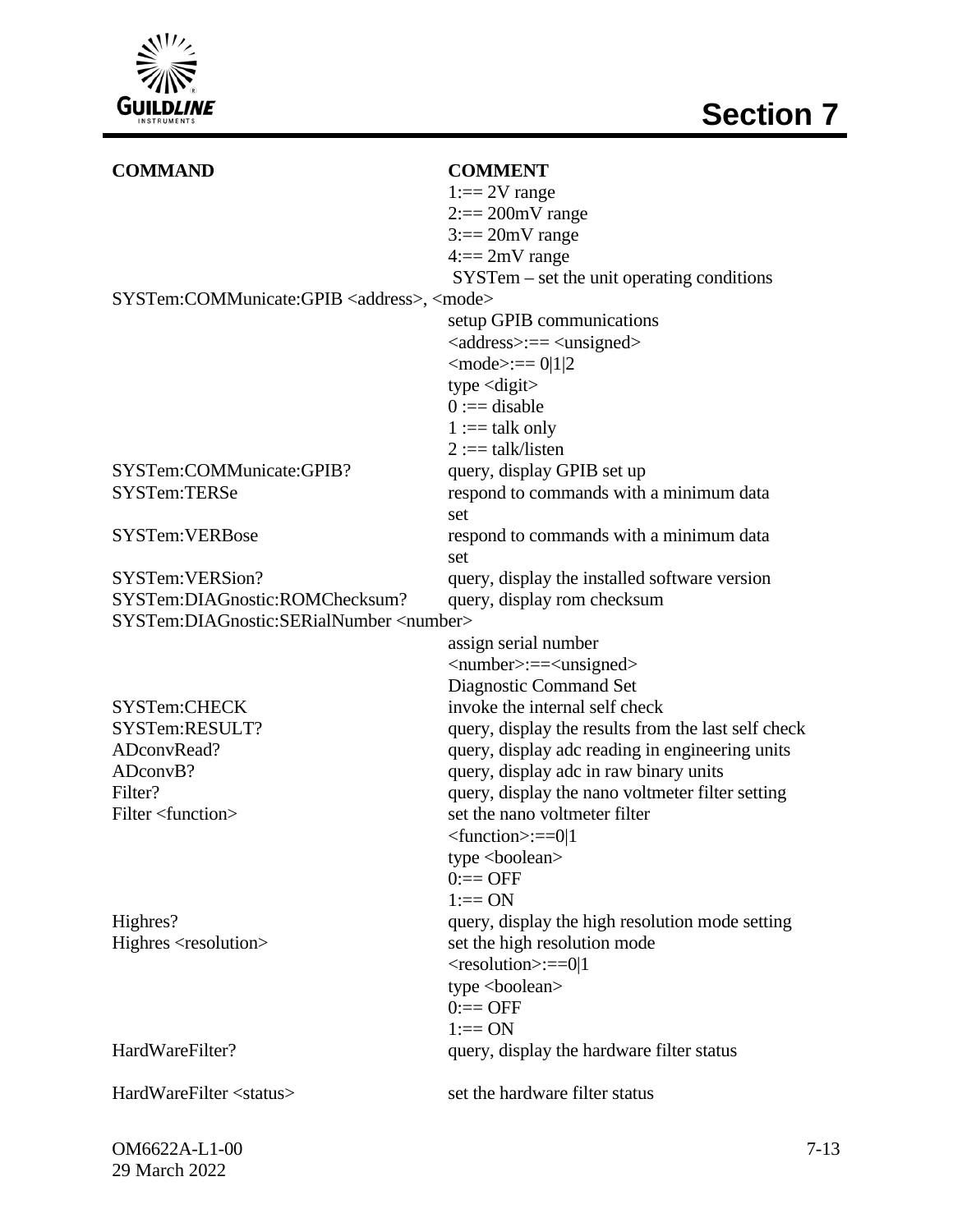| COMMAND | COMMENT |
|---|---|
| | 1:== 2V range |
| | 2:== 200mV range |
| | 3:== 20mV range |
| | 4:== 2mV range |
| | SYSTem – set the unit operating conditions |
| SYSTem:COMMunicate:GPIB <address>, <mode> | |
| | setup GPIB communications |
| | <address>:== <unsigned> |
| | <mode>:== 0\|1\|2 |
| | type <digit> |
| | 0 :== disable |
| | 1 :== talk only |
| | 2 :== talk/listen |
| SYSTem:COMMunicate:GPIB? | query, display GPIB set up |
| SYSTem:TERSe | respond to commands with a minimum data set |
| SYSTem:VERBose | respond to commands with a minimum data set |
| SYSTem:VERSion? | query, display the installed software version |
| SYSTem:DIAGnostic:ROMChecksum? | query, display rom checksum |
| SYSTem:DIAGnostic:SERialNumber <number> | |
| | assign serial number |
| | <number>:==<unsigned> |
| | Diagnostic Command Set |
| SYSTem:CHECK | invoke the internal self check |
| SYSTem:RESULT? | query, display the results from the last self check |
| ADconvRead? | query, display adc reading in engineering units |
| ADconvB? | query, display adc in raw binary units |
| Filter? | query, display the nano voltmeter filter setting |
| Filter <function> | set the nano voltmeter filter |
| | <function>:==0\|1 |
| | type <boolean> |
| | 0:== OFF |
| | 1:== ON |
| Highres? | query, display the high resolution mode setting |
| Highres <resolution> | set the high resolution mode |
| | <resolution>:==0\|1 |
| | type <boolean> |
| | 0:== OFF |
| | 1:== ON |
| HardWareFilter? | query, display the hardware filter status |
| HardWareFilter <status> | set the hardware filter status |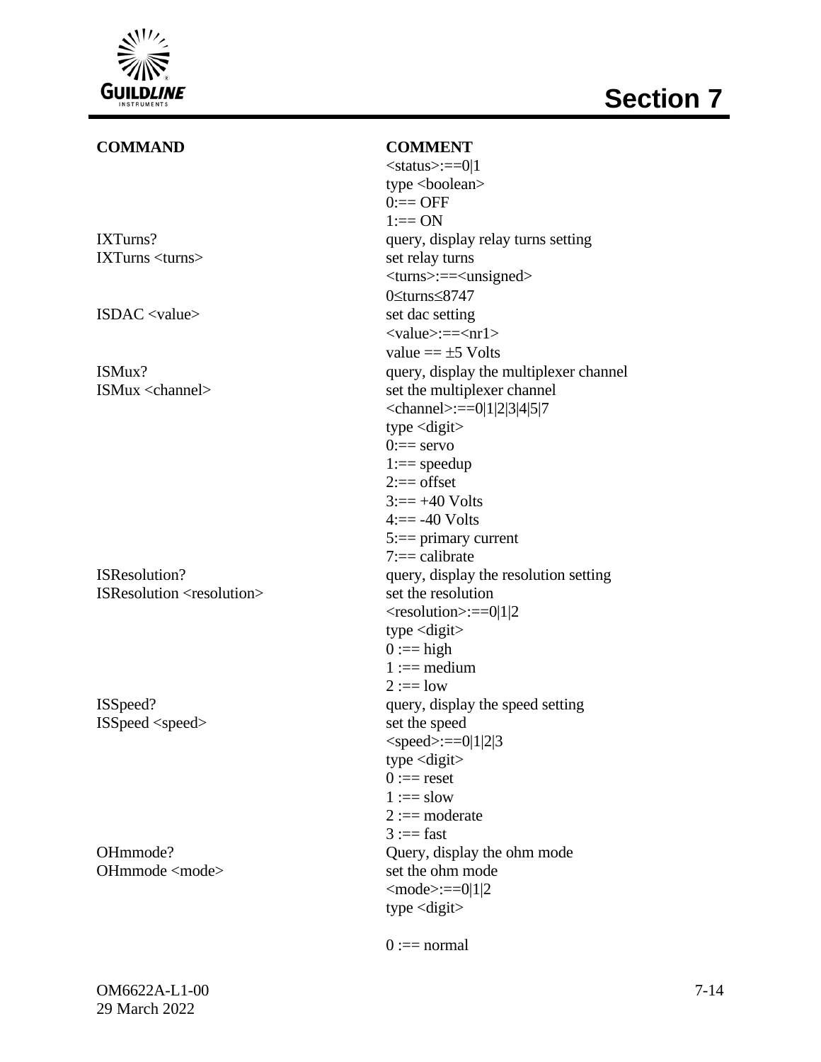| COMMAND | COMMENT |
|---|---|
| | <status>:==0\|1 |
| | type <boolean> |
| | 0:== OFF |
| | 1:== ON |
| IXTurns? | query, display relay turns setting |
| IXTurns <turns> | set relay turns |
| | <turns>:==<unsigned> |
| | 0≤turns≤8747 |
| ISDAC <value> | set dac setting |
| | <value>:==<nr1> |
| | value == ±5 Volts |
| ISMux? | query, display the multiplexer channel |
| ISMux <channel> | set the multiplexer channel |
| | <channel>:==0\|1\|2\|3\|4\|5\|7 |
| | type <digit> |
| | 0:== servo |
| | 1:== speedup |
| | 2:== offset |
| | 3:== +40 Volts |
| | 4:== -40 Volts |
| | 5:== primary current |
| | 7:== calibrate |
| ISResolution? | query, display the resolution setting |
| ISResolution <resolution> | set the resolution |
| | <resolution>:==0\|1\|2 |
| | type <digit> |
| | 0 :== high |
| | 1 :== medium |
| | 2 :== low |
| ISSpeed? | query, display the speed setting |
| ISSpeed <speed> | set the speed |
| | <speed>:==0\|1\|2\|3 |
| | type <digit> |
| | 0 :== reset |
| | 1 :== slow |
| | 2 :== moderate |
| | 3 :== fast |
| OHmmode? | Query, display the ohm mode |
| OHmmode <mode> | set the ohm mode |
| | <mode>:==0\|1\|2 |
| | type <digit> |
| | 0 :== normal |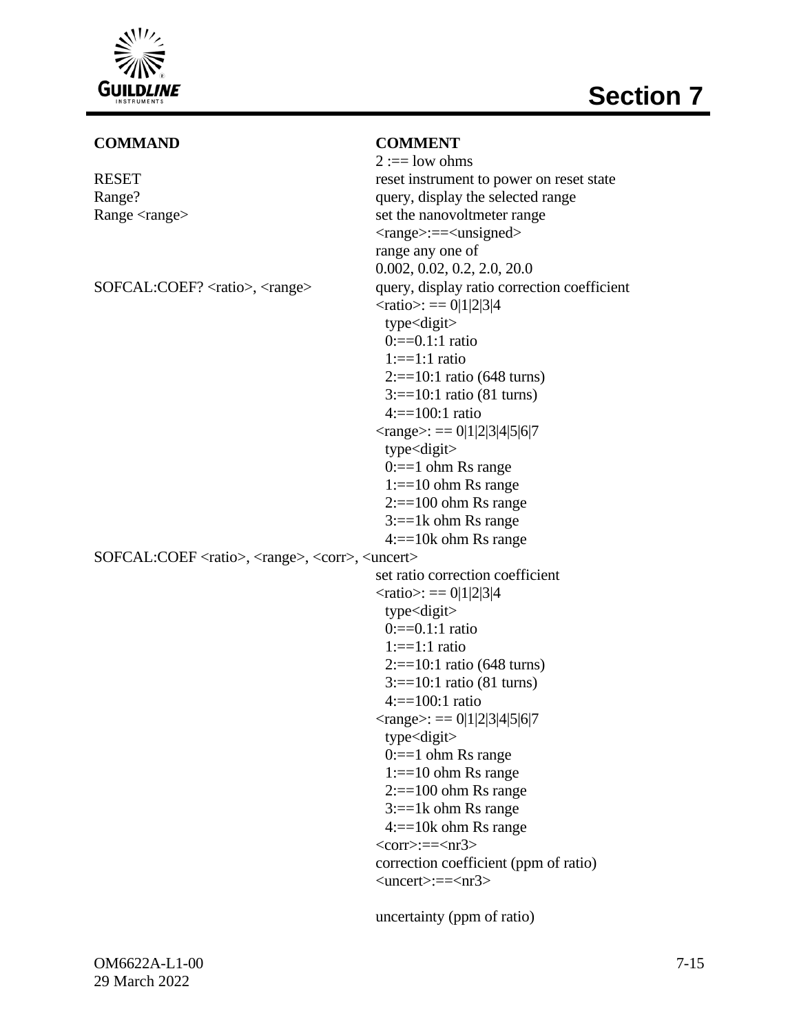| COMMAND | COMMENT |
|---|---|
| | 2 :== low ohms |
| RESET | reset instrument to power on reset state |
| Range? | query, display the selected range |
| Range <range> | set the nanovoltmeter range<br><range>:==<unsigned><br>range any one of<br>0.002, 0.02, 0.2, 2.0, 20.0 |
| SOFCAL:COEF? <ratio>, <range> | query, display ratio correction coefficient<br><ratio>: == 0\|1\|2\|3\|4<br>type<digit><br>0:==0.1:1 ratio<br>1:==1:1 ratio<br>2:==10:1 ratio (648 turns)<br>3:==10:1 ratio (81 turns)<br>4:==100:1 ratio<br><range>: == 0\|1\|2\|3\|4\|5\|6\|7<br>type<digit><br>0:==1 ohm Rs range<br>1:==10 ohm Rs range<br>2:==100 ohm Rs range<br>3:==1k ohm Rs range<br>4:==10k ohm Rs range |
| SOFCAL:COEF <ratio>, <range>, <corr>, <uncert> | set ratio correction coefficient<br><ratio>: == 0\|1\|2\|3\|4<br>type<digit><br>0:==0.1:1 ratio<br>1:==1:1 ratio<br>2:==10:1 ratio (648 turns)<br>3:==10:1 ratio (81 turns)<br>4:==100:1 ratio<br><range>: == 0\|1\|2\|3\|4\|5\|6\|7<br>type<digit><br>0:==1 ohm Rs range<br>1:==10 ohm Rs range<br>2:==100 ohm Rs range<br>3:==1k ohm Rs range<br>4:==10k ohm Rs range<br><corr>:==<nr3><br>correction coefficient (ppm of ratio)<br><uncert>:==<nr3><br><br>uncertainty (ppm of ratio) |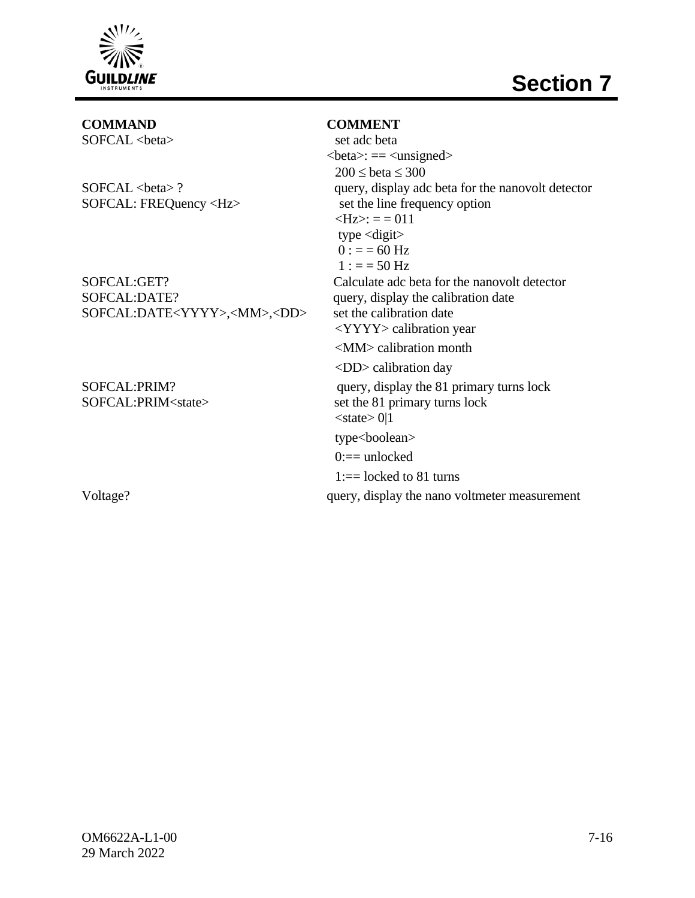| COMMAND | COMMENT |
| --- | --- |
| SOFCAL <beta> | set adc beta<br><beta>: == <unsigned><br>200 ≤ beta ≤ 300 |
| SOFCAL <beta> ? | query, display adc beta for the nanovolt detector |
| SOFCAL: FREQuency <Hz> | set the line frequency option<br><Hz>: = = 011<br>type <digit><br>0 : = = 60 Hz<br>1 : = = 50 Hz |
| SOFCAL:GET? | Calculate adc beta for the nanovolt detector |
| SOFCAL:DATE? | query, display the calibration date |
| SOFCAL:DATE<YYYY>,<MM>,<DD> | set the calibration date<br><YYYY> calibration year<br><MM> calibration month<br><DD> calibration day |
| SOFCAL:PRIM? | query, display the 81 primary turns lock |
| SOFCAL:PRIM<state> | set the 81 primary turns lock<br><state> 0\|1<br>type<boolean><br>0:== unlocked<br>1:== locked to 81 turns |
| Voltage? | query, display the nano voltmeter measurement |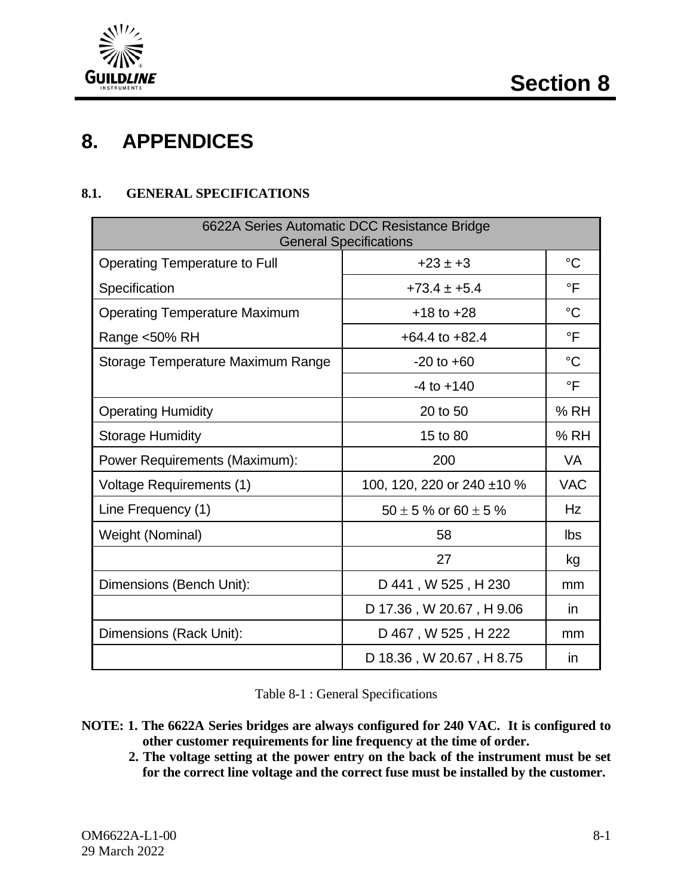# 8. APPENDICES

## 8.1. GENERAL SPECIFICATIONS

| 6622A Series Automatic DCC Resistance Bridge General Specifications | | |
|---|---|---|
| Operating Temperature to Full Specification | +23 ± +3 | °C |
| | +73.4 ± +5.4 | °F |
| Operating Temperature Maximum Range <50% RH | +18 to +28 | °C |
| | +64.4 to +82.4 | °F |
| Storage Temperature Maximum Range | -20 to +60 | °C |
| | -4 to +140 | °F |
| Operating Humidity | 20 to 50 | % RH |
| Storage Humidity | 15 to 80 | % RH |
| Power Requirements (Maximum): | 200 | VA |
| Voltage Requirements (1) | 100, 120, 220 or 240 ±10 % | VAC |
| Line Frequency (1) | 50 ± 5 % or 60 ± 5 % | Hz |
| Weight (Nominal) | 58 | lbs |
| | 27 | kg |
| Dimensions (Bench Unit): | D 441 , W 525 , H 230 | mm |
| | D 17.36 , W 20.67 , H 9.06 | in |
| Dimensions (Rack Unit): | D 467 , W 525 , H 222 | mm |
| | D 18.36 , W 20.67 , H 8.75 | in |

Table 8-1 : General Specifications

**NOTE: 1. The 6622A Series bridges are always configured for 240 VAC. It is configured to other customer requirements for line frequency at the time of order.**

**2. The voltage setting at the power entry on the back of the instrument must be set for the correct line voltage and the correct fuse must be installed by the customer.**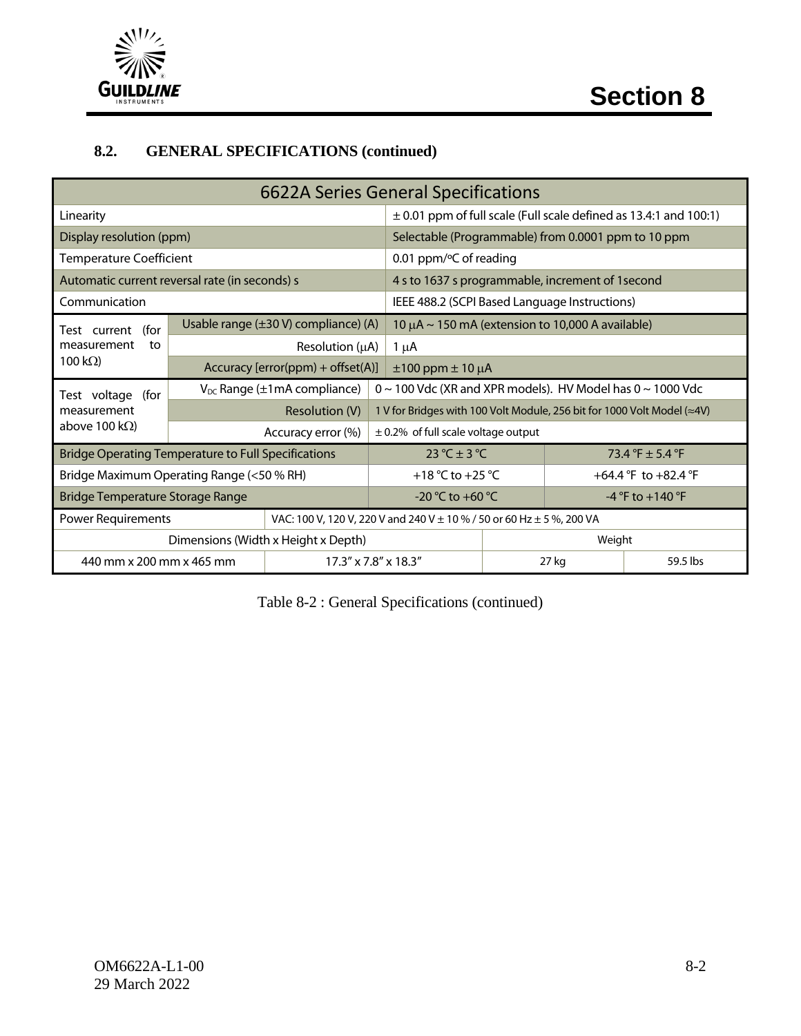## 8.2. GENERAL SPECIFICATIONS (continued)

| 6622A Series General Specifications | | | | |
|---|---|---|---|---|
| Linearity | | ± 0.01 ppm of full scale (Full scale defined as 13.4:1 and 100:1) | | |
| Display resolution (ppm) | | Selectable (Programmable) from 0.0001 ppm to 10 ppm | | |
| Temperature Coefficient | | 0.01 ppm/ºC of reading | | |
| Automatic current reversal rate (in seconds) s | | 4 s to 1637 s programmable, increment of 1second | | |
| Communication | | IEEE 488.2 (SCPI Based Language Instructions) | | |
| Test current (for measurement to 100 kΩ) | Usable range (±30 V) compliance) (A) | 10 μA ~ 150 mA (extension to 10,000 A available) | | |
| | Resolution (μA) | 1 μA | | |
| | Accuracy [error(ppm) + offset(A)] | ±100 ppm ± 10 μA | | |
| Test voltage (for measurement above 100 kΩ) | $V_{DC}$ Range (±1mA compliance) | 0 ~ 100 Vdc (XR and XPR models). HV Model has 0 ~ 1000 Vdc | | |
| | Resolution (V) | 1 V for Bridges with 100 Volt Module, 256 bit for 1000 Volt Model (≈4V) | | |
| | Accuracy error (%) | ± 0.2% of full scale voltage output | | |
| Bridge Operating Temperature to Full Specifications | | 23 °C ± 3 °C | 73.4 °F ± 5.4 °F | |
| Bridge Maximum Operating Range (<50 % RH) | | +18 °C to +25 °C | +64.4 °F to +82.4 °F | |
| Bridge Temperature Storage Range | | -20 °C to +60 °C | -4 °F to +140 °F | |
| Power Requirements | VAC: 100 V, 120 V, 220 V and 240 V ± 10 % / 50 or 60 Hz ± 5 %, 200 VA | | | |
| Dimensions (Width x Height x Depth) | | | Weight | |
| 440 mm x 200 mm x 465 mm | 17.3" x 7.8" x 18.3" | | 27 kg | 59.5 lbs |

Table 8-2 : General Specifications (continued)

OM6622A-L1-00
29 March 2022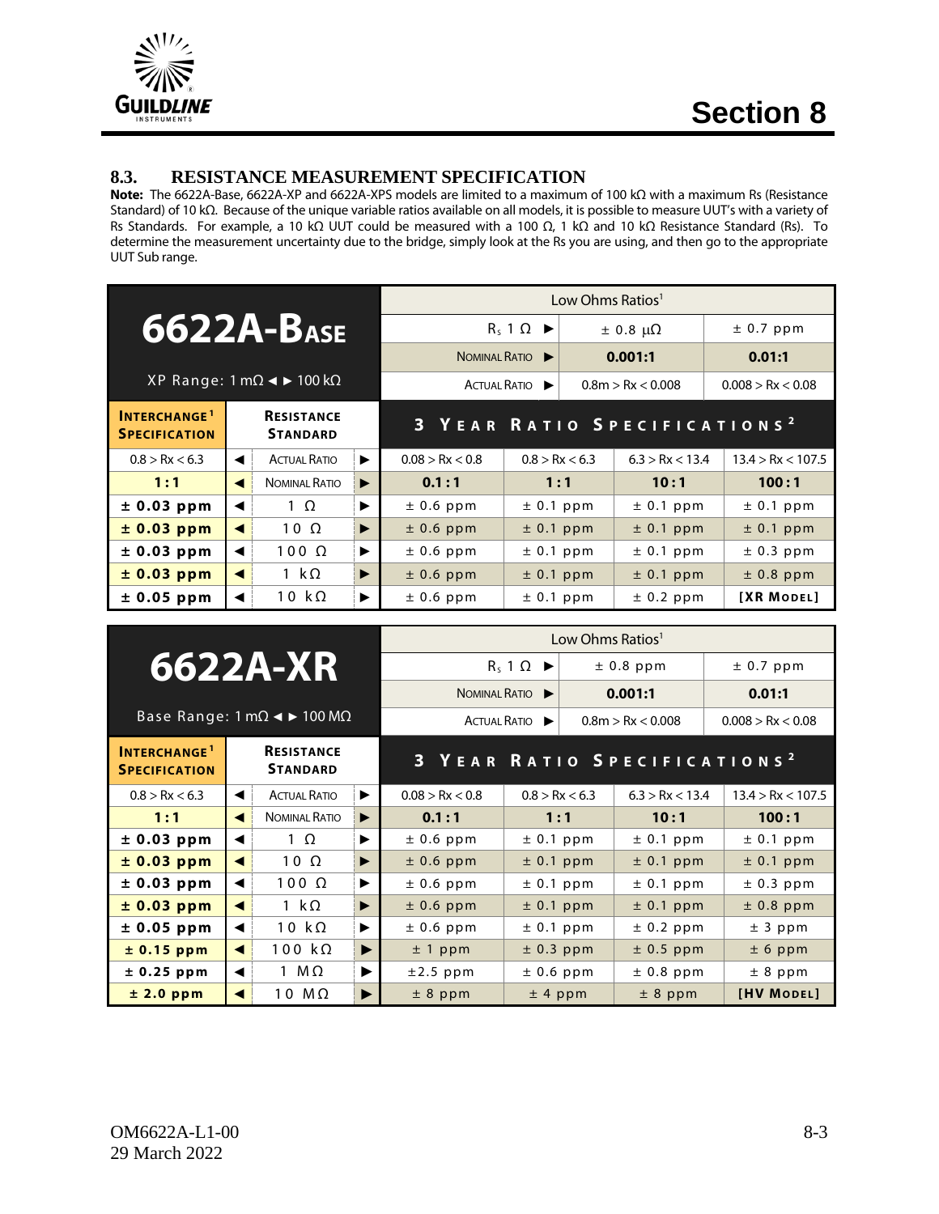## 8.3. RESISTANCE MEASUREMENT SPECIFICATION

**Note:** The 6622A-Base, 6622A-XP and 6622A-XPS models are limited to a maximum of 100 kΩ with a maximum Rs (Resistance Standard) of 10 kΩ. Because of the unique variable ratios available on all models, it is possible to measure UUT's with a variety of Rs Standards. For example, a 10 kΩ UUT could be measured with a 100 Ω, 1 kΩ and 10 kΩ Resistance Standard (Rs). To determine the measurement uncertainty due to the bridge, simply look at the Rs you are using, and then go to the appropriate UUT Sub range.

| 6622A-Base<br>XP Range: 1 mΩ ◄ ► 100 kΩ | | | | Low Ohms Ratios[1] | | | |
|---|---|---|---|---|---|---|---|
| | | | | | $R_s$ 1 Ω ► | ± 0.8 μΩ | ± 0.7 ppm |
| | | | | | Nominal Ratio ► | 0.001:1 | 0.01:1 |
| | | | | | Actual Ratio ► | 0.8m > Rx < 0.008 | 0.008 > Rx < 0.08 |
| **Interchange[1] Specification** | | **Resistance Standard** | | **3 Year Ratio Specifications[2]** | | | |
| 0.8 > Rx < 6.3 | ◄ | Actual Ratio | ► | 0.08 > Rx < 0.8 | 0.8 > Rx < 6.3 | 6.3 > Rx < 13.4 | 13.4 > Rx < 107.5 |
| **1:1** | ◄ | Nominal Ratio | ► | **0.1:1** | **1:1** | **10:1** | **100:1** |
| **± 0.03 ppm** | ◄ | 1 Ω | ► | ± 0.6 ppm | ± 0.1 ppm | ± 0.1 ppm | ± 0.1 ppm |
| **± 0.03 ppm** | ◄ | 10 Ω | ► | ± 0.6 ppm | ± 0.1 ppm | ± 0.1 ppm | ± 0.1 ppm |
| **± 0.03 ppm** | ◄ | 100 Ω | ► | ± 0.6 ppm | ± 0.1 ppm | ± 0.1 ppm | ± 0.3 ppm |
| **± 0.03 ppm** | ◄ | 1 kΩ | ► | ± 0.6 ppm | ± 0.1 ppm | ± 0.1 ppm | ± 0.8 ppm |
| **± 0.05 ppm** | ◄ | 10 kΩ | ► | ± 0.6 ppm | ± 0.1 ppm | ± 0.2 ppm | **[XR Model]** |

| 6622A-XR<br>Base Range: 1 mΩ ◄ ► 100 MΩ | | | | Low Ohms Ratios[1] | | | |
|---|---|---|---|---|---|---|---|
| | | | | | $R_s$ 1 Ω ► | ± 0.8 ppm | ± 0.7 ppm |
| | | | | | Nominal Ratio ► | 0.001:1 | 0.01:1 |
| | | | | | Actual Ratio ► | 0.8m > Rx < 0.008 | 0.008 > Rx < 0.08 |
| **Interchange[1] Specification** | | **Resistance Standard** | | **3 Year Ratio Specifications[2]** | | | |
| 0.8 > Rx < 6.3 | ◄ | Actual Ratio | ► | 0.08 > Rx < 0.8 | 0.8 > Rx < 6.3 | 6.3 > Rx < 13.4 | 13.4 > Rx < 107.5 |
| **1:1** | ◄ | Nominal Ratio | ► | **0.1:1** | **1:1** | **10:1** | **100:1** |
| **± 0.03 ppm** | ◄ | 1 Ω | ► | ± 0.6 ppm | ± 0.1 ppm | ± 0.1 ppm | ± 0.1 ppm |
| **± 0.03 ppm** | ◄ | 10 Ω | ► | ± 0.6 ppm | ± 0.1 ppm | ± 0.1 ppm | ± 0.1 ppm |
| **± 0.03 ppm** | ◄ | 100 Ω | ► | ± 0.6 ppm | ± 0.1 ppm | ± 0.1 ppm | ± 0.3 ppm |
| **± 0.03 ppm** | ◄ | 1 kΩ | ► | ± 0.6 ppm | ± 0.1 ppm | ± 0.1 ppm | ± 0.8 ppm |
| **± 0.05 ppm** | ◄ | 10 kΩ | ► | ± 0.6 ppm | ± 0.1 ppm | ± 0.2 ppm | ± 3 ppm |
| **± 0.15 ppm** | ◄ | 100 kΩ | ► | ± 1 ppm | ± 0.3 ppm | ± 0.5 ppm | ± 6 ppm |
| **± 0.25 ppm** | ◄ | 1 MΩ | ► | ±2.5 ppm | ± 0.6 ppm | ± 0.8 ppm | ± 8 ppm |
| **± 2.0 ppm** | ◄ | 10 MΩ | ► | ± 8 ppm | ± 4 ppm | ± 8 ppm | **[HV Model]** |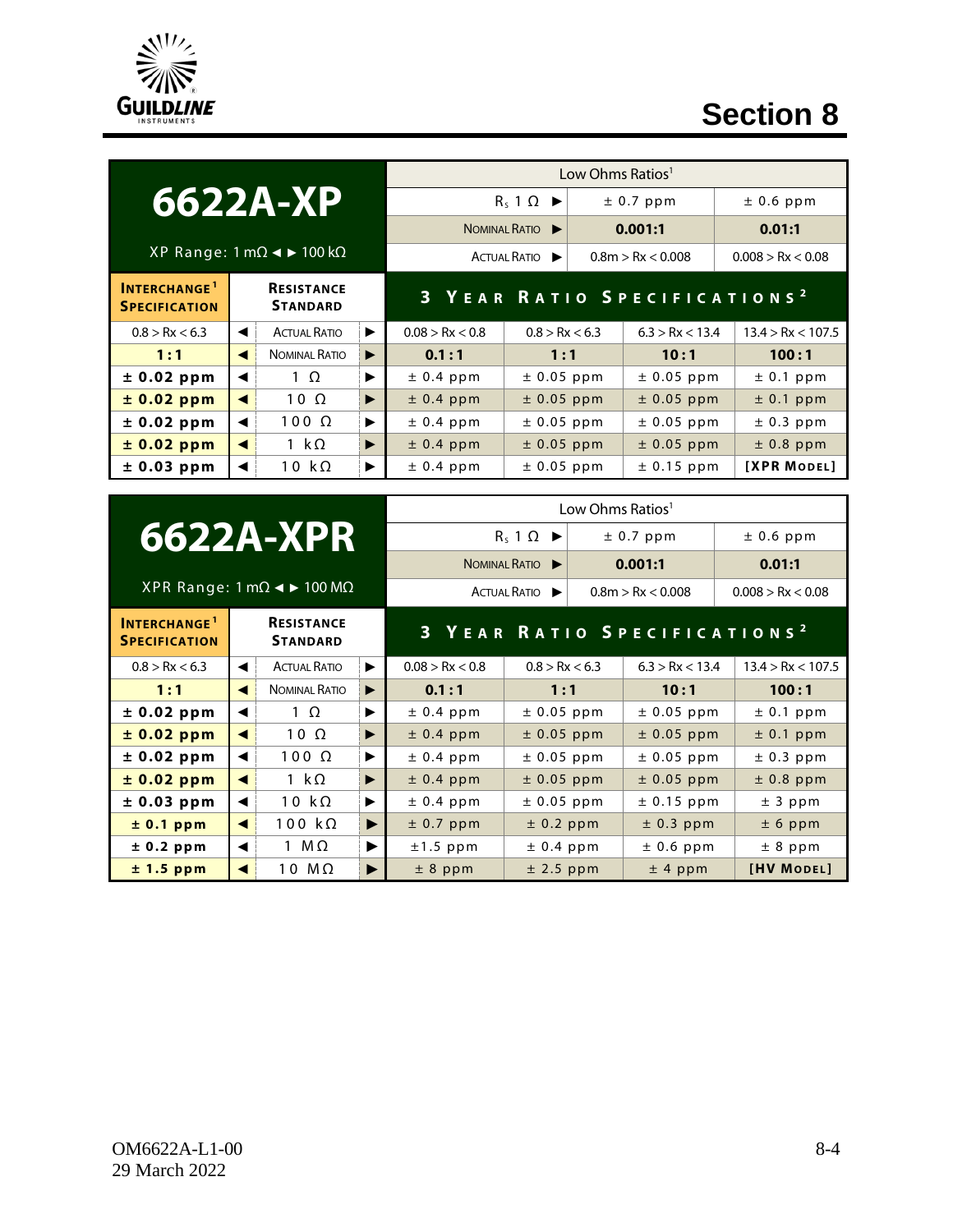# Section 8

| 6622A-XP | | | | Low Ohms Ratios[1] | | | |
|---|---|---|---|---|---|---|---|
| | | | | $R_s$ 1 Ω ▶ | | ± 0.7 ppm | ± 0.6 ppm |
| | | | | Nominal Ratio ▶ | | **0.001:1** | **0.01:1** |
| XP Range: 1 mΩ ◄ ► 100 kΩ | | | | Actual Ratio ▶ | | 0.8m > Rx < 0.008 | 0.008 > Rx < 0.08 |
| **Interchange[1] Specification** | | **Resistance Standard** | | **3 Year Ratio Specifications[2]** | | | |
| 0.8 > Rx < 6.3 | ◄ | Actual Ratio | ► | 0.08 > Rx < 0.8 | 0.8 > Rx < 6.3 | 6.3 > Rx < 13.4 | 13.4 > Rx < 107.5 |
| **1 : 1** | ◄ | Nominal Ratio | ► | **0.1 : 1** | **1 : 1** | **10 : 1** | **100 : 1** |
| **± 0.02 ppm** | ◄ | 1 Ω | ► | ± 0.4 ppm | ± 0.05 ppm | ± 0.05 ppm | ± 0.1 ppm |
| **± 0.02 ppm** | ◄ | 10 Ω | ► | ± 0.4 ppm | ± 0.05 ppm | ± 0.05 ppm | ± 0.1 ppm |
| **± 0.02 ppm** | ◄ | 100 Ω | ► | ± 0.4 ppm | ± 0.05 ppm | ± 0.05 ppm | ± 0.3 ppm |
| **± 0.02 ppm** | ◄ | 1 kΩ | ► | ± 0.4 ppm | ± 0.05 ppm | ± 0.05 ppm | ± 0.8 ppm |
| **± 0.03 ppm** | ◄ | 10 kΩ | ► | ± 0.4 ppm | ± 0.05 ppm | ± 0.15 ppm | **[XPR Model]** |

| 6622A-XPR | | | | Low Ohms Ratios[1] | | | |
|---|---|---|---|---|---|---|---|
| | | | | $R_s$ 1 Ω ▶ | | ± 0.7 ppm | ± 0.6 ppm |
| | | | | Nominal Ratio ▶ | | **0.001:1** | **0.01:1** |
| XPR Range: 1 mΩ ◄ ► 100 MΩ | | | | Actual Ratio ▶ | | 0.8m > Rx < 0.008 | 0.008 > Rx < 0.08 |
| **Interchange[1] Specification** | | **Resistance Standard** | | **3 Year Ratio Specifications[2]** | | | |
| 0.8 > Rx < 6.3 | ◄ | Actual Ratio | ► | 0.08 > Rx < 0.8 | 0.8 > Rx < 6.3 | 6.3 > Rx < 13.4 | 13.4 > Rx < 107.5 |
| **1 : 1** | ◄ | Nominal Ratio | ► | **0.1 : 1** | **1 : 1** | **10 : 1** | **100 : 1** |
| **± 0.02 ppm** | ◄ | 1 Ω | ► | ± 0.4 ppm | ± 0.05 ppm | ± 0.05 ppm | ± 0.1 ppm |
| **± 0.02 ppm** | ◄ | 10 Ω | ► | ± 0.4 ppm | ± 0.05 ppm | ± 0.05 ppm | ± 0.1 ppm |
| **± 0.02 ppm** | ◄ | 100 Ω | ► | ± 0.4 ppm | ± 0.05 ppm | ± 0.05 ppm | ± 0.3 ppm |
| **± 0.02 ppm** | ◄ | 1 kΩ | ► | ± 0.4 ppm | ± 0.05 ppm | ± 0.05 ppm | ± 0.8 ppm |
| **± 0.03 ppm** | ◄ | 10 kΩ | ► | ± 0.4 ppm | ± 0.05 ppm | ± 0.15 ppm | ± 3 ppm |
| **± 0.1 ppm** | ◄ | 100 kΩ | ► | ± 0.7 ppm | ± 0.2 ppm | ± 0.3 ppm | ± 6 ppm |
| **± 0.2 ppm** | ◄ | 1 MΩ | ► | ±1.5 ppm | ± 0.4 ppm | ± 0.6 ppm | ± 8 ppm |
| **± 1.5 ppm** | ◄ | 10 MΩ | ► | ± 8 ppm | ± 2.5 ppm | ± 4 ppm | **[HV Model]** |

OM6622A-L1-00
29 March 2022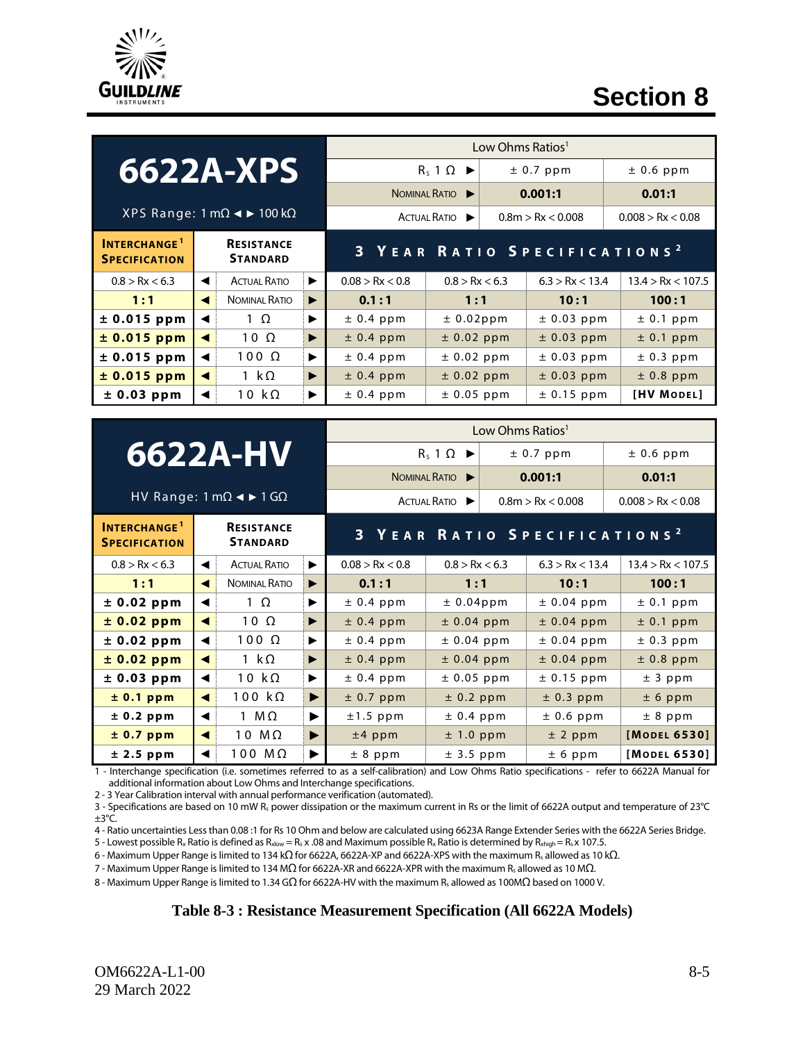## 6622A-XPS

XPS Range: 1 mΩ ◄ ► 100 kΩ

| | | | | | Low Ohms Ratios[1] | | |
|---|---|---|---|---|---|---|---|
| | | | | | $R_s$ 1 Ω ► | ± 0.7 ppm | ± 0.6 ppm |
| | | | | | Nominal Ratio ► | **0.001:1** | **0.01:1** |
| | | | | | Actual Ratio ► | 0.8m > Rx < 0.008 | 0.008 > Rx < 0.08 |
| **Interchange[1] Specification** | | **Resistance Standard** | | **3 Year Ratio Specifications[2]** | | | |
| 0.8 > Rx < 6.3 | ◄ | Actual Ratio | ► | 0.08 > Rx < 0.8 | 0.8 > Rx < 6.3 | 6.3 > Rx < 13.4 | 13.4 > Rx < 107.5 |
| **1 : 1** | ◄ | Nominal Ratio | ► | **0.1 : 1** | **1 : 1** | **10 : 1** | **100 : 1** |
| **± 0.015 ppm** | ◄ | 1 Ω | ► | ± 0.4 ppm | ± 0.02ppm | ± 0.03 ppm | ± 0.1 ppm |
| **± 0.015 ppm** | ◄ | 10 Ω | ► | ± 0.4 ppm | ± 0.02 ppm | ± 0.03 ppm | ± 0.1 ppm |
| **± 0.015 ppm** | ◄ | 100 Ω | ► | ± 0.4 ppm | ± 0.02 ppm | ± 0.03 ppm | ± 0.3 ppm |
| **± 0.015 ppm** | ◄ | 1 kΩ | ► | ± 0.4 ppm | ± 0.02 ppm | ± 0.03 ppm | ± 0.8 ppm |
| **± 0.03 ppm** | ◄ | 10 kΩ | ► | ± 0.4 ppm | ± 0.05 ppm | ± 0.15 ppm | **[HV Model]** |

## 6622A-HV

HV Range: 1 mΩ ◄ ► 1 GΩ

| | | | | | Low Ohms Ratios[1] | | |
|---|---|---|---|---|---|---|---|
| | | | | | $R_s$ 1 Ω ► | ± 0.7 ppm | ± 0.6 ppm |
| | | | | | Nominal Ratio ► | **0.001:1** | **0.01:1** |
| | | | | | Actual Ratio ► | 0.8m > Rx < 0.008 | 0.008 > Rx < 0.08 |
| **Interchange[1] Specification** | | **Resistance Standard** | | **3 Year Ratio Specifications[2]** | | | |
| 0.8 > Rx < 6.3 | ◄ | Actual Ratio | ► | 0.08 > Rx < 0.8 | 0.8 > Rx < 6.3 | 6.3 > Rx < 13.4 | 13.4 > Rx < 107.5 |
| **1 : 1** | ◄ | Nominal Ratio | ► | **0.1 : 1** | **1 : 1** | **10 : 1** | **100 : 1** |
| **± 0.02 ppm** | ◄ | 1 Ω | ► | ± 0.4 ppm | ± 0.04ppm | ± 0.04 ppm | ± 0.1 ppm |
| **± 0.02 ppm** | ◄ | 10 Ω | ► | ± 0.4 ppm | ± 0.04 ppm | ± 0.04 ppm | ± 0.1 ppm |
| **± 0.02 ppm** | ◄ | 100 Ω | ► | ± 0.4 ppm | ± 0.04 ppm | ± 0.04 ppm | ± 0.3 ppm |
| **± 0.02 ppm** | ◄ | 1 kΩ | ► | ± 0.4 ppm | ± 0.04 ppm | ± 0.04 ppm | ± 0.8 ppm |
| **± 0.03 ppm** | ◄ | 10 kΩ | ► | ± 0.4 ppm | ± 0.05 ppm | ± 0.15 ppm | ± 3 ppm |
| **± 0.1 ppm** | ◄ | 100 kΩ | ► | ± 0.7 ppm | ± 0.2 ppm | ± 0.3 ppm | ± 6 ppm |
| **± 0.2 ppm** | ◄ | 1 MΩ | ► | ±1.5 ppm | ± 0.4 ppm | ± 0.6 ppm | ± 8 ppm |
| **± 0.7 ppm** | ◄ | 10 MΩ | ► | ±4 ppm | ± 1.0 ppm | ± 2 ppm | **[Model 6530]** |
| **± 2.5 ppm** | ◄ | 100 MΩ | ► | ± 8 ppm | ± 3.5 ppm | ± 6 ppm | **[Model 6530]** |

1 - Interchange specification (i.e. sometimes referred to as a self-calibration) and Low Ohms Ratio specifications - refer to 6622A Manual for additional information about Low Ohms and Interchange specifications.

2 - 3 Year Calibration interval with annual performance verification (automated).

3 - Specifications are based on 10 mW $R_s$ power dissipation or the maximum current in Rs or the limit of 6622A output and temperature of 23°C ±3°C.

4 - Ratio uncertainties Less than 0.08 :1 for Rs 10 Ohm and below are calculated using 6623A Range Extender Series with the 6622A Series Bridge.

5 - Lowest possible $R_x$ Ratio is defined as $R_{xlow} = R_s$ x .08 and Maximum possible $R_x$ Ratio is determined by $R_{xhigh} = R_s$ x 107.5.

6 - Maximum Upper Range is limited to 134 kΩ for 6622A, 6622A-XP and 6622A-XPS with the maximum $R_s$ allowed as 10 kΩ.

7 - Maximum Upper Range is limited to 134 MΩ for 6622A-XR and 6622A-XPR with the maximum $R_s$ allowed as 10 MΩ.

8 - Maximum Upper Range is limited to 1.34 GΩ for 6622A-HV with the maximum $R_s$ allowed as 100MΩ based on 1000 V.

**Table 8-3 : Resistance Measurement Specification (All 6622A Models)**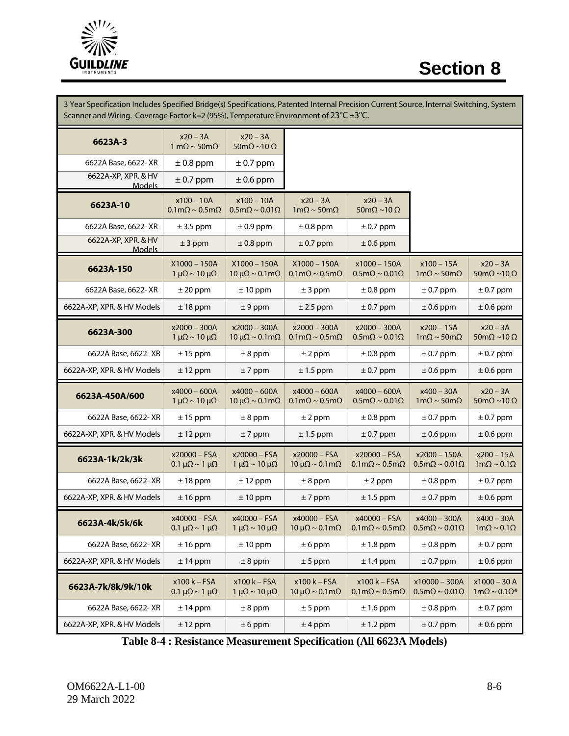# Section 8

| 3 Year Specification Includes Specified Bridge(s) Specifications, Patented Internal Precision Current Source, Internal Switching, System Scanner and Wiring. Coverage Factor k=2 (95%), Temperature Environment of 23℃ ±3℃. | | | | | | |
|---|---|---|---|---|---|---|
| **6623A-3** | x20 – 3A<br>1 mΩ ~ 50mΩ | x20 – 3A<br>50mΩ ~10 Ω | | | | |
| 6622A Base, 6622- XR | ± 0.8 ppm | ± 0.7 ppm | | | | |
| 6622A-XP, XPR. & HV Models | ± 0.7 ppm | ± 0.6 ppm | | | | |
| **6623A-10** | x100 – 10A<br>0.1mΩ ~ 0.5mΩ | x100 – 10A<br>0.5mΩ ~ 0.01Ω | x20 – 3A<br>1mΩ ~ 50mΩ | x20 – 3A<br>50mΩ ~10 Ω | | |
| 6622A Base, 6622- XR | ± 3.5 ppm | ± 0.9 ppm | ± 0.8 ppm | ± 0.7 ppm | | |
| 6622A-XP, XPR. & HV Models | ± 3 ppm | ± 0.8 ppm | ± 0.7 ppm | ± 0.6 ppm | | |
| **6623A-150** | X1000 – 150A<br>1 μΩ ~ 10 μΩ | X1000 – 150A<br>10 μΩ ~ 0.1mΩ | X1000 – 150A<br>0.1mΩ ~ 0.5mΩ | x1000 – 150A<br>0.5mΩ ~ 0.01Ω | x100 – 15A<br>1mΩ ~ 50mΩ | x20 – 3A<br>50mΩ ~10 Ω |
| 6622A Base, 6622- XR | ± 20 ppm | ± 10 ppm | ± 3 ppm | ± 0.8 ppm | ± 0.7 ppm | ± 0.7 ppm |
| 6622A-XP, XPR. & HV Models | ± 18 ppm | ± 9 ppm | ± 2.5 ppm | ± 0.7 ppm | ± 0.6 ppm | ± 0.6 ppm |
| **6623A-300** | x2000 – 300A<br>1 μΩ ~ 10 μΩ | x2000 – 300A<br>10 μΩ ~ 0.1mΩ | x2000 – 300A<br>0.1mΩ ~ 0.5mΩ | x2000 – 300A<br>0.5mΩ ~ 0.01Ω | x200 – 15A<br>1mΩ ~ 50mΩ | x20 – 3A<br>50mΩ ~10 Ω |
| 6622A Base, 6622- XR | ± 15 ppm | ± 8 ppm | ± 2 ppm | ± 0.8 ppm | ± 0.7 ppm | ± 0.7 ppm |
| 6622A-XP, XPR. & HV Models | ± 12 ppm | ± 7 ppm | ± 1.5 ppm | ± 0.7 ppm | ± 0.6 ppm | ± 0.6 ppm |
| **6623A-450A/600** | x4000 – 600A<br>1 μΩ ~ 10 μΩ | x4000 – 600A<br>10 μΩ ~ 0.1mΩ | x4000 – 600A<br>0.1mΩ ~ 0.5mΩ | x4000 – 600A<br>0.5mΩ ~ 0.01Ω | x400 – 30A<br>1mΩ ~ 50mΩ | x20 – 3A<br>50mΩ ~10 Ω |
| 6622A Base, 6622- XR | ± 15 ppm | ± 8 ppm | ± 2 ppm | ± 0.8 ppm | ± 0.7 ppm | ± 0.7 ppm |
| 6622A-XP, XPR. & HV Models | ± 12 ppm | ± 7 ppm | ± 1.5 ppm | ± 0.7 ppm | ± 0.6 ppm | ± 0.6 ppm |
| **6623A-1k/2k/3k** | x20000 – FSA<br>0.1 μΩ ~ 1 μΩ | x20000 – FSA<br>1 μΩ ~ 10 μΩ | x20000 – FSA<br>10 μΩ ~ 0.1mΩ | x20000 – FSA<br>0.1mΩ ~ 0.5mΩ | x2000 – 150A<br>0.5mΩ ~ 0.01Ω | x200 – 15A<br>1mΩ ~ 0.1Ω |
| 6622A Base, 6622- XR | ± 18 ppm | ± 12 ppm | ± 8 ppm | ± 2 ppm | ± 0.8 ppm | ± 0.7 ppm |
| 6622A-XP, XPR. & HV Models | ± 16 ppm | ± 10 ppm | ± 7 ppm | ± 1.5 ppm | ± 0.7 ppm | ± 0.6 ppm |
| **6623A-4k/5k/6k** | x40000 – FSA<br>0.1 μΩ ~ 1 μΩ | x40000 – FSA<br>1 μΩ ~ 10 μΩ | x40000 – FSA<br>10 μΩ ~ 0.1mΩ | x40000 – FSA<br>0.1mΩ ~ 0.5mΩ | x4000 – 300A<br>0.5mΩ ~ 0.01Ω | x400 – 30A<br>1mΩ ~ 0.1Ω |
| 6622A Base, 6622- XR | ± 16 ppm | ± 10 ppm | ± 6 ppm | ± 1.8 ppm | ± 0.8 ppm | ± 0.7 ppm |
| 6622A-XP, XPR. & HV Models | ± 14 ppm | ± 8 ppm | ± 5 ppm | ± 1.4 ppm | ± 0.7 ppm | ± 0.6 ppm |
| **6623A-7k/8k/9k/10k** | x100 k – FSA<br>0.1 μΩ ~ 1 μΩ | x100 k – FSA<br>1 μΩ ~ 10 μΩ | x100 k – FSA<br>10 μΩ ~ 0.1mΩ | x100 k – FSA<br>0.1mΩ ~ 0.5mΩ | x10000 – 300A<br>0.5mΩ ~ 0.01Ω | x1000 – 30 A<br>1mΩ ~ 0.1Ω* |
| 6622A Base, 6622- XR | ± 14 ppm | ± 8 ppm | ± 5 ppm | ± 1.6 ppm | ± 0.8 ppm | ± 0.7 ppm |
| 6622A-XP, XPR. & HV Models | ± 12 ppm | ± 6 ppm | ± 4 ppm | ± 1.2 ppm | ± 0.7 ppm | ± 0.6 ppm |

**Table 8-4 : Resistance Measurement Specification (All 6623A Models)**